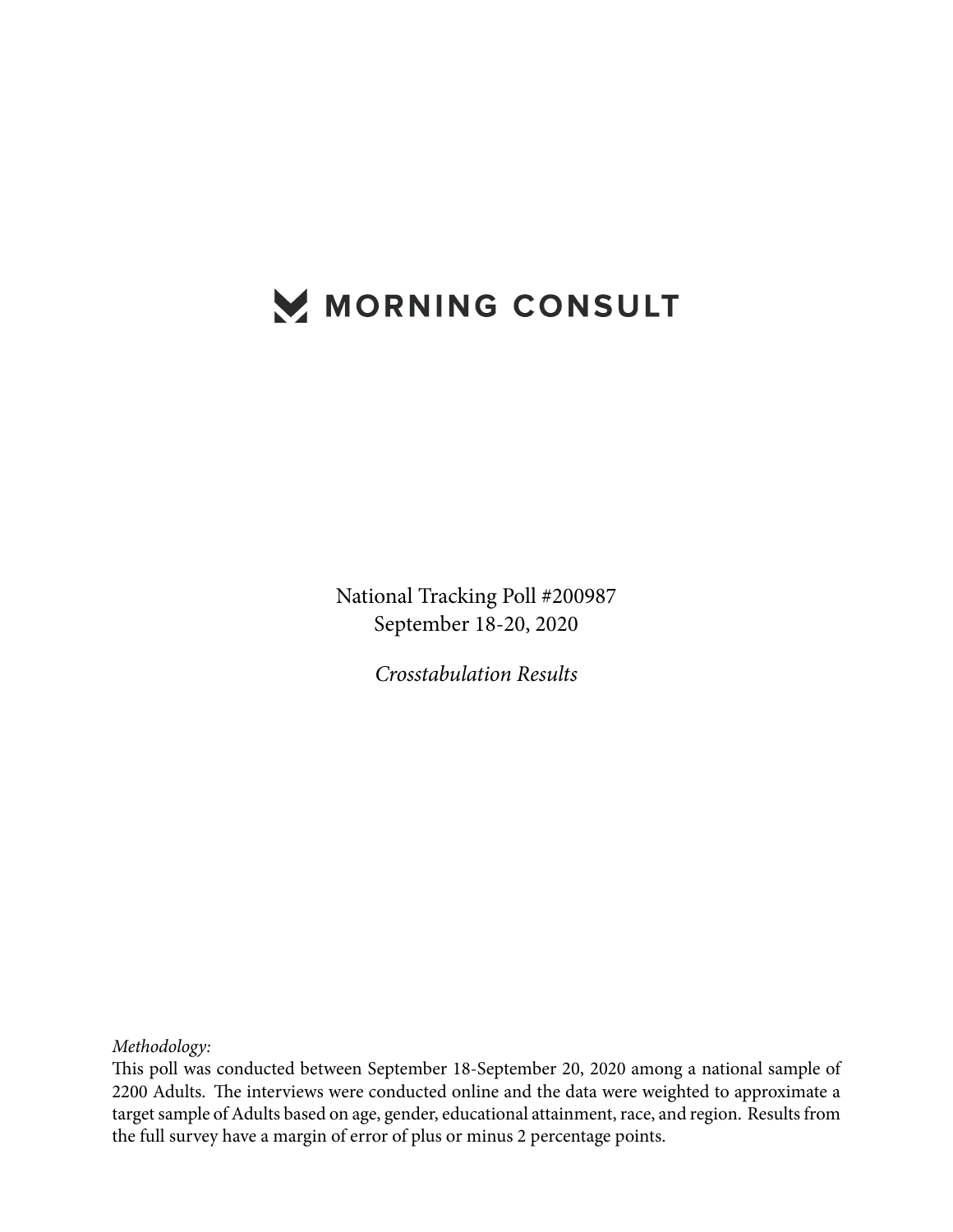# MORNING CONSULT

National Tracking Poll #200987
September 18-20, 2020

*Crosstabulation Results*

*Methodology:*
This poll was conducted between September 18-September 20, 2020 among a national sample of 2200 Adults. The interviews were conducted online and the data were weighted to approximate a target sample of Adults based on age, gender, educational attainment, race, and region. Results from the full survey have a margin of error of plus or minus 2 percentage points.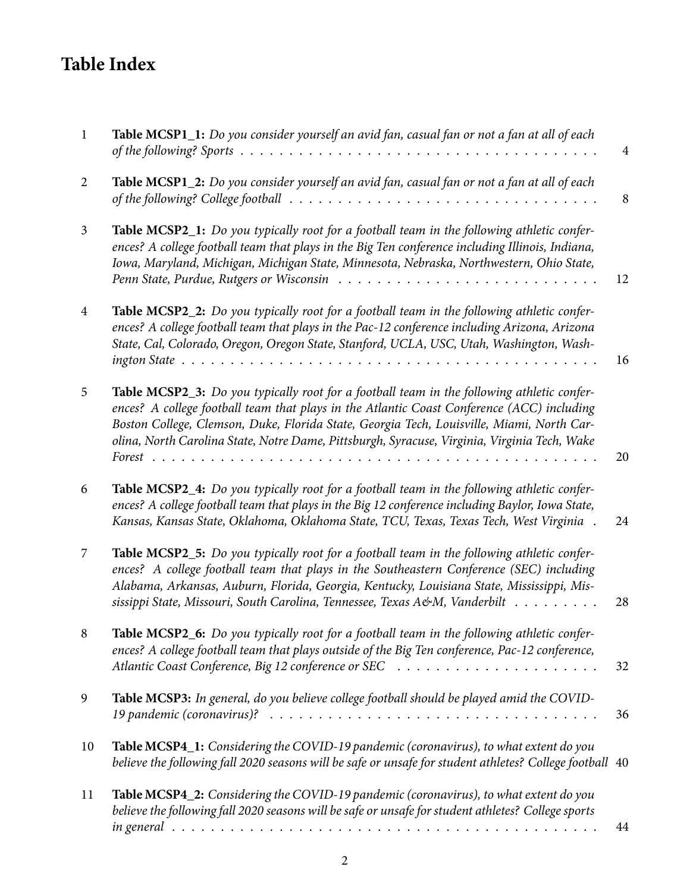# Table Index

| | | |
|---|---|---|
| 1 | **Table MCSP1_1:** *Do you consider yourself an avid fan, casual fan or not a fan at all of each of the following? Sports* | 4 |
| 2 | **Table MCSP1_2:** *Do you consider yourself an avid fan, casual fan or not a fan at all of each of the following? College football* | 8 |
| 3 | **Table MCSP2_1:** *Do you typically root for a football team in the following athletic conferences? A college football team that plays in the Big Ten conference including Illinois, Indiana, Iowa, Maryland, Michigan, Michigan State, Minnesota, Nebraska, Northwestern, Ohio State, Penn State, Purdue, Rutgers or Wisconsin* | 12 |
| 4 | **Table MCSP2_2:** *Do you typically root for a football team in the following athletic conferences? A college football team that plays in the Pac-12 conference including Arizona, Arizona State, Cal, Colorado, Oregon, Oregon State, Stanford, UCLA, USC, Utah, Washington, Washington State* | 16 |
| 5 | **Table MCSP2_3:** *Do you typically root for a football team in the following athletic conferences? A college football team that plays in the Atlantic Coast Conference (ACC) including Boston College, Clemson, Duke, Florida State, Georgia Tech, Louisville, Miami, North Carolina, North Carolina State, Notre Dame, Pittsburgh, Syracuse, Virginia, Virginia Tech, Wake Forest* | 20 |
| 6 | **Table MCSP2_4:** *Do you typically root for a football team in the following athletic conferences? A college football team that plays in the Big 12 conference including Baylor, Iowa State, Kansas, Kansas State, Oklahoma, Oklahoma State, TCU, Texas, Texas Tech, West Virginia* | 24 |
| 7 | **Table MCSP2_5:** *Do you typically root for a football team in the following athletic conferences? A college football team that plays in the Southeastern Conference (SEC) including Alabama, Arkansas, Auburn, Florida, Georgia, Kentucky, Louisiana State, Mississippi, Mississippi State, Missouri, South Carolina, Tennessee, Texas A&M, Vanderbilt* | 28 |
| 8 | **Table MCSP2_6:** *Do you typically root for a football team in the following athletic conferences? A college football team that plays outside of the Big Ten conference, Pac-12 conference, Atlantic Coast Conference, Big 12 conference or SEC* | 32 |
| 9 | **Table MCSP3:** *In general, do you believe college football should be played amid the COVID-19 pandemic (coronavirus)?* | 36 |
| 10 | **Table MCSP4_1:** *Considering the COVID-19 pandemic (coronavirus), to what extent do you believe the following fall 2020 seasons will be safe or unsafe for student athletes? College football* | 40 |
| 11 | **Table MCSP4_2:** *Considering the COVID-19 pandemic (coronavirus), to what extent do you believe the following fall 2020 seasons will be safe or unsafe for student athletes? College sports in general* | 44 |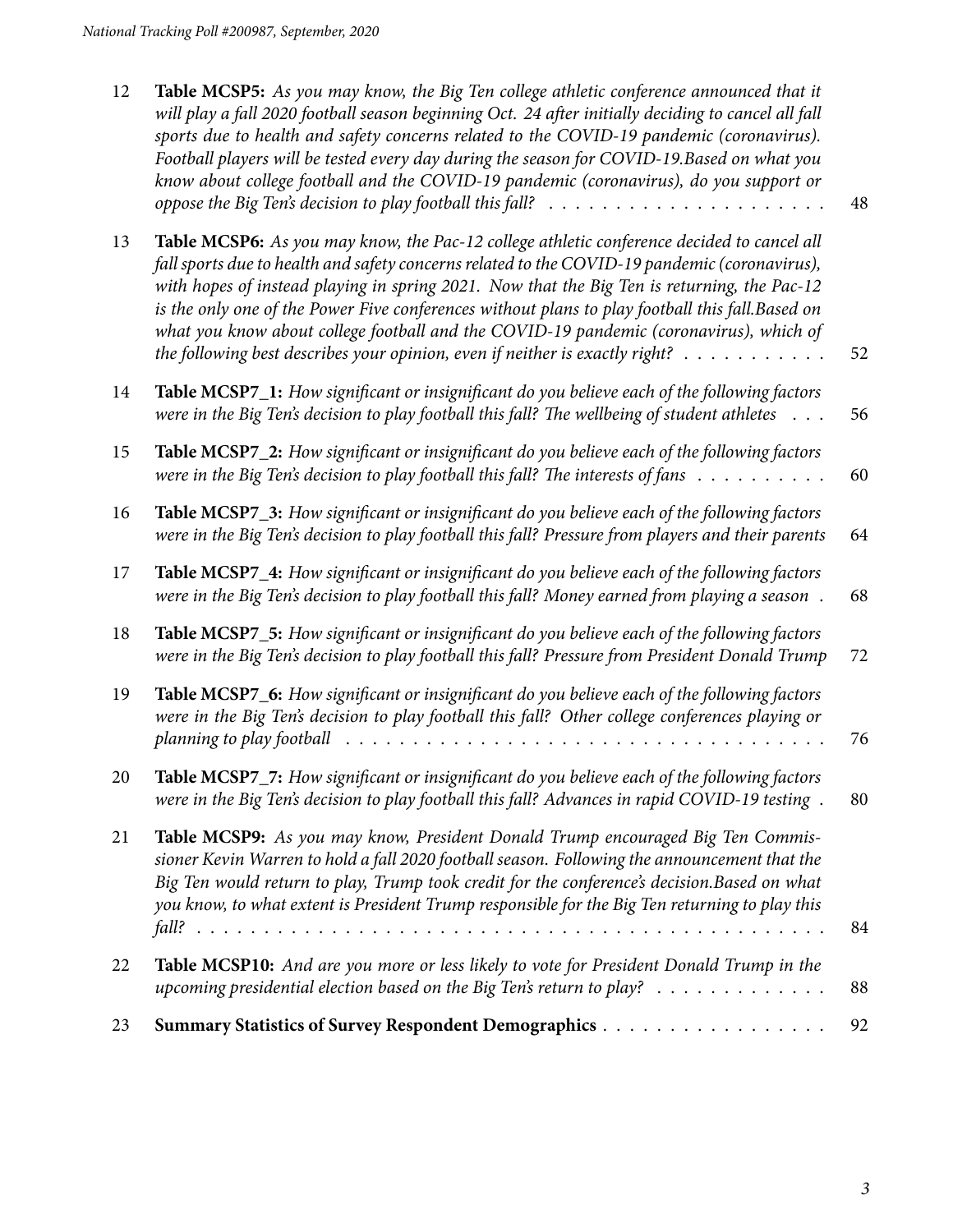| | | |
|---|---|---|
| 12 | **Table MCSP5:** *As you may know, the Big Ten college athletic conference announced that it will play a fall 2020 football season beginning Oct. 24 after initially deciding to cancel all fall sports due to health and safety concerns related to the COVID-19 pandemic (coronavirus). Football players will be tested every day during the season for COVID-19.Based on what you know about college football and the COVID-19 pandemic (coronavirus), do you support or oppose the Big Ten's decision to play football this fall?* | 48 |
| 13 | **Table MCSP6:** *As you may know, the Pac-12 college athletic conference decided to cancel all fall sports due to health and safety concerns related to the COVID-19 pandemic (coronavirus), with hopes of instead playing in spring 2021. Now that the Big Ten is returning, the Pac-12 is the only one of the Power Five conferences without plans to play football this fall.Based on what you know about college football and the COVID-19 pandemic (coronavirus), which of the following best describes your opinion, even if neither is exactly right?* | 52 |
| 14 | **Table MCSP7_1:** *How significant or insignificant do you believe each of the following factors were in the Big Ten's decision to play football this fall? The wellbeing of student athletes* | 56 |
| 15 | **Table MCSP7_2:** *How significant or insignificant do you believe each of the following factors were in the Big Ten's decision to play football this fall? The interests of fans* | 60 |
| 16 | **Table MCSP7_3:** *How significant or insignificant do you believe each of the following factors were in the Big Ten's decision to play football this fall? Pressure from players and their parents* | 64 |
| 17 | **Table MCSP7_4:** *How significant or insignificant do you believe each of the following factors were in the Big Ten's decision to play football this fall? Money earned from playing a season* | 68 |
| 18 | **Table MCSP7_5:** *How significant or insignificant do you believe each of the following factors were in the Big Ten's decision to play football this fall? Pressure from President Donald Trump* | 72 |
| 19 | **Table MCSP7_6:** *How significant or insignificant do you believe each of the following factors were in the Big Ten's decision to play football this fall? Other college conferences playing or planning to play football* | 76 |
| 20 | **Table MCSP7_7:** *How significant or insignificant do you believe each of the following factors were in the Big Ten's decision to play football this fall? Advances in rapid COVID-19 testing* | 80 |
| 21 | **Table MCSP9:** *As you may know, President Donald Trump encouraged Big Ten Commissioner Kevin Warren to hold a fall 2020 football season. Following the announcement that the Big Ten would return to play, Trump took credit for the conference's decision.Based on what you know, to what extent is President Trump responsible for the Big Ten returning to play this fall?* | 84 |
| 22 | **Table MCSP10:** *And are you more or less likely to vote for President Donald Trump in the upcoming presidential election based on the Big Ten's return to play?* | 88 |
| 23 | **Summary Statistics of Survey Respondent Demographics** | 92 |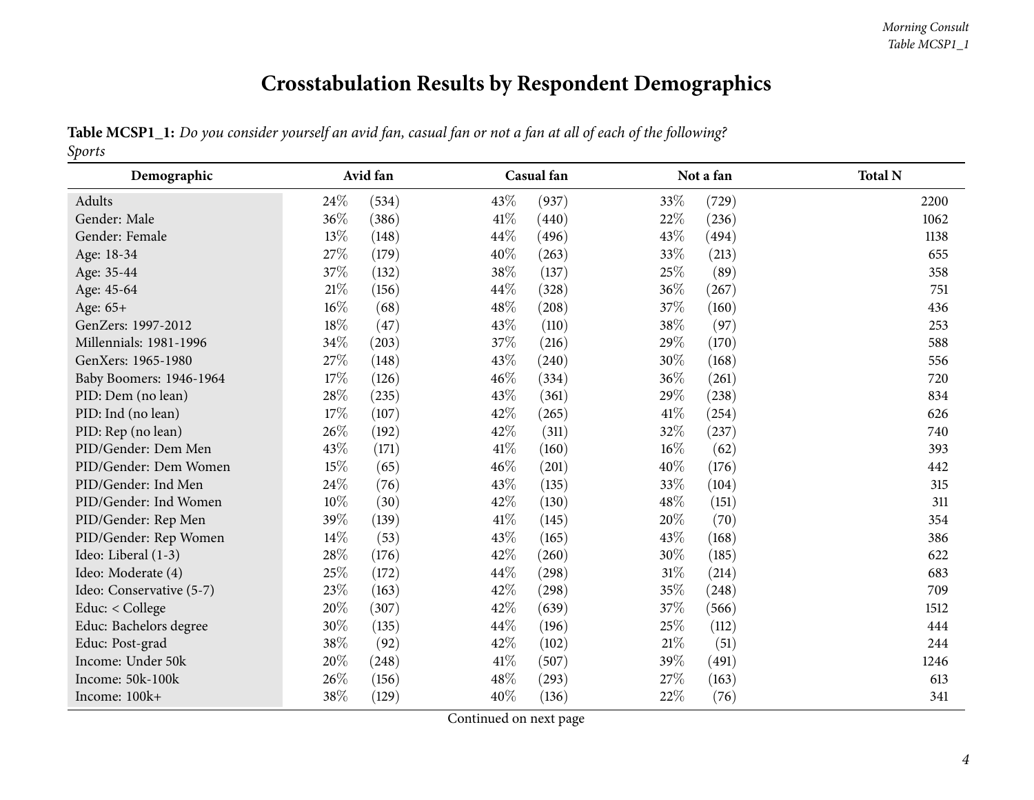# Crosstabulation Results by Respondent Demographics

**Table MCSP1_1:** *Do you consider yourself an avid fan, casual fan or not a fan at all of each of the following?*
*Sports*

| Demographic | Avid fan | | Casual fan | | Not a fan | | Total N |
|---|---|---|---|---|---|---|---|
| Adults | 24% | (534) | 43% | (937) | 33% | (729) | 2200 |
| Gender: Male | 36% | (386) | 41% | (440) | 22% | (236) | 1062 |
| Gender: Female | 13% | (148) | 44% | (496) | 43% | (494) | 1138 |
| Age: 18-34 | 27% | (179) | 40% | (263) | 33% | (213) | 655 |
| Age: 35-44 | 37% | (132) | 38% | (137) | 25% | (89) | 358 |
| Age: 45-64 | 21% | (156) | 44% | (328) | 36% | (267) | 751 |
| Age: 65+ | 16% | (68) | 48% | (208) | 37% | (160) | 436 |
| GenZers: 1997-2012 | 18% | (47) | 43% | (110) | 38% | (97) | 253 |
| Millennials: 1981-1996 | 34% | (203) | 37% | (216) | 29% | (170) | 588 |
| GenXers: 1965-1980 | 27% | (148) | 43% | (240) | 30% | (168) | 556 |
| Baby Boomers: 1946-1964 | 17% | (126) | 46% | (334) | 36% | (261) | 720 |
| PID: Dem (no lean) | 28% | (235) | 43% | (361) | 29% | (238) | 834 |
| PID: Ind (no lean) | 17% | (107) | 42% | (265) | 41% | (254) | 626 |
| PID: Rep (no lean) | 26% | (192) | 42% | (311) | 32% | (237) | 740 |
| PID/Gender: Dem Men | 43% | (171) | 41% | (160) | 16% | (62) | 393 |
| PID/Gender: Dem Women | 15% | (65) | 46% | (201) | 40% | (176) | 442 |
| PID/Gender: Ind Men | 24% | (76) | 43% | (135) | 33% | (104) | 315 |
| PID/Gender: Ind Women | 10% | (30) | 42% | (130) | 48% | (151) | 311 |
| PID/Gender: Rep Men | 39% | (139) | 41% | (145) | 20% | (70) | 354 |
| PID/Gender: Rep Women | 14% | (53) | 43% | (165) | 43% | (168) | 386 |
| Ideo: Liberal (1-3) | 28% | (176) | 42% | (260) | 30% | (185) | 622 |
| Ideo: Moderate (4) | 25% | (172) | 44% | (298) | 31% | (214) | 683 |
| Ideo: Conservative (5-7) | 23% | (163) | 42% | (298) | 35% | (248) | 709 |
| Educ: < College | 20% | (307) | 42% | (639) | 37% | (566) | 1512 |
| Educ: Bachelors degree | 30% | (135) | 44% | (196) | 25% | (112) | 444 |
| Educ: Post-grad | 38% | (92) | 42% | (102) | 21% | (51) | 244 |
| Income: Under 50k | 20% | (248) | 41% | (507) | 39% | (491) | 1246 |
| Income: 50k-100k | 26% | (156) | 48% | (293) | 27% | (163) | 613 |
| Income: 100k+ | 38% | (129) | 40% | (136) | 22% | (76) | 341 |

Continued on next page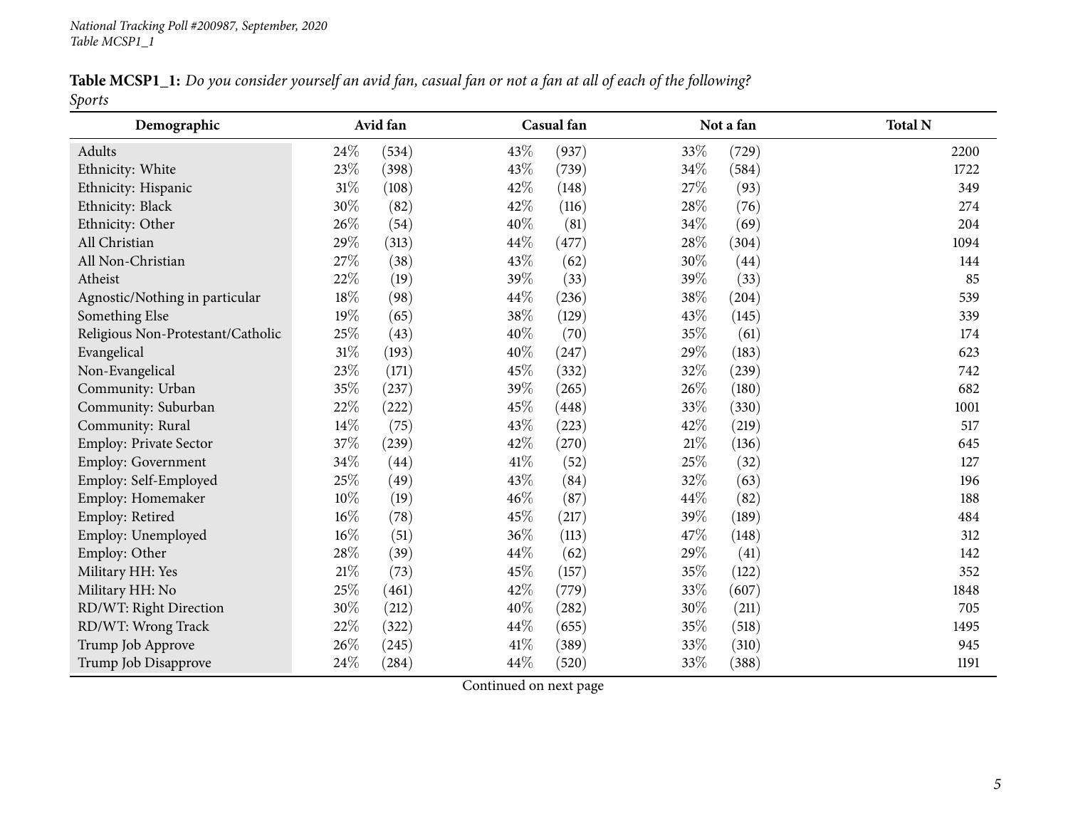**Table MCSP1_1:** *Do you consider yourself an avid fan, casual fan or not a fan at all of each of the following?*
*Sports*

| Demographic | Avid fan | | Casual fan | | Not a fan | | Total N |
|---|---|---|---|---|---|---|---|
| Adults | 24% | (534) | 43% | (937) | 33% | (729) | 2200 |
| Ethnicity: White | 23% | (398) | 43% | (739) | 34% | (584) | 1722 |
| Ethnicity: Hispanic | 31% | (108) | 42% | (148) | 27% | (93) | 349 |
| Ethnicity: Black | 30% | (82) | 42% | (116) | 28% | (76) | 274 |
| Ethnicity: Other | 26% | (54) | 40% | (81) | 34% | (69) | 204 |
| All Christian | 29% | (313) | 44% | (477) | 28% | (304) | 1094 |
| All Non-Christian | 27% | (38) | 43% | (62) | 30% | (44) | 144 |
| Atheist | 22% | (19) | 39% | (33) | 39% | (33) | 85 |
| Agnostic/Nothing in particular | 18% | (98) | 44% | (236) | 38% | (204) | 539 |
| Something Else | 19% | (65) | 38% | (129) | 43% | (145) | 339 |
| Religious Non-Protestant/Catholic | 25% | (43) | 40% | (70) | 35% | (61) | 174 |
| Evangelical | 31% | (193) | 40% | (247) | 29% | (183) | 623 |
| Non-Evangelical | 23% | (171) | 45% | (332) | 32% | (239) | 742 |
| Community: Urban | 35% | (237) | 39% | (265) | 26% | (180) | 682 |
| Community: Suburban | 22% | (222) | 45% | (448) | 33% | (330) | 1001 |
| Community: Rural | 14% | (75) | 43% | (223) | 42% | (219) | 517 |
| Employ: Private Sector | 37% | (239) | 42% | (270) | 21% | (136) | 645 |
| Employ: Government | 34% | (44) | 41% | (52) | 25% | (32) | 127 |
| Employ: Self-Employed | 25% | (49) | 43% | (84) | 32% | (63) | 196 |
| Employ: Homemaker | 10% | (19) | 46% | (87) | 44% | (82) | 188 |
| Employ: Retired | 16% | (78) | 45% | (217) | 39% | (189) | 484 |
| Employ: Unemployed | 16% | (51) | 36% | (113) | 47% | (148) | 312 |
| Employ: Other | 28% | (39) | 44% | (62) | 29% | (41) | 142 |
| Military HH: Yes | 21% | (73) | 45% | (157) | 35% | (122) | 352 |
| Military HH: No | 25% | (461) | 42% | (779) | 33% | (607) | 1848 |
| RD/WT: Right Direction | 30% | (212) | 40% | (282) | 30% | (211) | 705 |
| RD/WT: Wrong Track | 22% | (322) | 44% | (655) | 35% | (518) | 1495 |
| Trump Job Approve | 26% | (245) | 41% | (389) | 33% | (310) | 945 |
| Trump Job Disapprove | 24% | (284) | 44% | (520) | 33% | (388) | 1191 |

Continued on next page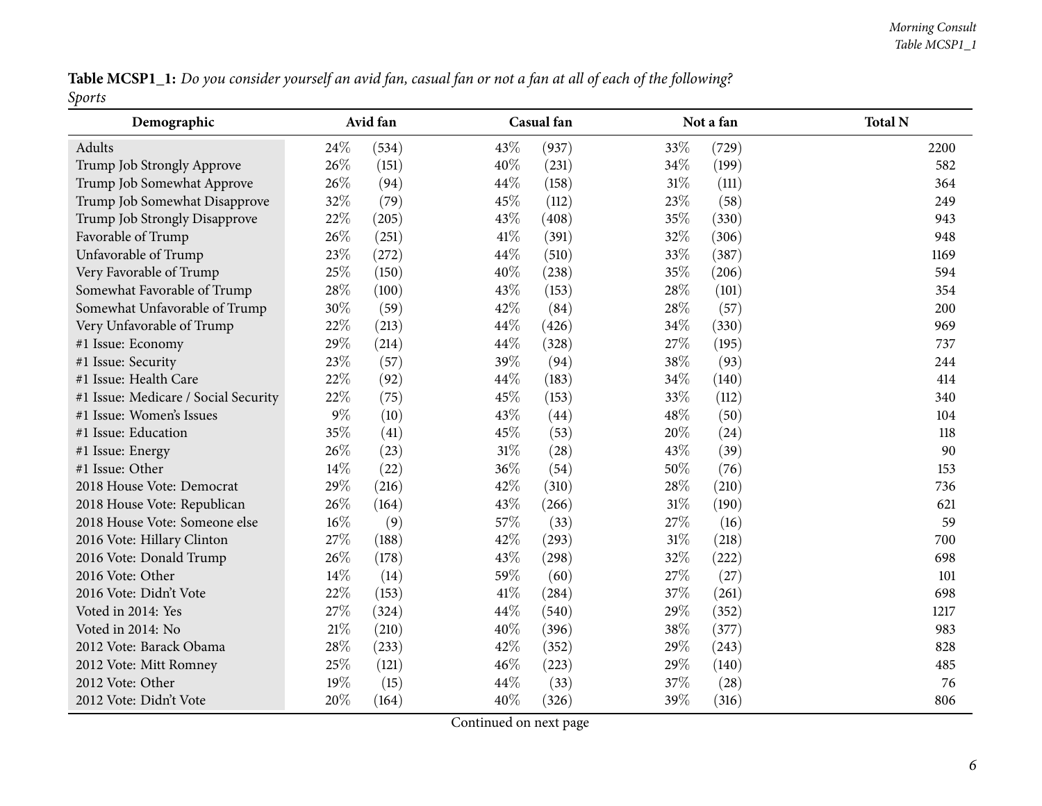**Table MCSP1_1:** *Do you consider yourself an avid fan, casual fan or not a fan at all of each of the following?*
*Sports*

| Demographic | Avid fan | | Casual fan | | Not a fan | | Total N |
|---|---|---|---|---|---|---|---|
| Adults | 24% | (534) | 43% | (937) | 33% | (729) | 2200 |
| Trump Job Strongly Approve | 26% | (151) | 40% | (231) | 34% | (199) | 582 |
| Trump Job Somewhat Approve | 26% | (94) | 44% | (158) | 31% | (111) | 364 |
| Trump Job Somewhat Disapprove | 32% | (79) | 45% | (112) | 23% | (58) | 249 |
| Trump Job Strongly Disapprove | 22% | (205) | 43% | (408) | 35% | (330) | 943 |
| Favorable of Trump | 26% | (251) | 41% | (391) | 32% | (306) | 948 |
| Unfavorable of Trump | 23% | (272) | 44% | (510) | 33% | (387) | 1169 |
| Very Favorable of Trump | 25% | (150) | 40% | (238) | 35% | (206) | 594 |
| Somewhat Favorable of Trump | 28% | (100) | 43% | (153) | 28% | (101) | 354 |
| Somewhat Unfavorable of Trump | 30% | (59) | 42% | (84) | 28% | (57) | 200 |
| Very Unfavorable of Trump | 22% | (213) | 44% | (426) | 34% | (330) | 969 |
| #1 Issue: Economy | 29% | (214) | 44% | (328) | 27% | (195) | 737 |
| #1 Issue: Security | 23% | (57) | 39% | (94) | 38% | (93) | 244 |
| #1 Issue: Health Care | 22% | (92) | 44% | (183) | 34% | (140) | 414 |
| #1 Issue: Medicare / Social Security | 22% | (75) | 45% | (153) | 33% | (112) | 340 |
| #1 Issue: Women's Issues | 9% | (10) | 43% | (44) | 48% | (50) | 104 |
| #1 Issue: Education | 35% | (41) | 45% | (53) | 20% | (24) | 118 |
| #1 Issue: Energy | 26% | (23) | 31% | (28) | 43% | (39) | 90 |
| #1 Issue: Other | 14% | (22) | 36% | (54) | 50% | (76) | 153 |
| 2018 House Vote: Democrat | 29% | (216) | 42% | (310) | 28% | (210) | 736 |
| 2018 House Vote: Republican | 26% | (164) | 43% | (266) | 31% | (190) | 621 |
| 2018 House Vote: Someone else | 16% | (9) | 57% | (33) | 27% | (16) | 59 |
| 2016 Vote: Hillary Clinton | 27% | (188) | 42% | (293) | 31% | (218) | 700 |
| 2016 Vote: Donald Trump | 26% | (178) | 43% | (298) | 32% | (222) | 698 |
| 2016 Vote: Other | 14% | (14) | 59% | (60) | 27% | (27) | 101 |
| 2016 Vote: Didn't Vote | 22% | (153) | 41% | (284) | 37% | (261) | 698 |
| Voted in 2014: Yes | 27% | (324) | 44% | (540) | 29% | (352) | 1217 |
| Voted in 2014: No | 21% | (210) | 40% | (396) | 38% | (377) | 983 |
| 2012 Vote: Barack Obama | 28% | (233) | 42% | (352) | 29% | (243) | 828 |
| 2012 Vote: Mitt Romney | 25% | (121) | 46% | (223) | 29% | (140) | 485 |
| 2012 Vote: Other | 19% | (15) | 44% | (33) | 37% | (28) | 76 |
| 2012 Vote: Didn't Vote | 20% | (164) | 40% | (326) | 39% | (316) | 806 |

Continued on next page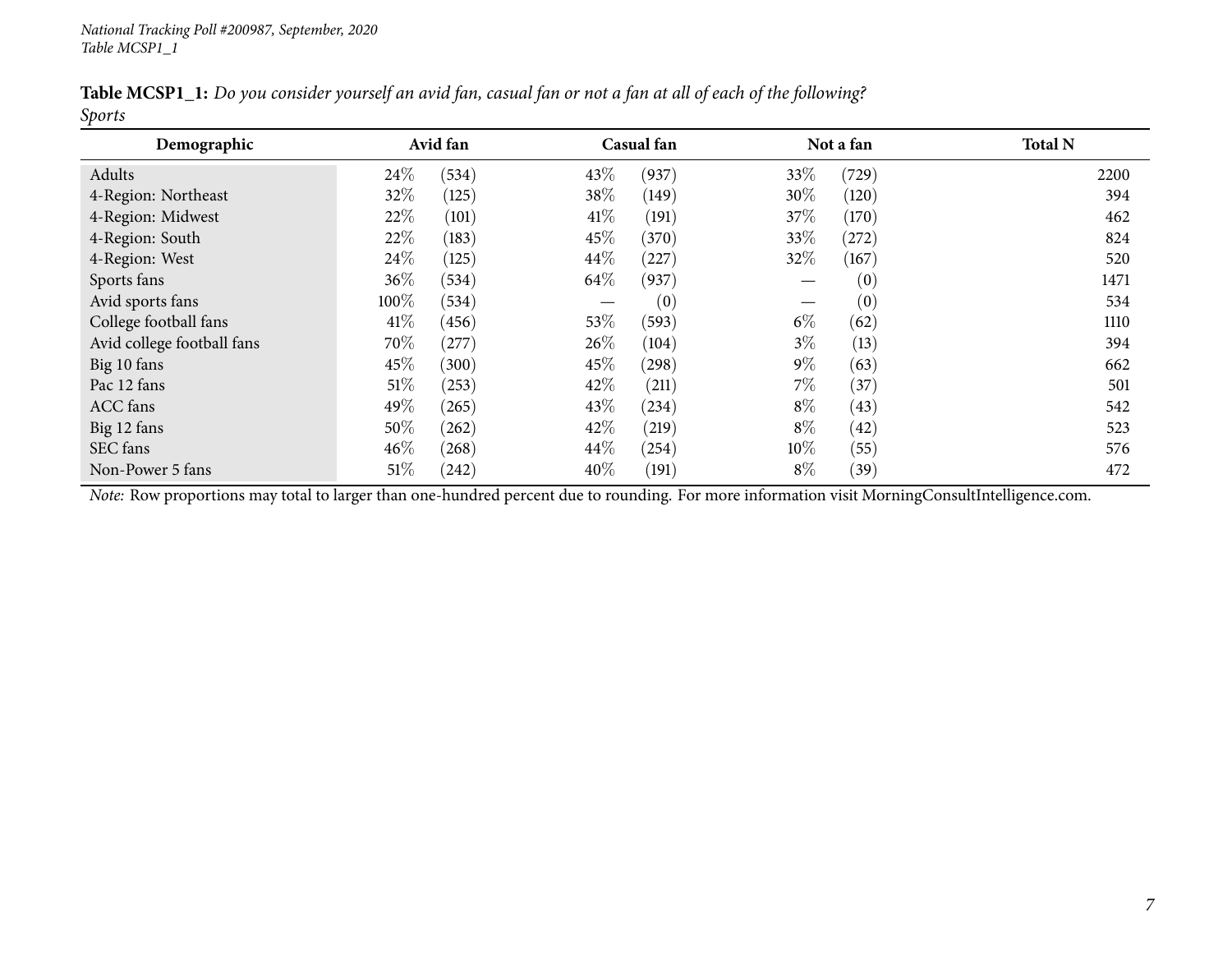*National Tracking Poll #200987, September, 2020*
*Table MCSP1_1*

**Table MCSP1_1:** *Do you consider yourself an avid fan, casual fan or not a fan at all of each of the following?*
*Sports*

| Demographic | Avid fan | | Casual fan | | Not a fan | | Total N |
|---|---|---|---|---|---|---|---|
| Adults | 24% | (534) | 43% | (937) | 33% | (729) | 2200 |
| 4-Region: Northeast | 32% | (125) | 38% | (149) | 30% | (120) | 394 |
| 4-Region: Midwest | 22% | (101) | 41% | (191) | 37% | (170) | 462 |
| 4-Region: South | 22% | (183) | 45% | (370) | 33% | (272) | 824 |
| 4-Region: West | 24% | (125) | 44% | (227) | 32% | (167) | 520 |
| Sports fans | 36% | (534) | 64% | (937) | — | (0) | 1471 |
| Avid sports fans | 100% | (534) | — | (0) | — | (0) | 534 |
| College football fans | 41% | (456) | 53% | (593) | 6% | (62) | 1110 |
| Avid college football fans | 70% | (277) | 26% | (104) | 3% | (13) | 394 |
| Big 10 fans | 45% | (300) | 45% | (298) | 9% | (63) | 662 |
| Pac 12 fans | 51% | (253) | 42% | (211) | 7% | (37) | 501 |
| ACC fans | 49% | (265) | 43% | (234) | 8% | (43) | 542 |
| Big 12 fans | 50% | (262) | 42% | (219) | 8% | (42) | 523 |
| SEC fans | 46% | (268) | 44% | (254) | 10% | (55) | 576 |
| Non-Power 5 fans | 51% | (242) | 40% | (191) | 8% | (39) | 472 |

*Note:* Row proportions may total to larger than one-hundred percent due to rounding. For more information visit MorningConsultIntelligence.com.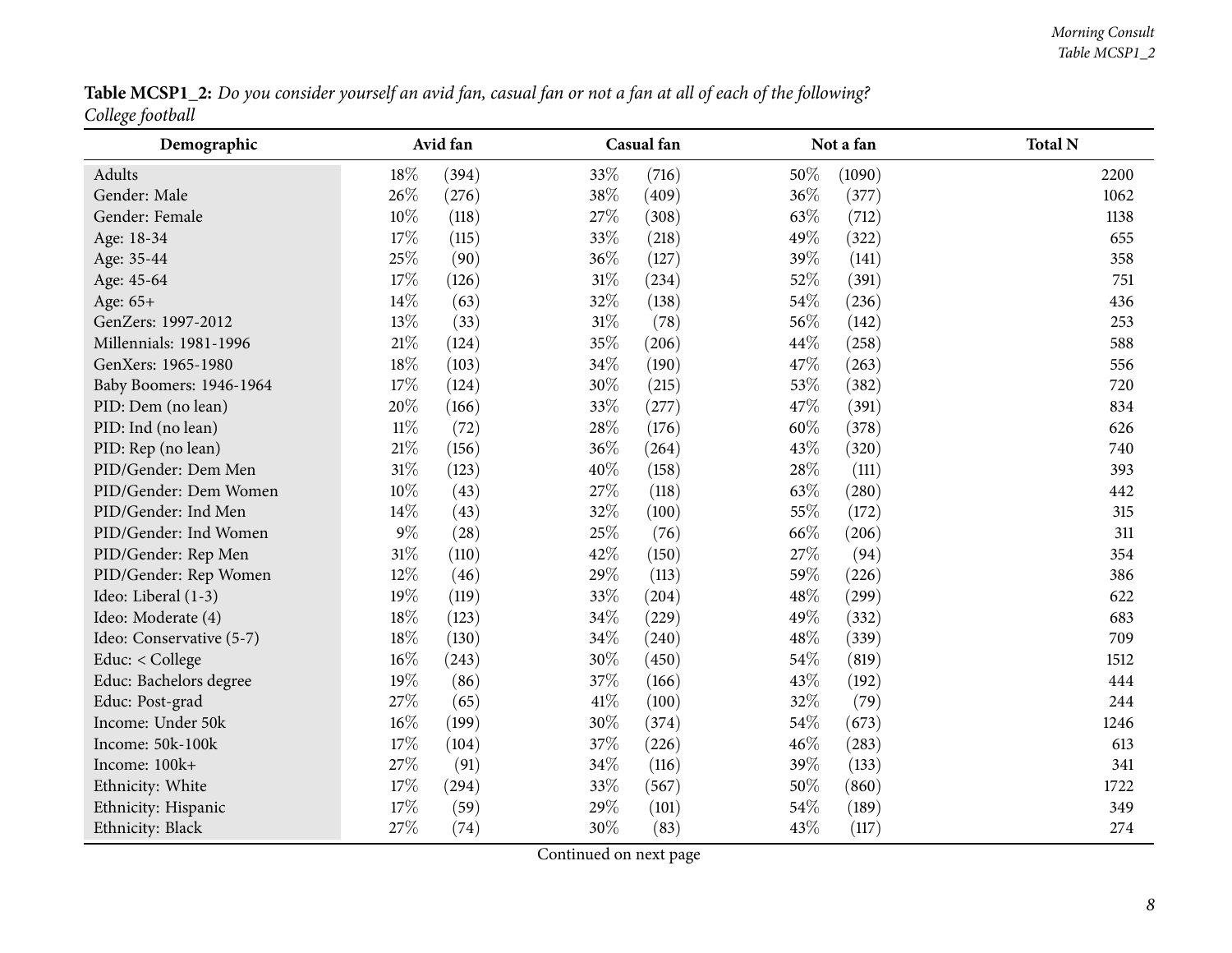**Table MCSP1_2:** *Do you consider yourself an avid fan, casual fan or not a fan at all of each of the following?*
*College football*

| Demographic | Avid fan | | Casual fan | | Not a fan | | Total N |
|---|---|---|---|---|---|---|---|
| Adults | 18% | (394) | 33% | (716) | 50% | (1090) | 2200 |
| Gender: Male | 26% | (276) | 38% | (409) | 36% | (377) | 1062 |
| Gender: Female | 10% | (118) | 27% | (308) | 63% | (712) | 1138 |
| Age: 18-34 | 17% | (115) | 33% | (218) | 49% | (322) | 655 |
| Age: 35-44 | 25% | (90) | 36% | (127) | 39% | (141) | 358 |
| Age: 45-64 | 17% | (126) | 31% | (234) | 52% | (391) | 751 |
| Age: 65+ | 14% | (63) | 32% | (138) | 54% | (236) | 436 |
| GenZers: 1997-2012 | 13% | (33) | 31% | (78) | 56% | (142) | 253 |
| Millennials: 1981-1996 | 21% | (124) | 35% | (206) | 44% | (258) | 588 |
| GenXers: 1965-1980 | 18% | (103) | 34% | (190) | 47% | (263) | 556 |
| Baby Boomers: 1946-1964 | 17% | (124) | 30% | (215) | 53% | (382) | 720 |
| PID: Dem (no lean) | 20% | (166) | 33% | (277) | 47% | (391) | 834 |
| PID: Ind (no lean) | 11% | (72) | 28% | (176) | 60% | (378) | 626 |
| PID: Rep (no lean) | 21% | (156) | 36% | (264) | 43% | (320) | 740 |
| PID/Gender: Dem Men | 31% | (123) | 40% | (158) | 28% | (111) | 393 |
| PID/Gender: Dem Women | 10% | (43) | 27% | (118) | 63% | (280) | 442 |
| PID/Gender: Ind Men | 14% | (43) | 32% | (100) | 55% | (172) | 315 |
| PID/Gender: Ind Women | 9% | (28) | 25% | (76) | 66% | (206) | 311 |
| PID/Gender: Rep Men | 31% | (110) | 42% | (150) | 27% | (94) | 354 |
| PID/Gender: Rep Women | 12% | (46) | 29% | (113) | 59% | (226) | 386 |
| Ideo: Liberal (1-3) | 19% | (119) | 33% | (204) | 48% | (299) | 622 |
| Ideo: Moderate (4) | 18% | (123) | 34% | (229) | 49% | (332) | 683 |
| Ideo: Conservative (5-7) | 18% | (130) | 34% | (240) | 48% | (339) | 709 |
| Educ: < College | 16% | (243) | 30% | (450) | 54% | (819) | 1512 |
| Educ: Bachelors degree | 19% | (86) | 37% | (166) | 43% | (192) | 444 |
| Educ: Post-grad | 27% | (65) | 41% | (100) | 32% | (79) | 244 |
| Income: Under 50k | 16% | (199) | 30% | (374) | 54% | (673) | 1246 |
| Income: 50k-100k | 17% | (104) | 37% | (226) | 46% | (283) | 613 |
| Income: 100k+ | 27% | (91) | 34% | (116) | 39% | (133) | 341 |
| Ethnicity: White | 17% | (294) | 33% | (567) | 50% | (860) | 1722 |
| Ethnicity: Hispanic | 17% | (59) | 29% | (101) | 54% | (189) | 349 |
| Ethnicity: Black | 27% | (74) | 30% | (83) | 43% | (117) | 274 |

Continued on next page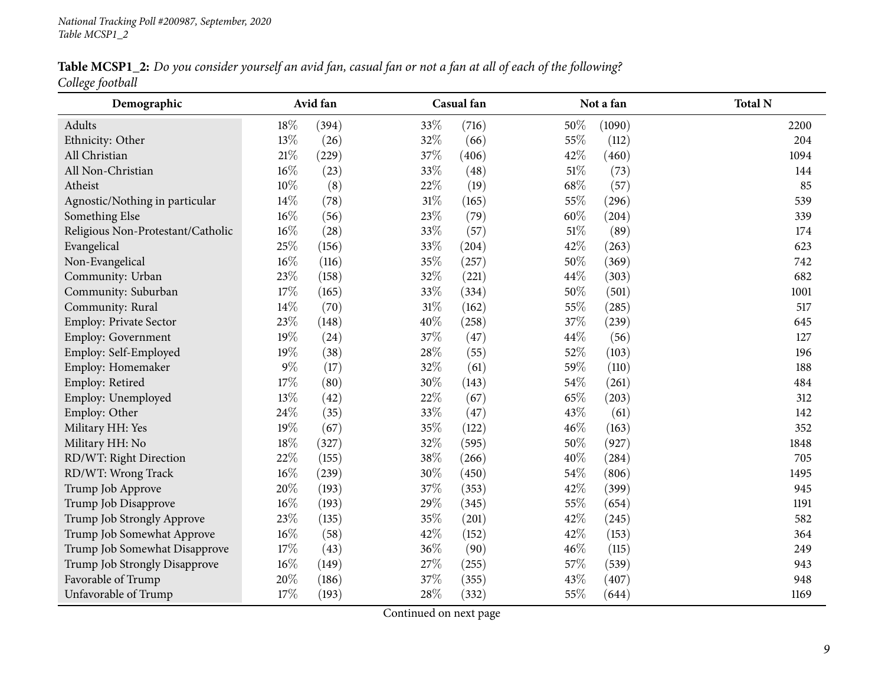**Table MCSP1_2:** *Do you consider yourself an avid fan, casual fan or not a fan at all of each of the following?*
*College football*

| Demographic | Avid fan | | Casual fan | | Not a fan | | Total N |
|---|---|---|---|---|---|---|---|
| Adults | 18% | (394) | 33% | (716) | 50% | (1090) | 2200 |
| Ethnicity: Other | 13% | (26) | 32% | (66) | 55% | (112) | 204 |
| All Christian | 21% | (229) | 37% | (406) | 42% | (460) | 1094 |
| All Non-Christian | 16% | (23) | 33% | (48) | 51% | (73) | 144 |
| Atheist | 10% | (8) | 22% | (19) | 68% | (57) | 85 |
| Agnostic/Nothing in particular | 14% | (78) | 31% | (165) | 55% | (296) | 539 |
| Something Else | 16% | (56) | 23% | (79) | 60% | (204) | 339 |
| Religious Non-Protestant/Catholic | 16% | (28) | 33% | (57) | 51% | (89) | 174 |
| Evangelical | 25% | (156) | 33% | (204) | 42% | (263) | 623 |
| Non-Evangelical | 16% | (116) | 35% | (257) | 50% | (369) | 742 |
| Community: Urban | 23% | (158) | 32% | (221) | 44% | (303) | 682 |
| Community: Suburban | 17% | (165) | 33% | (334) | 50% | (501) | 1001 |
| Community: Rural | 14% | (70) | 31% | (162) | 55% | (285) | 517 |
| Employ: Private Sector | 23% | (148) | 40% | (258) | 37% | (239) | 645 |
| Employ: Government | 19% | (24) | 37% | (47) | 44% | (56) | 127 |
| Employ: Self-Employed | 19% | (38) | 28% | (55) | 52% | (103) | 196 |
| Employ: Homemaker | 9% | (17) | 32% | (61) | 59% | (110) | 188 |
| Employ: Retired | 17% | (80) | 30% | (143) | 54% | (261) | 484 |
| Employ: Unemployed | 13% | (42) | 22% | (67) | 65% | (203) | 312 |
| Employ: Other | 24% | (35) | 33% | (47) | 43% | (61) | 142 |
| Military HH: Yes | 19% | (67) | 35% | (122) | 46% | (163) | 352 |
| Military HH: No | 18% | (327) | 32% | (595) | 50% | (927) | 1848 |
| RD/WT: Right Direction | 22% | (155) | 38% | (266) | 40% | (284) | 705 |
| RD/WT: Wrong Track | 16% | (239) | 30% | (450) | 54% | (806) | 1495 |
| Trump Job Approve | 20% | (193) | 37% | (353) | 42% | (399) | 945 |
| Trump Job Disapprove | 16% | (193) | 29% | (345) | 55% | (654) | 1191 |
| Trump Job Strongly Approve | 23% | (135) | 35% | (201) | 42% | (245) | 582 |
| Trump Job Somewhat Approve | 16% | (58) | 42% | (152) | 42% | (153) | 364 |
| Trump Job Somewhat Disapprove | 17% | (43) | 36% | (90) | 46% | (115) | 249 |
| Trump Job Strongly Disapprove | 16% | (149) | 27% | (255) | 57% | (539) | 943 |
| Favorable of Trump | 20% | (186) | 37% | (355) | 43% | (407) | 948 |
| Unfavorable of Trump | 17% | (193) | 28% | (332) | 55% | (644) | 1169 |

Continued on next page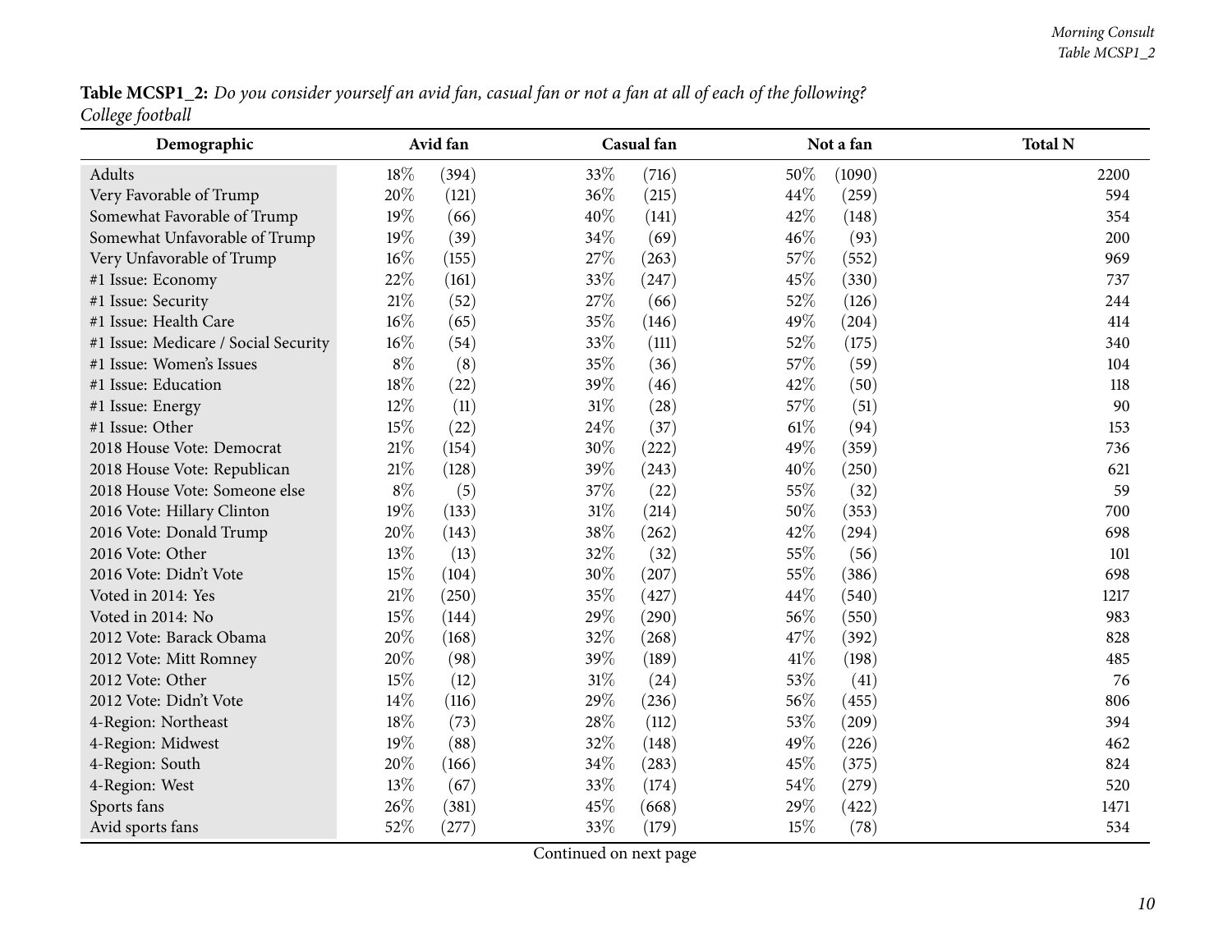**Table MCSP1_2:** *Do you consider yourself an avid fan, casual fan or not a fan at all of each of the following?*
*College football*

| Demographic | Avid fan | | Casual fan | | Not a fan | | Total N |
|---|---|---|---|---|---|---|---|
| Adults | 18% | (394) | 33% | (716) | 50% | (1090) | 2200 |
| Very Favorable of Trump | 20% | (121) | 36% | (215) | 44% | (259) | 594 |
| Somewhat Favorable of Trump | 19% | (66) | 40% | (141) | 42% | (148) | 354 |
| Somewhat Unfavorable of Trump | 19% | (39) | 34% | (69) | 46% | (93) | 200 |
| Very Unfavorable of Trump | 16% | (155) | 27% | (263) | 57% | (552) | 969 |
| #1 Issue: Economy | 22% | (161) | 33% | (247) | 45% | (330) | 737 |
| #1 Issue: Security | 21% | (52) | 27% | (66) | 52% | (126) | 244 |
| #1 Issue: Health Care | 16% | (65) | 35% | (146) | 49% | (204) | 414 |
| #1 Issue: Medicare / Social Security | 16% | (54) | 33% | (111) | 52% | (175) | 340 |
| #1 Issue: Women's Issues | 8% | (8) | 35% | (36) | 57% | (59) | 104 |
| #1 Issue: Education | 18% | (22) | 39% | (46) | 42% | (50) | 118 |
| #1 Issue: Energy | 12% | (11) | 31% | (28) | 57% | (51) | 90 |
| #1 Issue: Other | 15% | (22) | 24% | (37) | 61% | (94) | 153 |
| 2018 House Vote: Democrat | 21% | (154) | 30% | (222) | 49% | (359) | 736 |
| 2018 House Vote: Republican | 21% | (128) | 39% | (243) | 40% | (250) | 621 |
| 2018 House Vote: Someone else | 8% | (5) | 37% | (22) | 55% | (32) | 59 |
| 2016 Vote: Hillary Clinton | 19% | (133) | 31% | (214) | 50% | (353) | 700 |
| 2016 Vote: Donald Trump | 20% | (143) | 38% | (262) | 42% | (294) | 698 |
| 2016 Vote: Other | 13% | (13) | 32% | (32) | 55% | (56) | 101 |
| 2016 Vote: Didn't Vote | 15% | (104) | 30% | (207) | 55% | (386) | 698 |
| Voted in 2014: Yes | 21% | (250) | 35% | (427) | 44% | (540) | 1217 |
| Voted in 2014: No | 15% | (144) | 29% | (290) | 56% | (550) | 983 |
| 2012 Vote: Barack Obama | 20% | (168) | 32% | (268) | 47% | (392) | 828 |
| 2012 Vote: Mitt Romney | 20% | (98) | 39% | (189) | 41% | (198) | 485 |
| 2012 Vote: Other | 15% | (12) | 31% | (24) | 53% | (41) | 76 |
| 2012 Vote: Didn't Vote | 14% | (116) | 29% | (236) | 56% | (455) | 806 |
| 4-Region: Northeast | 18% | (73) | 28% | (112) | 53% | (209) | 394 |
| 4-Region: Midwest | 19% | (88) | 32% | (148) | 49% | (226) | 462 |
| 4-Region: South | 20% | (166) | 34% | (283) | 45% | (375) | 824 |
| 4-Region: West | 13% | (67) | 33% | (174) | 54% | (279) | 520 |
| Sports fans | 26% | (381) | 45% | (668) | 29% | (422) | 1471 |
| Avid sports fans | 52% | (277) | 33% | (179) | 15% | (78) | 534 |

Continued on next page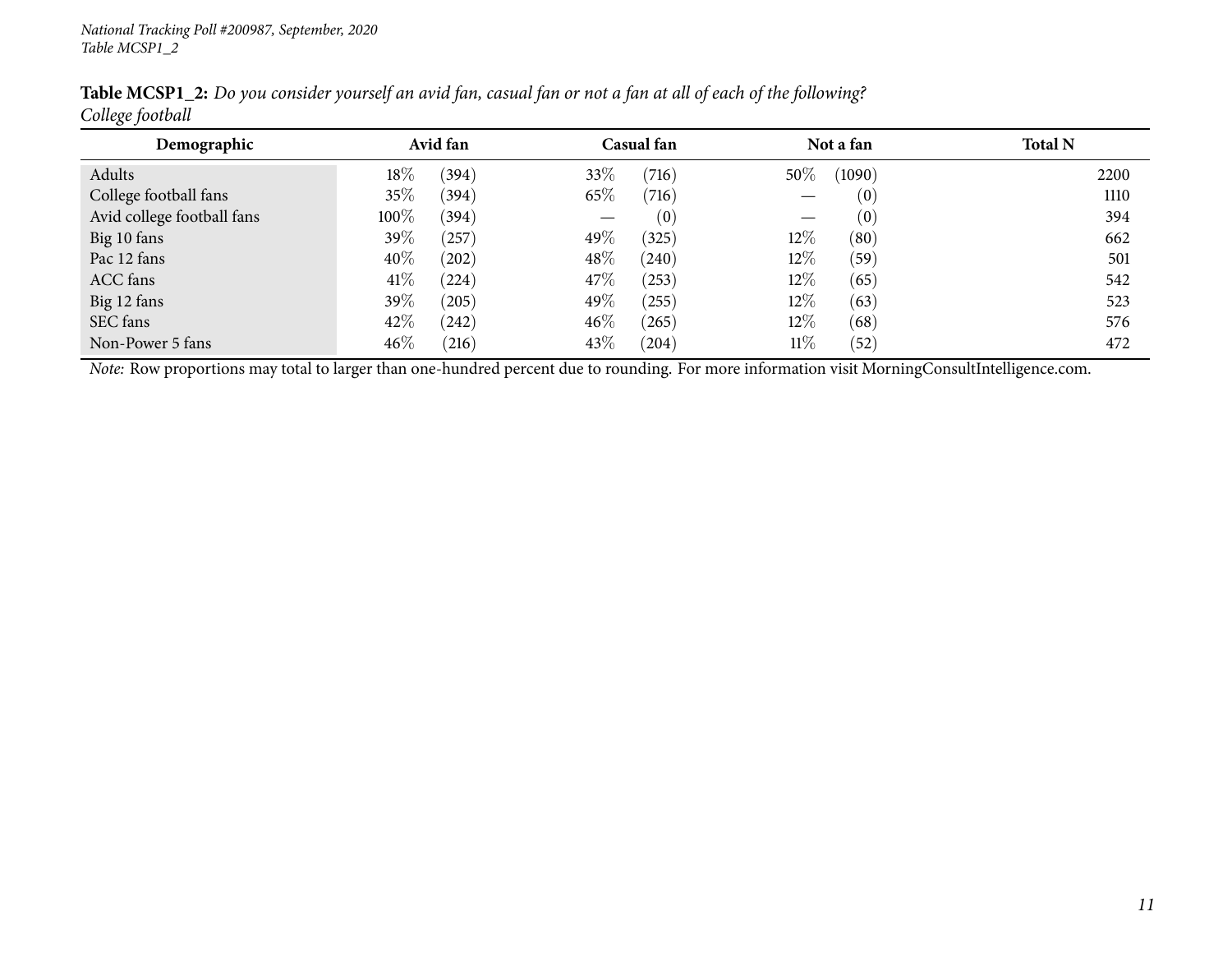**Table MCSP1_2:** *Do you consider yourself an avid fan, casual fan or not a fan at all of each of the following? College football*

| Demographic | Avid fan | | Casual fan | | Not a fan | | Total N |
|---|---|---|---|---|---|---|---|
| Adults | 18% | (394) | 33% | (716) | 50% | (1090) | 2200 |
| College football fans | 35% | (394) | 65% | (716) | — | (0) | 1110 |
| Avid college football fans | 100% | (394) | — | (0) | — | (0) | 394 |
| Big 10 fans | 39% | (257) | 49% | (325) | 12% | (80) | 662 |
| Pac 12 fans | 40% | (202) | 48% | (240) | 12% | (59) | 501 |
| ACC fans | 41% | (224) | 47% | (253) | 12% | (65) | 542 |
| Big 12 fans | 39% | (205) | 49% | (255) | 12% | (63) | 523 |
| SEC fans | 42% | (242) | 46% | (265) | 12% | (68) | 576 |
| Non-Power 5 fans | 46% | (216) | 43% | (204) | 11% | (52) | 472 |

*Note:* Row proportions may total to larger than one-hundred percent due to rounding. For more information visit MorningConsultIntelligence.com.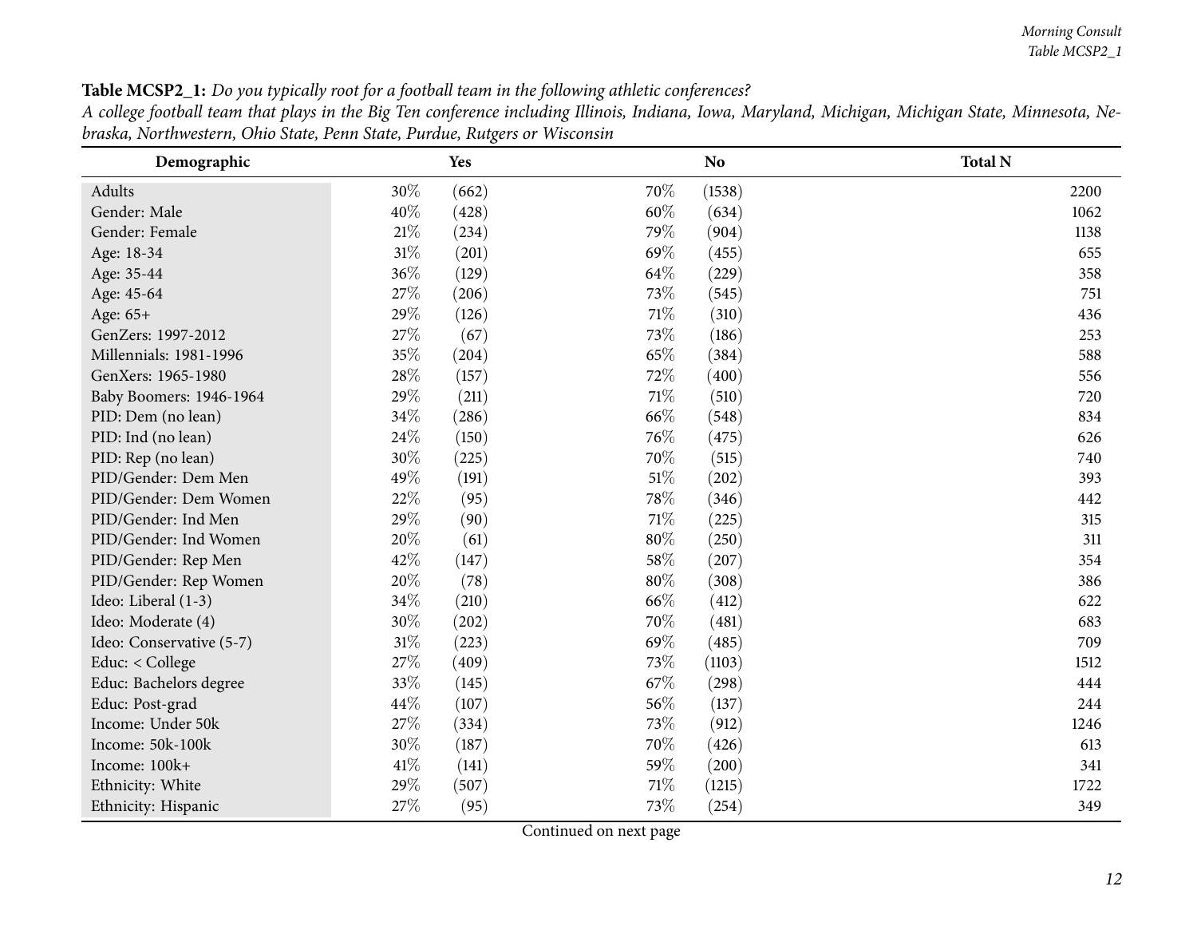**Table MCSP2_1:** *Do you typically root for a football team in the following athletic conferences?*
*A college football team that plays in the Big Ten conference including Illinois, Indiana, Iowa, Maryland, Michigan, Michigan State, Minnesota, Nebraska, Northwestern, Ohio State, Penn State, Purdue, Rutgers or Wisconsin*

| Demographic | Yes | | No | | Total N |
|---|---|---|---|---|---|
| Adults | 30% | (662) | 70% | (1538) | 2200 |
| Gender: Male | 40% | (428) | 60% | (634) | 1062 |
| Gender: Female | 21% | (234) | 79% | (904) | 1138 |
| Age: 18-34 | 31% | (201) | 69% | (455) | 655 |
| Age: 35-44 | 36% | (129) | 64% | (229) | 358 |
| Age: 45-64 | 27% | (206) | 73% | (545) | 751 |
| Age: 65+ | 29% | (126) | 71% | (310) | 436 |
| GenZers: 1997-2012 | 27% | (67) | 73% | (186) | 253 |
| Millennials: 1981-1996 | 35% | (204) | 65% | (384) | 588 |
| GenXers: 1965-1980 | 28% | (157) | 72% | (400) | 556 |
| Baby Boomers: 1946-1964 | 29% | (211) | 71% | (510) | 720 |
| PID: Dem (no lean) | 34% | (286) | 66% | (548) | 834 |
| PID: Ind (no lean) | 24% | (150) | 76% | (475) | 626 |
| PID: Rep (no lean) | 30% | (225) | 70% | (515) | 740 |
| PID/Gender: Dem Men | 49% | (191) | 51% | (202) | 393 |
| PID/Gender: Dem Women | 22% | (95) | 78% | (346) | 442 |
| PID/Gender: Ind Men | 29% | (90) | 71% | (225) | 315 |
| PID/Gender: Ind Women | 20% | (61) | 80% | (250) | 311 |
| PID/Gender: Rep Men | 42% | (147) | 58% | (207) | 354 |
| PID/Gender: Rep Women | 20% | (78) | 80% | (308) | 386 |
| Ideo: Liberal (1-3) | 34% | (210) | 66% | (412) | 622 |
| Ideo: Moderate (4) | 30% | (202) | 70% | (481) | 683 |
| Ideo: Conservative (5-7) | 31% | (223) | 69% | (485) | 709 |
| Educ: < College | 27% | (409) | 73% | (1103) | 1512 |
| Educ: Bachelors degree | 33% | (145) | 67% | (298) | 444 |
| Educ: Post-grad | 44% | (107) | 56% | (137) | 244 |
| Income: Under 50k | 27% | (334) | 73% | (912) | 1246 |
| Income: 50k-100k | 30% | (187) | 70% | (426) | 613 |
| Income: 100k+ | 41% | (141) | 59% | (200) | 341 |
| Ethnicity: White | 29% | (507) | 71% | (1215) | 1722 |
| Ethnicity: Hispanic | 27% | (95) | 73% | (254) | 349 |

Continued on next page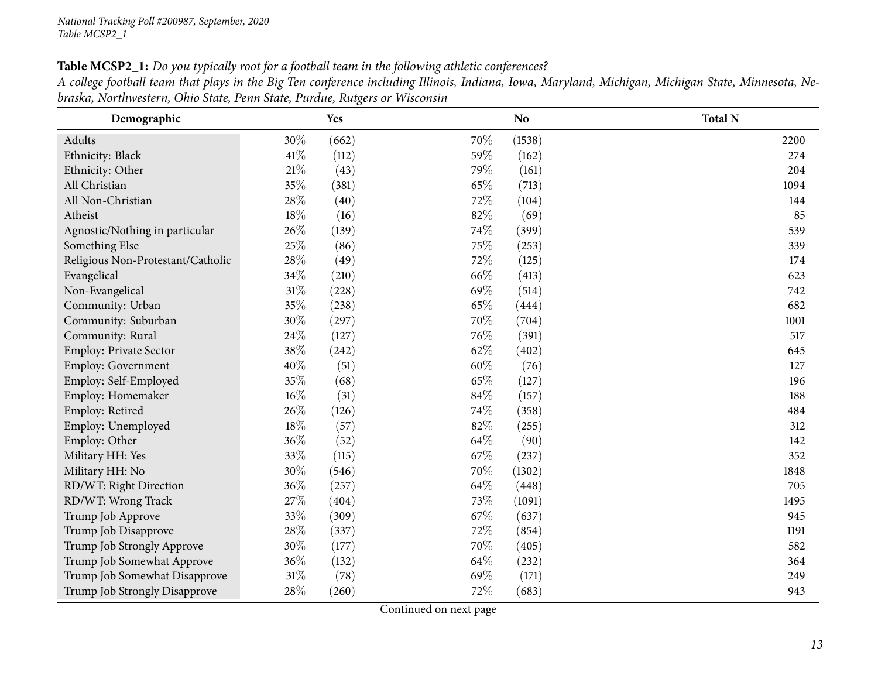**Table MCSP2_1:** *Do you typically root for a football team in the following athletic conferences?*
*A college football team that plays in the Big Ten conference including Illinois, Indiana, Iowa, Maryland, Michigan, Michigan State, Minnesota, Nebraska, Northwestern, Ohio State, Penn State, Purdue, Rutgers or Wisconsin*

| Demographic | Yes | | No | | Total N |
|---|---|---|---|---|---|
| Adults | 30% | (662) | 70% | (1538) | 2200 |
| Ethnicity: Black | 41% | (112) | 59% | (162) | 274 |
| Ethnicity: Other | 21% | (43) | 79% | (161) | 204 |
| All Christian | 35% | (381) | 65% | (713) | 1094 |
| All Non-Christian | 28% | (40) | 72% | (104) | 144 |
| Atheist | 18% | (16) | 82% | (69) | 85 |
| Agnostic/Nothing in particular | 26% | (139) | 74% | (399) | 539 |
| Something Else | 25% | (86) | 75% | (253) | 339 |
| Religious Non-Protestant/Catholic | 28% | (49) | 72% | (125) | 174 |
| Evangelical | 34% | (210) | 66% | (413) | 623 |
| Non-Evangelical | 31% | (228) | 69% | (514) | 742 |
| Community: Urban | 35% | (238) | 65% | (444) | 682 |
| Community: Suburban | 30% | (297) | 70% | (704) | 1001 |
| Community: Rural | 24% | (127) | 76% | (391) | 517 |
| Employ: Private Sector | 38% | (242) | 62% | (402) | 645 |
| Employ: Government | 40% | (51) | 60% | (76) | 127 |
| Employ: Self-Employed | 35% | (68) | 65% | (127) | 196 |
| Employ: Homemaker | 16% | (31) | 84% | (157) | 188 |
| Employ: Retired | 26% | (126) | 74% | (358) | 484 |
| Employ: Unemployed | 18% | (57) | 82% | (255) | 312 |
| Employ: Other | 36% | (52) | 64% | (90) | 142 |
| Military HH: Yes | 33% | (115) | 67% | (237) | 352 |
| Military HH: No | 30% | (546) | 70% | (1302) | 1848 |
| RD/WT: Right Direction | 36% | (257) | 64% | (448) | 705 |
| RD/WT: Wrong Track | 27% | (404) | 73% | (1091) | 1495 |
| Trump Job Approve | 33% | (309) | 67% | (637) | 945 |
| Trump Job Disapprove | 28% | (337) | 72% | (854) | 1191 |
| Trump Job Strongly Approve | 30% | (177) | 70% | (405) | 582 |
| Trump Job Somewhat Approve | 36% | (132) | 64% | (232) | 364 |
| Trump Job Somewhat Disapprove | 31% | (78) | 69% | (171) | 249 |
| Trump Job Strongly Disapprove | 28% | (260) | 72% | (683) | 943 |

Continued on next page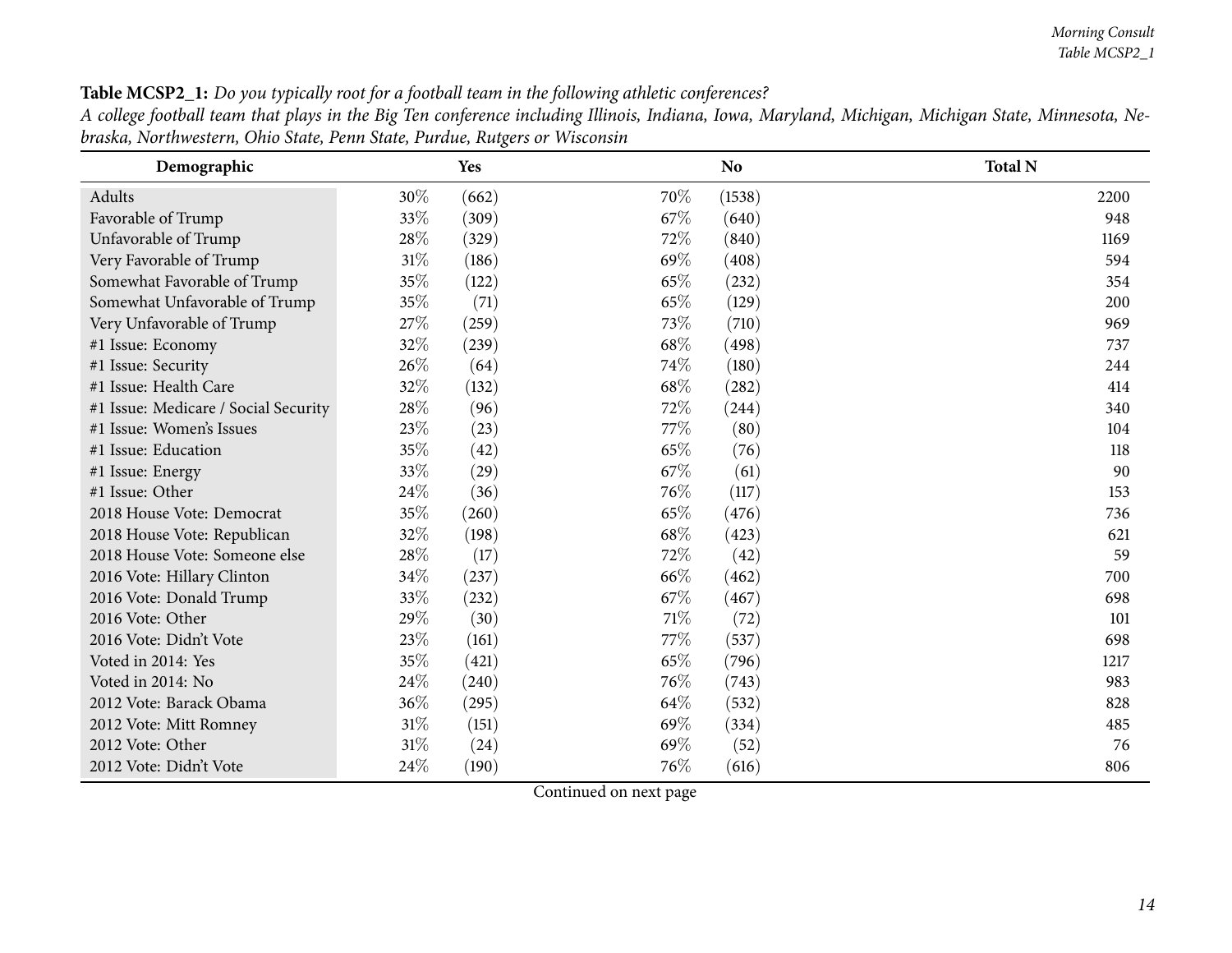**Table MCSP2_1:** *Do you typically root for a football team in the following athletic conferences?*
*A college football team that plays in the Big Ten conference including Illinois, Indiana, Iowa, Maryland, Michigan, Michigan State, Minnesota, Nebraska, Northwestern, Ohio State, Penn State, Purdue, Rutgers or Wisconsin*

| Demographic | Yes | | No | | Total N |
|---|---|---|---|---|---|
| Adults | 30% | (662) | 70% | (1538) | 2200 |
| Favorable of Trump | 33% | (309) | 67% | (640) | 948 |
| Unfavorable of Trump | 28% | (329) | 72% | (840) | 1169 |
| Very Favorable of Trump | 31% | (186) | 69% | (408) | 594 |
| Somewhat Favorable of Trump | 35% | (122) | 65% | (232) | 354 |
| Somewhat Unfavorable of Trump | 35% | (71) | 65% | (129) | 200 |
| Very Unfavorable of Trump | 27% | (259) | 73% | (710) | 969 |
| #1 Issue: Economy | 32% | (239) | 68% | (498) | 737 |
| #1 Issue: Security | 26% | (64) | 74% | (180) | 244 |
| #1 Issue: Health Care | 32% | (132) | 68% | (282) | 414 |
| #1 Issue: Medicare / Social Security | 28% | (96) | 72% | (244) | 340 |
| #1 Issue: Women's Issues | 23% | (23) | 77% | (80) | 104 |
| #1 Issue: Education | 35% | (42) | 65% | (76) | 118 |
| #1 Issue: Energy | 33% | (29) | 67% | (61) | 90 |
| #1 Issue: Other | 24% | (36) | 76% | (117) | 153 |
| 2018 House Vote: Democrat | 35% | (260) | 65% | (476) | 736 |
| 2018 House Vote: Republican | 32% | (198) | 68% | (423) | 621 |
| 2018 House Vote: Someone else | 28% | (17) | 72% | (42) | 59 |
| 2016 Vote: Hillary Clinton | 34% | (237) | 66% | (462) | 700 |
| 2016 Vote: Donald Trump | 33% | (232) | 67% | (467) | 698 |
| 2016 Vote: Other | 29% | (30) | 71% | (72) | 101 |
| 2016 Vote: Didn't Vote | 23% | (161) | 77% | (537) | 698 |
| Voted in 2014: Yes | 35% | (421) | 65% | (796) | 1217 |
| Voted in 2014: No | 24% | (240) | 76% | (743) | 983 |
| 2012 Vote: Barack Obama | 36% | (295) | 64% | (532) | 828 |
| 2012 Vote: Mitt Romney | 31% | (151) | 69% | (334) | 485 |
| 2012 Vote: Other | 31% | (24) | 69% | (52) | 76 |
| 2012 Vote: Didn't Vote | 24% | (190) | 76% | (616) | 806 |

Continued on next page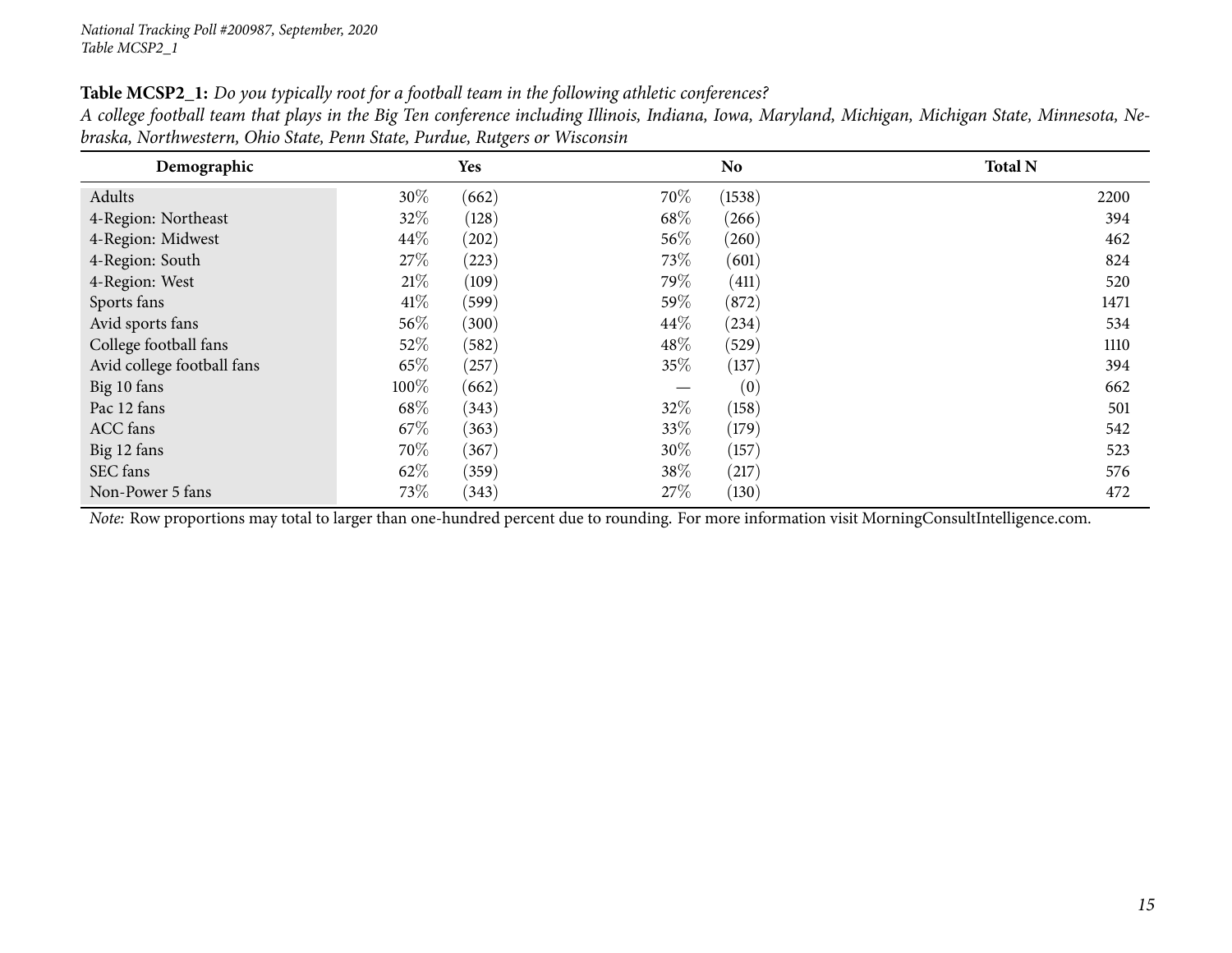**Table MCSP2_1:** *Do you typically root for a football team in the following athletic conferences?*
*A college football team that plays in the Big Ten conference including Illinois, Indiana, Iowa, Maryland, Michigan, Michigan State, Minnesota, Nebraska, Northwestern, Ohio State, Penn State, Purdue, Rutgers or Wisconsin*

| Demographic | Yes | | No | | Total N |
|---|---|---|---|---|---|
| Adults | 30% | (662) | 70% | (1538) | 2200 |
| 4-Region: Northeast | 32% | (128) | 68% | (266) | 394 |
| 4-Region: Midwest | 44% | (202) | 56% | (260) | 462 |
| 4-Region: South | 27% | (223) | 73% | (601) | 824 |
| 4-Region: West | 21% | (109) | 79% | (411) | 520 |
| Sports fans | 41% | (599) | 59% | (872) | 1471 |
| Avid sports fans | 56% | (300) | 44% | (234) | 534 |
| College football fans | 52% | (582) | 48% | (529) | 1110 |
| Avid college football fans | 65% | (257) | 35% | (137) | 394 |
| Big 10 fans | 100% | (662) | — | (0) | 662 |
| Pac 12 fans | 68% | (343) | 32% | (158) | 501 |
| ACC fans | 67% | (363) | 33% | (179) | 542 |
| Big 12 fans | 70% | (367) | 30% | (157) | 523 |
| SEC fans | 62% | (359) | 38% | (217) | 576 |
| Non-Power 5 fans | 73% | (343) | 27% | (130) | 472 |

*Note:* Row proportions may total to larger than one-hundred percent due to rounding. For more information visit MorningConsultIntelligence.com.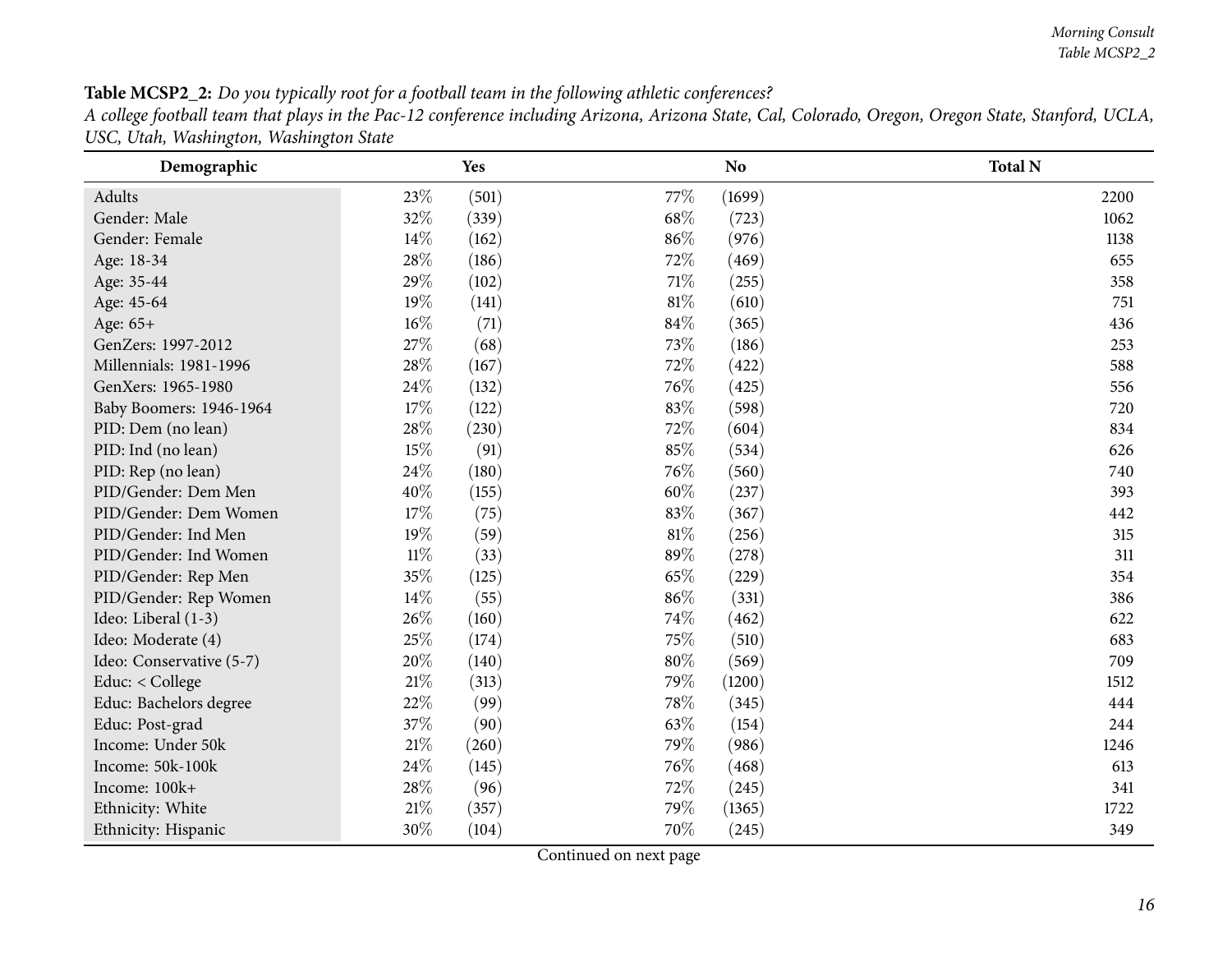**Table MCSP2_2:** *Do you typically root for a football team in the following athletic conferences?*
*A college football team that plays in the Pac-12 conference including Arizona, Arizona State, Cal, Colorado, Oregon, Oregon State, Stanford, UCLA, USC, Utah, Washington, Washington State*

| Demographic | Yes | | No | | Total N |
|---|---|---|---|---|---|
| Adults | 23% | (501) | 77% | (1699) | 2200 |
| Gender: Male | 32% | (339) | 68% | (723) | 1062 |
| Gender: Female | 14% | (162) | 86% | (976) | 1138 |
| Age: 18-34 | 28% | (186) | 72% | (469) | 655 |
| Age: 35-44 | 29% | (102) | 71% | (255) | 358 |
| Age: 45-64 | 19% | (141) | 81% | (610) | 751 |
| Age: 65+ | 16% | (71) | 84% | (365) | 436 |
| GenZers: 1997-2012 | 27% | (68) | 73% | (186) | 253 |
| Millennials: 1981-1996 | 28% | (167) | 72% | (422) | 588 |
| GenXers: 1965-1980 | 24% | (132) | 76% | (425) | 556 |
| Baby Boomers: 1946-1964 | 17% | (122) | 83% | (598) | 720 |
| PID: Dem (no lean) | 28% | (230) | 72% | (604) | 834 |
| PID: Ind (no lean) | 15% | (91) | 85% | (534) | 626 |
| PID: Rep (no lean) | 24% | (180) | 76% | (560) | 740 |
| PID/Gender: Dem Men | 40% | (155) | 60% | (237) | 393 |
| PID/Gender: Dem Women | 17% | (75) | 83% | (367) | 442 |
| PID/Gender: Ind Men | 19% | (59) | 81% | (256) | 315 |
| PID/Gender: Ind Women | 11% | (33) | 89% | (278) | 311 |
| PID/Gender: Rep Men | 35% | (125) | 65% | (229) | 354 |
| PID/Gender: Rep Women | 14% | (55) | 86% | (331) | 386 |
| Ideo: Liberal (1-3) | 26% | (160) | 74% | (462) | 622 |
| Ideo: Moderate (4) | 25% | (174) | 75% | (510) | 683 |
| Ideo: Conservative (5-7) | 20% | (140) | 80% | (569) | 709 |
| Educ: < College | 21% | (313) | 79% | (1200) | 1512 |
| Educ: Bachelors degree | 22% | (99) | 78% | (345) | 444 |
| Educ: Post-grad | 37% | (90) | 63% | (154) | 244 |
| Income: Under 50k | 21% | (260) | 79% | (986) | 1246 |
| Income: 50k-100k | 24% | (145) | 76% | (468) | 613 |
| Income: 100k+ | 28% | (96) | 72% | (245) | 341 |
| Ethnicity: White | 21% | (357) | 79% | (1365) | 1722 |
| Ethnicity: Hispanic | 30% | (104) | 70% | (245) | 349 |

Continued on next page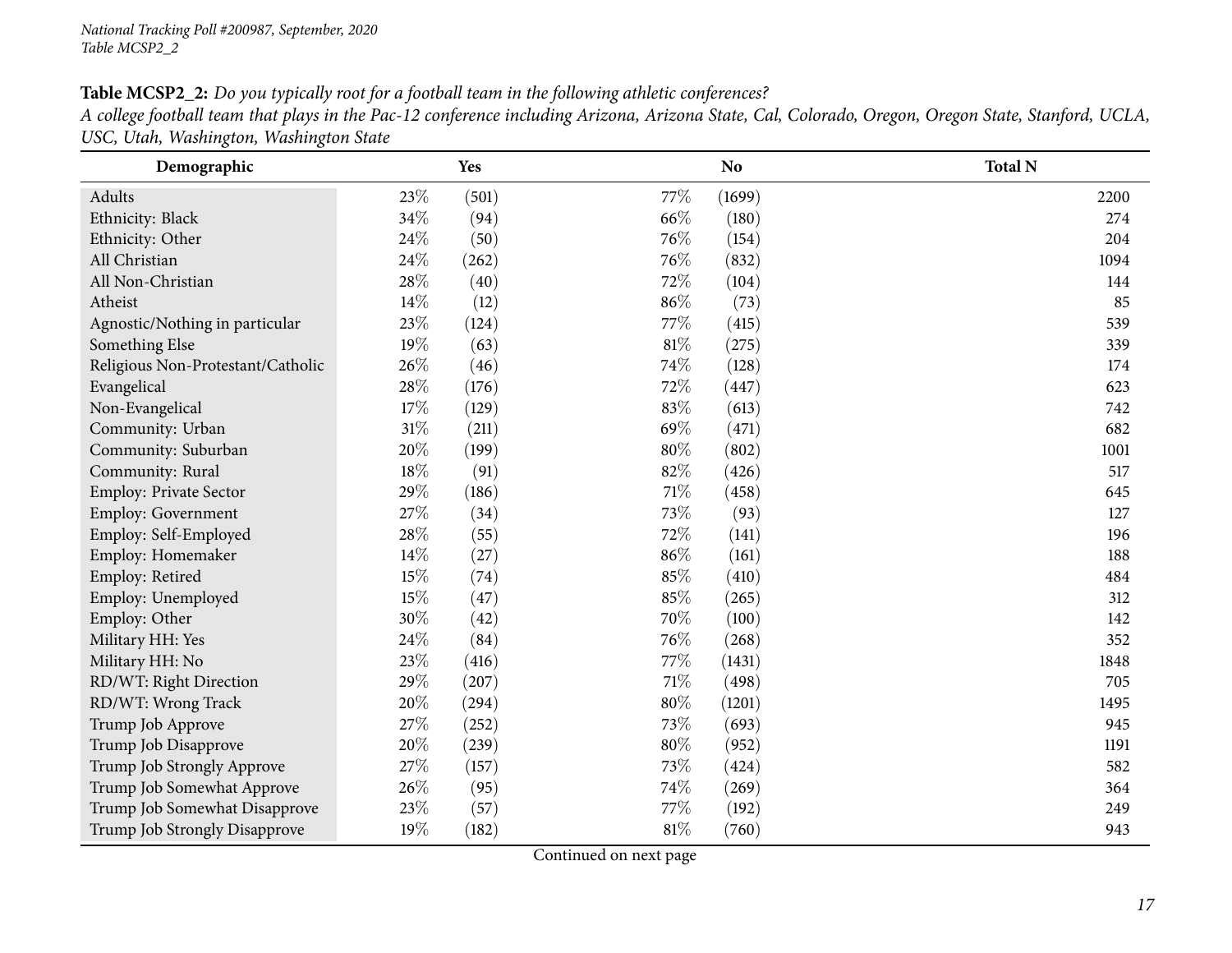**Table MCSP2_2:** *Do you typically root for a football team in the following athletic conferences?*
*A college football team that plays in the Pac-12 conference including Arizona, Arizona State, Cal, Colorado, Oregon, Oregon State, Stanford, UCLA, USC, Utah, Washington, Washington State*

| Demographic | Yes | | No | | Total N |
|---|---|---|---|---|---|
| Adults | 23% | (501) | 77% | (1699) | 2200 |
| Ethnicity: Black | 34% | (94) | 66% | (180) | 274 |
| Ethnicity: Other | 24% | (50) | 76% | (154) | 204 |
| All Christian | 24% | (262) | 76% | (832) | 1094 |
| All Non-Christian | 28% | (40) | 72% | (104) | 144 |
| Atheist | 14% | (12) | 86% | (73) | 85 |
| Agnostic/Nothing in particular | 23% | (124) | 77% | (415) | 539 |
| Something Else | 19% | (63) | 81% | (275) | 339 |
| Religious Non-Protestant/Catholic | 26% | (46) | 74% | (128) | 174 |
| Evangelical | 28% | (176) | 72% | (447) | 623 |
| Non-Evangelical | 17% | (129) | 83% | (613) | 742 |
| Community: Urban | 31% | (211) | 69% | (471) | 682 |
| Community: Suburban | 20% | (199) | 80% | (802) | 1001 |
| Community: Rural | 18% | (91) | 82% | (426) | 517 |
| Employ: Private Sector | 29% | (186) | 71% | (458) | 645 |
| Employ: Government | 27% | (34) | 73% | (93) | 127 |
| Employ: Self-Employed | 28% | (55) | 72% | (141) | 196 |
| Employ: Homemaker | 14% | (27) | 86% | (161) | 188 |
| Employ: Retired | 15% | (74) | 85% | (410) | 484 |
| Employ: Unemployed | 15% | (47) | 85% | (265) | 312 |
| Employ: Other | 30% | (42) | 70% | (100) | 142 |
| Military HH: Yes | 24% | (84) | 76% | (268) | 352 |
| Military HH: No | 23% | (416) | 77% | (1431) | 1848 |
| RD/WT: Right Direction | 29% | (207) | 71% | (498) | 705 |
| RD/WT: Wrong Track | 20% | (294) | 80% | (1201) | 1495 |
| Trump Job Approve | 27% | (252) | 73% | (693) | 945 |
| Trump Job Disapprove | 20% | (239) | 80% | (952) | 1191 |
| Trump Job Strongly Approve | 27% | (157) | 73% | (424) | 582 |
| Trump Job Somewhat Approve | 26% | (95) | 74% | (269) | 364 |
| Trump Job Somewhat Disapprove | 23% | (57) | 77% | (192) | 249 |
| Trump Job Strongly Disapprove | 19% | (182) | 81% | (760) | 943 |

Continued on next page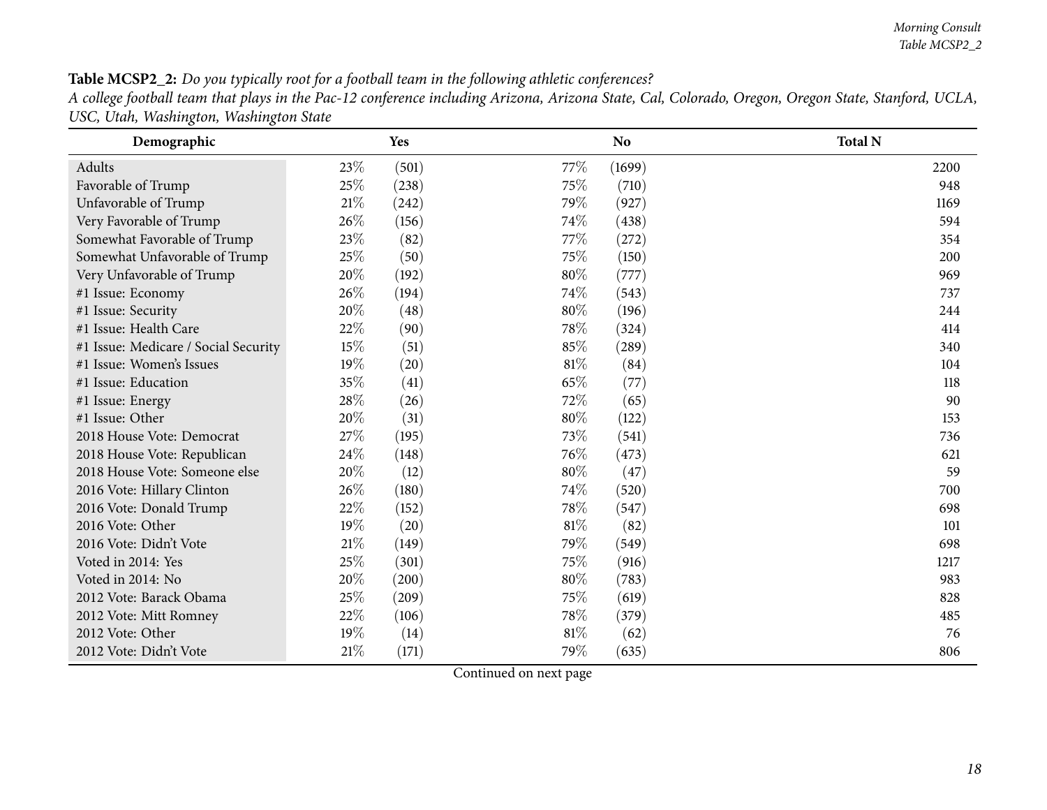**Table MCSP2_2:** *Do you typically root for a football team in the following athletic conferences?*
*A college football team that plays in the Pac-12 conference including Arizona, Arizona State, Cal, Colorado, Oregon, Oregon State, Stanford, UCLA, USC, Utah, Washington, Washington State*

| Demographic | Yes | | No | | Total N |
|---|---|---|---|---|---|
| Adults | 23% | (501) | 77% | (1699) | 2200 |
| Favorable of Trump | 25% | (238) | 75% | (710) | 948 |
| Unfavorable of Trump | 21% | (242) | 79% | (927) | 1169 |
| Very Favorable of Trump | 26% | (156) | 74% | (438) | 594 |
| Somewhat Favorable of Trump | 23% | (82) | 77% | (272) | 354 |
| Somewhat Unfavorable of Trump | 25% | (50) | 75% | (150) | 200 |
| Very Unfavorable of Trump | 20% | (192) | 80% | (777) | 969 |
| #1 Issue: Economy | 26% | (194) | 74% | (543) | 737 |
| #1 Issue: Security | 20% | (48) | 80% | (196) | 244 |
| #1 Issue: Health Care | 22% | (90) | 78% | (324) | 414 |
| #1 Issue: Medicare / Social Security | 15% | (51) | 85% | (289) | 340 |
| #1 Issue: Women's Issues | 19% | (20) | 81% | (84) | 104 |
| #1 Issue: Education | 35% | (41) | 65% | (77) | 118 |
| #1 Issue: Energy | 28% | (26) | 72% | (65) | 90 |
| #1 Issue: Other | 20% | (31) | 80% | (122) | 153 |
| 2018 House Vote: Democrat | 27% | (195) | 73% | (541) | 736 |
| 2018 House Vote: Republican | 24% | (148) | 76% | (473) | 621 |
| 2018 House Vote: Someone else | 20% | (12) | 80% | (47) | 59 |
| 2016 Vote: Hillary Clinton | 26% | (180) | 74% | (520) | 700 |
| 2016 Vote: Donald Trump | 22% | (152) | 78% | (547) | 698 |
| 2016 Vote: Other | 19% | (20) | 81% | (82) | 101 |
| 2016 Vote: Didn't Vote | 21% | (149) | 79% | (549) | 698 |
| Voted in 2014: Yes | 25% | (301) | 75% | (916) | 1217 |
| Voted in 2014: No | 20% | (200) | 80% | (783) | 983 |
| 2012 Vote: Barack Obama | 25% | (209) | 75% | (619) | 828 |
| 2012 Vote: Mitt Romney | 22% | (106) | 78% | (379) | 485 |
| 2012 Vote: Other | 19% | (14) | 81% | (62) | 76 |
| 2012 Vote: Didn't Vote | 21% | (171) | 79% | (635) | 806 |

Continued on next page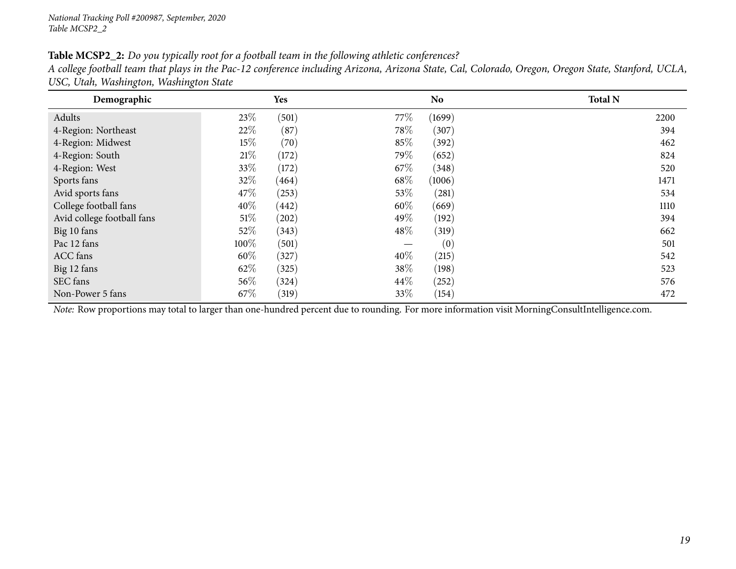**Table MCSP2_2:** *Do you typically root for a football team in the following athletic conferences?*
*A college football team that plays in the Pac-12 conference including Arizona, Arizona State, Cal, Colorado, Oregon, Oregon State, Stanford, UCLA, USC, Utah, Washington, Washington State*

| Demographic | Yes | | No | | Total N |
|---|---|---|---|---|---|
| Adults | 23% | (501) | 77% | (1699) | 2200 |
| 4-Region: Northeast | 22% | (87) | 78% | (307) | 394 |
| 4-Region: Midwest | 15% | (70) | 85% | (392) | 462 |
| 4-Region: South | 21% | (172) | 79% | (652) | 824 |
| 4-Region: West | 33% | (172) | 67% | (348) | 520 |
| Sports fans | 32% | (464) | 68% | (1006) | 1471 |
| Avid sports fans | 47% | (253) | 53% | (281) | 534 |
| College football fans | 40% | (442) | 60% | (669) | 1110 |
| Avid college football fans | 51% | (202) | 49% | (192) | 394 |
| Big 10 fans | 52% | (343) | 48% | (319) | 662 |
| Pac 12 fans | 100% | (501) | — | (0) | 501 |
| ACC fans | 60% | (327) | 40% | (215) | 542 |
| Big 12 fans | 62% | (325) | 38% | (198) | 523 |
| SEC fans | 56% | (324) | 44% | (252) | 576 |
| Non-Power 5 fans | 67% | (319) | 33% | (154) | 472 |

*Note:* Row proportions may total to larger than one-hundred percent due to rounding. For more information visit MorningConsultIntelligence.com.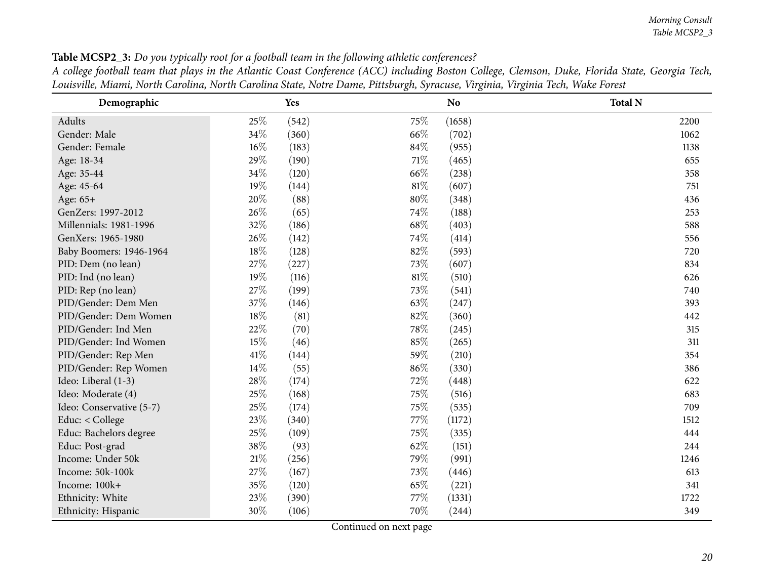**Table MCSP2_3:** *Do you typically root for a football team in the following athletic conferences?*

*A college football team that plays in the Atlantic Coast Conference (ACC) including Boston College, Clemson, Duke, Florida State, Georgia Tech, Louisville, Miami, North Carolina, North Carolina State, Notre Dame, Pittsburgh, Syracuse, Virginia, Virginia Tech, Wake Forest*

| Demographic | Yes | | No | | Total N |
|---|---|---|---|---|---|
| Adults | 25% | (542) | 75% | (1658) | 2200 |
| Gender: Male | 34% | (360) | 66% | (702) | 1062 |
| Gender: Female | 16% | (183) | 84% | (955) | 1138 |
| Age: 18-34 | 29% | (190) | 71% | (465) | 655 |
| Age: 35-44 | 34% | (120) | 66% | (238) | 358 |
| Age: 45-64 | 19% | (144) | 81% | (607) | 751 |
| Age: 65+ | 20% | (88) | 80% | (348) | 436 |
| GenZers: 1997-2012 | 26% | (65) | 74% | (188) | 253 |
| Millennials: 1981-1996 | 32% | (186) | 68% | (403) | 588 |
| GenXers: 1965-1980 | 26% | (142) | 74% | (414) | 556 |
| Baby Boomers: 1946-1964 | 18% | (128) | 82% | (593) | 720 |
| PID: Dem (no lean) | 27% | (227) | 73% | (607) | 834 |
| PID: Ind (no lean) | 19% | (116) | 81% | (510) | 626 |
| PID: Rep (no lean) | 27% | (199) | 73% | (541) | 740 |
| PID/Gender: Dem Men | 37% | (146) | 63% | (247) | 393 |
| PID/Gender: Dem Women | 18% | (81) | 82% | (360) | 442 |
| PID/Gender: Ind Men | 22% | (70) | 78% | (245) | 315 |
| PID/Gender: Ind Women | 15% | (46) | 85% | (265) | 311 |
| PID/Gender: Rep Men | 41% | (144) | 59% | (210) | 354 |
| PID/Gender: Rep Women | 14% | (55) | 86% | (330) | 386 |
| Ideo: Liberal (1-3) | 28% | (174) | 72% | (448) | 622 |
| Ideo: Moderate (4) | 25% | (168) | 75% | (516) | 683 |
| Ideo: Conservative (5-7) | 25% | (174) | 75% | (535) | 709 |
| Educ: < College | 23% | (340) | 77% | (1172) | 1512 |
| Educ: Bachelors degree | 25% | (109) | 75% | (335) | 444 |
| Educ: Post-grad | 38% | (93) | 62% | (151) | 244 |
| Income: Under 50k | 21% | (256) | 79% | (991) | 1246 |
| Income: 50k-100k | 27% | (167) | 73% | (446) | 613 |
| Income: 100k+ | 35% | (120) | 65% | (221) | 341 |
| Ethnicity: White | 23% | (390) | 77% | (1331) | 1722 |
| Ethnicity: Hispanic | 30% | (106) | 70% | (244) | 349 |

Continued on next page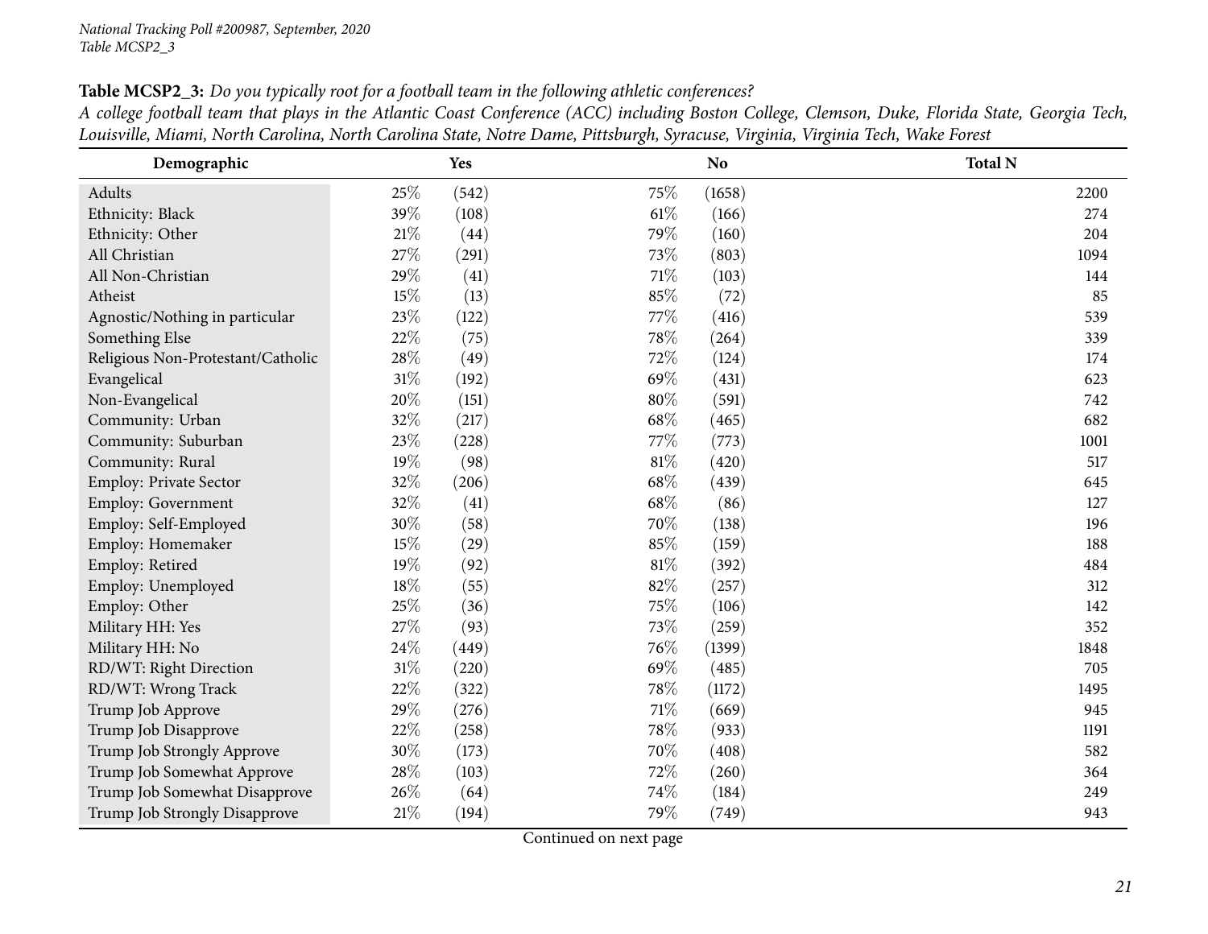**Table MCSP2_3:** *Do you typically root for a football team in the following athletic conferences?*
*A college football team that plays in the Atlantic Coast Conference (ACC) including Boston College, Clemson, Duke, Florida State, Georgia Tech, Louisville, Miami, North Carolina, North Carolina State, Notre Dame, Pittsburgh, Syracuse, Virginia, Virginia Tech, Wake Forest*

| Demographic | Yes | | No | | Total N |
|---|---|---|---|---|---|
| Adults | 25% | (542) | 75% | (1658) | 2200 |
| Ethnicity: Black | 39% | (108) | 61% | (166) | 274 |
| Ethnicity: Other | 21% | (44) | 79% | (160) | 204 |
| All Christian | 27% | (291) | 73% | (803) | 1094 |
| All Non-Christian | 29% | (41) | 71% | (103) | 144 |
| Atheist | 15% | (13) | 85% | (72) | 85 |
| Agnostic/Nothing in particular | 23% | (122) | 77% | (416) | 539 |
| Something Else | 22% | (75) | 78% | (264) | 339 |
| Religious Non-Protestant/Catholic | 28% | (49) | 72% | (124) | 174 |
| Evangelical | 31% | (192) | 69% | (431) | 623 |
| Non-Evangelical | 20% | (151) | 80% | (591) | 742 |
| Community: Urban | 32% | (217) | 68% | (465) | 682 |
| Community: Suburban | 23% | (228) | 77% | (773) | 1001 |
| Community: Rural | 19% | (98) | 81% | (420) | 517 |
| Employ: Private Sector | 32% | (206) | 68% | (439) | 645 |
| Employ: Government | 32% | (41) | 68% | (86) | 127 |
| Employ: Self-Employed | 30% | (58) | 70% | (138) | 196 |
| Employ: Homemaker | 15% | (29) | 85% | (159) | 188 |
| Employ: Retired | 19% | (92) | 81% | (392) | 484 |
| Employ: Unemployed | 18% | (55) | 82% | (257) | 312 |
| Employ: Other | 25% | (36) | 75% | (106) | 142 |
| Military HH: Yes | 27% | (93) | 73% | (259) | 352 |
| Military HH: No | 24% | (449) | 76% | (1399) | 1848 |
| RD/WT: Right Direction | 31% | (220) | 69% | (485) | 705 |
| RD/WT: Wrong Track | 22% | (322) | 78% | (1172) | 1495 |
| Trump Job Approve | 29% | (276) | 71% | (669) | 945 |
| Trump Job Disapprove | 22% | (258) | 78% | (933) | 1191 |
| Trump Job Strongly Approve | 30% | (173) | 70% | (408) | 582 |
| Trump Job Somewhat Approve | 28% | (103) | 72% | (260) | 364 |
| Trump Job Somewhat Disapprove | 26% | (64) | 74% | (184) | 249 |
| Trump Job Strongly Disapprove | 21% | (194) | 79% | (749) | 943 |

Continued on next page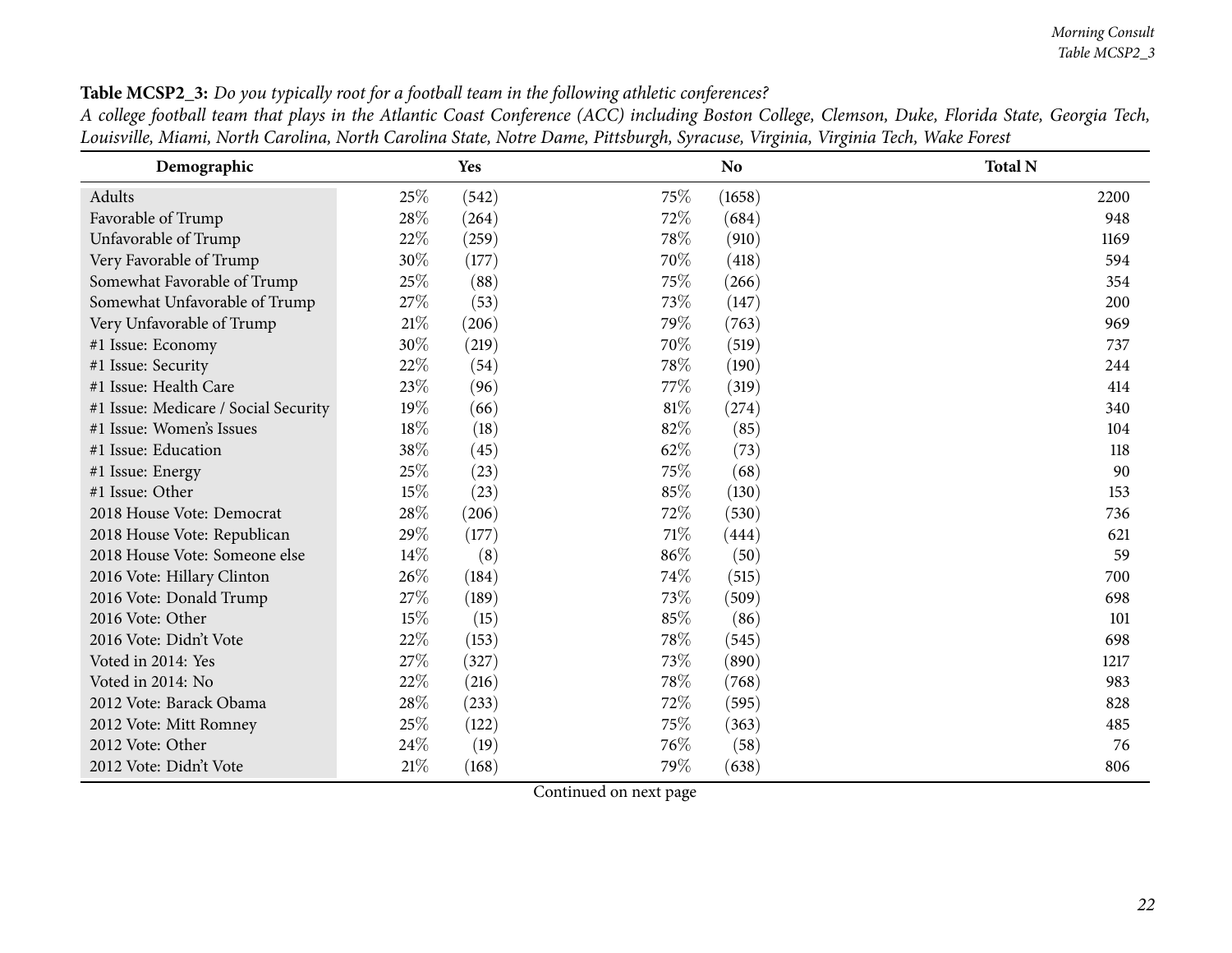**Table MCSP2_3:** *Do you typically root for a football team in the following athletic conferences?*
*A college football team that plays in the Atlantic Coast Conference (ACC) including Boston College, Clemson, Duke, Florida State, Georgia Tech, Louisville, Miami, North Carolina, North Carolina State, Notre Dame, Pittsburgh, Syracuse, Virginia, Virginia Tech, Wake Forest*

| Demographic | Yes | | No | | Total N |
|---|---|---|---|---|---|
| Adults | 25% | (542) | 75% | (1658) | 2200 |
| Favorable of Trump | 28% | (264) | 72% | (684) | 948 |
| Unfavorable of Trump | 22% | (259) | 78% | (910) | 1169 |
| Very Favorable of Trump | 30% | (177) | 70% | (418) | 594 |
| Somewhat Favorable of Trump | 25% | (88) | 75% | (266) | 354 |
| Somewhat Unfavorable of Trump | 27% | (53) | 73% | (147) | 200 |
| Very Unfavorable of Trump | 21% | (206) | 79% | (763) | 969 |
| #1 Issue: Economy | 30% | (219) | 70% | (519) | 737 |
| #1 Issue: Security | 22% | (54) | 78% | (190) | 244 |
| #1 Issue: Health Care | 23% | (96) | 77% | (319) | 414 |
| #1 Issue: Medicare / Social Security | 19% | (66) | 81% | (274) | 340 |
| #1 Issue: Women's Issues | 18% | (18) | 82% | (85) | 104 |
| #1 Issue: Education | 38% | (45) | 62% | (73) | 118 |
| #1 Issue: Energy | 25% | (23) | 75% | (68) | 90 |
| #1 Issue: Other | 15% | (23) | 85% | (130) | 153 |
| 2018 House Vote: Democrat | 28% | (206) | 72% | (530) | 736 |
| 2018 House Vote: Republican | 29% | (177) | 71% | (444) | 621 |
| 2018 House Vote: Someone else | 14% | (8) | 86% | (50) | 59 |
| 2016 Vote: Hillary Clinton | 26% | (184) | 74% | (515) | 700 |
| 2016 Vote: Donald Trump | 27% | (189) | 73% | (509) | 698 |
| 2016 Vote: Other | 15% | (15) | 85% | (86) | 101 |
| 2016 Vote: Didn't Vote | 22% | (153) | 78% | (545) | 698 |
| Voted in 2014: Yes | 27% | (327) | 73% | (890) | 1217 |
| Voted in 2014: No | 22% | (216) | 78% | (768) | 983 |
| 2012 Vote: Barack Obama | 28% | (233) | 72% | (595) | 828 |
| 2012 Vote: Mitt Romney | 25% | (122) | 75% | (363) | 485 |
| 2012 Vote: Other | 24% | (19) | 76% | (58) | 76 |
| 2012 Vote: Didn't Vote | 21% | (168) | 79% | (638) | 806 |

Continued on next page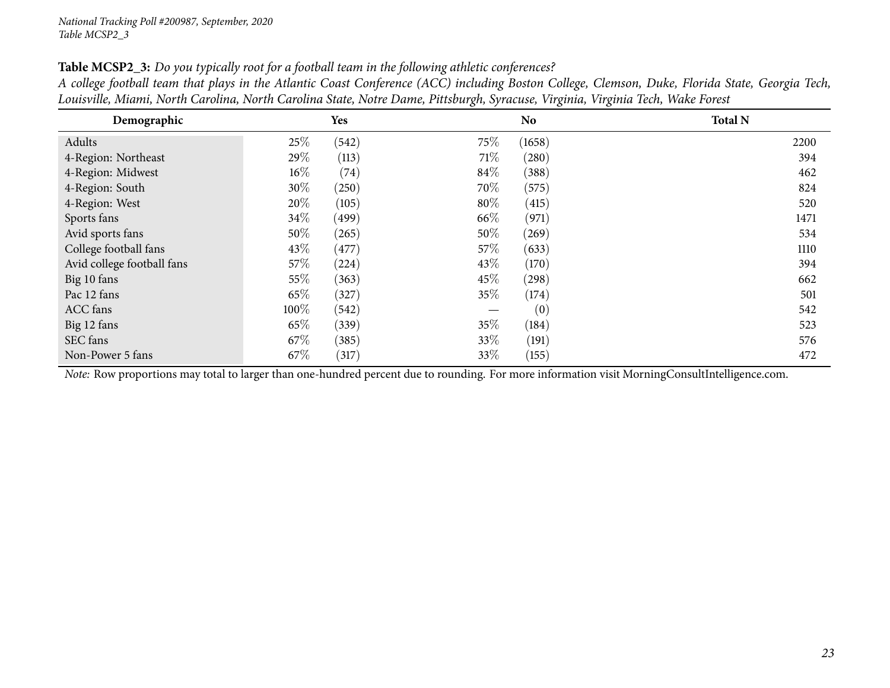**Table MCSP2_3:** *Do you typically root for a football team in the following athletic conferences?*
*A college football team that plays in the Atlantic Coast Conference (ACC) including Boston College, Clemson, Duke, Florida State, Georgia Tech, Louisville, Miami, North Carolina, North Carolina State, Notre Dame, Pittsburgh, Syracuse, Virginia, Virginia Tech, Wake Forest*

| Demographic | Yes | | No | | Total N |
|---|---|---|---|---|---|
| Adults | 25% | (542) | 75% | (1658) | 2200 |
| 4-Region: Northeast | 29% | (113) | 71% | (280) | 394 |
| 4-Region: Midwest | 16% | (74) | 84% | (388) | 462 |
| 4-Region: South | 30% | (250) | 70% | (575) | 824 |
| 4-Region: West | 20% | (105) | 80% | (415) | 520 |
| Sports fans | 34% | (499) | 66% | (971) | 1471 |
| Avid sports fans | 50% | (265) | 50% | (269) | 534 |
| College football fans | 43% | (477) | 57% | (633) | 1110 |
| Avid college football fans | 57% | (224) | 43% | (170) | 394 |
| Big 10 fans | 55% | (363) | 45% | (298) | 662 |
| Pac 12 fans | 65% | (327) | 35% | (174) | 501 |
| ACC fans | 100% | (542) | — | (0) | 542 |
| Big 12 fans | 65% | (339) | 35% | (184) | 523 |
| SEC fans | 67% | (385) | 33% | (191) | 576 |
| Non-Power 5 fans | 67% | (317) | 33% | (155) | 472 |

*Note:* Row proportions may total to larger than one-hundred percent due to rounding. For more information visit MorningConsultIntelligence.com.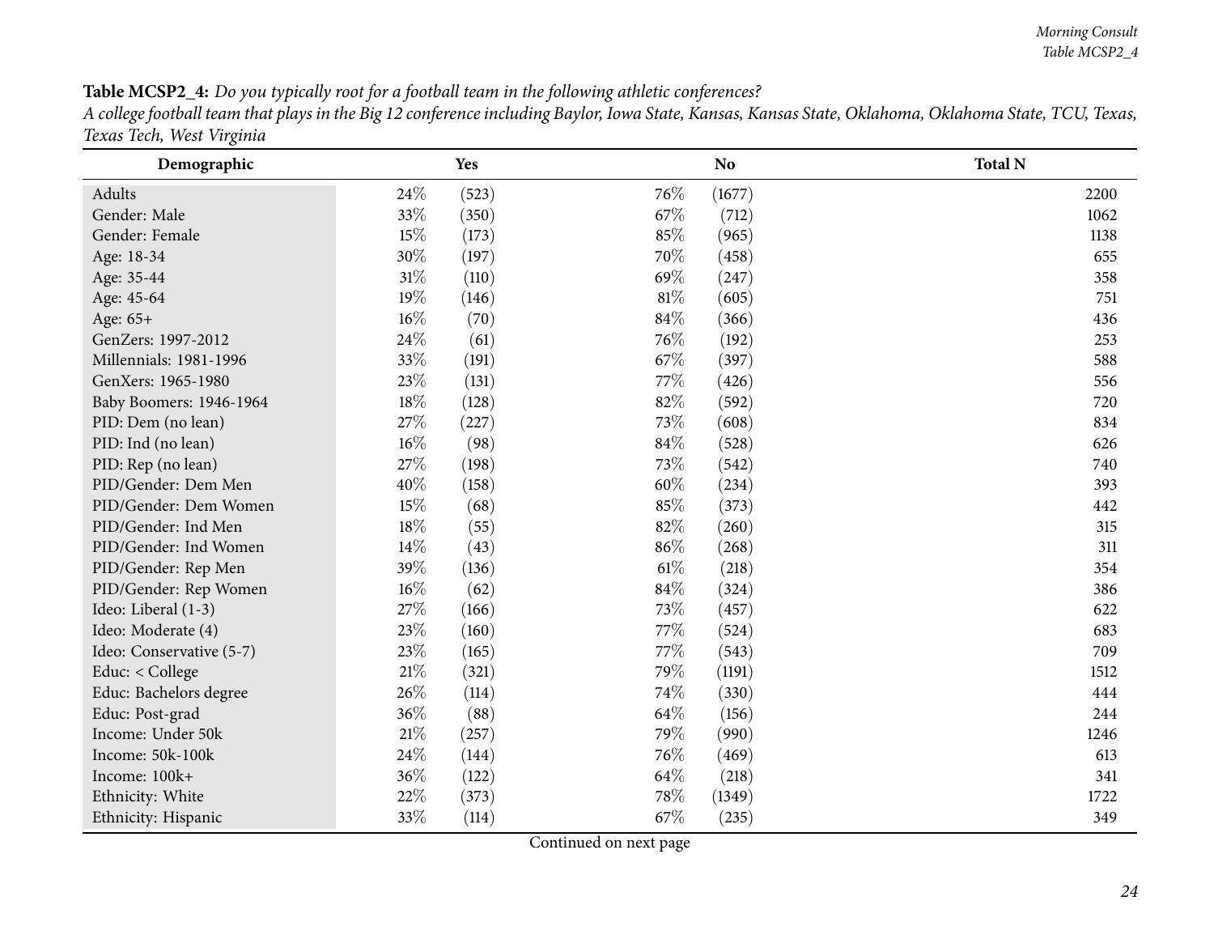**Table MCSP2_4:** *Do you typically root for a football team in the following athletic conferences?*
*A college football team that plays in the Big 12 conference including Baylor, Iowa State, Kansas, Kansas State, Oklahoma, Oklahoma State, TCU, Texas, Texas Tech, West Virginia*

| Demographic | Yes | | No | | Total N |
|---|---|---|---|---|---|
| Adults | 24% | (523) | 76% | (1677) | 2200 |
| Gender: Male | 33% | (350) | 67% | (712) | 1062 |
| Gender: Female | 15% | (173) | 85% | (965) | 1138 |
| Age: 18-34 | 30% | (197) | 70% | (458) | 655 |
| Age: 35-44 | 31% | (110) | 69% | (247) | 358 |
| Age: 45-64 | 19% | (146) | 81% | (605) | 751 |
| Age: 65+ | 16% | (70) | 84% | (366) | 436 |
| GenZers: 1997-2012 | 24% | (61) | 76% | (192) | 253 |
| Millennials: 1981-1996 | 33% | (191) | 67% | (397) | 588 |
| GenXers: 1965-1980 | 23% | (131) | 77% | (426) | 556 |
| Baby Boomers: 1946-1964 | 18% | (128) | 82% | (592) | 720 |
| PID: Dem (no lean) | 27% | (227) | 73% | (608) | 834 |
| PID: Ind (no lean) | 16% | (98) | 84% | (528) | 626 |
| PID: Rep (no lean) | 27% | (198) | 73% | (542) | 740 |
| PID/Gender: Dem Men | 40% | (158) | 60% | (234) | 393 |
| PID/Gender: Dem Women | 15% | (68) | 85% | (373) | 442 |
| PID/Gender: Ind Men | 18% | (55) | 82% | (260) | 315 |
| PID/Gender: Ind Women | 14% | (43) | 86% | (268) | 311 |
| PID/Gender: Rep Men | 39% | (136) | 61% | (218) | 354 |
| PID/Gender: Rep Women | 16% | (62) | 84% | (324) | 386 |
| Ideo: Liberal (1-3) | 27% | (166) | 73% | (457) | 622 |
| Ideo: Moderate (4) | 23% | (160) | 77% | (524) | 683 |
| Ideo: Conservative (5-7) | 23% | (165) | 77% | (543) | 709 |
| Educ: < College | 21% | (321) | 79% | (1191) | 1512 |
| Educ: Bachelors degree | 26% | (114) | 74% | (330) | 444 |
| Educ: Post-grad | 36% | (88) | 64% | (156) | 244 |
| Income: Under 50k | 21% | (257) | 79% | (990) | 1246 |
| Income: 50k-100k | 24% | (144) | 76% | (469) | 613 |
| Income: 100k+ | 36% | (122) | 64% | (218) | 341 |
| Ethnicity: White | 22% | (373) | 78% | (1349) | 1722 |
| Ethnicity: Hispanic | 33% | (114) | 67% | (235) | 349 |

Continued on next page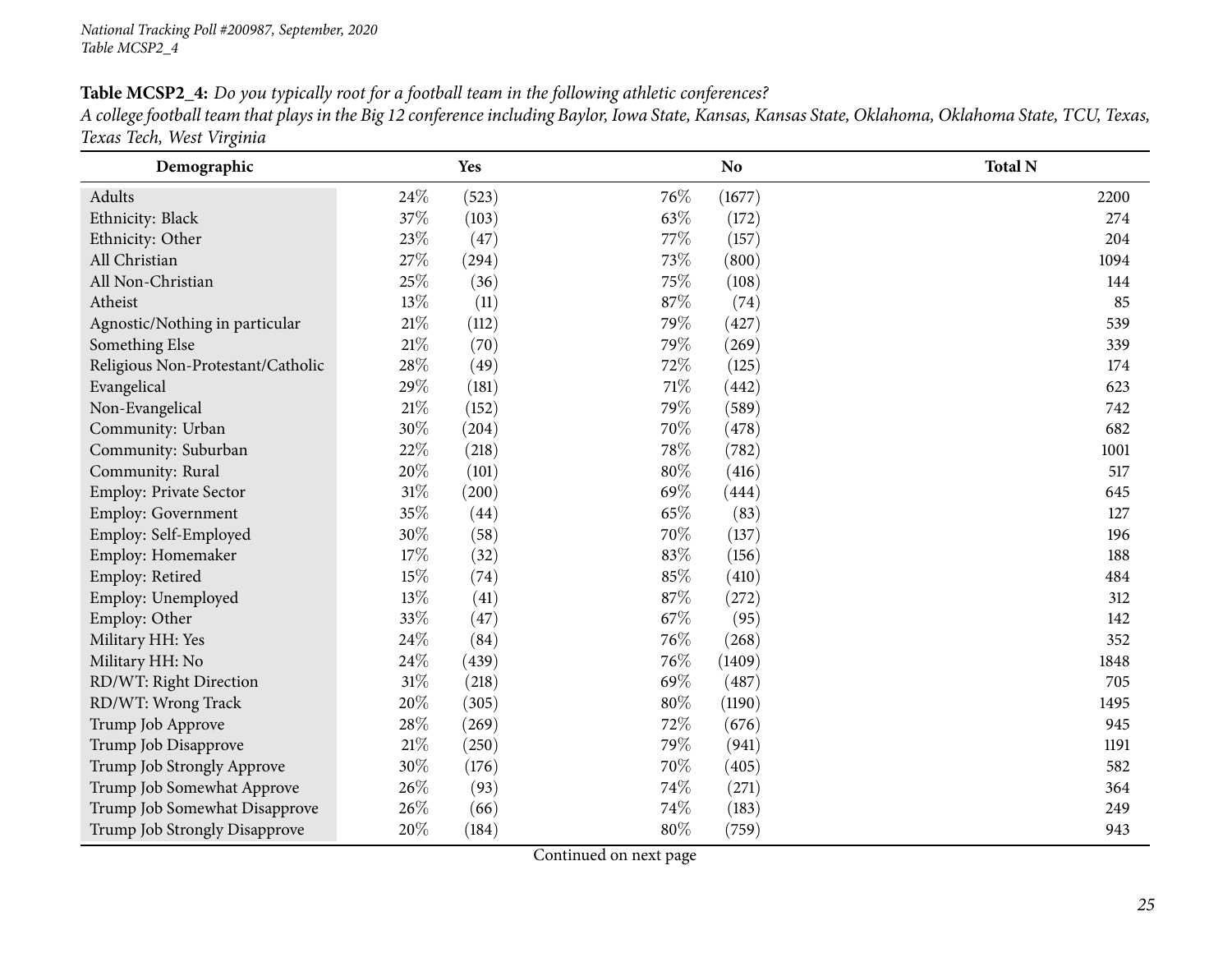**Table MCSP2_4:** *Do you typically root for a football team in the following athletic conferences?*
*A college football team that plays in the Big 12 conference including Baylor, Iowa State, Kansas, Kansas State, Oklahoma, Oklahoma State, TCU, Texas, Texas Tech, West Virginia*

| Demographic | Yes | | No | | Total N |
|---|---|---|---|---|---|
| Adults | 24% | (523) | 76% | (1677) | 2200 |
| Ethnicity: Black | 37% | (103) | 63% | (172) | 274 |
| Ethnicity: Other | 23% | (47) | 77% | (157) | 204 |
| All Christian | 27% | (294) | 73% | (800) | 1094 |
| All Non-Christian | 25% | (36) | 75% | (108) | 144 |
| Atheist | 13% | (11) | 87% | (74) | 85 |
| Agnostic/Nothing in particular | 21% | (112) | 79% | (427) | 539 |
| Something Else | 21% | (70) | 79% | (269) | 339 |
| Religious Non-Protestant/Catholic | 28% | (49) | 72% | (125) | 174 |
| Evangelical | 29% | (181) | 71% | (442) | 623 |
| Non-Evangelical | 21% | (152) | 79% | (589) | 742 |
| Community: Urban | 30% | (204) | 70% | (478) | 682 |
| Community: Suburban | 22% | (218) | 78% | (782) | 1001 |
| Community: Rural | 20% | (101) | 80% | (416) | 517 |
| Employ: Private Sector | 31% | (200) | 69% | (444) | 645 |
| Employ: Government | 35% | (44) | 65% | (83) | 127 |
| Employ: Self-Employed | 30% | (58) | 70% | (137) | 196 |
| Employ: Homemaker | 17% | (32) | 83% | (156) | 188 |
| Employ: Retired | 15% | (74) | 85% | (410) | 484 |
| Employ: Unemployed | 13% | (41) | 87% | (272) | 312 |
| Employ: Other | 33% | (47) | 67% | (95) | 142 |
| Military HH: Yes | 24% | (84) | 76% | (268) | 352 |
| Military HH: No | 24% | (439) | 76% | (1409) | 1848 |
| RD/WT: Right Direction | 31% | (218) | 69% | (487) | 705 |
| RD/WT: Wrong Track | 20% | (305) | 80% | (1190) | 1495 |
| Trump Job Approve | 28% | (269) | 72% | (676) | 945 |
| Trump Job Disapprove | 21% | (250) | 79% | (941) | 1191 |
| Trump Job Strongly Approve | 30% | (176) | 70% | (405) | 582 |
| Trump Job Somewhat Approve | 26% | (93) | 74% | (271) | 364 |
| Trump Job Somewhat Disapprove | 26% | (66) | 74% | (183) | 249 |
| Trump Job Strongly Disapprove | 20% | (184) | 80% | (759) | 943 |

Continued on next page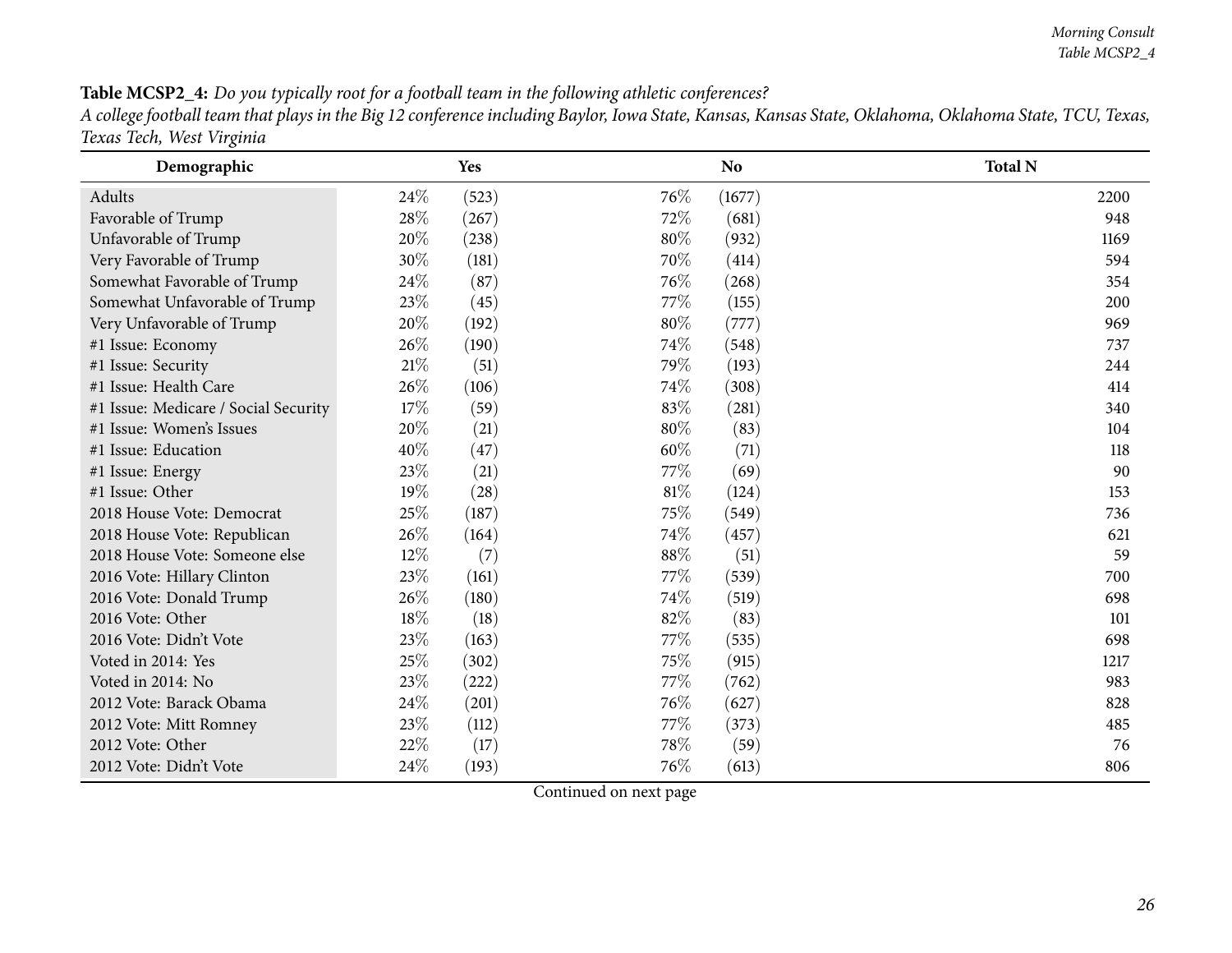**Table MCSP2_4:** *Do you typically root for a football team in the following athletic conferences?*
*A college football team that plays in the Big 12 conference including Baylor, Iowa State, Kansas, Kansas State, Oklahoma, Oklahoma State, TCU, Texas, Texas Tech, West Virginia*

| Demographic | Yes | | No | | Total N |
|---|---|---|---|---|---|
| Adults | 24% | (523) | 76% | (1677) | 2200 |
| Favorable of Trump | 28% | (267) | 72% | (681) | 948 |
| Unfavorable of Trump | 20% | (238) | 80% | (932) | 1169 |
| Very Favorable of Trump | 30% | (181) | 70% | (414) | 594 |
| Somewhat Favorable of Trump | 24% | (87) | 76% | (268) | 354 |
| Somewhat Unfavorable of Trump | 23% | (45) | 77% | (155) | 200 |
| Very Unfavorable of Trump | 20% | (192) | 80% | (777) | 969 |
| #1 Issue: Economy | 26% | (190) | 74% | (548) | 737 |
| #1 Issue: Security | 21% | (51) | 79% | (193) | 244 |
| #1 Issue: Health Care | 26% | (106) | 74% | (308) | 414 |
| #1 Issue: Medicare / Social Security | 17% | (59) | 83% | (281) | 340 |
| #1 Issue: Women's Issues | 20% | (21) | 80% | (83) | 104 |
| #1 Issue: Education | 40% | (47) | 60% | (71) | 118 |
| #1 Issue: Energy | 23% | (21) | 77% | (69) | 90 |
| #1 Issue: Other | 19% | (28) | 81% | (124) | 153 |
| 2018 House Vote: Democrat | 25% | (187) | 75% | (549) | 736 |
| 2018 House Vote: Republican | 26% | (164) | 74% | (457) | 621 |
| 2018 House Vote: Someone else | 12% | (7) | 88% | (51) | 59 |
| 2016 Vote: Hillary Clinton | 23% | (161) | 77% | (539) | 700 |
| 2016 Vote: Donald Trump | 26% | (180) | 74% | (519) | 698 |
| 2016 Vote: Other | 18% | (18) | 82% | (83) | 101 |
| 2016 Vote: Didn't Vote | 23% | (163) | 77% | (535) | 698 |
| Voted in 2014: Yes | 25% | (302) | 75% | (915) | 1217 |
| Voted in 2014: No | 23% | (222) | 77% | (762) | 983 |
| 2012 Vote: Barack Obama | 24% | (201) | 76% | (627) | 828 |
| 2012 Vote: Mitt Romney | 23% | (112) | 77% | (373) | 485 |
| 2012 Vote: Other | 22% | (17) | 78% | (59) | 76 |
| 2012 Vote: Didn't Vote | 24% | (193) | 76% | (613) | 806 |

Continued on next page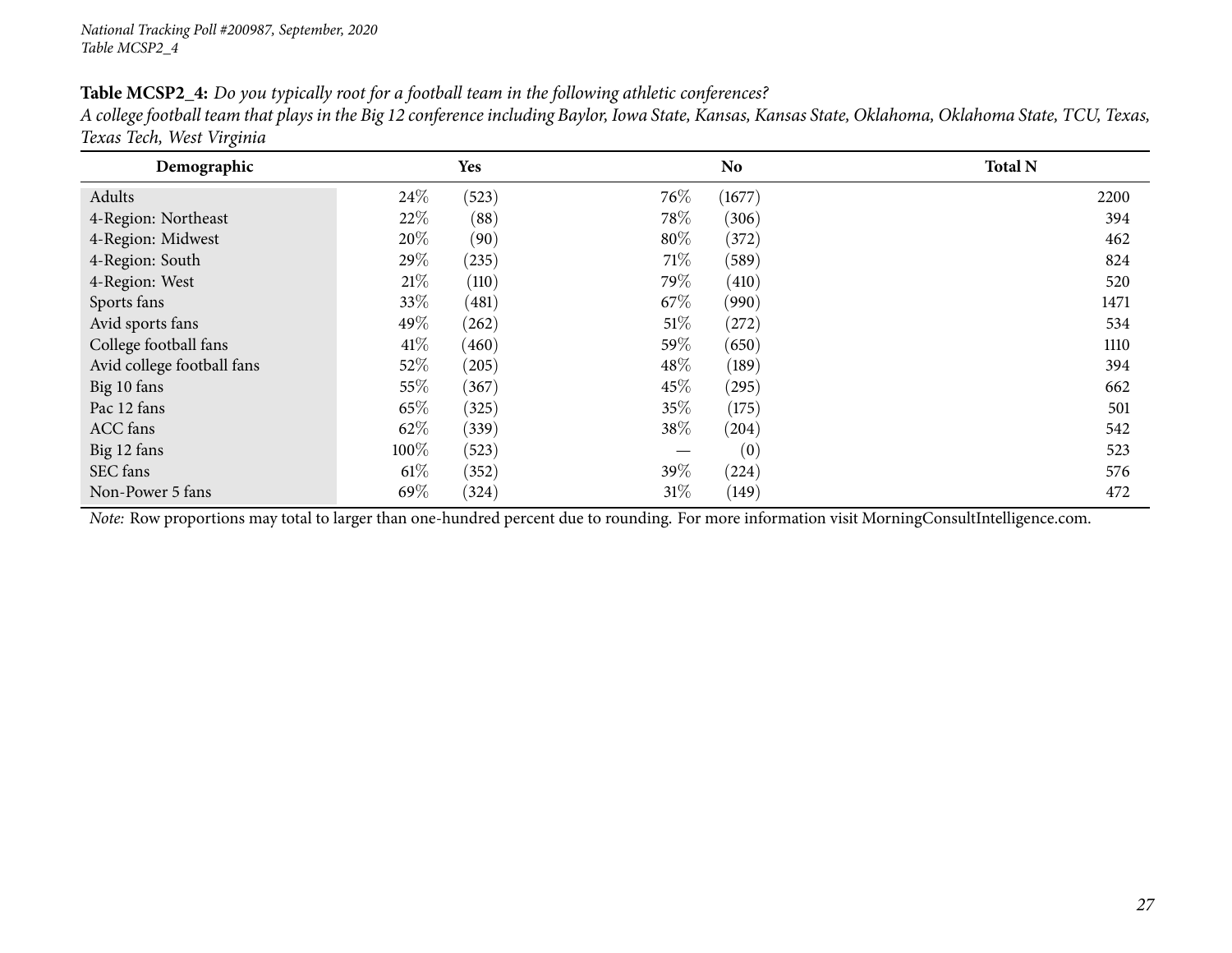**Table MCSP2_4:** *Do you typically root for a football team in the following athletic conferences?*
*A college football team that plays in the Big 12 conference including Baylor, Iowa State, Kansas, Kansas State, Oklahoma, Oklahoma State, TCU, Texas, Texas Tech, West Virginia*

| Demographic | Yes | | No | | Total N |
|---|---|---|---|---|---|
| Adults | 24% | (523) | 76% | (1677) | 2200 |
| 4-Region: Northeast | 22% | (88) | 78% | (306) | 394 |
| 4-Region: Midwest | 20% | (90) | 80% | (372) | 462 |
| 4-Region: South | 29% | (235) | 71% | (589) | 824 |
| 4-Region: West | 21% | (110) | 79% | (410) | 520 |
| Sports fans | 33% | (481) | 67% | (990) | 1471 |
| Avid sports fans | 49% | (262) | 51% | (272) | 534 |
| College football fans | 41% | (460) | 59% | (650) | 1110 |
| Avid college football fans | 52% | (205) | 48% | (189) | 394 |
| Big 10 fans | 55% | (367) | 45% | (295) | 662 |
| Pac 12 fans | 65% | (325) | 35% | (175) | 501 |
| ACC fans | 62% | (339) | 38% | (204) | 542 |
| Big 12 fans | 100% | (523) | — | (0) | 523 |
| SEC fans | 61% | (352) | 39% | (224) | 576 |
| Non-Power 5 fans | 69% | (324) | 31% | (149) | 472 |

*Note:* Row proportions may total to larger than one-hundred percent due to rounding. For more information visit MorningConsultIntelligence.com.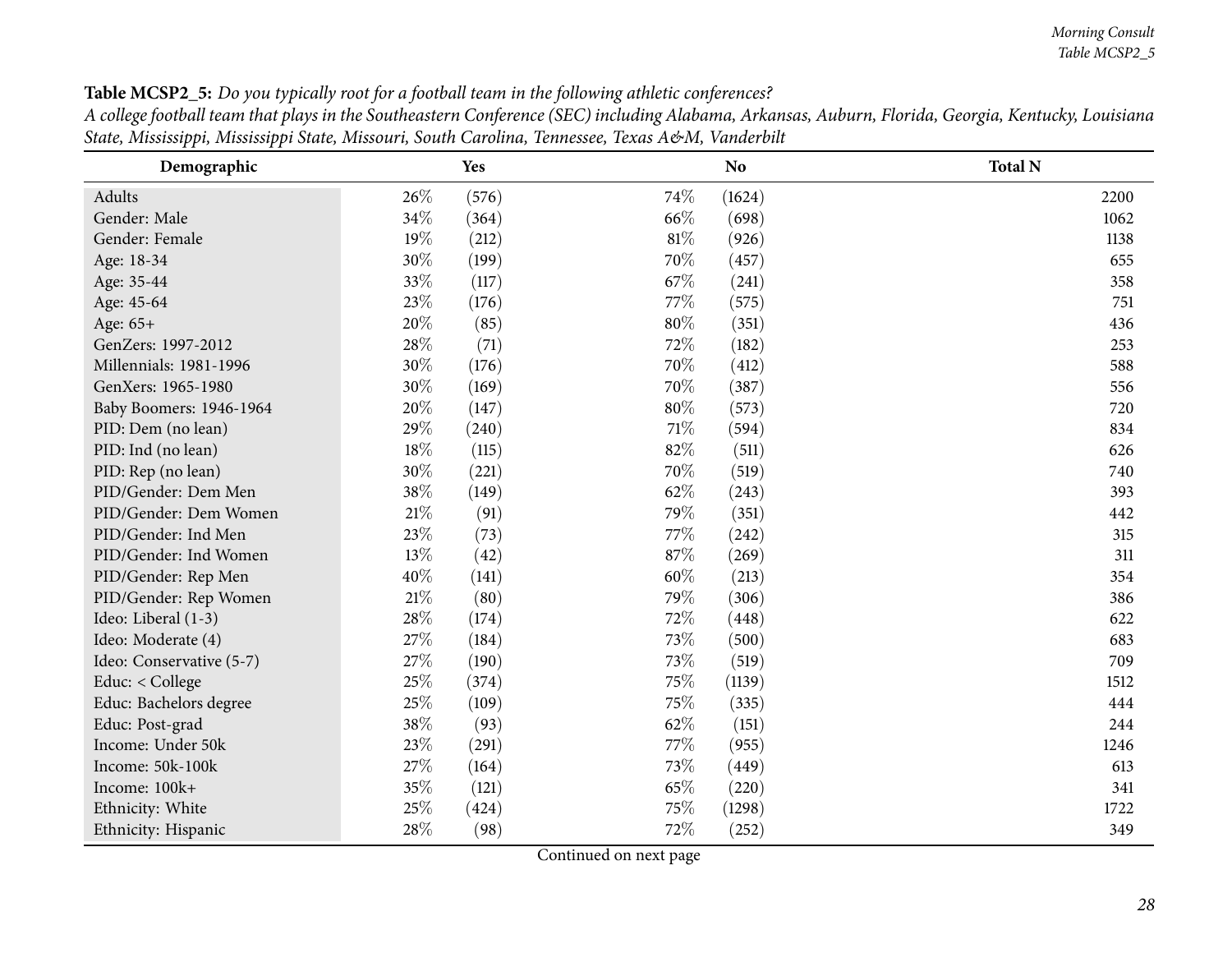**Table MCSP2_5:** *Do you typically root for a football team in the following athletic conferences?*
*A college football team that plays in the Southeastern Conference (SEC) including Alabama, Arkansas, Auburn, Florida, Georgia, Kentucky, Louisiana State, Mississippi, Mississippi State, Missouri, South Carolina, Tennessee, Texas A&M, Vanderbilt*

| Demographic | Yes | | No | | Total N |
|---|---|---|---|---|---|
| Adults | 26% | (576) | 74% | (1624) | 2200 |
| Gender: Male | 34% | (364) | 66% | (698) | 1062 |
| Gender: Female | 19% | (212) | 81% | (926) | 1138 |
| Age: 18-34 | 30% | (199) | 70% | (457) | 655 |
| Age: 35-44 | 33% | (117) | 67% | (241) | 358 |
| Age: 45-64 | 23% | (176) | 77% | (575) | 751 |
| Age: 65+ | 20% | (85) | 80% | (351) | 436 |
| GenZers: 1997-2012 | 28% | (71) | 72% | (182) | 253 |
| Millennials: 1981-1996 | 30% | (176) | 70% | (412) | 588 |
| GenXers: 1965-1980 | 30% | (169) | 70% | (387) | 556 |
| Baby Boomers: 1946-1964 | 20% | (147) | 80% | (573) | 720 |
| PID: Dem (no lean) | 29% | (240) | 71% | (594) | 834 |
| PID: Ind (no lean) | 18% | (115) | 82% | (511) | 626 |
| PID: Rep (no lean) | 30% | (221) | 70% | (519) | 740 |
| PID/Gender: Dem Men | 38% | (149) | 62% | (243) | 393 |
| PID/Gender: Dem Women | 21% | (91) | 79% | (351) | 442 |
| PID/Gender: Ind Men | 23% | (73) | 77% | (242) | 315 |
| PID/Gender: Ind Women | 13% | (42) | 87% | (269) | 311 |
| PID/Gender: Rep Men | 40% | (141) | 60% | (213) | 354 |
| PID/Gender: Rep Women | 21% | (80) | 79% | (306) | 386 |
| Ideo: Liberal (1-3) | 28% | (174) | 72% | (448) | 622 |
| Ideo: Moderate (4) | 27% | (184) | 73% | (500) | 683 |
| Ideo: Conservative (5-7) | 27% | (190) | 73% | (519) | 709 |
| Educ: < College | 25% | (374) | 75% | (1139) | 1512 |
| Educ: Bachelors degree | 25% | (109) | 75% | (335) | 444 |
| Educ: Post-grad | 38% | (93) | 62% | (151) | 244 |
| Income: Under 50k | 23% | (291) | 77% | (955) | 1246 |
| Income: 50k-100k | 27% | (164) | 73% | (449) | 613 |
| Income: 100k+ | 35% | (121) | 65% | (220) | 341 |
| Ethnicity: White | 25% | (424) | 75% | (1298) | 1722 |
| Ethnicity: Hispanic | 28% | (98) | 72% | (252) | 349 |

Continued on next page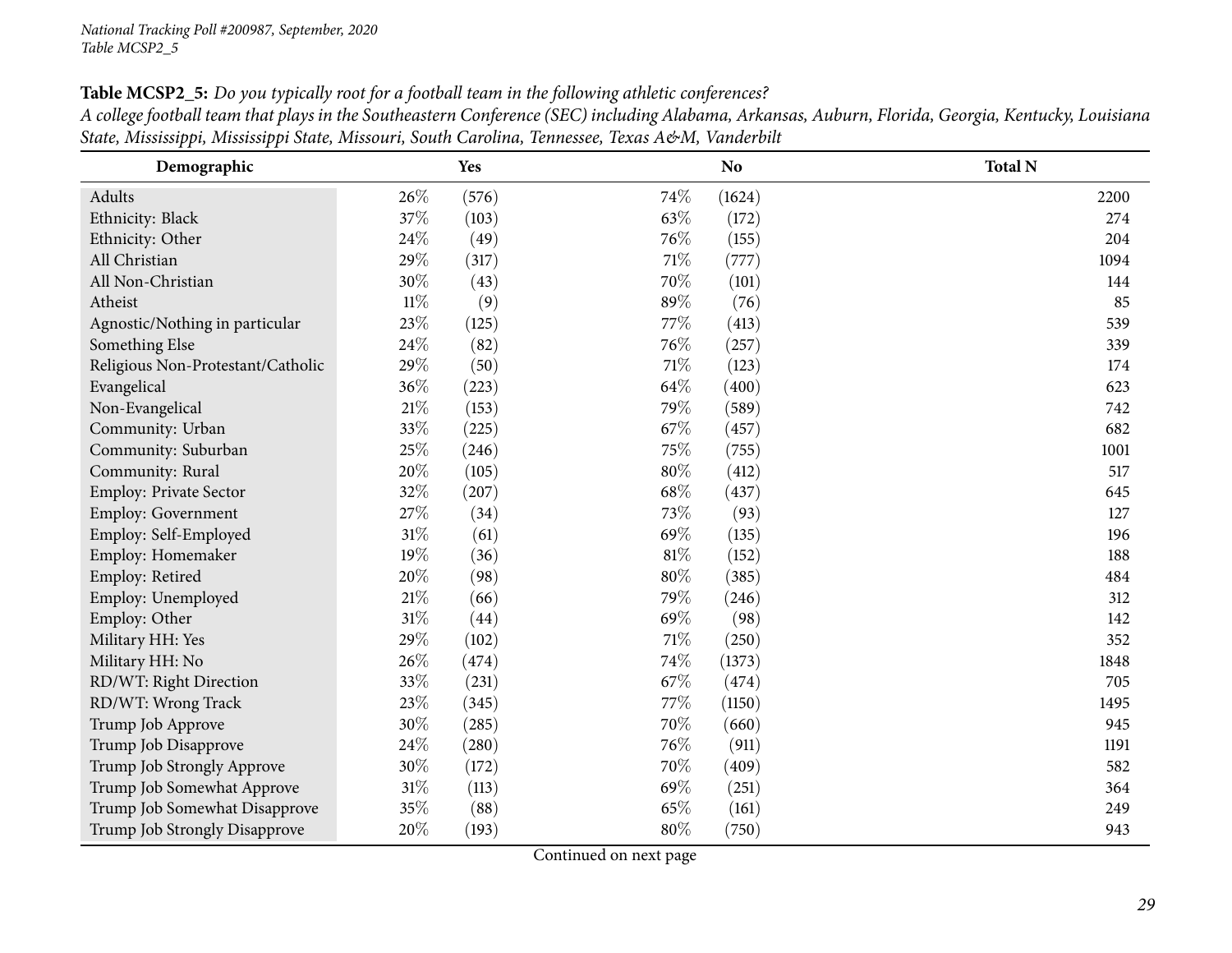**Table MCSP2_5:** *Do you typically root for a football team in the following athletic conferences?*
*A college football team that plays in the Southeastern Conference (SEC) including Alabama, Arkansas, Auburn, Florida, Georgia, Kentucky, Louisiana State, Mississippi, Mississippi State, Missouri, South Carolina, Tennessee, Texas A&M, Vanderbilt*

| Demographic | Yes | | No | | Total N |
|---|---|---|---|---|---|
| Adults | 26% | (576) | 74% | (1624) | 2200 |
| Ethnicity: Black | 37% | (103) | 63% | (172) | 274 |
| Ethnicity: Other | 24% | (49) | 76% | (155) | 204 |
| All Christian | 29% | (317) | 71% | (777) | 1094 |
| All Non-Christian | 30% | (43) | 70% | (101) | 144 |
| Atheist | 11% | (9) | 89% | (76) | 85 |
| Agnostic/Nothing in particular | 23% | (125) | 77% | (413) | 539 |
| Something Else | 24% | (82) | 76% | (257) | 339 |
| Religious Non-Protestant/Catholic | 29% | (50) | 71% | (123) | 174 |
| Evangelical | 36% | (223) | 64% | (400) | 623 |
| Non-Evangelical | 21% | (153) | 79% | (589) | 742 |
| Community: Urban | 33% | (225) | 67% | (457) | 682 |
| Community: Suburban | 25% | (246) | 75% | (755) | 1001 |
| Community: Rural | 20% | (105) | 80% | (412) | 517 |
| Employ: Private Sector | 32% | (207) | 68% | (437) | 645 |
| Employ: Government | 27% | (34) | 73% | (93) | 127 |
| Employ: Self-Employed | 31% | (61) | 69% | (135) | 196 |
| Employ: Homemaker | 19% | (36) | 81% | (152) | 188 |
| Employ: Retired | 20% | (98) | 80% | (385) | 484 |
| Employ: Unemployed | 21% | (66) | 79% | (246) | 312 |
| Employ: Other | 31% | (44) | 69% | (98) | 142 |
| Military HH: Yes | 29% | (102) | 71% | (250) | 352 |
| Military HH: No | 26% | (474) | 74% | (1373) | 1848 |
| RD/WT: Right Direction | 33% | (231) | 67% | (474) | 705 |
| RD/WT: Wrong Track | 23% | (345) | 77% | (1150) | 1495 |
| Trump Job Approve | 30% | (285) | 70% | (660) | 945 |
| Trump Job Disapprove | 24% | (280) | 76% | (911) | 1191 |
| Trump Job Strongly Approve | 30% | (172) | 70% | (409) | 582 |
| Trump Job Somewhat Approve | 31% | (113) | 69% | (251) | 364 |
| Trump Job Somewhat Disapprove | 35% | (88) | 65% | (161) | 249 |
| Trump Job Strongly Disapprove | 20% | (193) | 80% | (750) | 943 |

Continued on next page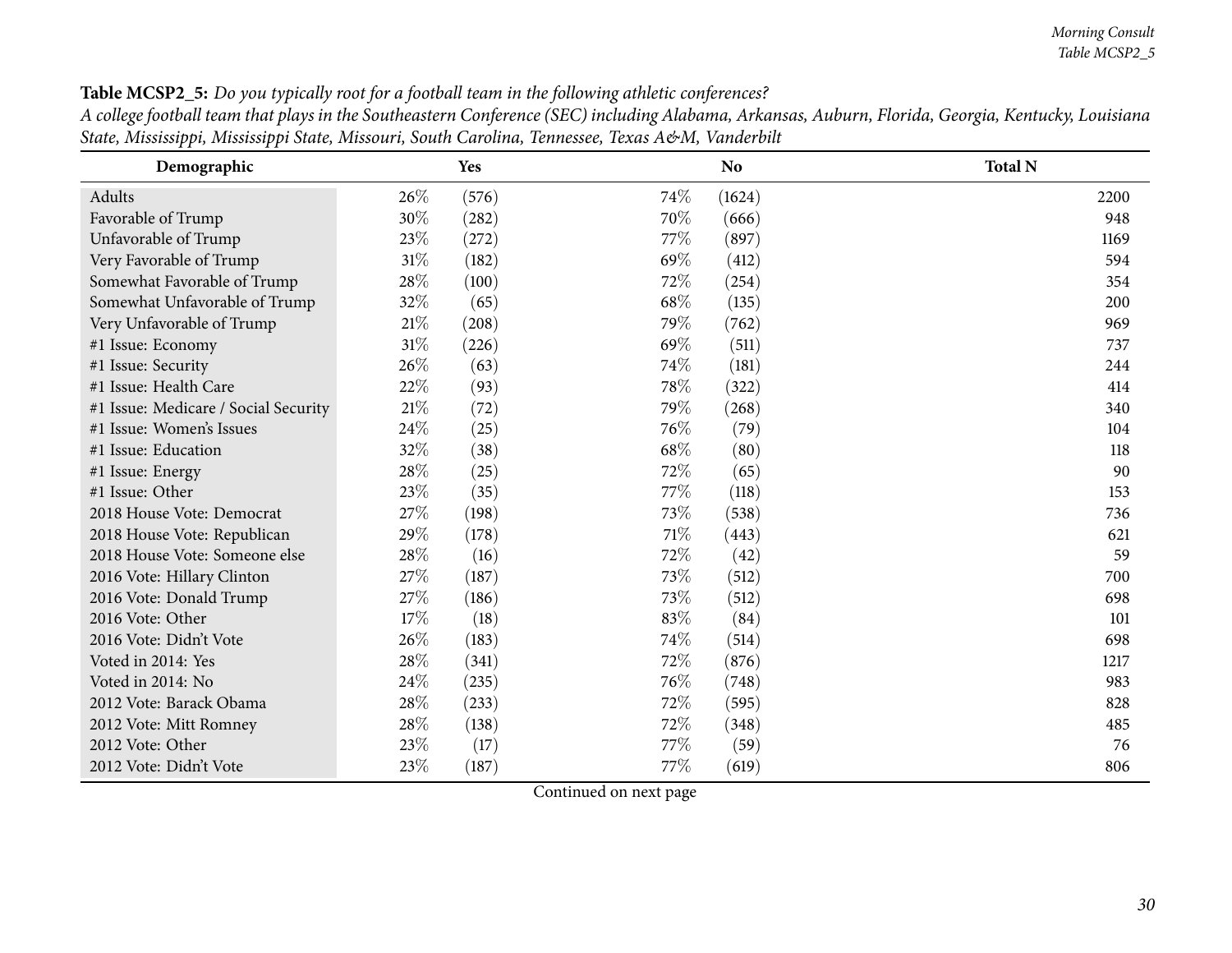**Table MCSP2_5:** *Do you typically root for a football team in the following athletic conferences?*
*A college football team that plays in the Southeastern Conference (SEC) including Alabama, Arkansas, Auburn, Florida, Georgia, Kentucky, Louisiana State, Mississippi, Mississippi State, Missouri, South Carolina, Tennessee, Texas A&M, Vanderbilt*

| Demographic | Yes | | No | | Total N |
|---|---|---|---|---|---|
| Adults | 26% | (576) | 74% | (1624) | 2200 |
| Favorable of Trump | 30% | (282) | 70% | (666) | 948 |
| Unfavorable of Trump | 23% | (272) | 77% | (897) | 1169 |
| Very Favorable of Trump | 31% | (182) | 69% | (412) | 594 |
| Somewhat Favorable of Trump | 28% | (100) | 72% | (254) | 354 |
| Somewhat Unfavorable of Trump | 32% | (65) | 68% | (135) | 200 |
| Very Unfavorable of Trump | 21% | (208) | 79% | (762) | 969 |
| #1 Issue: Economy | 31% | (226) | 69% | (511) | 737 |
| #1 Issue: Security | 26% | (63) | 74% | (181) | 244 |
| #1 Issue: Health Care | 22% | (93) | 78% | (322) | 414 |
| #1 Issue: Medicare / Social Security | 21% | (72) | 79% | (268) | 340 |
| #1 Issue: Women's Issues | 24% | (25) | 76% | (79) | 104 |
| #1 Issue: Education | 32% | (38) | 68% | (80) | 118 |
| #1 Issue: Energy | 28% | (25) | 72% | (65) | 90 |
| #1 Issue: Other | 23% | (35) | 77% | (118) | 153 |
| 2018 House Vote: Democrat | 27% | (198) | 73% | (538) | 736 |
| 2018 House Vote: Republican | 29% | (178) | 71% | (443) | 621 |
| 2018 House Vote: Someone else | 28% | (16) | 72% | (42) | 59 |
| 2016 Vote: Hillary Clinton | 27% | (187) | 73% | (512) | 700 |
| 2016 Vote: Donald Trump | 27% | (186) | 73% | (512) | 698 |
| 2016 Vote: Other | 17% | (18) | 83% | (84) | 101 |
| 2016 Vote: Didn't Vote | 26% | (183) | 74% | (514) | 698 |
| Voted in 2014: Yes | 28% | (341) | 72% | (876) | 1217 |
| Voted in 2014: No | 24% | (235) | 76% | (748) | 983 |
| 2012 Vote: Barack Obama | 28% | (233) | 72% | (595) | 828 |
| 2012 Vote: Mitt Romney | 28% | (138) | 72% | (348) | 485 |
| 2012 Vote: Other | 23% | (17) | 77% | (59) | 76 |
| 2012 Vote: Didn't Vote | 23% | (187) | 77% | (619) | 806 |

Continued on next page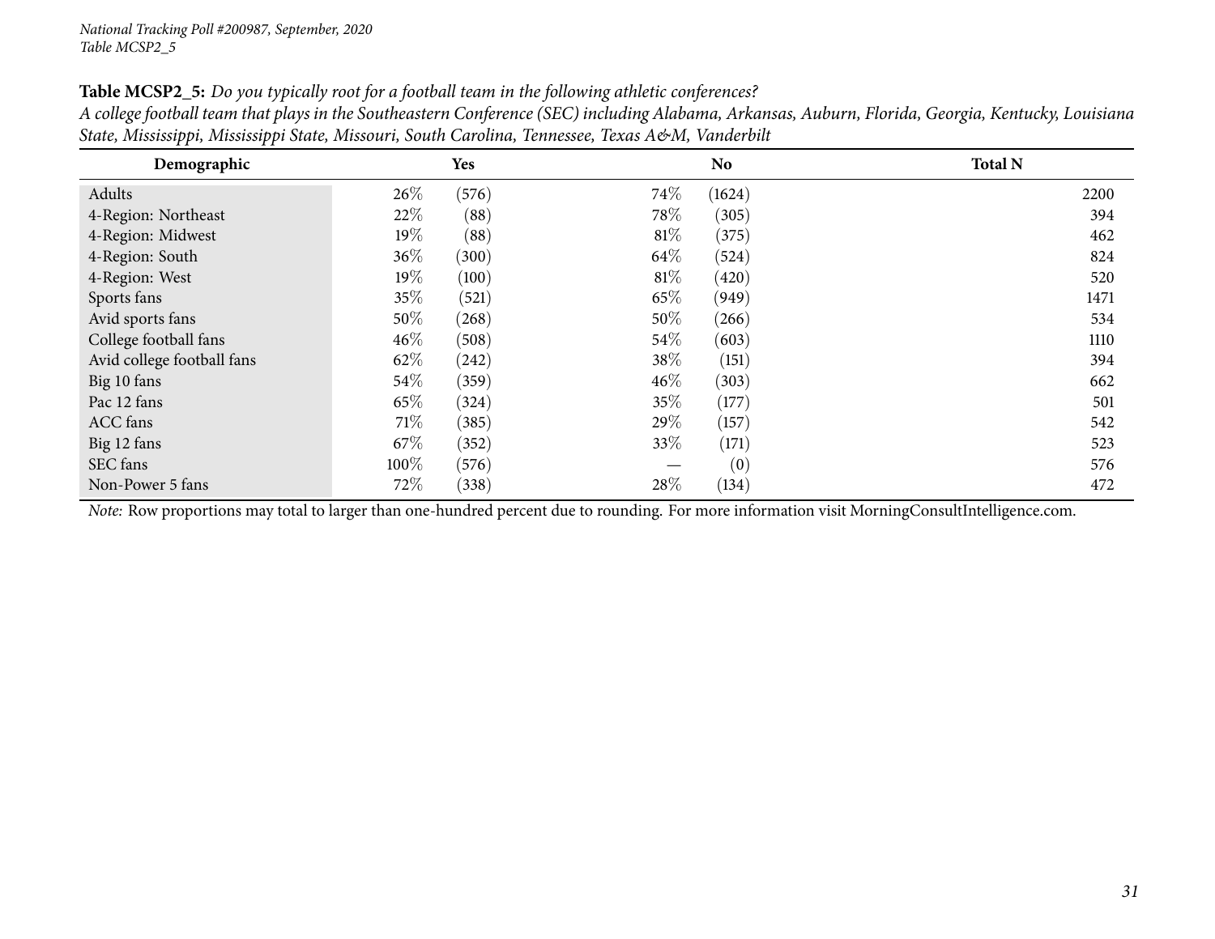**Table MCSP2_5:** *Do you typically root for a football team in the following athletic conferences?*

*A college football team that plays in the Southeastern Conference (SEC) including Alabama, Arkansas, Auburn, Florida, Georgia, Kentucky, Louisiana State, Mississippi, Mississippi State, Missouri, South Carolina, Tennessee, Texas A&M, Vanderbilt*

| Demographic | Yes | | No | | Total N |
|---|---|---|---|---|---|
| Adults | 26% | (576) | 74% | (1624) | 2200 |
| 4-Region: Northeast | 22% | (88) | 78% | (305) | 394 |
| 4-Region: Midwest | 19% | (88) | 81% | (375) | 462 |
| 4-Region: South | 36% | (300) | 64% | (524) | 824 |
| 4-Region: West | 19% | (100) | 81% | (420) | 520 |
| Sports fans | 35% | (521) | 65% | (949) | 1471 |
| Avid sports fans | 50% | (268) | 50% | (266) | 534 |
| College football fans | 46% | (508) | 54% | (603) | 1110 |
| Avid college football fans | 62% | (242) | 38% | (151) | 394 |
| Big 10 fans | 54% | (359) | 46% | (303) | 662 |
| Pac 12 fans | 65% | (324) | 35% | (177) | 501 |
| ACC fans | 71% | (385) | 29% | (157) | 542 |
| Big 12 fans | 67% | (352) | 33% | (171) | 523 |
| SEC fans | 100% | (576) | — | (0) | 576 |
| Non-Power 5 fans | 72% | (338) | 28% | (134) | 472 |

*Note:* Row proportions may total to larger than one-hundred percent due to rounding. For more information visit MorningConsultIntelligence.com.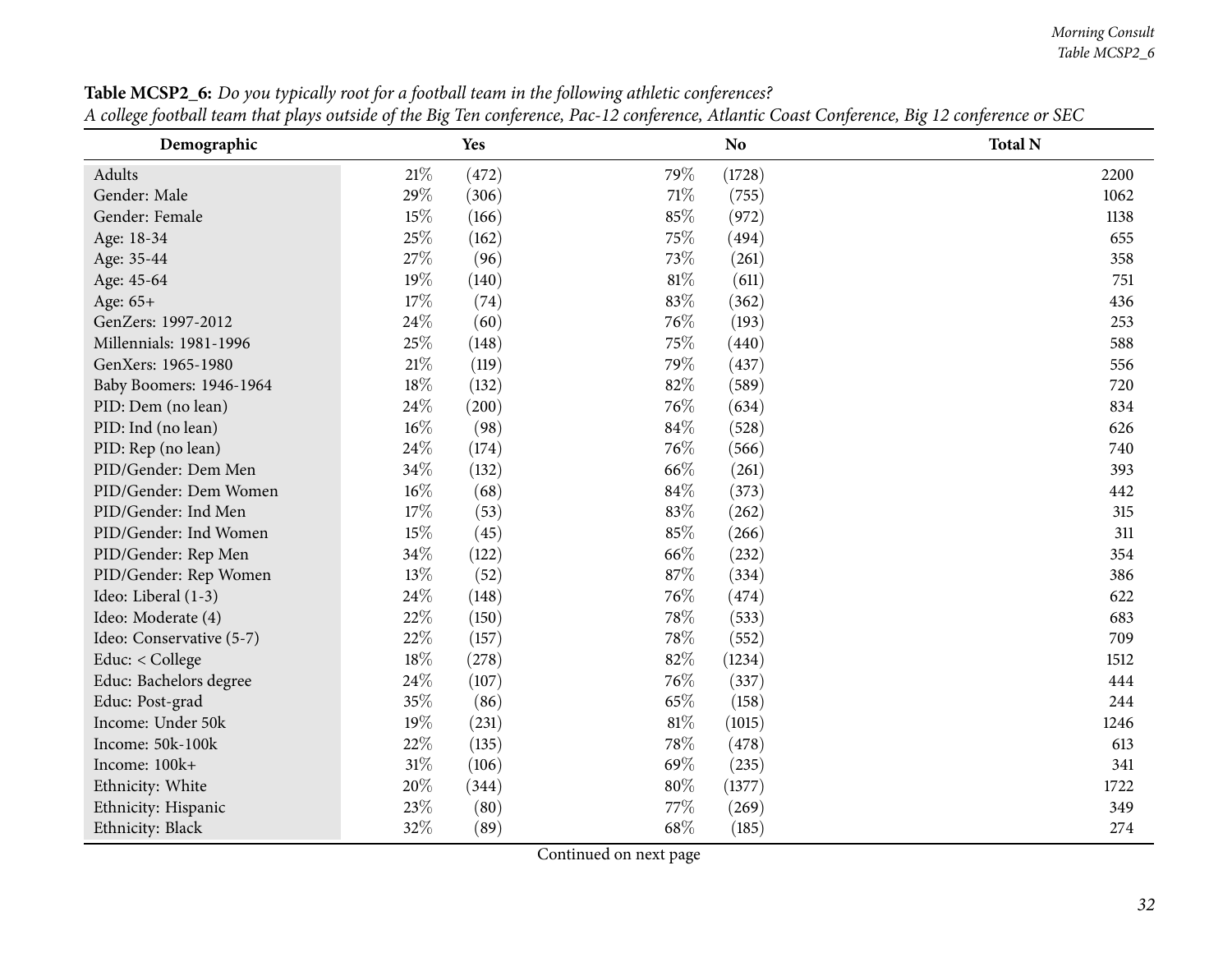**Table MCSP2_6:** *Do you typically root for a football team in the following athletic conferences?*
*A college football team that plays outside of the Big Ten conference, Pac-12 conference, Atlantic Coast Conference, Big 12 conference or SEC*

| Demographic | Yes | | No | | Total N |
|---|---|---|---|---|---|
| Adults | 21% | (472) | 79% | (1728) | 2200 |
| Gender: Male | 29% | (306) | 71% | (755) | 1062 |
| Gender: Female | 15% | (166) | 85% | (972) | 1138 |
| Age: 18-34 | 25% | (162) | 75% | (494) | 655 |
| Age: 35-44 | 27% | (96) | 73% | (261) | 358 |
| Age: 45-64 | 19% | (140) | 81% | (611) | 751 |
| Age: 65+ | 17% | (74) | 83% | (362) | 436 |
| GenZers: 1997-2012 | 24% | (60) | 76% | (193) | 253 |
| Millennials: 1981-1996 | 25% | (148) | 75% | (440) | 588 |
| GenXers: 1965-1980 | 21% | (119) | 79% | (437) | 556 |
| Baby Boomers: 1946-1964 | 18% | (132) | 82% | (589) | 720 |
| PID: Dem (no lean) | 24% | (200) | 76% | (634) | 834 |
| PID: Ind (no lean) | 16% | (98) | 84% | (528) | 626 |
| PID: Rep (no lean) | 24% | (174) | 76% | (566) | 740 |
| PID/Gender: Dem Men | 34% | (132) | 66% | (261) | 393 |
| PID/Gender: Dem Women | 16% | (68) | 84% | (373) | 442 |
| PID/Gender: Ind Men | 17% | (53) | 83% | (262) | 315 |
| PID/Gender: Ind Women | 15% | (45) | 85% | (266) | 311 |
| PID/Gender: Rep Men | 34% | (122) | 66% | (232) | 354 |
| PID/Gender: Rep Women | 13% | (52) | 87% | (334) | 386 |
| Ideo: Liberal (1-3) | 24% | (148) | 76% | (474) | 622 |
| Ideo: Moderate (4) | 22% | (150) | 78% | (533) | 683 |
| Ideo: Conservative (5-7) | 22% | (157) | 78% | (552) | 709 |
| Educ: < College | 18% | (278) | 82% | (1234) | 1512 |
| Educ: Bachelors degree | 24% | (107) | 76% | (337) | 444 |
| Educ: Post-grad | 35% | (86) | 65% | (158) | 244 |
| Income: Under 50k | 19% | (231) | 81% | (1015) | 1246 |
| Income: 50k-100k | 22% | (135) | 78% | (478) | 613 |
| Income: 100k+ | 31% | (106) | 69% | (235) | 341 |
| Ethnicity: White | 20% | (344) | 80% | (1377) | 1722 |
| Ethnicity: Hispanic | 23% | (80) | 77% | (269) | 349 |
| Ethnicity: Black | 32% | (89) | 68% | (185) | 274 |

Continued on next page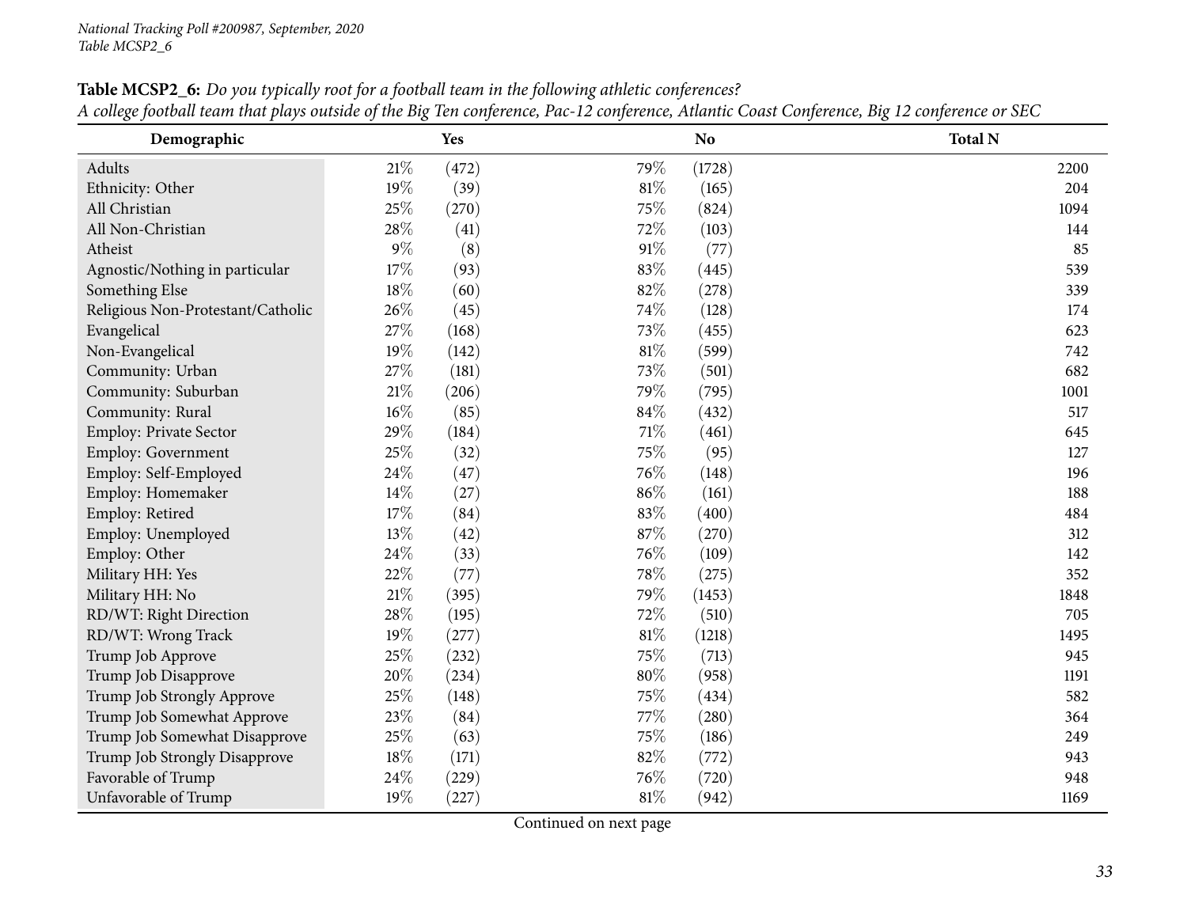**Table MCSP2_6:** *Do you typically root for a football team in the following athletic conferences?*
*A college football team that plays outside of the Big Ten conference, Pac-12 conference, Atlantic Coast Conference, Big 12 conference or SEC*

| Demographic | Yes | | No | | Total N |
|---|---|---|---|---|---|
| Adults | 21% | (472) | 79% | (1728) | 2200 |
| Ethnicity: Other | 19% | (39) | 81% | (165) | 204 |
| All Christian | 25% | (270) | 75% | (824) | 1094 |
| All Non-Christian | 28% | (41) | 72% | (103) | 144 |
| Atheist | 9% | (8) | 91% | (77) | 85 |
| Agnostic/Nothing in particular | 17% | (93) | 83% | (445) | 539 |
| Something Else | 18% | (60) | 82% | (278) | 339 |
| Religious Non-Protestant/Catholic | 26% | (45) | 74% | (128) | 174 |
| Evangelical | 27% | (168) | 73% | (455) | 623 |
| Non-Evangelical | 19% | (142) | 81% | (599) | 742 |
| Community: Urban | 27% | (181) | 73% | (501) | 682 |
| Community: Suburban | 21% | (206) | 79% | (795) | 1001 |
| Community: Rural | 16% | (85) | 84% | (432) | 517 |
| Employ: Private Sector | 29% | (184) | 71% | (461) | 645 |
| Employ: Government | 25% | (32) | 75% | (95) | 127 |
| Employ: Self-Employed | 24% | (47) | 76% | (148) | 196 |
| Employ: Homemaker | 14% | (27) | 86% | (161) | 188 |
| Employ: Retired | 17% | (84) | 83% | (400) | 484 |
| Employ: Unemployed | 13% | (42) | 87% | (270) | 312 |
| Employ: Other | 24% | (33) | 76% | (109) | 142 |
| Military HH: Yes | 22% | (77) | 78% | (275) | 352 |
| Military HH: No | 21% | (395) | 79% | (1453) | 1848 |
| RD/WT: Right Direction | 28% | (195) | 72% | (510) | 705 |
| RD/WT: Wrong Track | 19% | (277) | 81% | (1218) | 1495 |
| Trump Job Approve | 25% | (232) | 75% | (713) | 945 |
| Trump Job Disapprove | 20% | (234) | 80% | (958) | 1191 |
| Trump Job Strongly Approve | 25% | (148) | 75% | (434) | 582 |
| Trump Job Somewhat Approve | 23% | (84) | 77% | (280) | 364 |
| Trump Job Somewhat Disapprove | 25% | (63) | 75% | (186) | 249 |
| Trump Job Strongly Disapprove | 18% | (171) | 82% | (772) | 943 |
| Favorable of Trump | 24% | (229) | 76% | (720) | 948 |
| Unfavorable of Trump | 19% | (227) | 81% | (942) | 1169 |

Continued on next page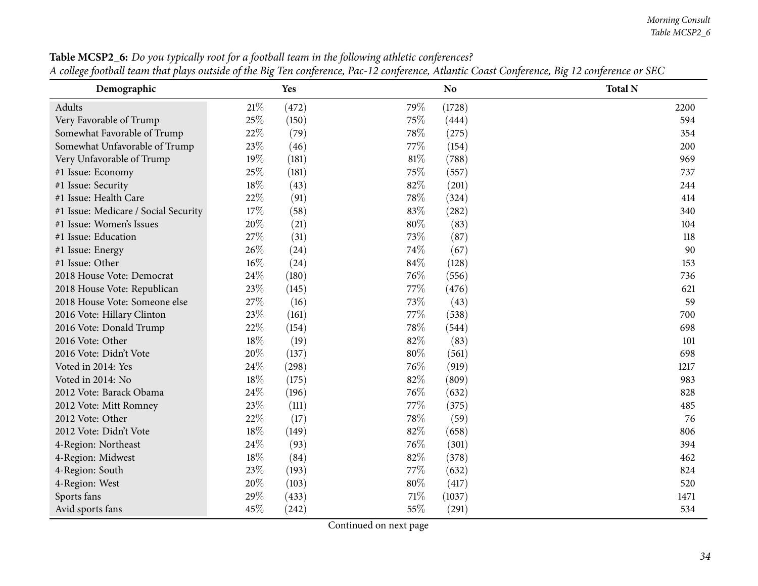**Table MCSP2_6:** *Do you typically root for a football team in the following athletic conferences?*
*A college football team that plays outside of the Big Ten conference, Pac-12 conference, Atlantic Coast Conference, Big 12 conference or SEC*

| Demographic | Yes | | No | | Total N |
|---|---|---|---|---|---|
| Adults | 21% | (472) | 79% | (1728) | 2200 |
| Very Favorable of Trump | 25% | (150) | 75% | (444) | 594 |
| Somewhat Favorable of Trump | 22% | (79) | 78% | (275) | 354 |
| Somewhat Unfavorable of Trump | 23% | (46) | 77% | (154) | 200 |
| Very Unfavorable of Trump | 19% | (181) | 81% | (788) | 969 |
| #1 Issue: Economy | 25% | (181) | 75% | (557) | 737 |
| #1 Issue: Security | 18% | (43) | 82% | (201) | 244 |
| #1 Issue: Health Care | 22% | (91) | 78% | (324) | 414 |
| #1 Issue: Medicare / Social Security | 17% | (58) | 83% | (282) | 340 |
| #1 Issue: Women's Issues | 20% | (21) | 80% | (83) | 104 |
| #1 Issue: Education | 27% | (31) | 73% | (87) | 118 |
| #1 Issue: Energy | 26% | (24) | 74% | (67) | 90 |
| #1 Issue: Other | 16% | (24) | 84% | (128) | 153 |
| 2018 House Vote: Democrat | 24% | (180) | 76% | (556) | 736 |
| 2018 House Vote: Republican | 23% | (145) | 77% | (476) | 621 |
| 2018 House Vote: Someone else | 27% | (16) | 73% | (43) | 59 |
| 2016 Vote: Hillary Clinton | 23% | (161) | 77% | (538) | 700 |
| 2016 Vote: Donald Trump | 22% | (154) | 78% | (544) | 698 |
| 2016 Vote: Other | 18% | (19) | 82% | (83) | 101 |
| 2016 Vote: Didn't Vote | 20% | (137) | 80% | (561) | 698 |
| Voted in 2014: Yes | 24% | (298) | 76% | (919) | 1217 |
| Voted in 2014: No | 18% | (175) | 82% | (809) | 983 |
| 2012 Vote: Barack Obama | 24% | (196) | 76% | (632) | 828 |
| 2012 Vote: Mitt Romney | 23% | (111) | 77% | (375) | 485 |
| 2012 Vote: Other | 22% | (17) | 78% | (59) | 76 |
| 2012 Vote: Didn't Vote | 18% | (149) | 82% | (658) | 806 |
| 4-Region: Northeast | 24% | (93) | 76% | (301) | 394 |
| 4-Region: Midwest | 18% | (84) | 82% | (378) | 462 |
| 4-Region: South | 23% | (193) | 77% | (632) | 824 |
| 4-Region: West | 20% | (103) | 80% | (417) | 520 |
| Sports fans | 29% | (433) | 71% | (1037) | 1471 |
| Avid sports fans | 45% | (242) | 55% | (291) | 534 |

Continued on next page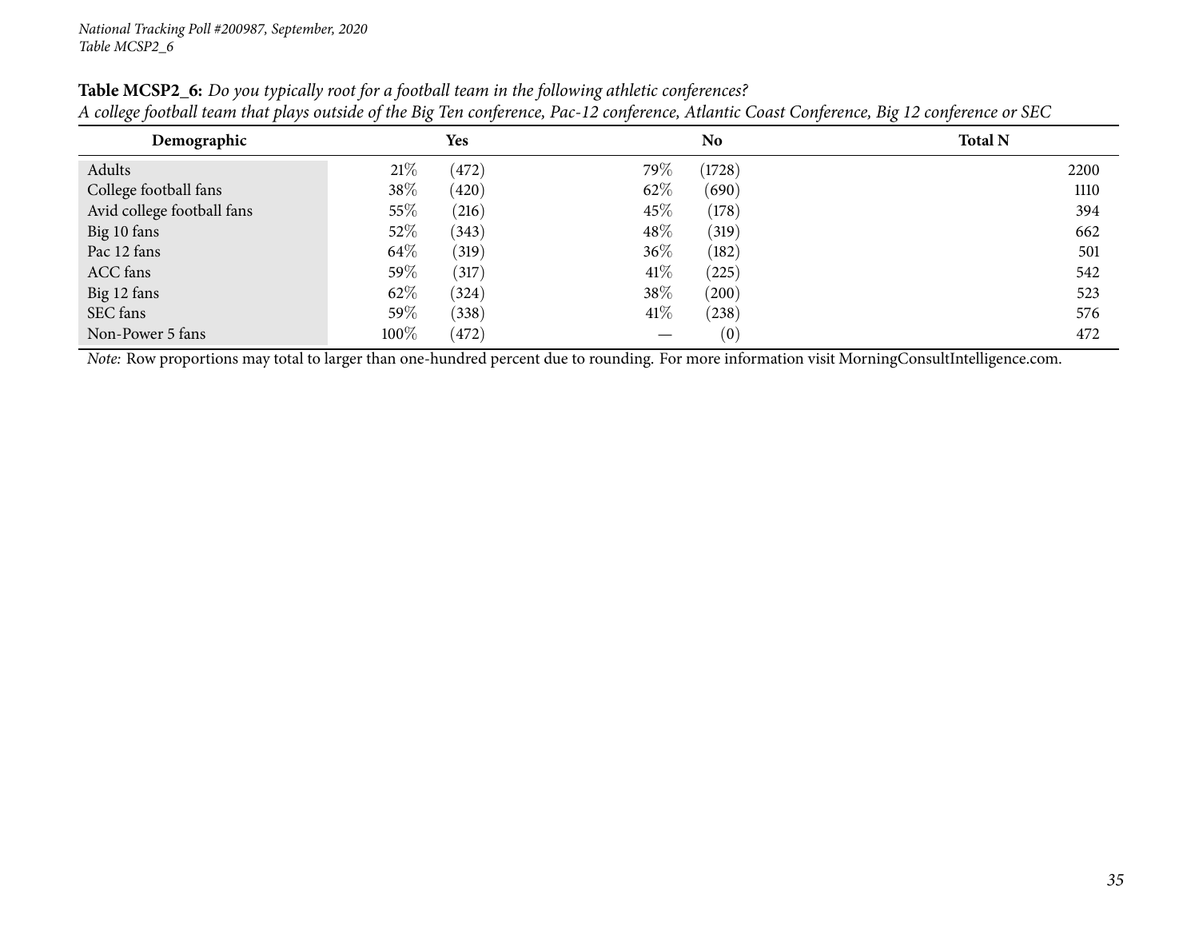**Table MCSP2_6:** *Do you typically root for a football team in the following athletic conferences?*
*A college football team that plays outside of the Big Ten conference, Pac-12 conference, Atlantic Coast Conference, Big 12 conference or SEC*

| Demographic | Yes | | No | | Total N |
|---|---|---|---|---|---|
| Adults | 21% | (472) | 79% | (1728) | 2200 |
| College football fans | 38% | (420) | 62% | (690) | 1110 |
| Avid college football fans | 55% | (216) | 45% | (178) | 394 |
| Big 10 fans | 52% | (343) | 48% | (319) | 662 |
| Pac 12 fans | 64% | (319) | 36% | (182) | 501 |
| ACC fans | 59% | (317) | 41% | (225) | 542 |
| Big 12 fans | 62% | (324) | 38% | (200) | 523 |
| SEC fans | 59% | (338) | 41% | (238) | 576 |
| Non-Power 5 fans | 100% | (472) | — | (0) | 472 |

*Note:* Row proportions may total to larger than one-hundred percent due to rounding. For more information visit MorningConsultIntelligence.com.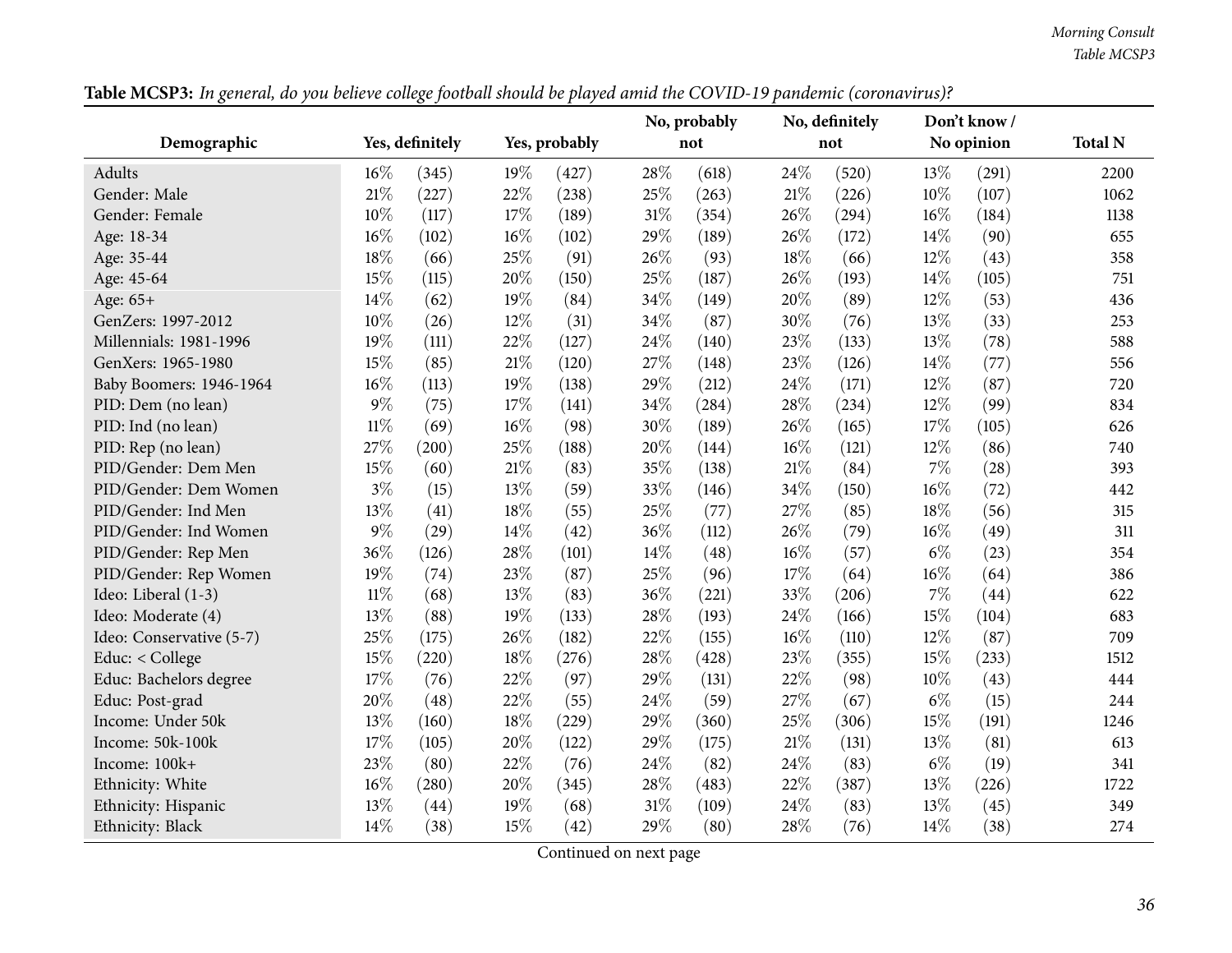**Table MCSP3:** *In general, do you believe college football should be played amid the COVID-19 pandemic (coronavirus)?*

| Demographic | Yes, definitely | | Yes, probably | | No, probably not | | No, definitely not | | Don't know / No opinion | | Total N |
|---|---|---|---|---|---|---|---|---|---|---|---|
| Adults | 16% | (345) | 19% | (427) | 28% | (618) | 24% | (520) | 13% | (291) | 2200 |
| Gender: Male | 21% | (227) | 22% | (238) | 25% | (263) | 21% | (226) | 10% | (107) | 1062 |
| Gender: Female | 10% | (117) | 17% | (189) | 31% | (354) | 26% | (294) | 16% | (184) | 1138 |
| Age: 18-34 | 16% | (102) | 16% | (102) | 29% | (189) | 26% | (172) | 14% | (90) | 655 |
| Age: 35-44 | 18% | (66) | 25% | (91) | 26% | (93) | 18% | (66) | 12% | (43) | 358 |
| Age: 45-64 | 15% | (115) | 20% | (150) | 25% | (187) | 26% | (193) | 14% | (105) | 751 |
| Age: 65+ | 14% | (62) | 19% | (84) | 34% | (149) | 20% | (89) | 12% | (53) | 436 |
| GenZers: 1997-2012 | 10% | (26) | 12% | (31) | 34% | (87) | 30% | (76) | 13% | (33) | 253 |
| Millennials: 1981-1996 | 19% | (111) | 22% | (127) | 24% | (140) | 23% | (133) | 13% | (78) | 588 |
| GenXers: 1965-1980 | 15% | (85) | 21% | (120) | 27% | (148) | 23% | (126) | 14% | (77) | 556 |
| Baby Boomers: 1946-1964 | 16% | (113) | 19% | (138) | 29% | (212) | 24% | (171) | 12% | (87) | 720 |
| PID: Dem (no lean) | 9% | (75) | 17% | (141) | 34% | (284) | 28% | (234) | 12% | (99) | 834 |
| PID: Ind (no lean) | 11% | (69) | 16% | (98) | 30% | (189) | 26% | (165) | 17% | (105) | 626 |
| PID: Rep (no lean) | 27% | (200) | 25% | (188) | 20% | (144) | 16% | (121) | 12% | (86) | 740 |
| PID/Gender: Dem Men | 15% | (60) | 21% | (83) | 35% | (138) | 21% | (84) | 7% | (28) | 393 |
| PID/Gender: Dem Women | 3% | (15) | 13% | (59) | 33% | (146) | 34% | (150) | 16% | (72) | 442 |
| PID/Gender: Ind Men | 13% | (41) | 18% | (55) | 25% | (77) | 27% | (85) | 18% | (56) | 315 |
| PID/Gender: Ind Women | 9% | (29) | 14% | (42) | 36% | (112) | 26% | (79) | 16% | (49) | 311 |
| PID/Gender: Rep Men | 36% | (126) | 28% | (101) | 14% | (48) | 16% | (57) | 6% | (23) | 354 |
| PID/Gender: Rep Women | 19% | (74) | 23% | (87) | 25% | (96) | 17% | (64) | 16% | (64) | 386 |
| Ideo: Liberal (1-3) | 11% | (68) | 13% | (83) | 36% | (221) | 33% | (206) | 7% | (44) | 622 |
| Ideo: Moderate (4) | 13% | (88) | 19% | (133) | 28% | (193) | 24% | (166) | 15% | (104) | 683 |
| Ideo: Conservative (5-7) | 25% | (175) | 26% | (182) | 22% | (155) | 16% | (110) | 12% | (87) | 709 |
| Educ: < College | 15% | (220) | 18% | (276) | 28% | (428) | 23% | (355) | 15% | (233) | 1512 |
| Educ: Bachelors degree | 17% | (76) | 22% | (97) | 29% | (131) | 22% | (98) | 10% | (43) | 444 |
| Educ: Post-grad | 20% | (48) | 22% | (55) | 24% | (59) | 27% | (67) | 6% | (15) | 244 |
| Income: Under 50k | 13% | (160) | 18% | (229) | 29% | (360) | 25% | (306) | 15% | (191) | 1246 |
| Income: 50k-100k | 17% | (105) | 20% | (122) | 29% | (175) | 21% | (131) | 13% | (81) | 613 |
| Income: 100k+ | 23% | (80) | 22% | (76) | 24% | (82) | 24% | (83) | 6% | (19) | 341 |
| Ethnicity: White | 16% | (280) | 20% | (345) | 28% | (483) | 22% | (387) | 13% | (226) | 1722 |
| Ethnicity: Hispanic | 13% | (44) | 19% | (68) | 31% | (109) | 24% | (83) | 13% | (45) | 349 |
| Ethnicity: Black | 14% | (38) | 15% | (42) | 29% | (80) | 28% | (76) | 14% | (38) | 274 |

Continued on next page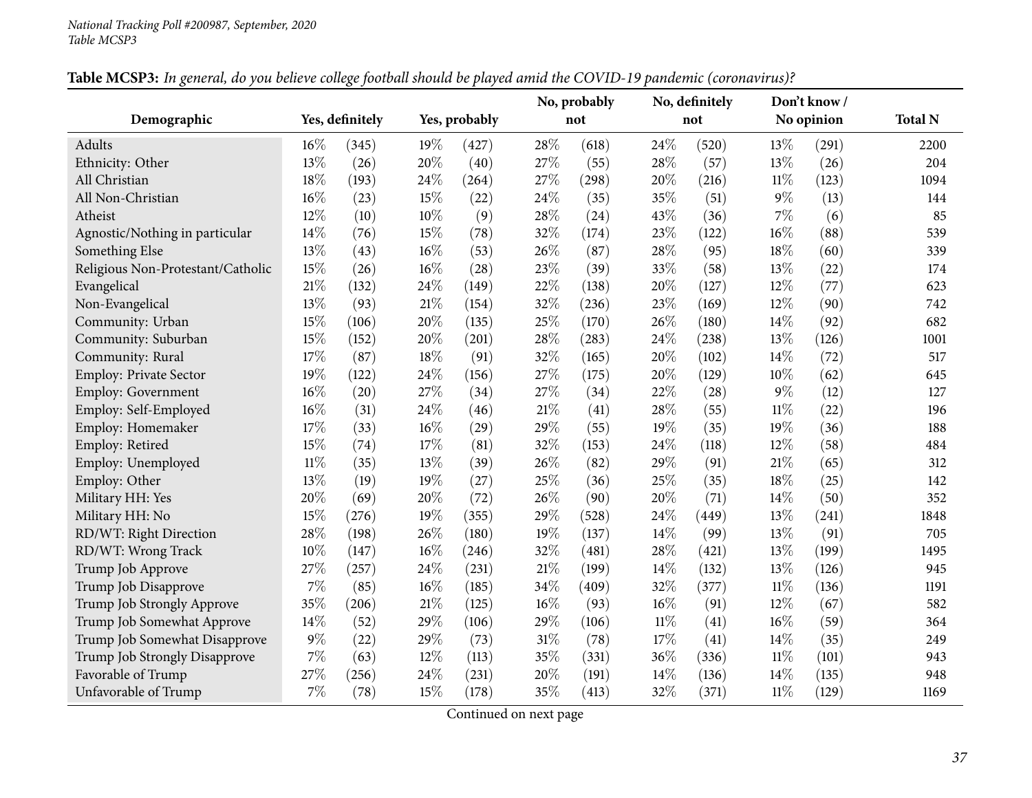**Table MCSP3:** *In general, do you believe college football should be played amid the COVID-19 pandemic (coronavirus)?*

| Demographic | Yes, definitely | | Yes, probably | | No, probably not | | No, definitely not | | Don't know / No opinion | | Total N |
|---|---|---|---|---|---|---|---|---|---|---|---|
| Adults | 16% | (345) | 19% | (427) | 28% | (618) | 24% | (520) | 13% | (291) | 2200 |
| Ethnicity: Other | 13% | (26) | 20% | (40) | 27% | (55) | 28% | (57) | 13% | (26) | 204 |
| All Christian | 18% | (193) | 24% | (264) | 27% | (298) | 20% | (216) | 11% | (123) | 1094 |
| All Non-Christian | 16% | (23) | 15% | (22) | 24% | (35) | 35% | (51) | 9% | (13) | 144 |
| Atheist | 12% | (10) | 10% | (9) | 28% | (24) | 43% | (36) | 7% | (6) | 85 |
| Agnostic/Nothing in particular | 14% | (76) | 15% | (78) | 32% | (174) | 23% | (122) | 16% | (88) | 539 |
| Something Else | 13% | (43) | 16% | (53) | 26% | (87) | 28% | (95) | 18% | (60) | 339 |
| Religious Non-Protestant/Catholic | 15% | (26) | 16% | (28) | 23% | (39) | 33% | (58) | 13% | (22) | 174 |
| Evangelical | 21% | (132) | 24% | (149) | 22% | (138) | 20% | (127) | 12% | (77) | 623 |
| Non-Evangelical | 13% | (93) | 21% | (154) | 32% | (236) | 23% | (169) | 12% | (90) | 742 |
| Community: Urban | 15% | (106) | 20% | (135) | 25% | (170) | 26% | (180) | 14% | (92) | 682 |
| Community: Suburban | 15% | (152) | 20% | (201) | 28% | (283) | 24% | (238) | 13% | (126) | 1001 |
| Community: Rural | 17% | (87) | 18% | (91) | 32% | (165) | 20% | (102) | 14% | (72) | 517 |
| Employ: Private Sector | 19% | (122) | 24% | (156) | 27% | (175) | 20% | (129) | 10% | (62) | 645 |
| Employ: Government | 16% | (20) | 27% | (34) | 27% | (34) | 22% | (28) | 9% | (12) | 127 |
| Employ: Self-Employed | 16% | (31) | 24% | (46) | 21% | (41) | 28% | (55) | 11% | (22) | 196 |
| Employ: Homemaker | 17% | (33) | 16% | (29) | 29% | (55) | 19% | (35) | 19% | (36) | 188 |
| Employ: Retired | 15% | (74) | 17% | (81) | 32% | (153) | 24% | (118) | 12% | (58) | 484 |
| Employ: Unemployed | 11% | (35) | 13% | (39) | 26% | (82) | 29% | (91) | 21% | (65) | 312 |
| Employ: Other | 13% | (19) | 19% | (27) | 25% | (36) | 25% | (35) | 18% | (25) | 142 |
| Military HH: Yes | 20% | (69) | 20% | (72) | 26% | (90) | 20% | (71) | 14% | (50) | 352 |
| Military HH: No | 15% | (276) | 19% | (355) | 29% | (528) | 24% | (449) | 13% | (241) | 1848 |
| RD/WT: Right Direction | 28% | (198) | 26% | (180) | 19% | (137) | 14% | (99) | 13% | (91) | 705 |
| RD/WT: Wrong Track | 10% | (147) | 16% | (246) | 32% | (481) | 28% | (421) | 13% | (199) | 1495 |
| Trump Job Approve | 27% | (257) | 24% | (231) | 21% | (199) | 14% | (132) | 13% | (126) | 945 |
| Trump Job Disapprove | 7% | (85) | 16% | (185) | 34% | (409) | 32% | (377) | 11% | (136) | 1191 |
| Trump Job Strongly Approve | 35% | (206) | 21% | (125) | 16% | (93) | 16% | (91) | 12% | (67) | 582 |
| Trump Job Somewhat Approve | 14% | (52) | 29% | (106) | 29% | (106) | 11% | (41) | 16% | (59) | 364 |
| Trump Job Somewhat Disapprove | 9% | (22) | 29% | (73) | 31% | (78) | 17% | (41) | 14% | (35) | 249 |
| Trump Job Strongly Disapprove | 7% | (63) | 12% | (113) | 35% | (331) | 36% | (336) | 11% | (101) | 943 |
| Favorable of Trump | 27% | (256) | 24% | (231) | 20% | (191) | 14% | (136) | 14% | (135) | 948 |
| Unfavorable of Trump | 7% | (78) | 15% | (178) | 35% | (413) | 32% | (371) | 11% | (129) | 1169 |

Continued on next page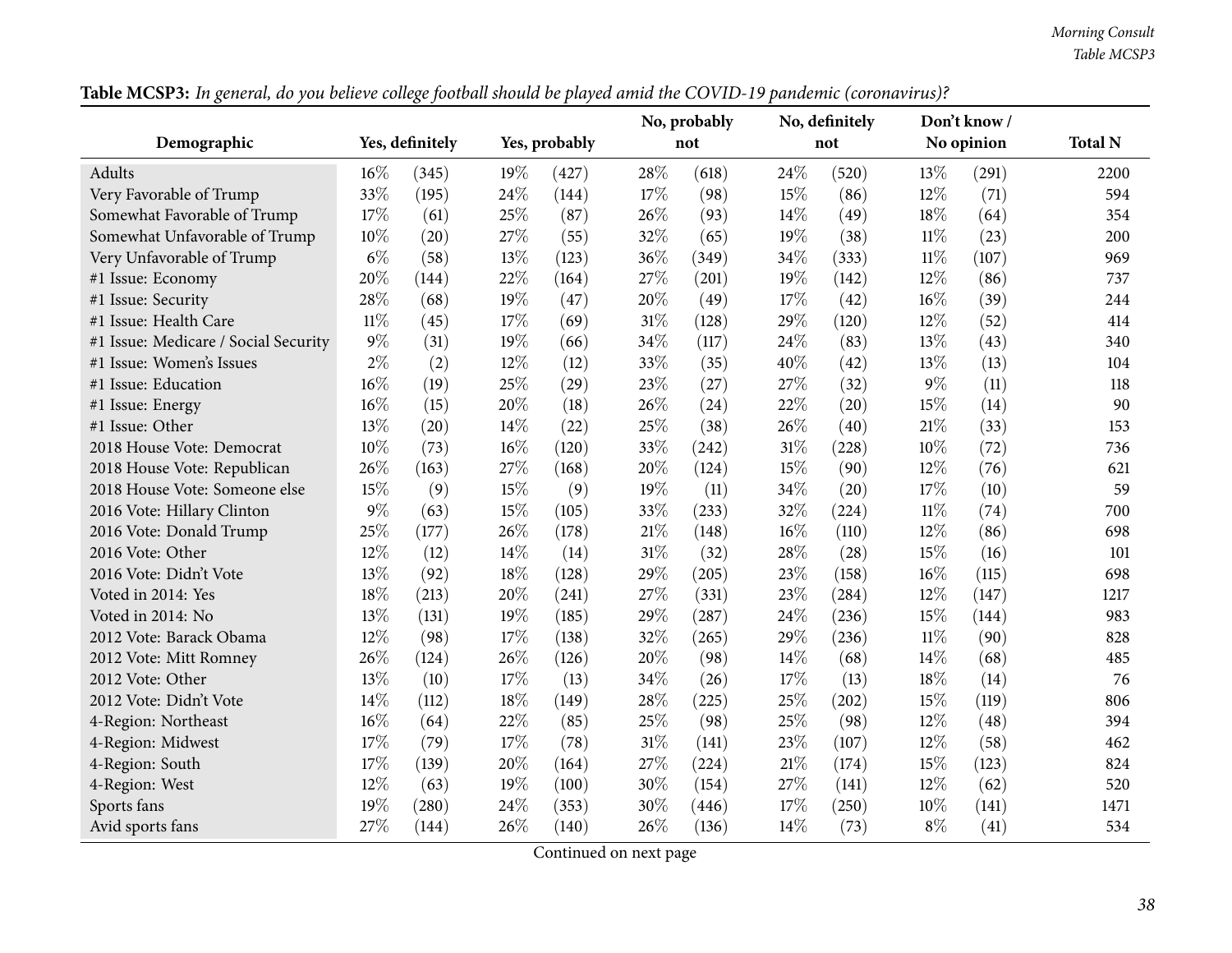**Table MCSP3:** *In general, do you believe college football should be played amid the COVID-19 pandemic (coronavirus)?*

| Demographic | Yes, definitely | | Yes, probably | | No, probably not | | No, definitely not | | Don't know / No opinion | | Total N |
|---|---|---|---|---|---|---|---|---|---|---|---|
| Adults | 16% | (345) | 19% | (427) | 28% | (618) | 24% | (520) | 13% | (291) | 2200 |
| Very Favorable of Trump | 33% | (195) | 24% | (144) | 17% | (98) | 15% | (86) | 12% | (71) | 594 |
| Somewhat Favorable of Trump | 17% | (61) | 25% | (87) | 26% | (93) | 14% | (49) | 18% | (64) | 354 |
| Somewhat Unfavorable of Trump | 10% | (20) | 27% | (55) | 32% | (65) | 19% | (38) | 11% | (23) | 200 |
| Very Unfavorable of Trump | 6% | (58) | 13% | (123) | 36% | (349) | 34% | (333) | 11% | (107) | 969 |
| #1 Issue: Economy | 20% | (144) | 22% | (164) | 27% | (201) | 19% | (142) | 12% | (86) | 737 |
| #1 Issue: Security | 28% | (68) | 19% | (47) | 20% | (49) | 17% | (42) | 16% | (39) | 244 |
| #1 Issue: Health Care | 11% | (45) | 17% | (69) | 31% | (128) | 29% | (120) | 12% | (52) | 414 |
| #1 Issue: Medicare / Social Security | 9% | (31) | 19% | (66) | 34% | (117) | 24% | (83) | 13% | (43) | 340 |
| #1 Issue: Women's Issues | 2% | (2) | 12% | (12) | 33% | (35) | 40% | (42) | 13% | (13) | 104 |
| #1 Issue: Education | 16% | (19) | 25% | (29) | 23% | (27) | 27% | (32) | 9% | (11) | 118 |
| #1 Issue: Energy | 16% | (15) | 20% | (18) | 26% | (24) | 22% | (20) | 15% | (14) | 90 |
| #1 Issue: Other | 13% | (20) | 14% | (22) | 25% | (38) | 26% | (40) | 21% | (33) | 153 |
| 2018 House Vote: Democrat | 10% | (73) | 16% | (120) | 33% | (242) | 31% | (228) | 10% | (72) | 736 |
| 2018 House Vote: Republican | 26% | (163) | 27% | (168) | 20% | (124) | 15% | (90) | 12% | (76) | 621 |
| 2018 House Vote: Someone else | 15% | (9) | 15% | (9) | 19% | (11) | 34% | (20) | 17% | (10) | 59 |
| 2016 Vote: Hillary Clinton | 9% | (63) | 15% | (105) | 33% | (233) | 32% | (224) | 11% | (74) | 700 |
| 2016 Vote: Donald Trump | 25% | (177) | 26% | (178) | 21% | (148) | 16% | (110) | 12% | (86) | 698 |
| 2016 Vote: Other | 12% | (12) | 14% | (14) | 31% | (32) | 28% | (28) | 15% | (16) | 101 |
| 2016 Vote: Didn't Vote | 13% | (92) | 18% | (128) | 29% | (205) | 23% | (158) | 16% | (115) | 698 |
| Voted in 2014: Yes | 18% | (213) | 20% | (241) | 27% | (331) | 23% | (284) | 12% | (147) | 1217 |
| Voted in 2014: No | 13% | (131) | 19% | (185) | 29% | (287) | 24% | (236) | 15% | (144) | 983 |
| 2012 Vote: Barack Obama | 12% | (98) | 17% | (138) | 32% | (265) | 29% | (236) | 11% | (90) | 828 |
| 2012 Vote: Mitt Romney | 26% | (124) | 26% | (126) | 20% | (98) | 14% | (68) | 14% | (68) | 485 |
| 2012 Vote: Other | 13% | (10) | 17% | (13) | 34% | (26) | 17% | (13) | 18% | (14) | 76 |
| 2012 Vote: Didn't Vote | 14% | (112) | 18% | (149) | 28% | (225) | 25% | (202) | 15% | (119) | 806 |
| 4-Region: Northeast | 16% | (64) | 22% | (85) | 25% | (98) | 25% | (98) | 12% | (48) | 394 |
| 4-Region: Midwest | 17% | (79) | 17% | (78) | 31% | (141) | 23% | (107) | 12% | (58) | 462 |
| 4-Region: South | 17% | (139) | 20% | (164) | 27% | (224) | 21% | (174) | 15% | (123) | 824 |
| 4-Region: West | 12% | (63) | 19% | (100) | 30% | (154) | 27% | (141) | 12% | (62) | 520 |
| Sports fans | 19% | (280) | 24% | (353) | 30% | (446) | 17% | (250) | 10% | (141) | 1471 |
| Avid sports fans | 27% | (144) | 26% | (140) | 26% | (136) | 14% | (73) | 8% | (41) | 534 |

Continued on next page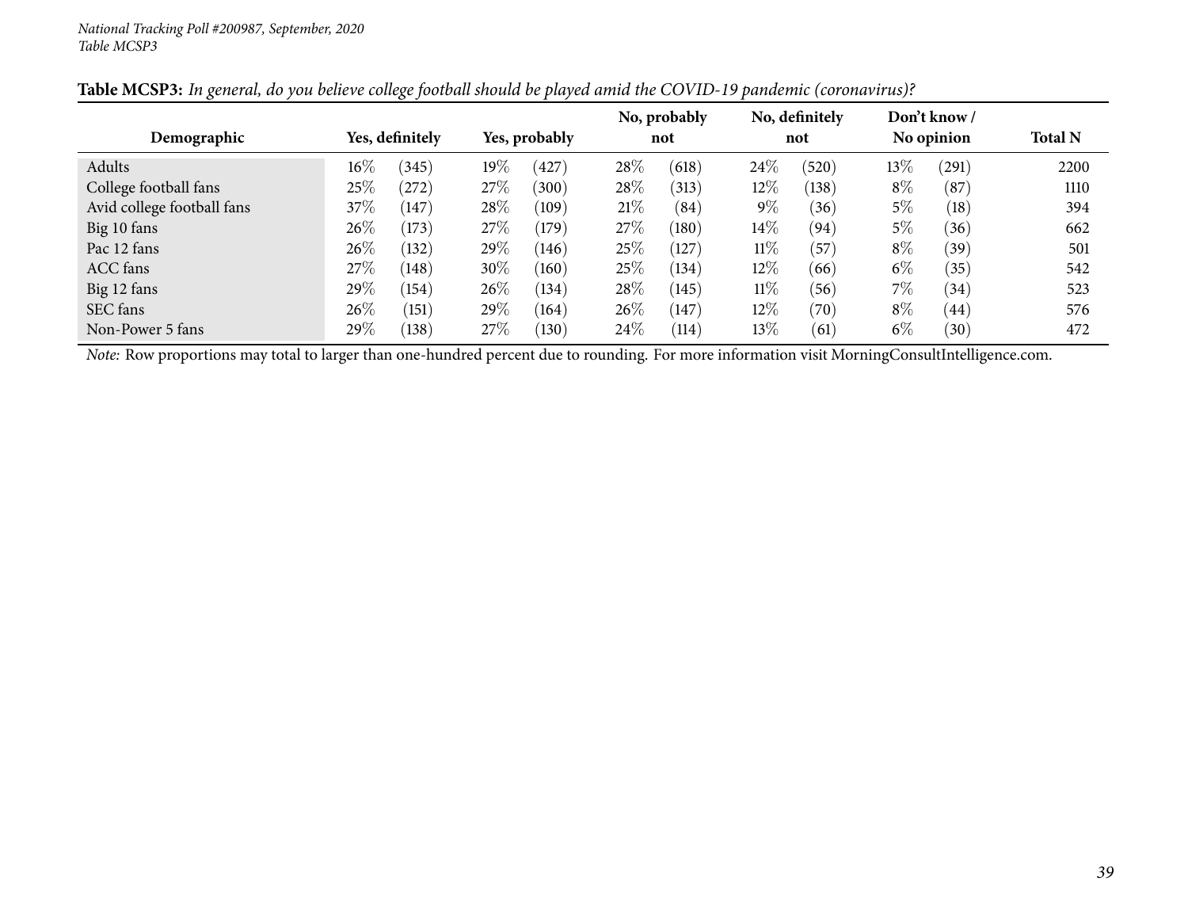*National Tracking Poll #200987, September, 2020*
*Table MCSP3*

**Table MCSP3:** *In general, do you believe college football should be played amid the COVID-19 pandemic (coronavirus)?*

| Demographic | Yes, definitely | | Yes, probably | | No, probably not | | No, definitely not | | Don't know / No opinion | | Total N |
|---|---|---|---|---|---|---|---|---|---|---|---|
| Adults | 16% | (345) | 19% | (427) | 28% | (618) | 24% | (520) | 13% | (291) | 2200 |
| College football fans | 25% | (272) | 27% | (300) | 28% | (313) | 12% | (138) | 8% | (87) | 1110 |
| Avid college football fans | 37% | (147) | 28% | (109) | 21% | (84) | 9% | (36) | 5% | (18) | 394 |
| Big 10 fans | 26% | (173) | 27% | (179) | 27% | (180) | 14% | (94) | 5% | (36) | 662 |
| Pac 12 fans | 26% | (132) | 29% | (146) | 25% | (127) | 11% | (57) | 8% | (39) | 501 |
| ACC fans | 27% | (148) | 30% | (160) | 25% | (134) | 12% | (66) | 6% | (35) | 542 |
| Big 12 fans | 29% | (154) | 26% | (134) | 28% | (145) | 11% | (56) | 7% | (34) | 523 |
| SEC fans | 26% | (151) | 29% | (164) | 26% | (147) | 12% | (70) | 8% | (44) | 576 |
| Non-Power 5 fans | 29% | (138) | 27% | (130) | 24% | (114) | 13% | (61) | 6% | (30) | 472 |

*Note:* Row proportions may total to larger than one-hundred percent due to rounding. For more information visit MorningConsultIntelligence.com.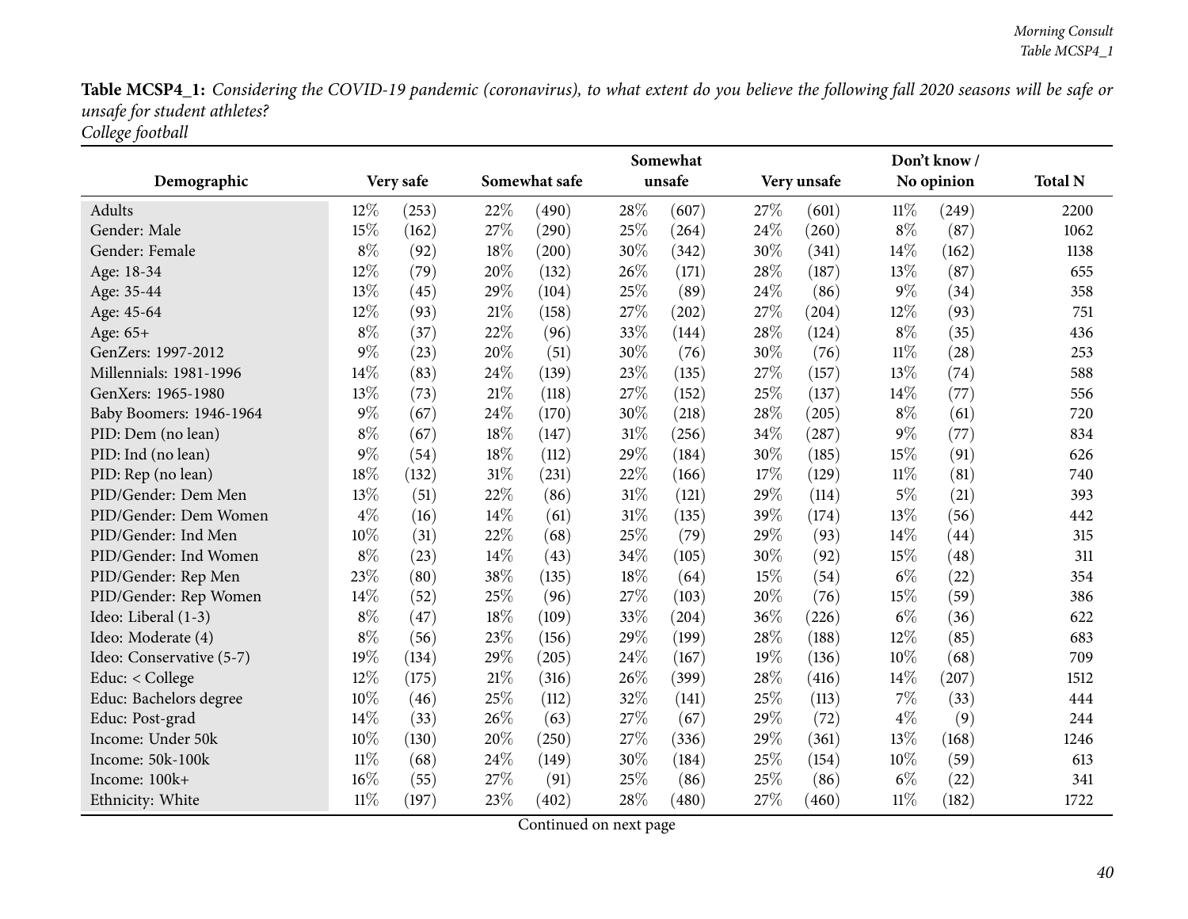**Table MCSP4_1:** *Considering the COVID-19 pandemic (coronavirus), to what extent do you believe the following fall 2020 seasons will be safe or unsafe for student athletes?*
*College football*

| Demographic | Very safe | | Somewhat safe | | Somewhat unsafe | | Very unsafe | | Don't know / No opinion | | Total N |
|---|---|---|---|---|---|---|---|---|---|---|---|
| Adults | 12% | (253) | 22% | (490) | 28% | (607) | 27% | (601) | 11% | (249) | 2200 |
| Gender: Male | 15% | (162) | 27% | (290) | 25% | (264) | 24% | (260) | 8% | (87) | 1062 |
| Gender: Female | 8% | (92) | 18% | (200) | 30% | (342) | 30% | (341) | 14% | (162) | 1138 |
| Age: 18-34 | 12% | (79) | 20% | (132) | 26% | (171) | 28% | (187) | 13% | (87) | 655 |
| Age: 35-44 | 13% | (45) | 29% | (104) | 25% | (89) | 24% | (86) | 9% | (34) | 358 |
| Age: 45-64 | 12% | (93) | 21% | (158) | 27% | (202) | 27% | (204) | 12% | (93) | 751 |
| Age: 65+ | 8% | (37) | 22% | (96) | 33% | (144) | 28% | (124) | 8% | (35) | 436 |
| GenZers: 1997-2012 | 9% | (23) | 20% | (51) | 30% | (76) | 30% | (76) | 11% | (28) | 253 |
| Millennials: 1981-1996 | 14% | (83) | 24% | (139) | 23% | (135) | 27% | (157) | 13% | (74) | 588 |
| GenXers: 1965-1980 | 13% | (73) | 21% | (118) | 27% | (152) | 25% | (137) | 14% | (77) | 556 |
| Baby Boomers: 1946-1964 | 9% | (67) | 24% | (170) | 30% | (218) | 28% | (205) | 8% | (61) | 720 |
| PID: Dem (no lean) | 8% | (67) | 18% | (147) | 31% | (256) | 34% | (287) | 9% | (77) | 834 |
| PID: Ind (no lean) | 9% | (54) | 18% | (112) | 29% | (184) | 30% | (185) | 15% | (91) | 626 |
| PID: Rep (no lean) | 18% | (132) | 31% | (231) | 22% | (166) | 17% | (129) | 11% | (81) | 740 |
| PID/Gender: Dem Men | 13% | (51) | 22% | (86) | 31% | (121) | 29% | (114) | 5% | (21) | 393 |
| PID/Gender: Dem Women | 4% | (16) | 14% | (61) | 31% | (135) | 39% | (174) | 13% | (56) | 442 |
| PID/Gender: Ind Men | 10% | (31) | 22% | (68) | 25% | (79) | 29% | (93) | 14% | (44) | 315 |
| PID/Gender: Ind Women | 8% | (23) | 14% | (43) | 34% | (105) | 30% | (92) | 15% | (48) | 311 |
| PID/Gender: Rep Men | 23% | (80) | 38% | (135) | 18% | (64) | 15% | (54) | 6% | (22) | 354 |
| PID/Gender: Rep Women | 14% | (52) | 25% | (96) | 27% | (103) | 20% | (76) | 15% | (59) | 386 |
| Ideo: Liberal (1-3) | 8% | (47) | 18% | (109) | 33% | (204) | 36% | (226) | 6% | (36) | 622 |
| Ideo: Moderate (4) | 8% | (56) | 23% | (156) | 29% | (199) | 28% | (188) | 12% | (85) | 683 |
| Ideo: Conservative (5-7) | 19% | (134) | 29% | (205) | 24% | (167) | 19% | (136) | 10% | (68) | 709 |
| Educ: < College | 12% | (175) | 21% | (316) | 26% | (399) | 28% | (416) | 14% | (207) | 1512 |
| Educ: Bachelors degree | 10% | (46) | 25% | (112) | 32% | (141) | 25% | (113) | 7% | (33) | 444 |
| Educ: Post-grad | 14% | (33) | 26% | (63) | 27% | (67) | 29% | (72) | 4% | (9) | 244 |
| Income: Under 50k | 10% | (130) | 20% | (250) | 27% | (336) | 29% | (361) | 13% | (168) | 1246 |
| Income: 50k-100k | 11% | (68) | 24% | (149) | 30% | (184) | 25% | (154) | 10% | (59) | 613 |
| Income: 100k+ | 16% | (55) | 27% | (91) | 25% | (86) | 25% | (86) | 6% | (22) | 341 |
| Ethnicity: White | 11% | (197) | 23% | (402) | 28% | (480) | 27% | (460) | 11% | (182) | 1722 |

Continued on next page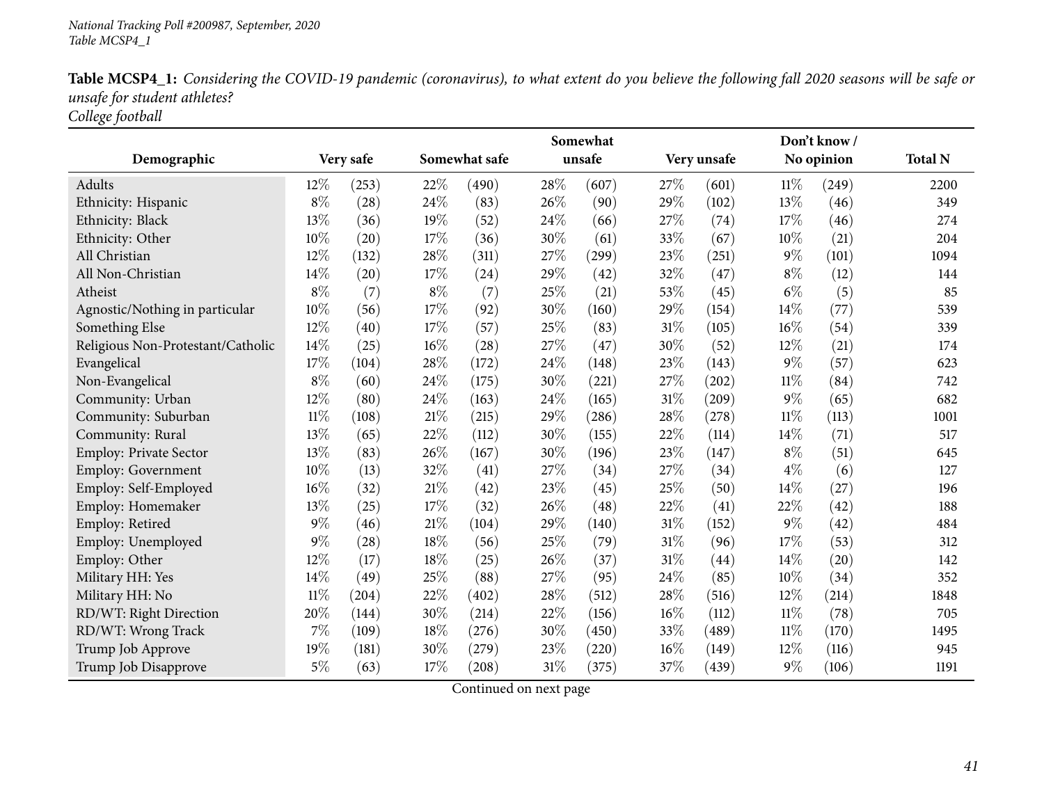**Table MCSP4_1:** *Considering the COVID-19 pandemic (coronavirus), to what extent do you believe the following fall 2020 seasons will be safe or unsafe for student athletes?*
*College football*

| Demographic | Very safe | | Somewhat safe | | Somewhat unsafe | | Very unsafe | | Don't know / No opinion | | Total N |
|---|---|---|---|---|---|---|---|---|---|---|---|
| Adults | 12% | (253) | 22% | (490) | 28% | (607) | 27% | (601) | 11% | (249) | 2200 |
| Ethnicity: Hispanic | 8% | (28) | 24% | (83) | 26% | (90) | 29% | (102) | 13% | (46) | 349 |
| Ethnicity: Black | 13% | (36) | 19% | (52) | 24% | (66) | 27% | (74) | 17% | (46) | 274 |
| Ethnicity: Other | 10% | (20) | 17% | (36) | 30% | (61) | 33% | (67) | 10% | (21) | 204 |
| All Christian | 12% | (132) | 28% | (311) | 27% | (299) | 23% | (251) | 9% | (101) | 1094 |
| All Non-Christian | 14% | (20) | 17% | (24) | 29% | (42) | 32% | (47) | 8% | (12) | 144 |
| Atheist | 8% | (7) | 8% | (7) | 25% | (21) | 53% | (45) | 6% | (5) | 85 |
| Agnostic/Nothing in particular | 10% | (56) | 17% | (92) | 30% | (160) | 29% | (154) | 14% | (77) | 539 |
| Something Else | 12% | (40) | 17% | (57) | 25% | (83) | 31% | (105) | 16% | (54) | 339 |
| Religious Non-Protestant/Catholic | 14% | (25) | 16% | (28) | 27% | (47) | 30% | (52) | 12% | (21) | 174 |
| Evangelical | 17% | (104) | 28% | (172) | 24% | (148) | 23% | (143) | 9% | (57) | 623 |
| Non-Evangelical | 8% | (60) | 24% | (175) | 30% | (221) | 27% | (202) | 11% | (84) | 742 |
| Community: Urban | 12% | (80) | 24% | (163) | 24% | (165) | 31% | (209) | 9% | (65) | 682 |
| Community: Suburban | 11% | (108) | 21% | (215) | 29% | (286) | 28% | (278) | 11% | (113) | 1001 |
| Community: Rural | 13% | (65) | 22% | (112) | 30% | (155) | 22% | (114) | 14% | (71) | 517 |
| Employ: Private Sector | 13% | (83) | 26% | (167) | 30% | (196) | 23% | (147) | 8% | (51) | 645 |
| Employ: Government | 10% | (13) | 32% | (41) | 27% | (34) | 27% | (34) | 4% | (6) | 127 |
| Employ: Self-Employed | 16% | (32) | 21% | (42) | 23% | (45) | 25% | (50) | 14% | (27) | 196 |
| Employ: Homemaker | 13% | (25) | 17% | (32) | 26% | (48) | 22% | (41) | 22% | (42) | 188 |
| Employ: Retired | 9% | (46) | 21% | (104) | 29% | (140) | 31% | (152) | 9% | (42) | 484 |
| Employ: Unemployed | 9% | (28) | 18% | (56) | 25% | (79) | 31% | (96) | 17% | (53) | 312 |
| Employ: Other | 12% | (17) | 18% | (25) | 26% | (37) | 31% | (44) | 14% | (20) | 142 |
| Military HH: Yes | 14% | (49) | 25% | (88) | 27% | (95) | 24% | (85) | 10% | (34) | 352 |
| Military HH: No | 11% | (204) | 22% | (402) | 28% | (512) | 28% | (516) | 12% | (214) | 1848 |
| RD/WT: Right Direction | 20% | (144) | 30% | (214) | 22% | (156) | 16% | (112) | 11% | (78) | 705 |
| RD/WT: Wrong Track | 7% | (109) | 18% | (276) | 30% | (450) | 33% | (489) | 11% | (170) | 1495 |
| Trump Job Approve | 19% | (181) | 30% | (279) | 23% | (220) | 16% | (149) | 12% | (116) | 945 |
| Trump Job Disapprove | 5% | (63) | 17% | (208) | 31% | (375) | 37% | (439) | 9% | (106) | 1191 |

Continued on next page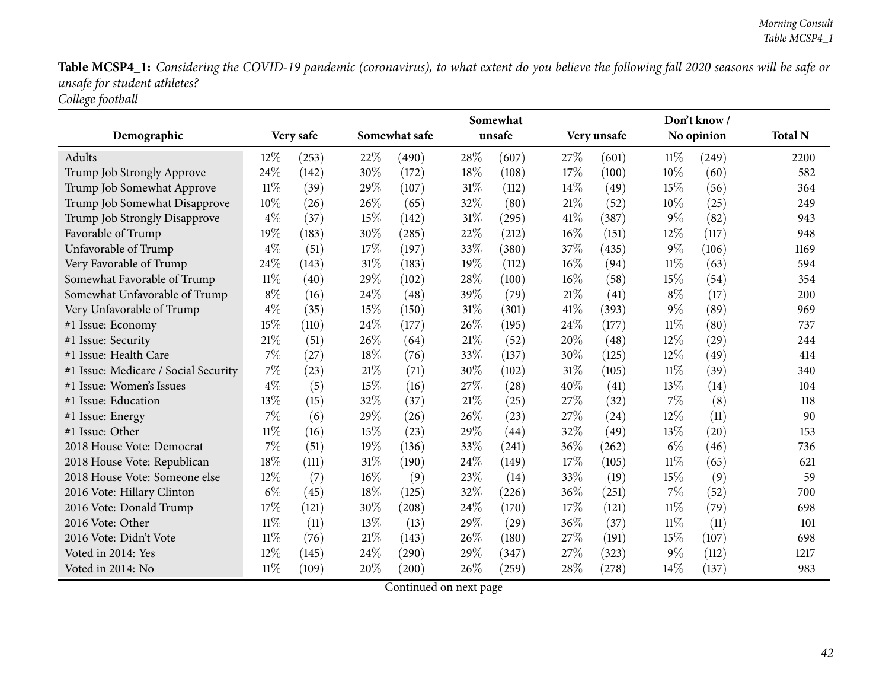**Table MCSP4_1:** *Considering the COVID-19 pandemic (coronavirus), to what extent do you believe the following fall 2020 seasons will be safe or unsafe for student athletes?*
*College football*

| Demographic | Very safe | | Somewhat safe | | Somewhat unsafe | | Very unsafe | | Don't know / No opinion | | Total N |
|---|---|---|---|---|---|---|---|---|---|---|---|
| Adults | 12% | (253) | 22% | (490) | 28% | (607) | 27% | (601) | 11% | (249) | 2200 |
| Trump Job Strongly Approve | 24% | (142) | 30% | (172) | 18% | (108) | 17% | (100) | 10% | (60) | 582 |
| Trump Job Somewhat Approve | 11% | (39) | 29% | (107) | 31% | (112) | 14% | (49) | 15% | (56) | 364 |
| Trump Job Somewhat Disapprove | 10% | (26) | 26% | (65) | 32% | (80) | 21% | (52) | 10% | (25) | 249 |
| Trump Job Strongly Disapprove | 4% | (37) | 15% | (142) | 31% | (295) | 41% | (387) | 9% | (82) | 943 |
| Favorable of Trump | 19% | (183) | 30% | (285) | 22% | (212) | 16% | (151) | 12% | (117) | 948 |
| Unfavorable of Trump | 4% | (51) | 17% | (197) | 33% | (380) | 37% | (435) | 9% | (106) | 1169 |
| Very Favorable of Trump | 24% | (143) | 31% | (183) | 19% | (112) | 16% | (94) | 11% | (63) | 594 |
| Somewhat Favorable of Trump | 11% | (40) | 29% | (102) | 28% | (100) | 16% | (58) | 15% | (54) | 354 |
| Somewhat Unfavorable of Trump | 8% | (16) | 24% | (48) | 39% | (79) | 21% | (41) | 8% | (17) | 200 |
| Very Unfavorable of Trump | 4% | (35) | 15% | (150) | 31% | (301) | 41% | (393) | 9% | (89) | 969 |
| #1 Issue: Economy | 15% | (110) | 24% | (177) | 26% | (195) | 24% | (177) | 11% | (80) | 737 |
| #1 Issue: Security | 21% | (51) | 26% | (64) | 21% | (52) | 20% | (48) | 12% | (29) | 244 |
| #1 Issue: Health Care | 7% | (27) | 18% | (76) | 33% | (137) | 30% | (125) | 12% | (49) | 414 |
| #1 Issue: Medicare / Social Security | 7% | (23) | 21% | (71) | 30% | (102) | 31% | (105) | 11% | (39) | 340 |
| #1 Issue: Women's Issues | 4% | (5) | 15% | (16) | 27% | (28) | 40% | (41) | 13% | (14) | 104 |
| #1 Issue: Education | 13% | (15) | 32% | (37) | 21% | (25) | 27% | (32) | 7% | (8) | 118 |
| #1 Issue: Energy | 7% | (6) | 29% | (26) | 26% | (23) | 27% | (24) | 12% | (11) | 90 |
| #1 Issue: Other | 11% | (16) | 15% | (23) | 29% | (44) | 32% | (49) | 13% | (20) | 153 |
| 2018 House Vote: Democrat | 7% | (51) | 19% | (136) | 33% | (241) | 36% | (262) | 6% | (46) | 736 |
| 2018 House Vote: Republican | 18% | (111) | 31% | (190) | 24% | (149) | 17% | (105) | 11% | (65) | 621 |
| 2018 House Vote: Someone else | 12% | (7) | 16% | (9) | 23% | (14) | 33% | (19) | 15% | (9) | 59 |
| 2016 Vote: Hillary Clinton | 6% | (45) | 18% | (125) | 32% | (226) | 36% | (251) | 7% | (52) | 700 |
| 2016 Vote: Donald Trump | 17% | (121) | 30% | (208) | 24% | (170) | 17% | (121) | 11% | (79) | 698 |
| 2016 Vote: Other | 11% | (11) | 13% | (13) | 29% | (29) | 36% | (37) | 11% | (11) | 101 |
| 2016 Vote: Didn't Vote | 11% | (76) | 21% | (143) | 26% | (180) | 27% | (191) | 15% | (107) | 698 |
| Voted in 2014: Yes | 12% | (145) | 24% | (290) | 29% | (347) | 27% | (323) | 9% | (112) | 1217 |
| Voted in 2014: No | 11% | (109) | 20% | (200) | 26% | (259) | 28% | (278) | 14% | (137) | 983 |

Continued on next page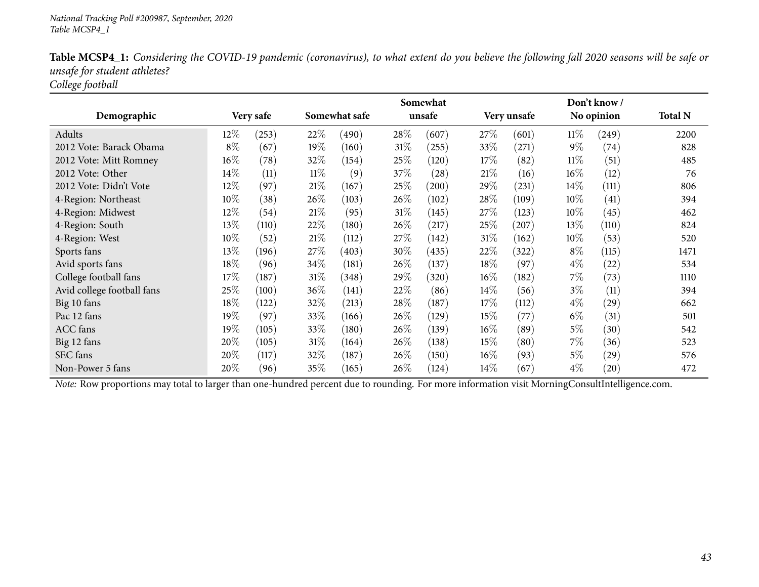**Table MCSP4_1:** *Considering the COVID-19 pandemic (coronavirus), to what extent do you believe the following fall 2020 seasons will be safe or unsafe for student athletes?*
*College football*

| Demographic | Very safe | | Somewhat safe | | Somewhat unsafe | | Very unsafe | | Don't know / No opinion | | Total N |
|---|---|---|---|---|---|---|---|---|---|---|---|
| Adults | 12% | (253) | 22% | (490) | 28% | (607) | 27% | (601) | 11% | (249) | 2200 |
| 2012 Vote: Barack Obama | 8% | (67) | 19% | (160) | 31% | (255) | 33% | (271) | 9% | (74) | 828 |
| 2012 Vote: Mitt Romney | 16% | (78) | 32% | (154) | 25% | (120) | 17% | (82) | 11% | (51) | 485 |
| 2012 Vote: Other | 14% | (11) | 11% | (9) | 37% | (28) | 21% | (16) | 16% | (12) | 76 |
| 2012 Vote: Didn't Vote | 12% | (97) | 21% | (167) | 25% | (200) | 29% | (231) | 14% | (111) | 806 |
| 4-Region: Northeast | 10% | (38) | 26% | (103) | 26% | (102) | 28% | (109) | 10% | (41) | 394 |
| 4-Region: Midwest | 12% | (54) | 21% | (95) | 31% | (145) | 27% | (123) | 10% | (45) | 462 |
| 4-Region: South | 13% | (110) | 22% | (180) | 26% | (217) | 25% | (207) | 13% | (110) | 824 |
| 4-Region: West | 10% | (52) | 21% | (112) | 27% | (142) | 31% | (162) | 10% | (53) | 520 |
| Sports fans | 13% | (196) | 27% | (403) | 30% | (435) | 22% | (322) | 8% | (115) | 1471 |
| Avid sports fans | 18% | (96) | 34% | (181) | 26% | (137) | 18% | (97) | 4% | (22) | 534 |
| College football fans | 17% | (187) | 31% | (348) | 29% | (320) | 16% | (182) | 7% | (73) | 1110 |
| Avid college football fans | 25% | (100) | 36% | (141) | 22% | (86) | 14% | (56) | 3% | (11) | 394 |
| Big 10 fans | 18% | (122) | 32% | (213) | 28% | (187) | 17% | (112) | 4% | (29) | 662 |
| Pac 12 fans | 19% | (97) | 33% | (166) | 26% | (129) | 15% | (77) | 6% | (31) | 501 |
| ACC fans | 19% | (105) | 33% | (180) | 26% | (139) | 16% | (89) | 5% | (30) | 542 |
| Big 12 fans | 20% | (105) | 31% | (164) | 26% | (138) | 15% | (80) | 7% | (36) | 523 |
| SEC fans | 20% | (117) | 32% | (187) | 26% | (150) | 16% | (93) | 5% | (29) | 576 |
| Non-Power 5 fans | 20% | (96) | 35% | (165) | 26% | (124) | 14% | (67) | 4% | (20) | 472 |

*Note:* Row proportions may total to larger than one-hundred percent due to rounding. For more information visit MorningConsultIntelligence.com.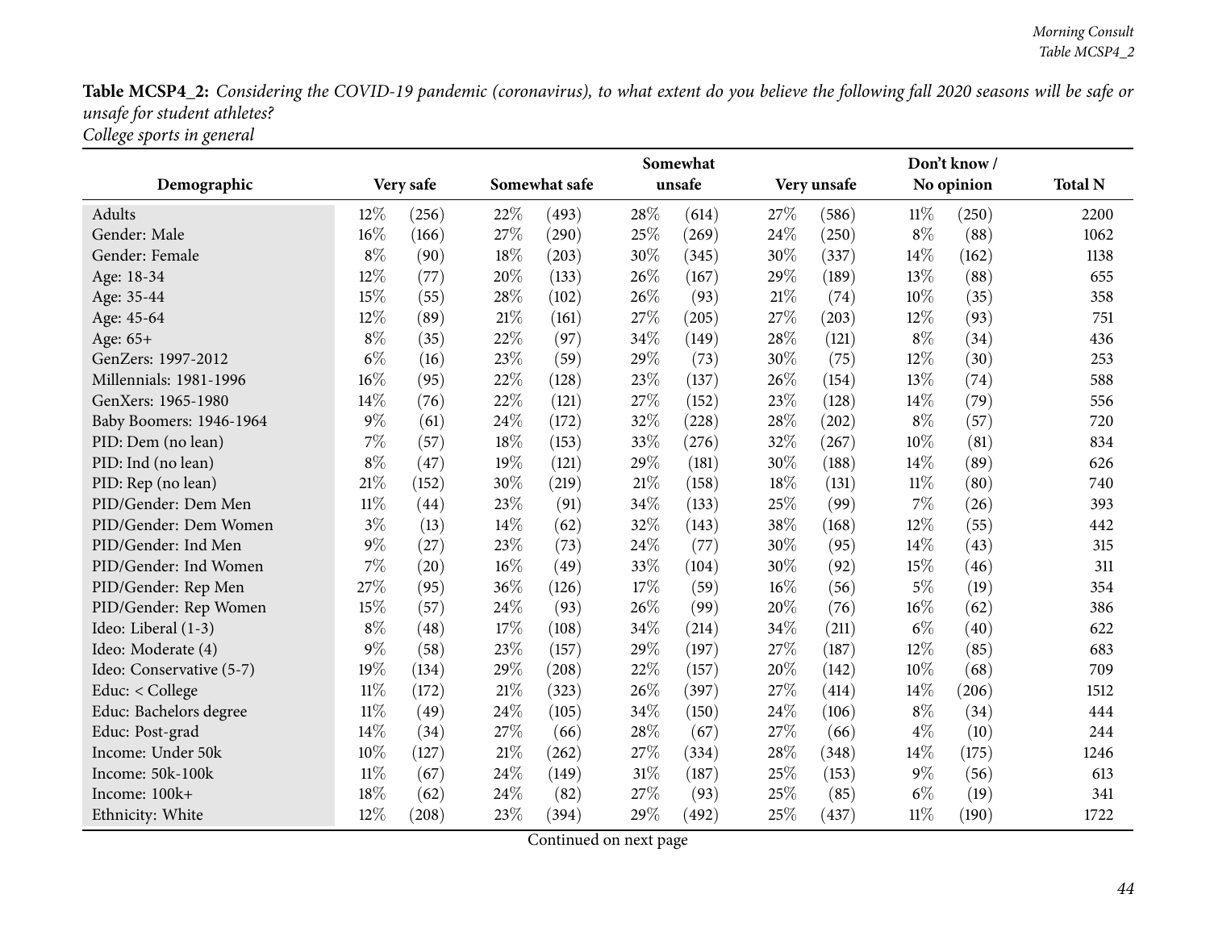**Table MCSP4_2:** *Considering the COVID-19 pandemic (coronavirus), to what extent do you believe the following fall 2020 seasons will be safe or unsafe for student athletes?*
*College sports in general*

| Demographic | Very safe | | Somewhat safe | | Somewhat unsafe | | Very unsafe | | Don't know / No opinion | | Total N |
|---|---|---|---|---|---|---|---|---|---|---|---|
| Adults | 12% | (256) | 22% | (493) | 28% | (614) | 27% | (586) | 11% | (250) | 2200 |
| Gender: Male | 16% | (166) | 27% | (290) | 25% | (269) | 24% | (250) | 8% | (88) | 1062 |
| Gender: Female | 8% | (90) | 18% | (203) | 30% | (345) | 30% | (337) | 14% | (162) | 1138 |
| Age: 18-34 | 12% | (77) | 20% | (133) | 26% | (167) | 29% | (189) | 13% | (88) | 655 |
| Age: 35-44 | 15% | (55) | 28% | (102) | 26% | (93) | 21% | (74) | 10% | (35) | 358 |
| Age: 45-64 | 12% | (89) | 21% | (161) | 27% | (205) | 27% | (203) | 12% | (93) | 751 |
| Age: 65+ | 8% | (35) | 22% | (97) | 34% | (149) | 28% | (121) | 8% | (34) | 436 |
| GenZers: 1997-2012 | 6% | (16) | 23% | (59) | 29% | (73) | 30% | (75) | 12% | (30) | 253 |
| Millennials: 1981-1996 | 16% | (95) | 22% | (128) | 23% | (137) | 26% | (154) | 13% | (74) | 588 |
| GenXers: 1965-1980 | 14% | (76) | 22% | (121) | 27% | (152) | 23% | (128) | 14% | (79) | 556 |
| Baby Boomers: 1946-1964 | 9% | (61) | 24% | (172) | 32% | (228) | 28% | (202) | 8% | (57) | 720 |
| PID: Dem (no lean) | 7% | (57) | 18% | (153) | 33% | (276) | 32% | (267) | 10% | (81) | 834 |
| PID: Ind (no lean) | 8% | (47) | 19% | (121) | 29% | (181) | 30% | (188) | 14% | (89) | 626 |
| PID: Rep (no lean) | 21% | (152) | 30% | (219) | 21% | (158) | 18% | (131) | 11% | (80) | 740 |
| PID/Gender: Dem Men | 11% | (44) | 23% | (91) | 34% | (133) | 25% | (99) | 7% | (26) | 393 |
| PID/Gender: Dem Women | 3% | (13) | 14% | (62) | 32% | (143) | 38% | (168) | 12% | (55) | 442 |
| PID/Gender: Ind Men | 9% | (27) | 23% | (73) | 24% | (77) | 30% | (95) | 14% | (43) | 315 |
| PID/Gender: Ind Women | 7% | (20) | 16% | (49) | 33% | (104) | 30% | (92) | 15% | (46) | 311 |
| PID/Gender: Rep Men | 27% | (95) | 36% | (126) | 17% | (59) | 16% | (56) | 5% | (19) | 354 |
| PID/Gender: Rep Women | 15% | (57) | 24% | (93) | 26% | (99) | 20% | (76) | 16% | (62) | 386 |
| Ideo: Liberal (1-3) | 8% | (48) | 17% | (108) | 34% | (214) | 34% | (211) | 6% | (40) | 622 |
| Ideo: Moderate (4) | 9% | (58) | 23% | (157) | 29% | (197) | 27% | (187) | 12% | (85) | 683 |
| Ideo: Conservative (5-7) | 19% | (134) | 29% | (208) | 22% | (157) | 20% | (142) | 10% | (68) | 709 |
| Educ: < College | 11% | (172) | 21% | (323) | 26% | (397) | 27% | (414) | 14% | (206) | 1512 |
| Educ: Bachelors degree | 11% | (49) | 24% | (105) | 34% | (150) | 24% | (106) | 8% | (34) | 444 |
| Educ: Post-grad | 14% | (34) | 27% | (66) | 28% | (67) | 27% | (66) | 4% | (10) | 244 |
| Income: Under 50k | 10% | (127) | 21% | (262) | 27% | (334) | 28% | (348) | 14% | (175) | 1246 |
| Income: 50k-100k | 11% | (67) | 24% | (149) | 31% | (187) | 25% | (153) | 9% | (56) | 613 |
| Income: 100k+ | 18% | (62) | 24% | (82) | 27% | (93) | 25% | (85) | 6% | (19) | 341 |
| Ethnicity: White | 12% | (208) | 23% | (394) | 29% | (492) | 25% | (437) | 11% | (190) | 1722 |

Continued on next page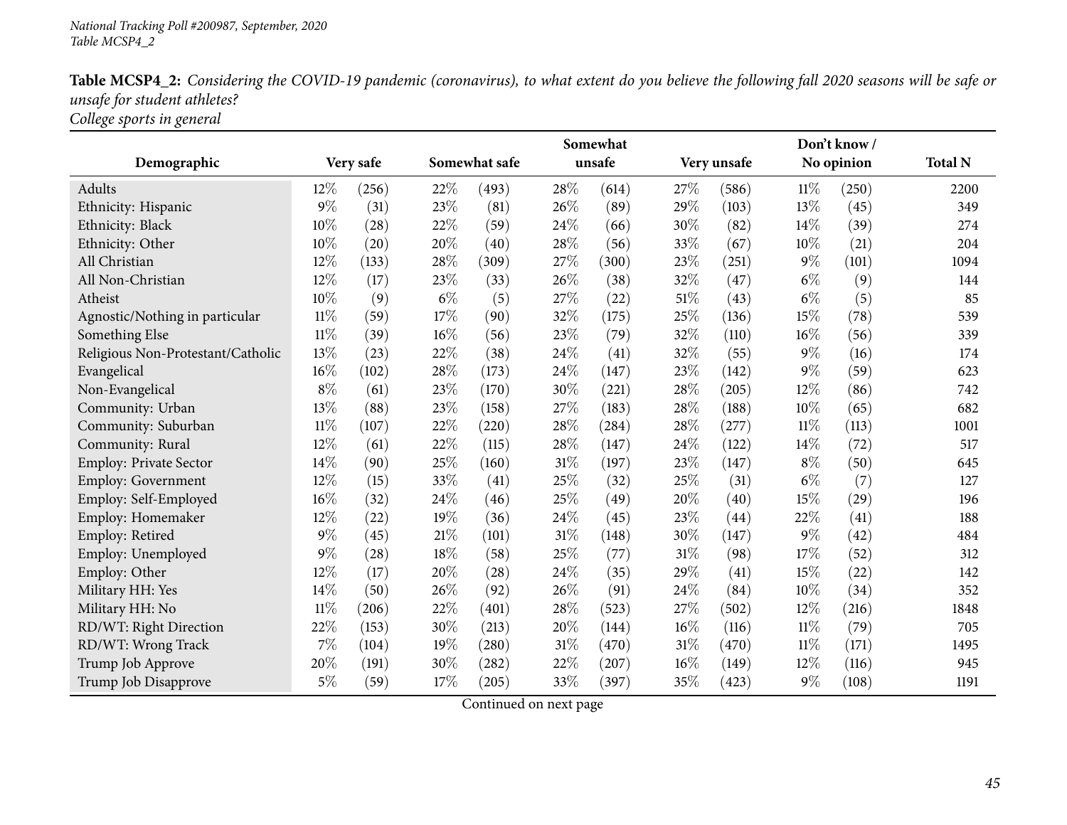**Table MCSP4_2:** *Considering the COVID-19 pandemic (coronavirus), to what extent do you believe the following fall 2020 seasons will be safe or unsafe for student athletes?*
*College sports in general*

| Demographic | Very safe | | Somewhat safe | | Somewhat unsafe | | Very unsafe | | Don't know / No opinion | | Total N |
|---|---|---|---|---|---|---|---|---|---|---|---|
| Adults | 12% | (256) | 22% | (493) | 28% | (614) | 27% | (586) | 11% | (250) | 2200 |
| Ethnicity: Hispanic | 9% | (31) | 23% | (81) | 26% | (89) | 29% | (103) | 13% | (45) | 349 |
| Ethnicity: Black | 10% | (28) | 22% | (59) | 24% | (66) | 30% | (82) | 14% | (39) | 274 |
| Ethnicity: Other | 10% | (20) | 20% | (40) | 28% | (56) | 33% | (67) | 10% | (21) | 204 |
| All Christian | 12% | (133) | 28% | (309) | 27% | (300) | 23% | (251) | 9% | (101) | 1094 |
| All Non-Christian | 12% | (17) | 23% | (33) | 26% | (38) | 32% | (47) | 6% | (9) | 144 |
| Atheist | 10% | (9) | 6% | (5) | 27% | (22) | 51% | (43) | 6% | (5) | 85 |
| Agnostic/Nothing in particular | 11% | (59) | 17% | (90) | 32% | (175) | 25% | (136) | 15% | (78) | 539 |
| Something Else | 11% | (39) | 16% | (56) | 23% | (79) | 32% | (110) | 16% | (56) | 339 |
| Religious Non-Protestant/Catholic | 13% | (23) | 22% | (38) | 24% | (41) | 32% | (55) | 9% | (16) | 174 |
| Evangelical | 16% | (102) | 28% | (173) | 24% | (147) | 23% | (142) | 9% | (59) | 623 |
| Non-Evangelical | 8% | (61) | 23% | (170) | 30% | (221) | 28% | (205) | 12% | (86) | 742 |
| Community: Urban | 13% | (88) | 23% | (158) | 27% | (183) | 28% | (188) | 10% | (65) | 682 |
| Community: Suburban | 11% | (107) | 22% | (220) | 28% | (284) | 28% | (277) | 11% | (113) | 1001 |
| Community: Rural | 12% | (61) | 22% | (115) | 28% | (147) | 24% | (122) | 14% | (72) | 517 |
| Employ: Private Sector | 14% | (90) | 25% | (160) | 31% | (197) | 23% | (147) | 8% | (50) | 645 |
| Employ: Government | 12% | (15) | 33% | (41) | 25% | (32) | 25% | (31) | 6% | (7) | 127 |
| Employ: Self-Employed | 16% | (32) | 24% | (46) | 25% | (49) | 20% | (40) | 15% | (29) | 196 |
| Employ: Homemaker | 12% | (22) | 19% | (36) | 24% | (45) | 23% | (44) | 22% | (41) | 188 |
| Employ: Retired | 9% | (45) | 21% | (101) | 31% | (148) | 30% | (147) | 9% | (42) | 484 |
| Employ: Unemployed | 9% | (28) | 18% | (58) | 25% | (77) | 31% | (98) | 17% | (52) | 312 |
| Employ: Other | 12% | (17) | 20% | (28) | 24% | (35) | 29% | (41) | 15% | (22) | 142 |
| Military HH: Yes | 14% | (50) | 26% | (92) | 26% | (91) | 24% | (84) | 10% | (34) | 352 |
| Military HH: No | 11% | (206) | 22% | (401) | 28% | (523) | 27% | (502) | 12% | (216) | 1848 |
| RD/WT: Right Direction | 22% | (153) | 30% | (213) | 20% | (144) | 16% | (116) | 11% | (79) | 705 |
| RD/WT: Wrong Track | 7% | (104) | 19% | (280) | 31% | (470) | 31% | (470) | 11% | (171) | 1495 |
| Trump Job Approve | 20% | (191) | 30% | (282) | 22% | (207) | 16% | (149) | 12% | (116) | 945 |
| Trump Job Disapprove | 5% | (59) | 17% | (205) | 33% | (397) | 35% | (423) | 9% | (108) | 1191 |

Continued on next page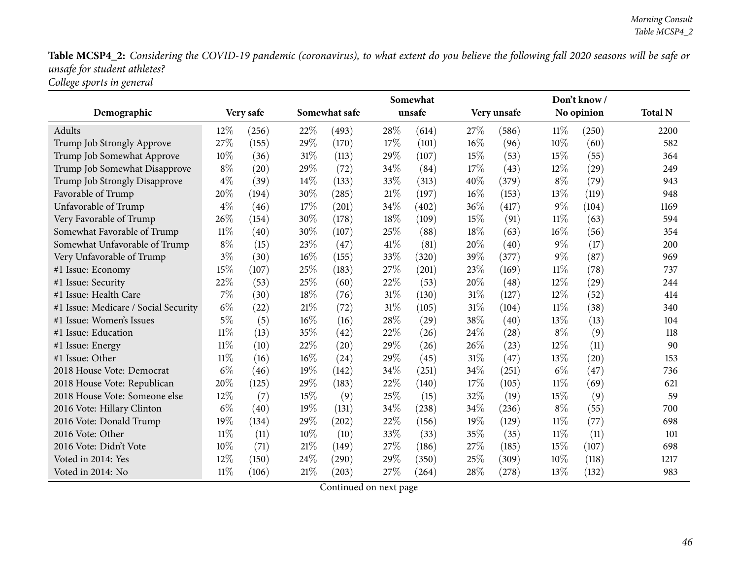**Table MCSP4_2:** *Considering the COVID-19 pandemic (coronavirus), to what extent do you believe the following fall 2020 seasons will be safe or unsafe for student athletes?*
*College sports in general*

| Demographic | Very safe | | Somewhat safe | | Somewhat unsafe | | Very unsafe | | Don't know / No opinion | | Total N |
|---|---|---|---|---|---|---|---|---|---|---|---|
| Adults | 12% | (256) | 22% | (493) | 28% | (614) | 27% | (586) | 11% | (250) | 2200 |
| Trump Job Strongly Approve | 27% | (155) | 29% | (170) | 17% | (101) | 16% | (96) | 10% | (60) | 582 |
| Trump Job Somewhat Approve | 10% | (36) | 31% | (113) | 29% | (107) | 15% | (53) | 15% | (55) | 364 |
| Trump Job Somewhat Disapprove | 8% | (20) | 29% | (72) | 34% | (84) | 17% | (43) | 12% | (29) | 249 |
| Trump Job Strongly Disapprove | 4% | (39) | 14% | (133) | 33% | (313) | 40% | (379) | 8% | (79) | 943 |
| Favorable of Trump | 20% | (194) | 30% | (285) | 21% | (197) | 16% | (153) | 13% | (119) | 948 |
| Unfavorable of Trump | 4% | (46) | 17% | (201) | 34% | (402) | 36% | (417) | 9% | (104) | 1169 |
| Very Favorable of Trump | 26% | (154) | 30% | (178) | 18% | (109) | 15% | (91) | 11% | (63) | 594 |
| Somewhat Favorable of Trump | 11% | (40) | 30% | (107) | 25% | (88) | 18% | (63) | 16% | (56) | 354 |
| Somewhat Unfavorable of Trump | 8% | (15) | 23% | (47) | 41% | (81) | 20% | (40) | 9% | (17) | 200 |
| Very Unfavorable of Trump | 3% | (30) | 16% | (155) | 33% | (320) | 39% | (377) | 9% | (87) | 969 |
| #1 Issue: Economy | 15% | (107) | 25% | (183) | 27% | (201) | 23% | (169) | 11% | (78) | 737 |
| #1 Issue: Security | 22% | (53) | 25% | (60) | 22% | (53) | 20% | (48) | 12% | (29) | 244 |
| #1 Issue: Health Care | 7% | (30) | 18% | (76) | 31% | (130) | 31% | (127) | 12% | (52) | 414 |
| #1 Issue: Medicare / Social Security | 6% | (22) | 21% | (72) | 31% | (105) | 31% | (104) | 11% | (38) | 340 |
| #1 Issue: Women's Issues | 5% | (5) | 16% | (16) | 28% | (29) | 38% | (40) | 13% | (13) | 104 |
| #1 Issue: Education | 11% | (13) | 35% | (42) | 22% | (26) | 24% | (28) | 8% | (9) | 118 |
| #1 Issue: Energy | 11% | (10) | 22% | (20) | 29% | (26) | 26% | (23) | 12% | (11) | 90 |
| #1 Issue: Other | 11% | (16) | 16% | (24) | 29% | (45) | 31% | (47) | 13% | (20) | 153 |
| 2018 House Vote: Democrat | 6% | (46) | 19% | (142) | 34% | (251) | 34% | (251) | 6% | (47) | 736 |
| 2018 House Vote: Republican | 20% | (125) | 29% | (183) | 22% | (140) | 17% | (105) | 11% | (69) | 621 |
| 2018 House Vote: Someone else | 12% | (7) | 15% | (9) | 25% | (15) | 32% | (19) | 15% | (9) | 59 |
| 2016 Vote: Hillary Clinton | 6% | (40) | 19% | (131) | 34% | (238) | 34% | (236) | 8% | (55) | 700 |
| 2016 Vote: Donald Trump | 19% | (134) | 29% | (202) | 22% | (156) | 19% | (129) | 11% | (77) | 698 |
| 2016 Vote: Other | 11% | (11) | 10% | (10) | 33% | (33) | 35% | (35) | 11% | (11) | 101 |
| 2016 Vote: Didn't Vote | 10% | (71) | 21% | (149) | 27% | (186) | 27% | (185) | 15% | (107) | 698 |
| Voted in 2014: Yes | 12% | (150) | 24% | (290) | 29% | (350) | 25% | (309) | 10% | (118) | 1217 |
| Voted in 2014: No | 11% | (106) | 21% | (203) | 27% | (264) | 28% | (278) | 13% | (132) | 983 |

Continued on next page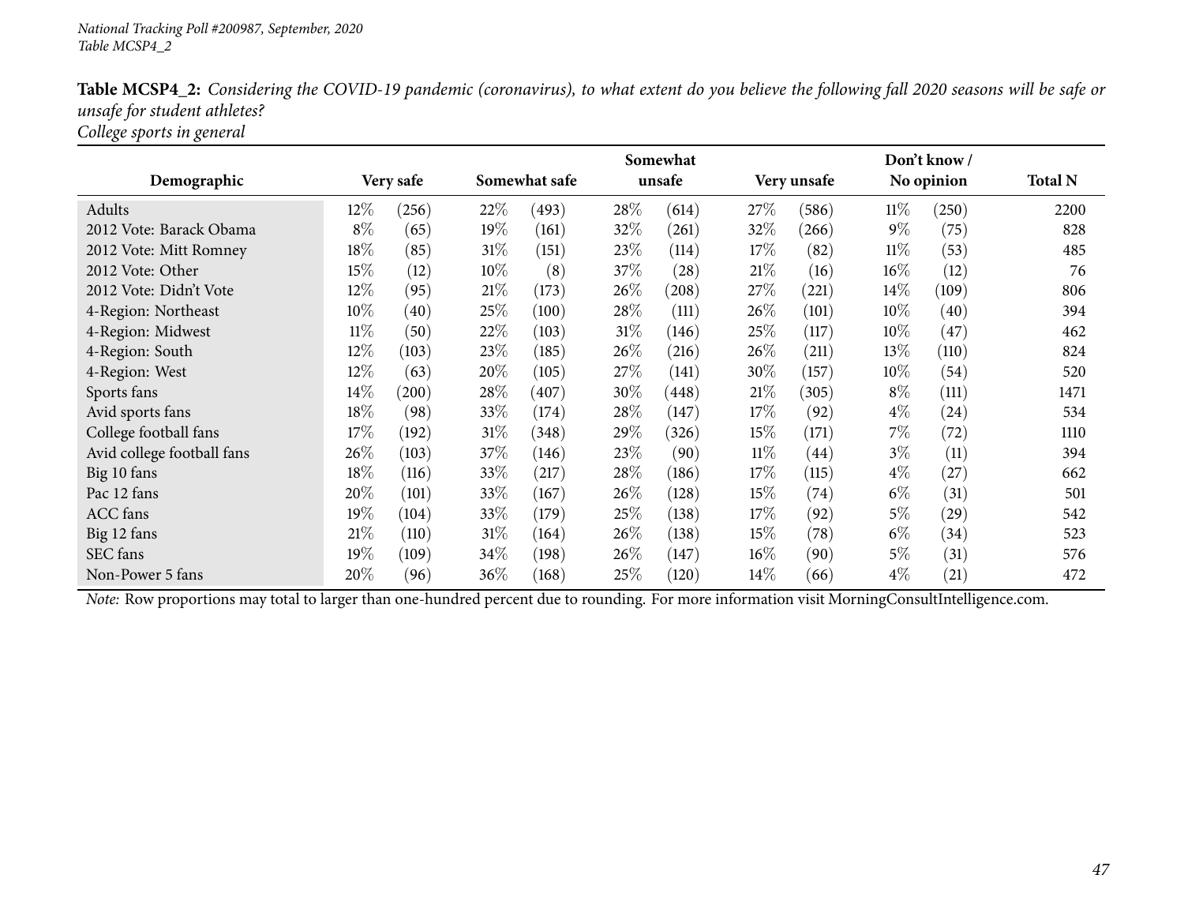National Tracking Poll #200987, September, 2020
Table MCSP4_2

**Table MCSP4_2:** *Considering the COVID-19 pandemic (coronavirus), to what extent do you believe the following fall 2020 seasons will be safe or unsafe for student athletes?*
*College sports in general*

| Demographic | Very safe | | Somewhat safe | | Somewhat unsafe | | Very unsafe | | Don't know / No opinion | | Total N |
|---|---|---|---|---|---|---|---|---|---|---|---|
| Adults | 12% | (256) | 22% | (493) | 28% | (614) | 27% | (586) | 11% | (250) | 2200 |
| 2012 Vote: Barack Obama | 8% | (65) | 19% | (161) | 32% | (261) | 32% | (266) | 9% | (75) | 828 |
| 2012 Vote: Mitt Romney | 18% | (85) | 31% | (151) | 23% | (114) | 17% | (82) | 11% | (53) | 485 |
| 2012 Vote: Other | 15% | (12) | 10% | (8) | 37% | (28) | 21% | (16) | 16% | (12) | 76 |
| 2012 Vote: Didn't Vote | 12% | (95) | 21% | (173) | 26% | (208) | 27% | (221) | 14% | (109) | 806 |
| 4-Region: Northeast | 10% | (40) | 25% | (100) | 28% | (111) | 26% | (101) | 10% | (40) | 394 |
| 4-Region: Midwest | 11% | (50) | 22% | (103) | 31% | (146) | 25% | (117) | 10% | (47) | 462 |
| 4-Region: South | 12% | (103) | 23% | (185) | 26% | (216) | 26% | (211) | 13% | (110) | 824 |
| 4-Region: West | 12% | (63) | 20% | (105) | 27% | (141) | 30% | (157) | 10% | (54) | 520 |
| Sports fans | 14% | (200) | 28% | (407) | 30% | (448) | 21% | (305) | 8% | (111) | 1471 |
| Avid sports fans | 18% | (98) | 33% | (174) | 28% | (147) | 17% | (92) | 4% | (24) | 534 |
| College football fans | 17% | (192) | 31% | (348) | 29% | (326) | 15% | (171) | 7% | (72) | 1110 |
| Avid college football fans | 26% | (103) | 37% | (146) | 23% | (90) | 11% | (44) | 3% | (11) | 394 |
| Big 10 fans | 18% | (116) | 33% | (217) | 28% | (186) | 17% | (115) | 4% | (27) | 662 |
| Pac 12 fans | 20% | (101) | 33% | (167) | 26% | (128) | 15% | (74) | 6% | (31) | 501 |
| ACC fans | 19% | (104) | 33% | (179) | 25% | (138) | 17% | (92) | 5% | (29) | 542 |
| Big 12 fans | 21% | (110) | 31% | (164) | 26% | (138) | 15% | (78) | 6% | (34) | 523 |
| SEC fans | 19% | (109) | 34% | (198) | 26% | (147) | 16% | (90) | 5% | (31) | 576 |
| Non-Power 5 fans | 20% | (96) | 36% | (168) | 25% | (120) | 14% | (66) | 4% | (21) | 472 |

*Note:* Row proportions may total to larger than one-hundred percent due to rounding. For more information visit MorningConsultIntelligence.com.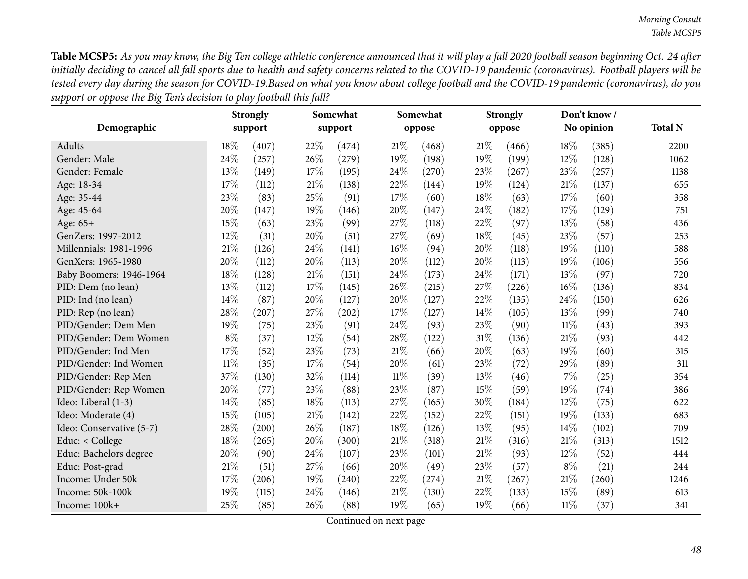**Table MCSP5:** *As you may know, the Big Ten college athletic conference announced that it will play a fall 2020 football season beginning Oct. 24 after initially deciding to cancel all fall sports due to health and safety concerns related to the COVID-19 pandemic (coronavirus). Football players will be tested every day during the season for COVID-19.Based on what you know about college football and the COVID-19 pandemic (coronavirus), do you support or oppose the Big Ten's decision to play football this fall?*

| Demographic | Strongly support | | Somewhat support | | Somewhat oppose | | Strongly oppose | | Don't know / No opinion | | Total N |
|---|---|---|---|---|---|---|---|---|---|---|---|
| Adults | 18% | (407) | 22% | (474) | 21% | (468) | 21% | (466) | 18% | (385) | 2200 |
| Gender: Male | 24% | (257) | 26% | (279) | 19% | (198) | 19% | (199) | 12% | (128) | 1062 |
| Gender: Female | 13% | (149) | 17% | (195) | 24% | (270) | 23% | (267) | 23% | (257) | 1138 |
| Age: 18-34 | 17% | (112) | 21% | (138) | 22% | (144) | 19% | (124) | 21% | (137) | 655 |
| Age: 35-44 | 23% | (83) | 25% | (91) | 17% | (60) | 18% | (63) | 17% | (60) | 358 |
| Age: 45-64 | 20% | (147) | 19% | (146) | 20% | (147) | 24% | (182) | 17% | (129) | 751 |
| Age: 65+ | 15% | (63) | 23% | (99) | 27% | (118) | 22% | (97) | 13% | (58) | 436 |
| GenZers: 1997-2012 | 12% | (31) | 20% | (51) | 27% | (69) | 18% | (45) | 23% | (57) | 253 |
| Millennials: 1981-1996 | 21% | (126) | 24% | (141) | 16% | (94) | 20% | (118) | 19% | (110) | 588 |
| GenXers: 1965-1980 | 20% | (112) | 20% | (113) | 20% | (112) | 20% | (113) | 19% | (106) | 556 |
| Baby Boomers: 1946-1964 | 18% | (128) | 21% | (151) | 24% | (173) | 24% | (171) | 13% | (97) | 720 |
| PID: Dem (no lean) | 13% | (112) | 17% | (145) | 26% | (215) | 27% | (226) | 16% | (136) | 834 |
| PID: Ind (no lean) | 14% | (87) | 20% | (127) | 20% | (127) | 22% | (135) | 24% | (150) | 626 |
| PID: Rep (no lean) | 28% | (207) | 27% | (202) | 17% | (127) | 14% | (105) | 13% | (99) | 740 |
| PID/Gender: Dem Men | 19% | (75) | 23% | (91) | 24% | (93) | 23% | (90) | 11% | (43) | 393 |
| PID/Gender: Dem Women | 8% | (37) | 12% | (54) | 28% | (122) | 31% | (136) | 21% | (93) | 442 |
| PID/Gender: Ind Men | 17% | (52) | 23% | (73) | 21% | (66) | 20% | (63) | 19% | (60) | 315 |
| PID/Gender: Ind Women | 11% | (35) | 17% | (54) | 20% | (61) | 23% | (72) | 29% | (89) | 311 |
| PID/Gender: Rep Men | 37% | (130) | 32% | (114) | 11% | (39) | 13% | (46) | 7% | (25) | 354 |
| PID/Gender: Rep Women | 20% | (77) | 23% | (88) | 23% | (87) | 15% | (59) | 19% | (74) | 386 |
| Ideo: Liberal (1-3) | 14% | (85) | 18% | (113) | 27% | (165) | 30% | (184) | 12% | (75) | 622 |
| Ideo: Moderate (4) | 15% | (105) | 21% | (142) | 22% | (152) | 22% | (151) | 19% | (133) | 683 |
| Ideo: Conservative (5-7) | 28% | (200) | 26% | (187) | 18% | (126) | 13% | (95) | 14% | (102) | 709 |
| Educ: < College | 18% | (265) | 20% | (300) | 21% | (318) | 21% | (316) | 21% | (313) | 1512 |
| Educ: Bachelors degree | 20% | (90) | 24% | (107) | 23% | (101) | 21% | (93) | 12% | (52) | 444 |
| Educ: Post-grad | 21% | (51) | 27% | (66) | 20% | (49) | 23% | (57) | 8% | (21) | 244 |
| Income: Under 50k | 17% | (206) | 19% | (240) | 22% | (274) | 21% | (267) | 21% | (260) | 1246 |
| Income: 50k-100k | 19% | (115) | 24% | (146) | 21% | (130) | 22% | (133) | 15% | (89) | 613 |
| Income: 100k+ | 25% | (85) | 26% | (88) | 19% | (65) | 19% | (66) | 11% | (37) | 341 |

Continued on next page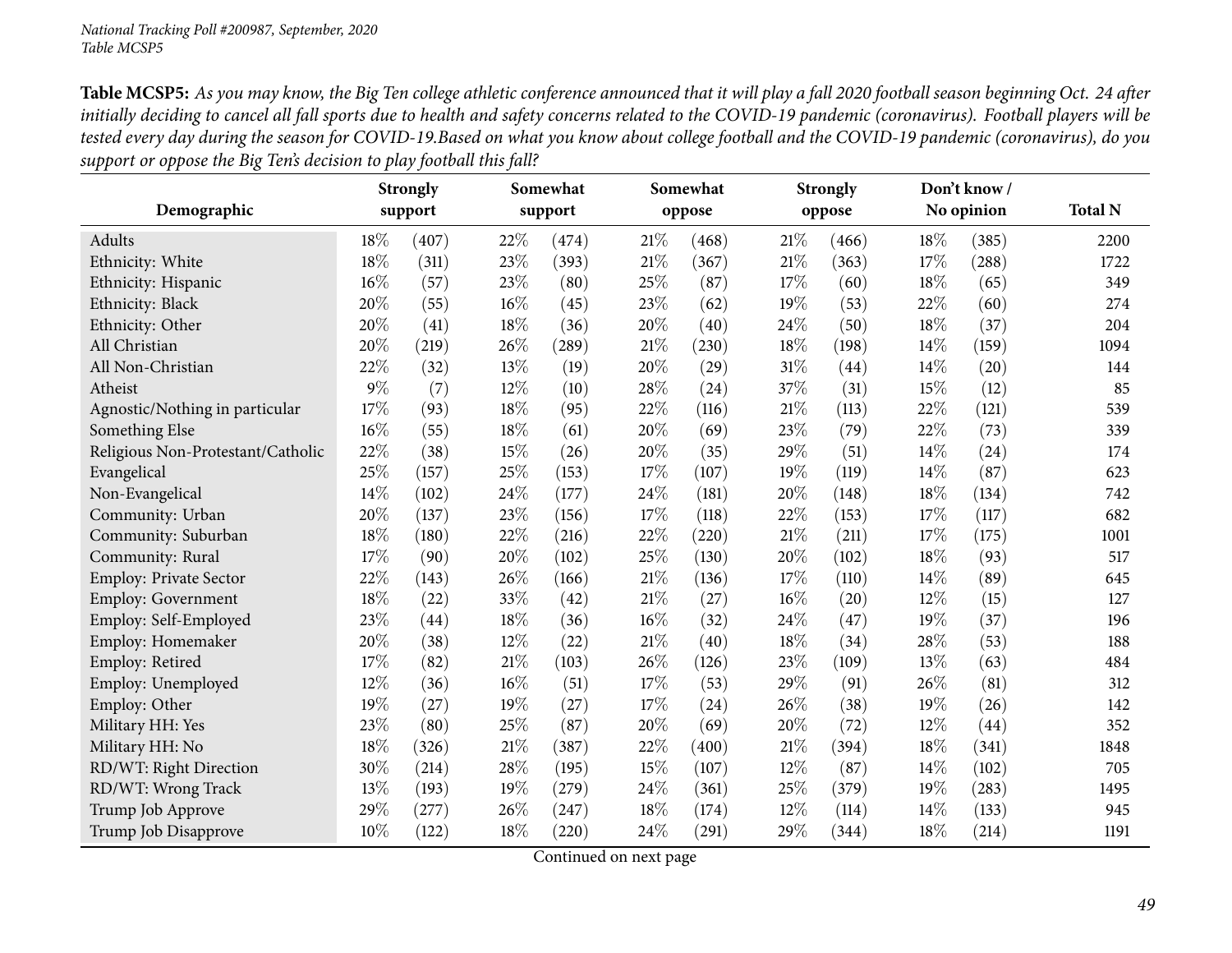**Table MCSP5:** *As you may know, the Big Ten college athletic conference announced that it will play a fall 2020 football season beginning Oct. 24 after initially deciding to cancel all fall sports due to health and safety concerns related to the COVID-19 pandemic (coronavirus). Football players will be tested every day during the season for COVID-19.Based on what you know about college football and the COVID-19 pandemic (coronavirus), do you support or oppose the Big Ten's decision to play football this fall?*

| Demographic | Strongly support | | Somewhat support | | Somewhat oppose | | Strongly oppose | | Don't know / No opinion | | Total N |
|---|---|---|---|---|---|---|---|---|---|---|---|
| Adults | 18% | (407) | 22% | (474) | 21% | (468) | 21% | (466) | 18% | (385) | 2200 |
| Ethnicity: White | 18% | (311) | 23% | (393) | 21% | (367) | 21% | (363) | 17% | (288) | 1722 |
| Ethnicity: Hispanic | 16% | (57) | 23% | (80) | 25% | (87) | 17% | (60) | 18% | (65) | 349 |
| Ethnicity: Black | 20% | (55) | 16% | (45) | 23% | (62) | 19% | (53) | 22% | (60) | 274 |
| Ethnicity: Other | 20% | (41) | 18% | (36) | 20% | (40) | 24% | (50) | 18% | (37) | 204 |
| All Christian | 20% | (219) | 26% | (289) | 21% | (230) | 18% | (198) | 14% | (159) | 1094 |
| All Non-Christian | 22% | (32) | 13% | (19) | 20% | (29) | 31% | (44) | 14% | (20) | 144 |
| Atheist | 9% | (7) | 12% | (10) | 28% | (24) | 37% | (31) | 15% | (12) | 85 |
| Agnostic/Nothing in particular | 17% | (93) | 18% | (95) | 22% | (116) | 21% | (113) | 22% | (121) | 539 |
| Something Else | 16% | (55) | 18% | (61) | 20% | (69) | 23% | (79) | 22% | (73) | 339 |
| Religious Non-Protestant/Catholic | 22% | (38) | 15% | (26) | 20% | (35) | 29% | (51) | 14% | (24) | 174 |
| Evangelical | 25% | (157) | 25% | (153) | 17% | (107) | 19% | (119) | 14% | (87) | 623 |
| Non-Evangelical | 14% | (102) | 24% | (177) | 24% | (181) | 20% | (148) | 18% | (134) | 742 |
| Community: Urban | 20% | (137) | 23% | (156) | 17% | (118) | 22% | (153) | 17% | (117) | 682 |
| Community: Suburban | 18% | (180) | 22% | (216) | 22% | (220) | 21% | (211) | 17% | (175) | 1001 |
| Community: Rural | 17% | (90) | 20% | (102) | 25% | (130) | 20% | (102) | 18% | (93) | 517 |
| Employ: Private Sector | 22% | (143) | 26% | (166) | 21% | (136) | 17% | (110) | 14% | (89) | 645 |
| Employ: Government | 18% | (22) | 33% | (42) | 21% | (27) | 16% | (20) | 12% | (15) | 127 |
| Employ: Self-Employed | 23% | (44) | 18% | (36) | 16% | (32) | 24% | (47) | 19% | (37) | 196 |
| Employ: Homemaker | 20% | (38) | 12% | (22) | 21% | (40) | 18% | (34) | 28% | (53) | 188 |
| Employ: Retired | 17% | (82) | 21% | (103) | 26% | (126) | 23% | (109) | 13% | (63) | 484 |
| Employ: Unemployed | 12% | (36) | 16% | (51) | 17% | (53) | 29% | (91) | 26% | (81) | 312 |
| Employ: Other | 19% | (27) | 19% | (27) | 17% | (24) | 26% | (38) | 19% | (26) | 142 |
| Military HH: Yes | 23% | (80) | 25% | (87) | 20% | (69) | 20% | (72) | 12% | (44) | 352 |
| Military HH: No | 18% | (326) | 21% | (387) | 22% | (400) | 21% | (394) | 18% | (341) | 1848 |
| RD/WT: Right Direction | 30% | (214) | 28% | (195) | 15% | (107) | 12% | (87) | 14% | (102) | 705 |
| RD/WT: Wrong Track | 13% | (193) | 19% | (279) | 24% | (361) | 25% | (379) | 19% | (283) | 1495 |
| Trump Job Approve | 29% | (277) | 26% | (247) | 18% | (174) | 12% | (114) | 14% | (133) | 945 |
| Trump Job Disapprove | 10% | (122) | 18% | (220) | 24% | (291) | 29% | (344) | 18% | (214) | 1191 |

Continued on next page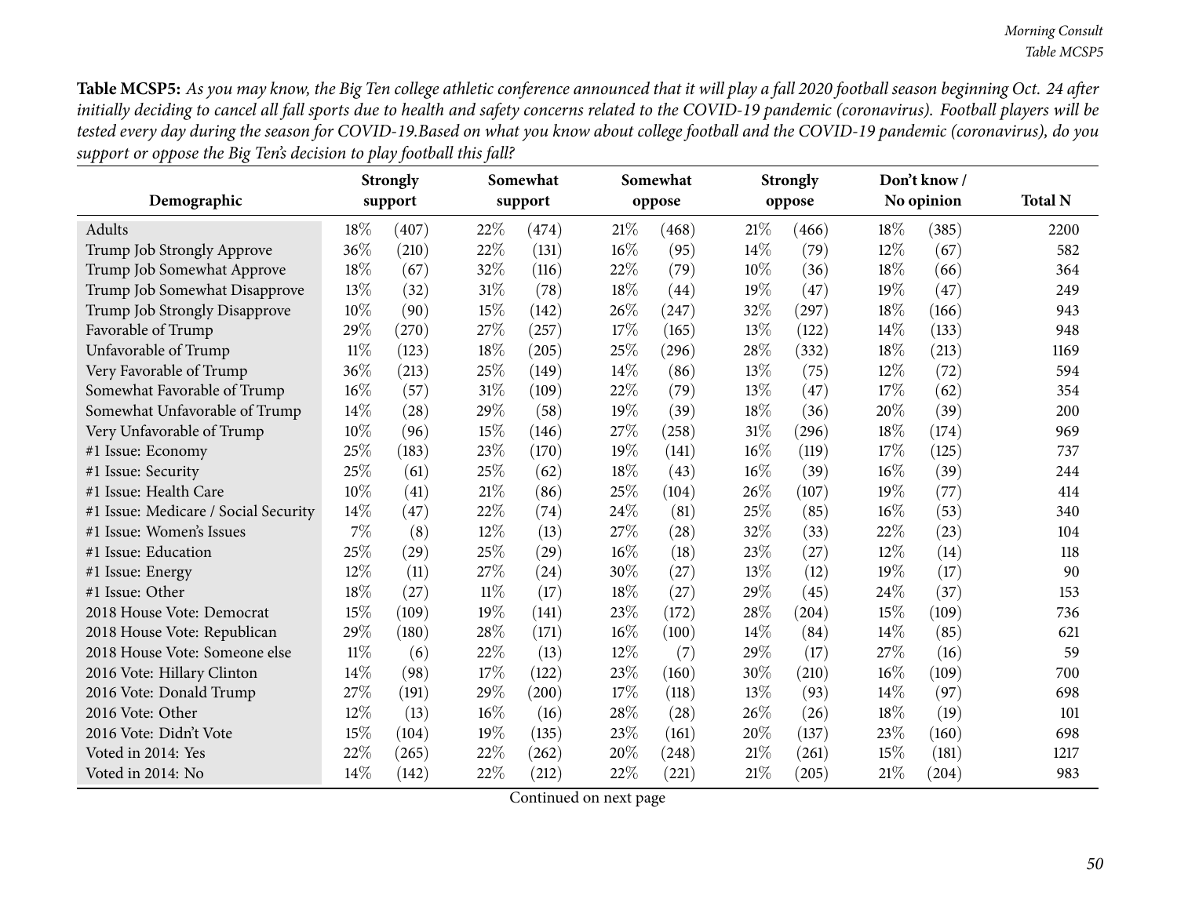**Table MCSP5:** *As you may know, the Big Ten college athletic conference announced that it will play a fall 2020 football season beginning Oct. 24 after initially deciding to cancel all fall sports due to health and safety concerns related to the COVID-19 pandemic (coronavirus). Football players will be tested every day during the season for COVID-19.Based on what you know about college football and the COVID-19 pandemic (coronavirus), do you support or oppose the Big Ten's decision to play football this fall?*

| Demographic | Strongly support | | Somewhat support | | Somewhat oppose | | Strongly oppose | | Don't know / No opinion | | Total N |
|---|---|---|---|---|---|---|---|---|---|---|---|
| Adults | 18% | (407) | 22% | (474) | 21% | (468) | 21% | (466) | 18% | (385) | 2200 |
| Trump Job Strongly Approve | 36% | (210) | 22% | (131) | 16% | (95) | 14% | (79) | 12% | (67) | 582 |
| Trump Job Somewhat Approve | 18% | (67) | 32% | (116) | 22% | (79) | 10% | (36) | 18% | (66) | 364 |
| Trump Job Somewhat Disapprove | 13% | (32) | 31% | (78) | 18% | (44) | 19% | (47) | 19% | (47) | 249 |
| Trump Job Strongly Disapprove | 10% | (90) | 15% | (142) | 26% | (247) | 32% | (297) | 18% | (166) | 943 |
| Favorable of Trump | 29% | (270) | 27% | (257) | 17% | (165) | 13% | (122) | 14% | (133) | 948 |
| Unfavorable of Trump | 11% | (123) | 18% | (205) | 25% | (296) | 28% | (332) | 18% | (213) | 1169 |
| Very Favorable of Trump | 36% | (213) | 25% | (149) | 14% | (86) | 13% | (75) | 12% | (72) | 594 |
| Somewhat Favorable of Trump | 16% | (57) | 31% | (109) | 22% | (79) | 13% | (47) | 17% | (62) | 354 |
| Somewhat Unfavorable of Trump | 14% | (28) | 29% | (58) | 19% | (39) | 18% | (36) | 20% | (39) | 200 |
| Very Unfavorable of Trump | 10% | (96) | 15% | (146) | 27% | (258) | 31% | (296) | 18% | (174) | 969 |
| #1 Issue: Economy | 25% | (183) | 23% | (170) | 19% | (141) | 16% | (119) | 17% | (125) | 737 |
| #1 Issue: Security | 25% | (61) | 25% | (62) | 18% | (43) | 16% | (39) | 16% | (39) | 244 |
| #1 Issue: Health Care | 10% | (41) | 21% | (86) | 25% | (104) | 26% | (107) | 19% | (77) | 414 |
| #1 Issue: Medicare / Social Security | 14% | (47) | 22% | (74) | 24% | (81) | 25% | (85) | 16% | (53) | 340 |
| #1 Issue: Women's Issues | 7% | (8) | 12% | (13) | 27% | (28) | 32% | (33) | 22% | (23) | 104 |
| #1 Issue: Education | 25% | (29) | 25% | (29) | 16% | (18) | 23% | (27) | 12% | (14) | 118 |
| #1 Issue: Energy | 12% | (11) | 27% | (24) | 30% | (27) | 13% | (12) | 19% | (17) | 90 |
| #1 Issue: Other | 18% | (27) | 11% | (17) | 18% | (27) | 29% | (45) | 24% | (37) | 153 |
| 2018 House Vote: Democrat | 15% | (109) | 19% | (141) | 23% | (172) | 28% | (204) | 15% | (109) | 736 |
| 2018 House Vote: Republican | 29% | (180) | 28% | (171) | 16% | (100) | 14% | (84) | 14% | (85) | 621 |
| 2018 House Vote: Someone else | 11% | (6) | 22% | (13) | 12% | (7) | 29% | (17) | 27% | (16) | 59 |
| 2016 Vote: Hillary Clinton | 14% | (98) | 17% | (122) | 23% | (160) | 30% | (210) | 16% | (109) | 700 |
| 2016 Vote: Donald Trump | 27% | (191) | 29% | (200) | 17% | (118) | 13% | (93) | 14% | (97) | 698 |
| 2016 Vote: Other | 12% | (13) | 16% | (16) | 28% | (28) | 26% | (26) | 18% | (19) | 101 |
| 2016 Vote: Didn't Vote | 15% | (104) | 19% | (135) | 23% | (161) | 20% | (137) | 23% | (160) | 698 |
| Voted in 2014: Yes | 22% | (265) | 22% | (262) | 20% | (248) | 21% | (261) | 15% | (181) | 1217 |
| Voted in 2014: No | 14% | (142) | 22% | (212) | 22% | (221) | 21% | (205) | 21% | (204) | 983 |

Continued on next page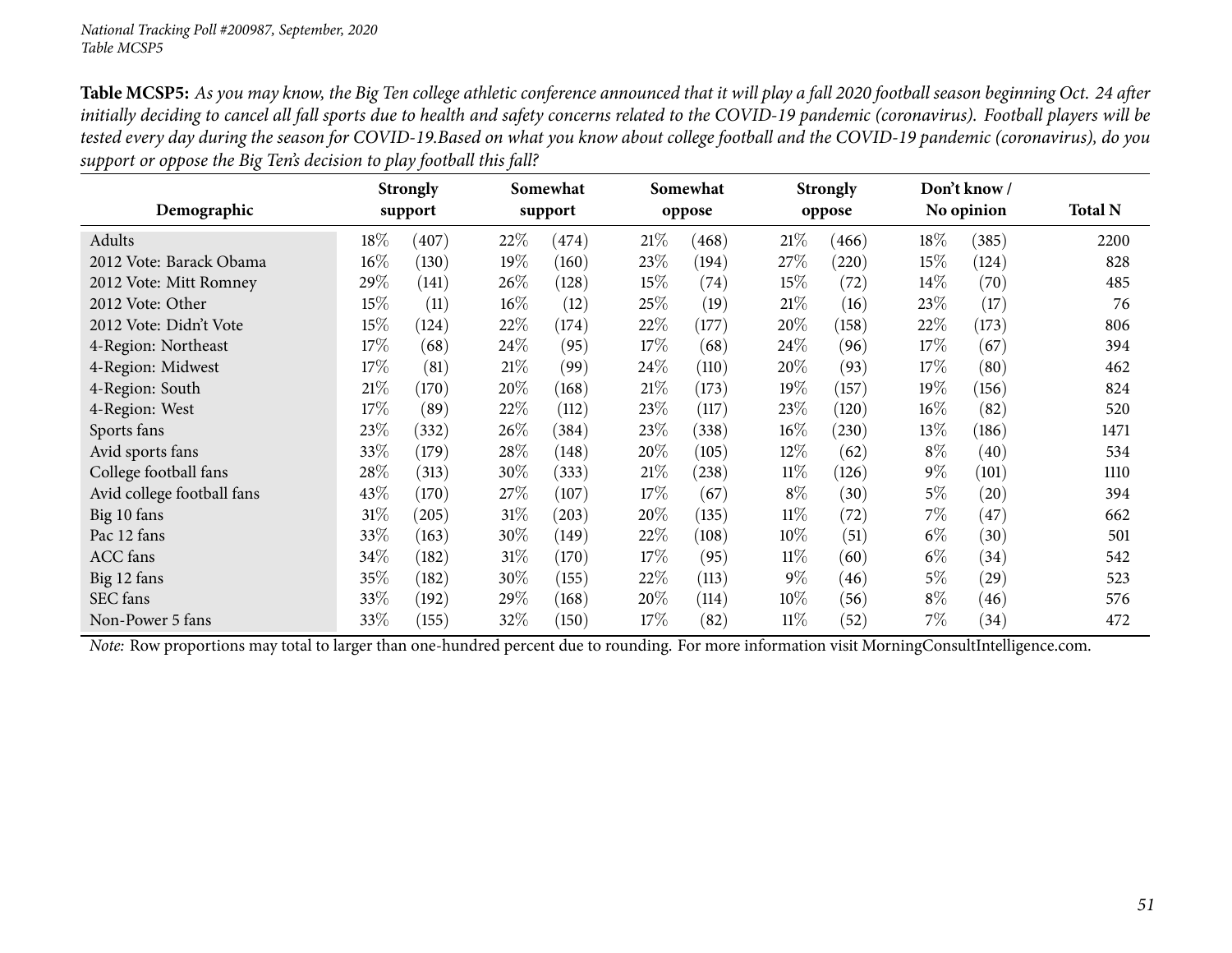**Table MCSP5:** *As you may know, the Big Ten college athletic conference announced that it will play a fall 2020 football season beginning Oct. 24 after initially deciding to cancel all fall sports due to health and safety concerns related to the COVID-19 pandemic (coronavirus). Football players will be tested every day during the season for COVID-19.Based on what you know about college football and the COVID-19 pandemic (coronavirus), do you support or oppose the Big Ten's decision to play football this fall?*

| Demographic | Strongly support | | Somewhat support | | Somewhat oppose | | Strongly oppose | | Don't know / No opinion | | Total N |
|---|---|---|---|---|---|---|---|---|---|---|---|
| Adults | 18% | (407) | 22% | (474) | 21% | (468) | 21% | (466) | 18% | (385) | 2200 |
| 2012 Vote: Barack Obama | 16% | (130) | 19% | (160) | 23% | (194) | 27% | (220) | 15% | (124) | 828 |
| 2012 Vote: Mitt Romney | 29% | (141) | 26% | (128) | 15% | (74) | 15% | (72) | 14% | (70) | 485 |
| 2012 Vote: Other | 15% | (11) | 16% | (12) | 25% | (19) | 21% | (16) | 23% | (17) | 76 |
| 2012 Vote: Didn't Vote | 15% | (124) | 22% | (174) | 22% | (177) | 20% | (158) | 22% | (173) | 806 |
| 4-Region: Northeast | 17% | (68) | 24% | (95) | 17% | (68) | 24% | (96) | 17% | (67) | 394 |
| 4-Region: Midwest | 17% | (81) | 21% | (99) | 24% | (110) | 20% | (93) | 17% | (80) | 462 |
| 4-Region: South | 21% | (170) | 20% | (168) | 21% | (173) | 19% | (157) | 19% | (156) | 824 |
| 4-Region: West | 17% | (89) | 22% | (112) | 23% | (117) | 23% | (120) | 16% | (82) | 520 |
| Sports fans | 23% | (332) | 26% | (384) | 23% | (338) | 16% | (230) | 13% | (186) | 1471 |
| Avid sports fans | 33% | (179) | 28% | (148) | 20% | (105) | 12% | (62) | 8% | (40) | 534 |
| College football fans | 28% | (313) | 30% | (333) | 21% | (238) | 11% | (126) | 9% | (101) | 1110 |
| Avid college football fans | 43% | (170) | 27% | (107) | 17% | (67) | 8% | (30) | 5% | (20) | 394 |
| Big 10 fans | 31% | (205) | 31% | (203) | 20% | (135) | 11% | (72) | 7% | (47) | 662 |
| Pac 12 fans | 33% | (163) | 30% | (149) | 22% | (108) | 10% | (51) | 6% | (30) | 501 |
| ACC fans | 34% | (182) | 31% | (170) | 17% | (95) | 11% | (60) | 6% | (34) | 542 |
| Big 12 fans | 35% | (182) | 30% | (155) | 22% | (113) | 9% | (46) | 5% | (29) | 523 |
| SEC fans | 33% | (192) | 29% | (168) | 20% | (114) | 10% | (56) | 8% | (46) | 576 |
| Non-Power 5 fans | 33% | (155) | 32% | (150) | 17% | (82) | 11% | (52) | 7% | (34) | 472 |

*Note:* Row proportions may total to larger than one-hundred percent due to rounding. For more information visit MorningConsultIntelligence.com.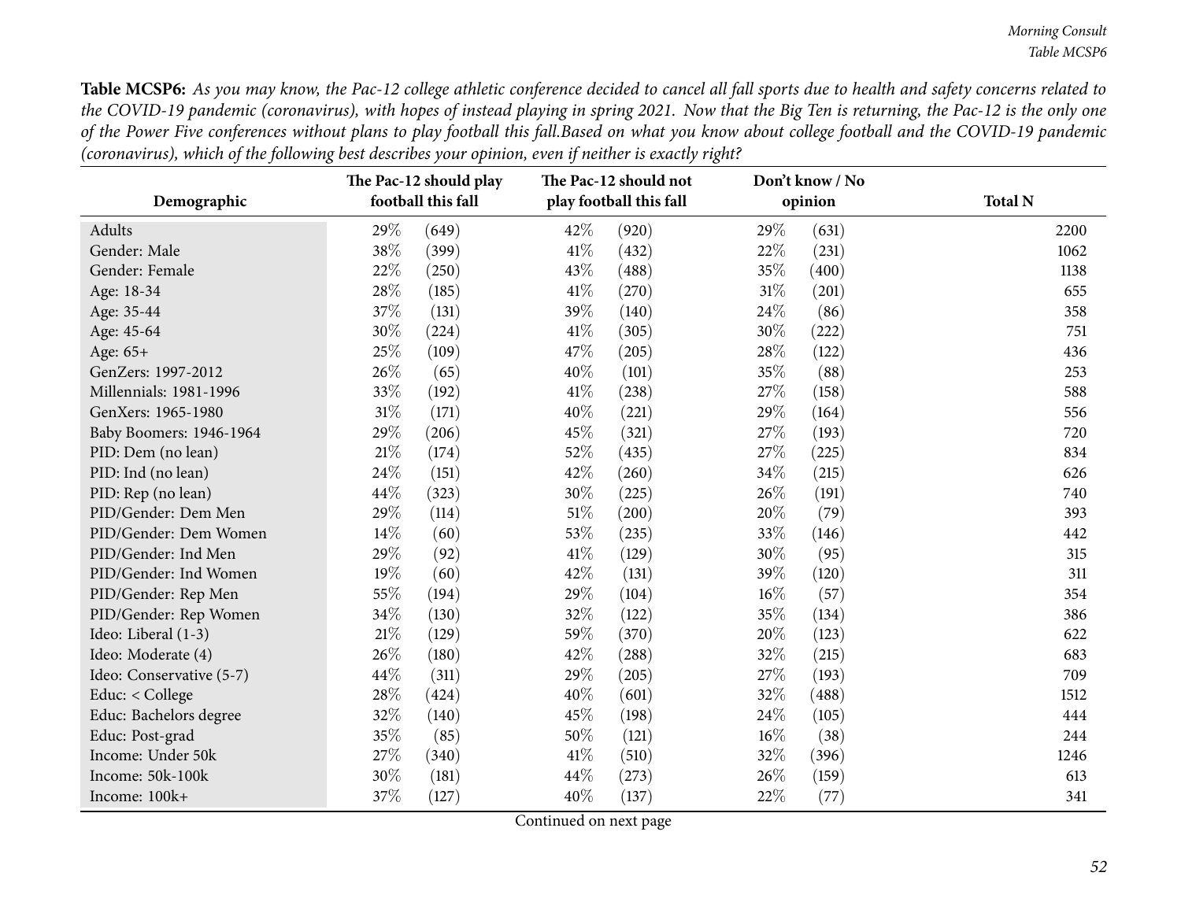**Table MCSP6:** *As you may know, the Pac-12 college athletic conference decided to cancel all fall sports due to health and safety concerns related to the COVID-19 pandemic (coronavirus), with hopes of instead playing in spring 2021. Now that the Big Ten is returning, the Pac-12 is the only one of the Power Five conferences without plans to play football this fall.Based on what you know about college football and the COVID-19 pandemic (coronavirus), which of the following best describes your opinion, even if neither is exactly right?*

| Demographic | The Pac-12 should play football this fall | | The Pac-12 should not play football this fall | | Don't know / No opinion | | Total N |
|---|---|---|---|---|---|---|---|
| Adults | 29% | (649) | 42% | (920) | 29% | (631) | 2200 |
| Gender: Male | 38% | (399) | 41% | (432) | 22% | (231) | 1062 |
| Gender: Female | 22% | (250) | 43% | (488) | 35% | (400) | 1138 |
| Age: 18-34 | 28% | (185) | 41% | (270) | 31% | (201) | 655 |
| Age: 35-44 | 37% | (131) | 39% | (140) | 24% | (86) | 358 |
| Age: 45-64 | 30% | (224) | 41% | (305) | 30% | (222) | 751 |
| Age: 65+ | 25% | (109) | 47% | (205) | 28% | (122) | 436 |
| GenZers: 1997-2012 | 26% | (65) | 40% | (101) | 35% | (88) | 253 |
| Millennials: 1981-1996 | 33% | (192) | 41% | (238) | 27% | (158) | 588 |
| GenXers: 1965-1980 | 31% | (171) | 40% | (221) | 29% | (164) | 556 |
| Baby Boomers: 1946-1964 | 29% | (206) | 45% | (321) | 27% | (193) | 720 |
| PID: Dem (no lean) | 21% | (174) | 52% | (435) | 27% | (225) | 834 |
| PID: Ind (no lean) | 24% | (151) | 42% | (260) | 34% | (215) | 626 |
| PID: Rep (no lean) | 44% | (323) | 30% | (225) | 26% | (191) | 740 |
| PID/Gender: Dem Men | 29% | (114) | 51% | (200) | 20% | (79) | 393 |
| PID/Gender: Dem Women | 14% | (60) | 53% | (235) | 33% | (146) | 442 |
| PID/Gender: Ind Men | 29% | (92) | 41% | (129) | 30% | (95) | 315 |
| PID/Gender: Ind Women | 19% | (60) | 42% | (131) | 39% | (120) | 311 |
| PID/Gender: Rep Men | 55% | (194) | 29% | (104) | 16% | (57) | 354 |
| PID/Gender: Rep Women | 34% | (130) | 32% | (122) | 35% | (134) | 386 |
| Ideo: Liberal (1-3) | 21% | (129) | 59% | (370) | 20% | (123) | 622 |
| Ideo: Moderate (4) | 26% | (180) | 42% | (288) | 32% | (215) | 683 |
| Ideo: Conservative (5-7) | 44% | (311) | 29% | (205) | 27% | (193) | 709 |
| Educ: < College | 28% | (424) | 40% | (601) | 32% | (488) | 1512 |
| Educ: Bachelors degree | 32% | (140) | 45% | (198) | 24% | (105) | 444 |
| Educ: Post-grad | 35% | (85) | 50% | (121) | 16% | (38) | 244 |
| Income: Under 50k | 27% | (340) | 41% | (510) | 32% | (396) | 1246 |
| Income: 50k-100k | 30% | (181) | 44% | (273) | 26% | (159) | 613 |
| Income: 100k+ | 37% | (127) | 40% | (137) | 22% | (77) | 341 |

Continued on next page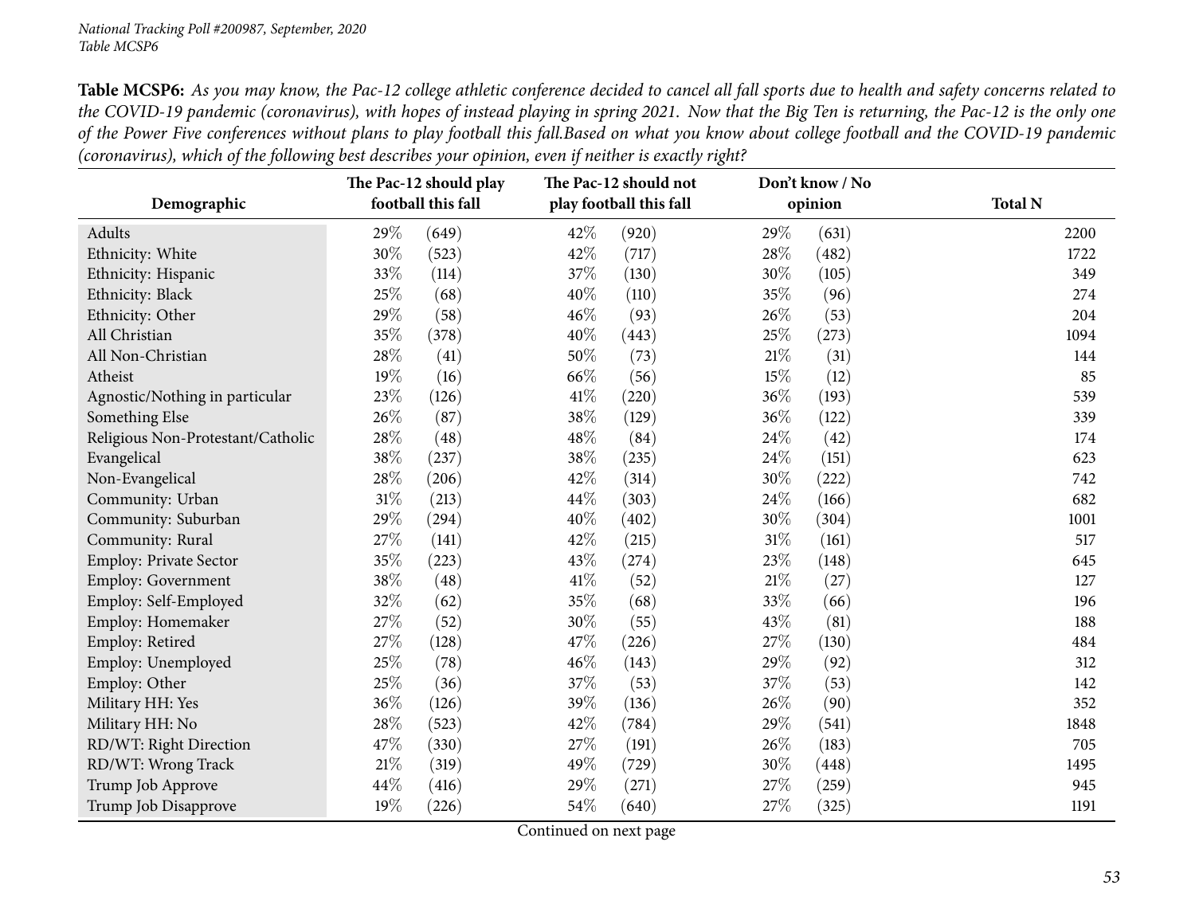**Table MCSP6:** *As you may know, the Pac-12 college athletic conference decided to cancel all fall sports due to health and safety concerns related to the COVID-19 pandemic (coronavirus), with hopes of instead playing in spring 2021. Now that the Big Ten is returning, the Pac-12 is the only one of the Power Five conferences without plans to play football this fall.Based on what you know about college football and the COVID-19 pandemic (coronavirus), which of the following best describes your opinion, even if neither is exactly right?*

| Demographic | The Pac-12 should play football this fall | | The Pac-12 should not play football this fall | | Don't know / No opinion | | Total N |
|---|---|---|---|---|---|---|---|
| Adults | 29% | (649) | 42% | (920) | 29% | (631) | 2200 |
| Ethnicity: White | 30% | (523) | 42% | (717) | 28% | (482) | 1722 |
| Ethnicity: Hispanic | 33% | (114) | 37% | (130) | 30% | (105) | 349 |
| Ethnicity: Black | 25% | (68) | 40% | (110) | 35% | (96) | 274 |
| Ethnicity: Other | 29% | (58) | 46% | (93) | 26% | (53) | 204 |
| All Christian | 35% | (378) | 40% | (443) | 25% | (273) | 1094 |
| All Non-Christian | 28% | (41) | 50% | (73) | 21% | (31) | 144 |
| Atheist | 19% | (16) | 66% | (56) | 15% | (12) | 85 |
| Agnostic/Nothing in particular | 23% | (126) | 41% | (220) | 36% | (193) | 539 |
| Something Else | 26% | (87) | 38% | (129) | 36% | (122) | 339 |
| Religious Non-Protestant/Catholic | 28% | (48) | 48% | (84) | 24% | (42) | 174 |
| Evangelical | 38% | (237) | 38% | (235) | 24% | (151) | 623 |
| Non-Evangelical | 28% | (206) | 42% | (314) | 30% | (222) | 742 |
| Community: Urban | 31% | (213) | 44% | (303) | 24% | (166) | 682 |
| Community: Suburban | 29% | (294) | 40% | (402) | 30% | (304) | 1001 |
| Community: Rural | 27% | (141) | 42% | (215) | 31% | (161) | 517 |
| Employ: Private Sector | 35% | (223) | 43% | (274) | 23% | (148) | 645 |
| Employ: Government | 38% | (48) | 41% | (52) | 21% | (27) | 127 |
| Employ: Self-Employed | 32% | (62) | 35% | (68) | 33% | (66) | 196 |
| Employ: Homemaker | 27% | (52) | 30% | (55) | 43% | (81) | 188 |
| Employ: Retired | 27% | (128) | 47% | (226) | 27% | (130) | 484 |
| Employ: Unemployed | 25% | (78) | 46% | (143) | 29% | (92) | 312 |
| Employ: Other | 25% | (36) | 37% | (53) | 37% | (53) | 142 |
| Military HH: Yes | 36% | (126) | 39% | (136) | 26% | (90) | 352 |
| Military HH: No | 28% | (523) | 42% | (784) | 29% | (541) | 1848 |
| RD/WT: Right Direction | 47% | (330) | 27% | (191) | 26% | (183) | 705 |
| RD/WT: Wrong Track | 21% | (319) | 49% | (729) | 30% | (448) | 1495 |
| Trump Job Approve | 44% | (416) | 29% | (271) | 27% | (259) | 945 |
| Trump Job Disapprove | 19% | (226) | 54% | (640) | 27% | (325) | 1191 |

Continued on next page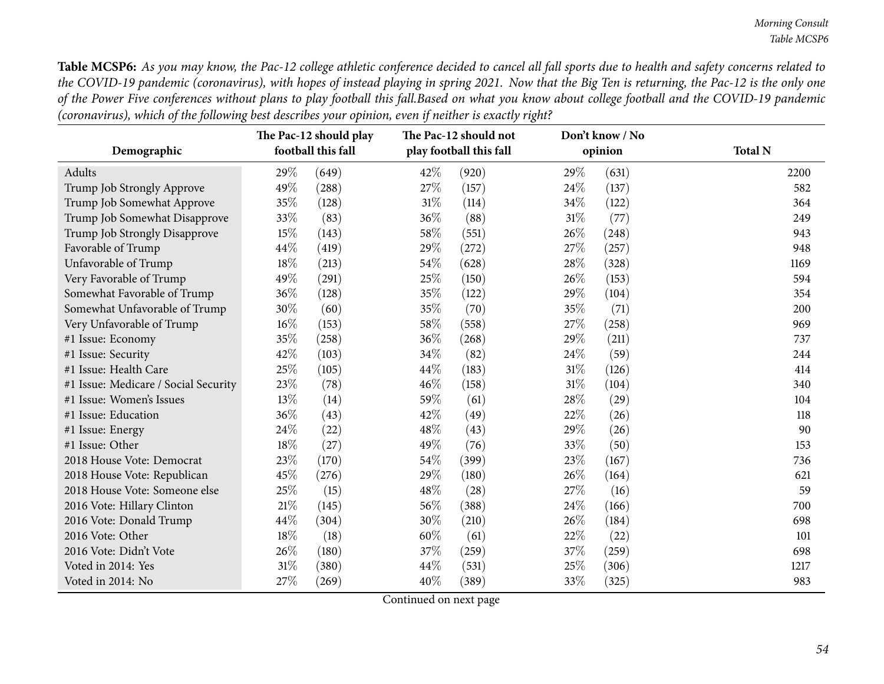**Table MCSP6:** *As you may know, the Pac-12 college athletic conference decided to cancel all fall sports due to health and safety concerns related to the COVID-19 pandemic (coronavirus), with hopes of instead playing in spring 2021. Now that the Big Ten is returning, the Pac-12 is the only one of the Power Five conferences without plans to play football this fall.Based on what you know about college football and the COVID-19 pandemic (coronavirus), which of the following best describes your opinion, even if neither is exactly right?*

| Demographic | The Pac-12 should play football this fall | | The Pac-12 should not play football this fall | | Don't know / No opinion | | Total N |
|---|---|---|---|---|---|---|---|
| Adults | 29% | (649) | 42% | (920) | 29% | (631) | 2200 |
| Trump Job Strongly Approve | 49% | (288) | 27% | (157) | 24% | (137) | 582 |
| Trump Job Somewhat Approve | 35% | (128) | 31% | (114) | 34% | (122) | 364 |
| Trump Job Somewhat Disapprove | 33% | (83) | 36% | (88) | 31% | (77) | 249 |
| Trump Job Strongly Disapprove | 15% | (143) | 58% | (551) | 26% | (248) | 943 |
| Favorable of Trump | 44% | (419) | 29% | (272) | 27% | (257) | 948 |
| Unfavorable of Trump | 18% | (213) | 54% | (628) | 28% | (328) | 1169 |
| Very Favorable of Trump | 49% | (291) | 25% | (150) | 26% | (153) | 594 |
| Somewhat Favorable of Trump | 36% | (128) | 35% | (122) | 29% | (104) | 354 |
| Somewhat Unfavorable of Trump | 30% | (60) | 35% | (70) | 35% | (71) | 200 |
| Very Unfavorable of Trump | 16% | (153) | 58% | (558) | 27% | (258) | 969 |
| #1 Issue: Economy | 35% | (258) | 36% | (268) | 29% | (211) | 737 |
| #1 Issue: Security | 42% | (103) | 34% | (82) | 24% | (59) | 244 |
| #1 Issue: Health Care | 25% | (105) | 44% | (183) | 31% | (126) | 414 |
| #1 Issue: Medicare / Social Security | 23% | (78) | 46% | (158) | 31% | (104) | 340 |
| #1 Issue: Women's Issues | 13% | (14) | 59% | (61) | 28% | (29) | 104 |
| #1 Issue: Education | 36% | (43) | 42% | (49) | 22% | (26) | 118 |
| #1 Issue: Energy | 24% | (22) | 48% | (43) | 29% | (26) | 90 |
| #1 Issue: Other | 18% | (27) | 49% | (76) | 33% | (50) | 153 |
| 2018 House Vote: Democrat | 23% | (170) | 54% | (399) | 23% | (167) | 736 |
| 2018 House Vote: Republican | 45% | (276) | 29% | (180) | 26% | (164) | 621 |
| 2018 House Vote: Someone else | 25% | (15) | 48% | (28) | 27% | (16) | 59 |
| 2016 Vote: Hillary Clinton | 21% | (145) | 56% | (388) | 24% | (166) | 700 |
| 2016 Vote: Donald Trump | 44% | (304) | 30% | (210) | 26% | (184) | 698 |
| 2016 Vote: Other | 18% | (18) | 60% | (61) | 22% | (22) | 101 |
| 2016 Vote: Didn't Vote | 26% | (180) | 37% | (259) | 37% | (259) | 698 |
| Voted in 2014: Yes | 31% | (380) | 44% | (531) | 25% | (306) | 1217 |
| Voted in 2014: No | 27% | (269) | 40% | (389) | 33% | (325) | 983 |

Continued on next page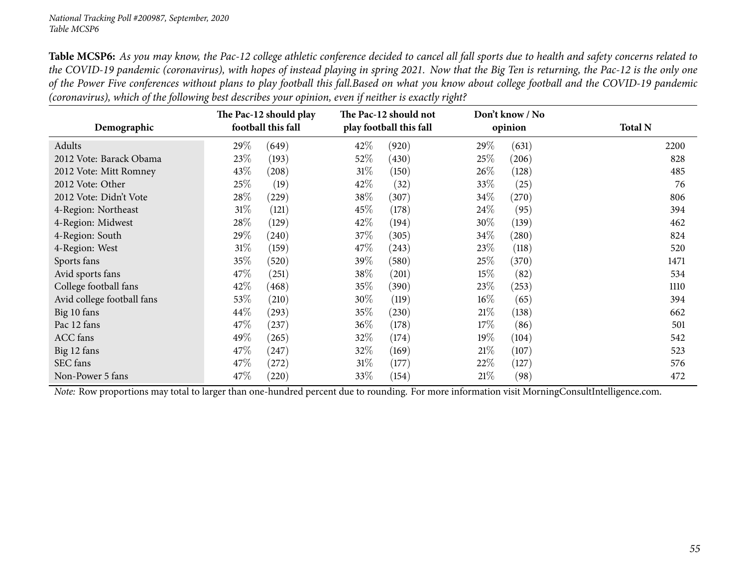**Table MCSP6:** *As you may know, the Pac-12 college athletic conference decided to cancel all fall sports due to health and safety concerns related to the COVID-19 pandemic (coronavirus), with hopes of instead playing in spring 2021. Now that the Big Ten is returning, the Pac-12 is the only one of the Power Five conferences without plans to play football this fall.Based on what you know about college football and the COVID-19 pandemic (coronavirus), which of the following best describes your opinion, even if neither is exactly right?*

| Demographic | The Pac-12 should play football this fall | | The Pac-12 should not play football this fall | | Don't know / No opinion | | Total N |
|---|---|---|---|---|---|---|---|
| Adults | 29% | (649) | 42% | (920) | 29% | (631) | 2200 |
| 2012 Vote: Barack Obama | 23% | (193) | 52% | (430) | 25% | (206) | 828 |
| 2012 Vote: Mitt Romney | 43% | (208) | 31% | (150) | 26% | (128) | 485 |
| 2012 Vote: Other | 25% | (19) | 42% | (32) | 33% | (25) | 76 |
| 2012 Vote: Didn't Vote | 28% | (229) | 38% | (307) | 34% | (270) | 806 |
| 4-Region: Northeast | 31% | (121) | 45% | (178) | 24% | (95) | 394 |
| 4-Region: Midwest | 28% | (129) | 42% | (194) | 30% | (139) | 462 |
| 4-Region: South | 29% | (240) | 37% | (305) | 34% | (280) | 824 |
| 4-Region: West | 31% | (159) | 47% | (243) | 23% | (118) | 520 |
| Sports fans | 35% | (520) | 39% | (580) | 25% | (370) | 1471 |
| Avid sports fans | 47% | (251) | 38% | (201) | 15% | (82) | 534 |
| College football fans | 42% | (468) | 35% | (390) | 23% | (253) | 1110 |
| Avid college football fans | 53% | (210) | 30% | (119) | 16% | (65) | 394 |
| Big 10 fans | 44% | (293) | 35% | (230) | 21% | (138) | 662 |
| Pac 12 fans | 47% | (237) | 36% | (178) | 17% | (86) | 501 |
| ACC fans | 49% | (265) | 32% | (174) | 19% | (104) | 542 |
| Big 12 fans | 47% | (247) | 32% | (169) | 21% | (107) | 523 |
| SEC fans | 47% | (272) | 31% | (177) | 22% | (127) | 576 |
| Non-Power 5 fans | 47% | (220) | 33% | (154) | 21% | (98) | 472 |

*Note:* Row proportions may total to larger than one-hundred percent due to rounding. For more information visit MorningConsultIntelligence.com.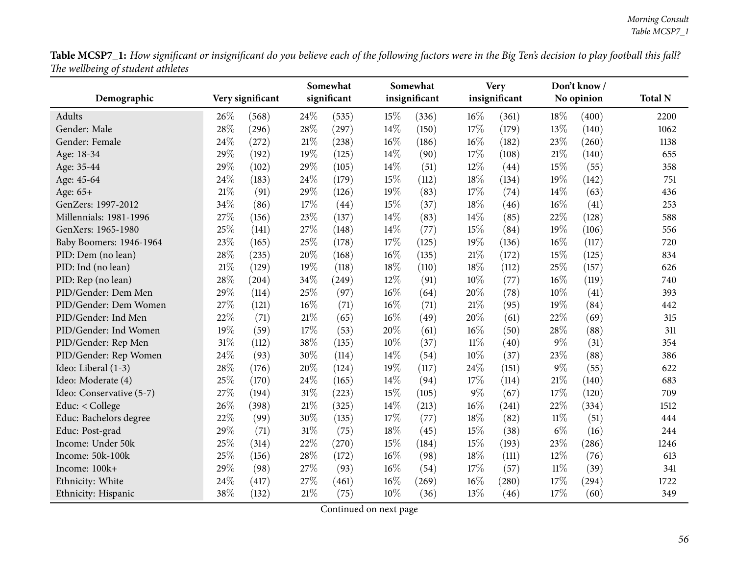**Table MCSP7_1:** *How significant or insignificant do you believe each of the following factors were in the Big Ten's decision to play football this fall? The wellbeing of student athletes*

| Demographic | Very significant | | Somewhat significant | | Somewhat insignificant | | Very insignificant | | Don't know / No opinion | | Total N |
|---|---|---|---|---|---|---|---|---|---|---|---|
| Adults | 26% | (568) | 24% | (535) | 15% | (336) | 16% | (361) | 18% | (400) | 2200 |
| Gender: Male | 28% | (296) | 28% | (297) | 14% | (150) | 17% | (179) | 13% | (140) | 1062 |
| Gender: Female | 24% | (272) | 21% | (238) | 16% | (186) | 16% | (182) | 23% | (260) | 1138 |
| Age: 18-34 | 29% | (192) | 19% | (125) | 14% | (90) | 17% | (108) | 21% | (140) | 655 |
| Age: 35-44 | 29% | (102) | 29% | (105) | 14% | (51) | 12% | (44) | 15% | (55) | 358 |
| Age: 45-64 | 24% | (183) | 24% | (179) | 15% | (112) | 18% | (134) | 19% | (142) | 751 |
| Age: 65+ | 21% | (91) | 29% | (126) | 19% | (83) | 17% | (74) | 14% | (63) | 436 |
| GenZers: 1997-2012 | 34% | (86) | 17% | (44) | 15% | (37) | 18% | (46) | 16% | (41) | 253 |
| Millennials: 1981-1996 | 27% | (156) | 23% | (137) | 14% | (83) | 14% | (85) | 22% | (128) | 588 |
| GenXers: 1965-1980 | 25% | (141) | 27% | (148) | 14% | (77) | 15% | (84) | 19% | (106) | 556 |
| Baby Boomers: 1946-1964 | 23% | (165) | 25% | (178) | 17% | (125) | 19% | (136) | 16% | (117) | 720 |
| PID: Dem (no lean) | 28% | (235) | 20% | (168) | 16% | (135) | 21% | (172) | 15% | (125) | 834 |
| PID: Ind (no lean) | 21% | (129) | 19% | (118) | 18% | (110) | 18% | (112) | 25% | (157) | 626 |
| PID: Rep (no lean) | 28% | (204) | 34% | (249) | 12% | (91) | 10% | (77) | 16% | (119) | 740 |
| PID/Gender: Dem Men | 29% | (114) | 25% | (97) | 16% | (64) | 20% | (78) | 10% | (41) | 393 |
| PID/Gender: Dem Women | 27% | (121) | 16% | (71) | 16% | (71) | 21% | (95) | 19% | (84) | 442 |
| PID/Gender: Ind Men | 22% | (71) | 21% | (65) | 16% | (49) | 20% | (61) | 22% | (69) | 315 |
| PID/Gender: Ind Women | 19% | (59) | 17% | (53) | 20% | (61) | 16% | (50) | 28% | (88) | 311 |
| PID/Gender: Rep Men | 31% | (112) | 38% | (135) | 10% | (37) | 11% | (40) | 9% | (31) | 354 |
| PID/Gender: Rep Women | 24% | (93) | 30% | (114) | 14% | (54) | 10% | (37) | 23% | (88) | 386 |
| Ideo: Liberal (1-3) | 28% | (176) | 20% | (124) | 19% | (117) | 24% | (151) | 9% | (55) | 622 |
| Ideo: Moderate (4) | 25% | (170) | 24% | (165) | 14% | (94) | 17% | (114) | 21% | (140) | 683 |
| Ideo: Conservative (5-7) | 27% | (194) | 31% | (223) | 15% | (105) | 9% | (67) | 17% | (120) | 709 |
| Educ: < College | 26% | (398) | 21% | (325) | 14% | (213) | 16% | (241) | 22% | (334) | 1512 |
| Educ: Bachelors degree | 22% | (99) | 30% | (135) | 17% | (77) | 18% | (82) | 11% | (51) | 444 |
| Educ: Post-grad | 29% | (71) | 31% | (75) | 18% | (45) | 15% | (38) | 6% | (16) | 244 |
| Income: Under 50k | 25% | (314) | 22% | (270) | 15% | (184) | 15% | (193) | 23% | (286) | 1246 |
| Income: 50k-100k | 25% | (156) | 28% | (172) | 16% | (98) | 18% | (111) | 12% | (76) | 613 |
| Income: 100k+ | 29% | (98) | 27% | (93) | 16% | (54) | 17% | (57) | 11% | (39) | 341 |
| Ethnicity: White | 24% | (417) | 27% | (461) | 16% | (269) | 16% | (280) | 17% | (294) | 1722 |
| Ethnicity: Hispanic | 38% | (132) | 21% | (75) | 10% | (36) | 13% | (46) | 17% | (60) | 349 |

Continued on next page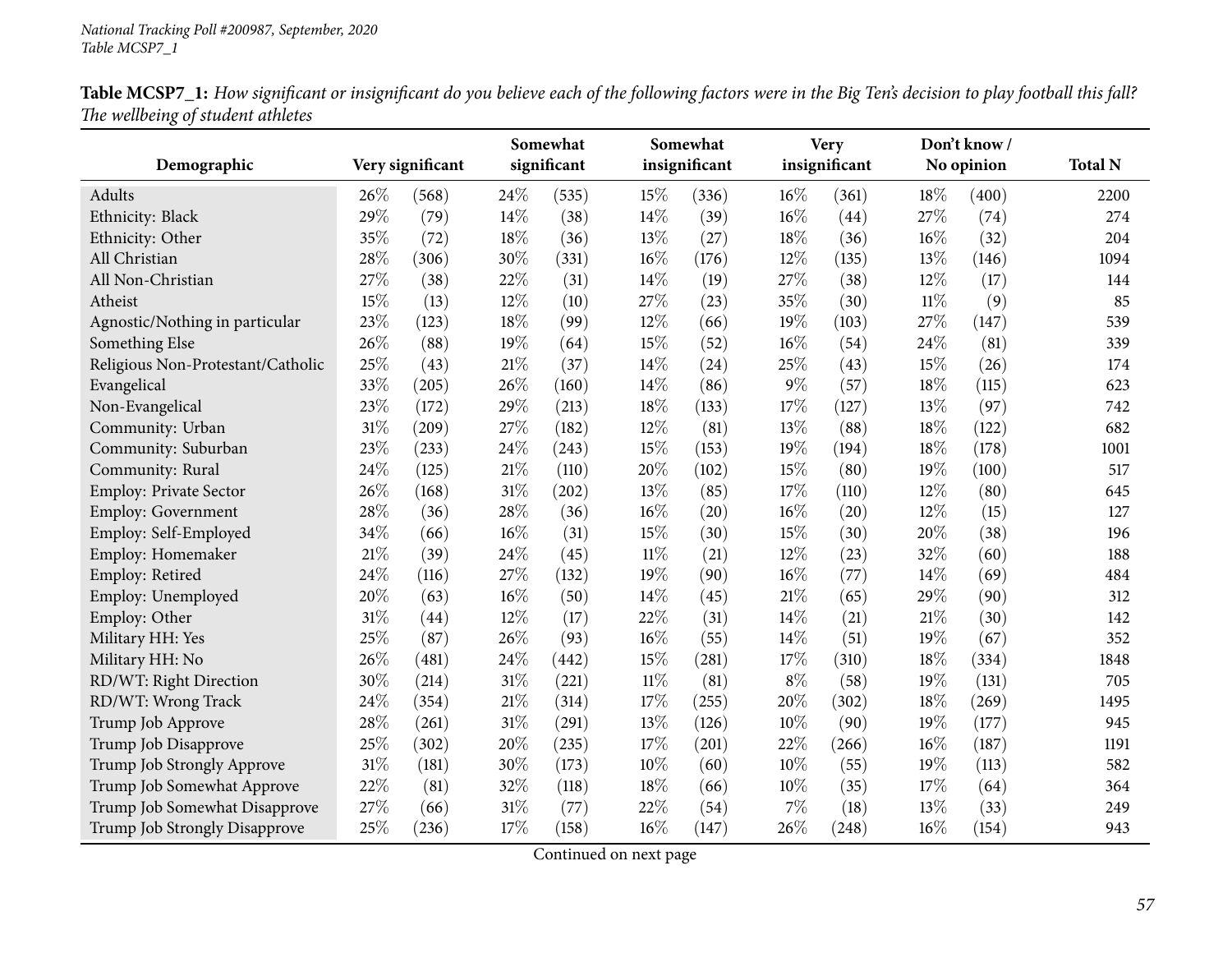**Table MCSP7_1:** *How significant or insignificant do you believe each of the following factors were in the Big Ten's decision to play football this fall? The wellbeing of student athletes*

| Demographic | Very significant | | Somewhat significant | | Somewhat insignificant | | Very insignificant | | Don't know / No opinion | | Total N |
|---|---|---|---|---|---|---|---|---|---|---|---|
| Adults | 26% | (568) | 24% | (535) | 15% | (336) | 16% | (361) | 18% | (400) | 2200 |
| Ethnicity: Black | 29% | (79) | 14% | (38) | 14% | (39) | 16% | (44) | 27% | (74) | 274 |
| Ethnicity: Other | 35% | (72) | 18% | (36) | 13% | (27) | 18% | (36) | 16% | (32) | 204 |
| All Christian | 28% | (306) | 30% | (331) | 16% | (176) | 12% | (135) | 13% | (146) | 1094 |
| All Non-Christian | 27% | (38) | 22% | (31) | 14% | (19) | 27% | (38) | 12% | (17) | 144 |
| Atheist | 15% | (13) | 12% | (10) | 27% | (23) | 35% | (30) | 11% | (9) | 85 |
| Agnostic/Nothing in particular | 23% | (123) | 18% | (99) | 12% | (66) | 19% | (103) | 27% | (147) | 539 |
| Something Else | 26% | (88) | 19% | (64) | 15% | (52) | 16% | (54) | 24% | (81) | 339 |
| Religious Non-Protestant/Catholic | 25% | (43) | 21% | (37) | 14% | (24) | 25% | (43) | 15% | (26) | 174 |
| Evangelical | 33% | (205) | 26% | (160) | 14% | (86) | 9% | (57) | 18% | (115) | 623 |
| Non-Evangelical | 23% | (172) | 29% | (213) | 18% | (133) | 17% | (127) | 13% | (97) | 742 |
| Community: Urban | 31% | (209) | 27% | (182) | 12% | (81) | 13% | (88) | 18% | (122) | 682 |
| Community: Suburban | 23% | (233) | 24% | (243) | 15% | (153) | 19% | (194) | 18% | (178) | 1001 |
| Community: Rural | 24% | (125) | 21% | (110) | 20% | (102) | 15% | (80) | 19% | (100) | 517 |
| Employ: Private Sector | 26% | (168) | 31% | (202) | 13% | (85) | 17% | (110) | 12% | (80) | 645 |
| Employ: Government | 28% | (36) | 28% | (36) | 16% | (20) | 16% | (20) | 12% | (15) | 127 |
| Employ: Self-Employed | 34% | (66) | 16% | (31) | 15% | (30) | 15% | (30) | 20% | (38) | 196 |
| Employ: Homemaker | 21% | (39) | 24% | (45) | 11% | (21) | 12% | (23) | 32% | (60) | 188 |
| Employ: Retired | 24% | (116) | 27% | (132) | 19% | (90) | 16% | (77) | 14% | (69) | 484 |
| Employ: Unemployed | 20% | (63) | 16% | (50) | 14% | (45) | 21% | (65) | 29% | (90) | 312 |
| Employ: Other | 31% | (44) | 12% | (17) | 22% | (31) | 14% | (21) | 21% | (30) | 142 |
| Military HH: Yes | 25% | (87) | 26% | (93) | 16% | (55) | 14% | (51) | 19% | (67) | 352 |
| Military HH: No | 26% | (481) | 24% | (442) | 15% | (281) | 17% | (310) | 18% | (334) | 1848 |
| RD/WT: Right Direction | 30% | (214) | 31% | (221) | 11% | (81) | 8% | (58) | 19% | (131) | 705 |
| RD/WT: Wrong Track | 24% | (354) | 21% | (314) | 17% | (255) | 20% | (302) | 18% | (269) | 1495 |
| Trump Job Approve | 28% | (261) | 31% | (291) | 13% | (126) | 10% | (90) | 19% | (177) | 945 |
| Trump Job Disapprove | 25% | (302) | 20% | (235) | 17% | (201) | 22% | (266) | 16% | (187) | 1191 |
| Trump Job Strongly Approve | 31% | (181) | 30% | (173) | 10% | (60) | 10% | (55) | 19% | (113) | 582 |
| Trump Job Somewhat Approve | 22% | (81) | 32% | (118) | 18% | (66) | 10% | (35) | 17% | (64) | 364 |
| Trump Job Somewhat Disapprove | 27% | (66) | 31% | (77) | 22% | (54) | 7% | (18) | 13% | (33) | 249 |
| Trump Job Strongly Disapprove | 25% | (236) | 17% | (158) | 16% | (147) | 26% | (248) | 16% | (154) | 943 |

Continued on next page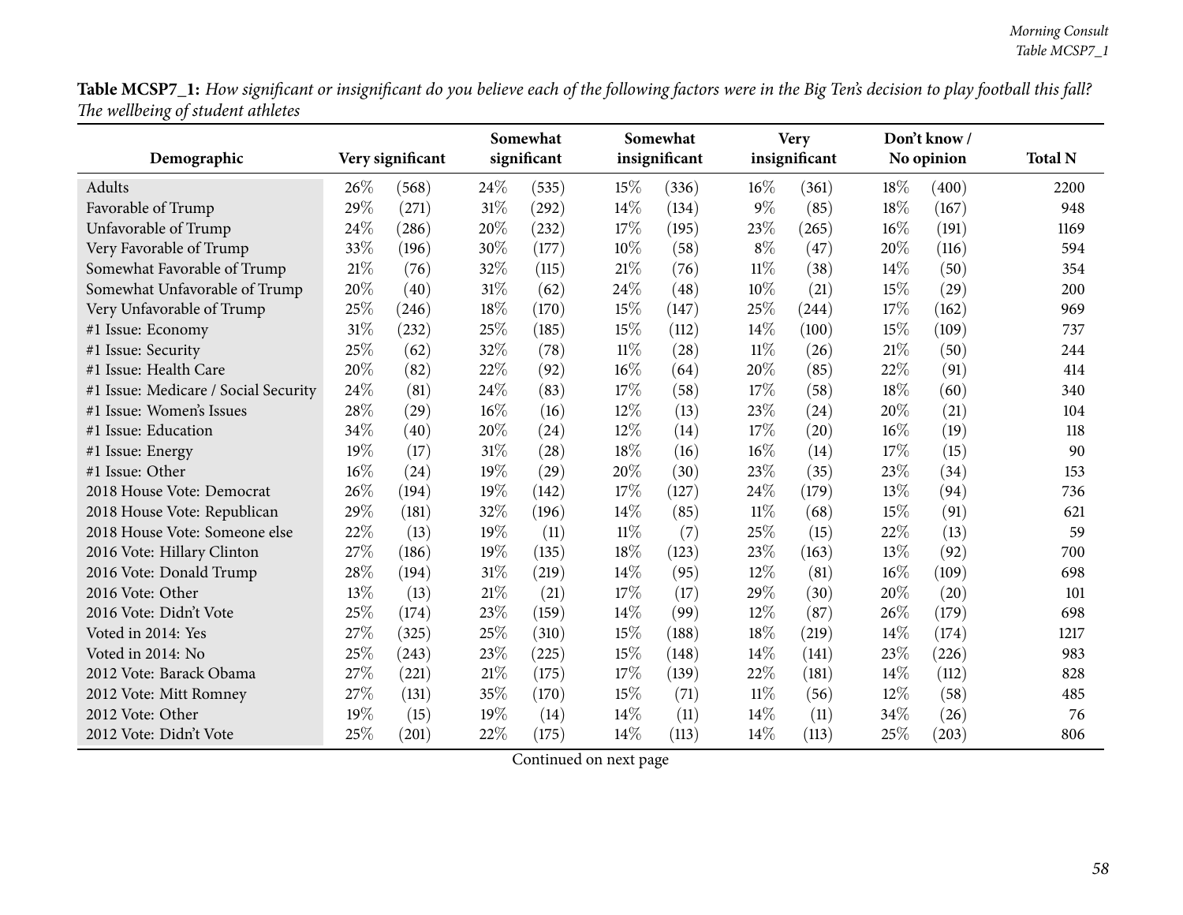**Table MCSP7_1:** *How significant or insignificant do you believe each of the following factors were in the Big Ten's decision to play football this fall? The wellbeing of student athletes*

| Demographic | Very significant | | Somewhat significant | | Somewhat insignificant | | Very insignificant | | Don't know / No opinion | | Total N |
|---|---|---|---|---|---|---|---|---|---|---|---|
| Adults | 26% | (568) | 24% | (535) | 15% | (336) | 16% | (361) | 18% | (400) | 2200 |
| Favorable of Trump | 29% | (271) | 31% | (292) | 14% | (134) | 9% | (85) | 18% | (167) | 948 |
| Unfavorable of Trump | 24% | (286) | 20% | (232) | 17% | (195) | 23% | (265) | 16% | (191) | 1169 |
| Very Favorable of Trump | 33% | (196) | 30% | (177) | 10% | (58) | 8% | (47) | 20% | (116) | 594 |
| Somewhat Favorable of Trump | 21% | (76) | 32% | (115) | 21% | (76) | 11% | (38) | 14% | (50) | 354 |
| Somewhat Unfavorable of Trump | 20% | (40) | 31% | (62) | 24% | (48) | 10% | (21) | 15% | (29) | 200 |
| Very Unfavorable of Trump | 25% | (246) | 18% | (170) | 15% | (147) | 25% | (244) | 17% | (162) | 969 |
| #1 Issue: Economy | 31% | (232) | 25% | (185) | 15% | (112) | 14% | (100) | 15% | (109) | 737 |
| #1 Issue: Security | 25% | (62) | 32% | (78) | 11% | (28) | 11% | (26) | 21% | (50) | 244 |
| #1 Issue: Health Care | 20% | (82) | 22% | (92) | 16% | (64) | 20% | (85) | 22% | (91) | 414 |
| #1 Issue: Medicare / Social Security | 24% | (81) | 24% | (83) | 17% | (58) | 17% | (58) | 18% | (60) | 340 |
| #1 Issue: Women's Issues | 28% | (29) | 16% | (16) | 12% | (13) | 23% | (24) | 20% | (21) | 104 |
| #1 Issue: Education | 34% | (40) | 20% | (24) | 12% | (14) | 17% | (20) | 16% | (19) | 118 |
| #1 Issue: Energy | 19% | (17) | 31% | (28) | 18% | (16) | 16% | (14) | 17% | (15) | 90 |
| #1 Issue: Other | 16% | (24) | 19% | (29) | 20% | (30) | 23% | (35) | 23% | (34) | 153 |
| 2018 House Vote: Democrat | 26% | (194) | 19% | (142) | 17% | (127) | 24% | (179) | 13% | (94) | 736 |
| 2018 House Vote: Republican | 29% | (181) | 32% | (196) | 14% | (85) | 11% | (68) | 15% | (91) | 621 |
| 2018 House Vote: Someone else | 22% | (13) | 19% | (11) | 11% | (7) | 25% | (15) | 22% | (13) | 59 |
| 2016 Vote: Hillary Clinton | 27% | (186) | 19% | (135) | 18% | (123) | 23% | (163) | 13% | (92) | 700 |
| 2016 Vote: Donald Trump | 28% | (194) | 31% | (219) | 14% | (95) | 12% | (81) | 16% | (109) | 698 |
| 2016 Vote: Other | 13% | (13) | 21% | (21) | 17% | (17) | 29% | (30) | 20% | (20) | 101 |
| 2016 Vote: Didn't Vote | 25% | (174) | 23% | (159) | 14% | (99) | 12% | (87) | 26% | (179) | 698 |
| Voted in 2014: Yes | 27% | (325) | 25% | (310) | 15% | (188) | 18% | (219) | 14% | (174) | 1217 |
| Voted in 2014: No | 25% | (243) | 23% | (225) | 15% | (148) | 14% | (141) | 23% | (226) | 983 |
| 2012 Vote: Barack Obama | 27% | (221) | 21% | (175) | 17% | (139) | 22% | (181) | 14% | (112) | 828 |
| 2012 Vote: Mitt Romney | 27% | (131) | 35% | (170) | 15% | (71) | 11% | (56) | 12% | (58) | 485 |
| 2012 Vote: Other | 19% | (15) | 19% | (14) | 14% | (11) | 14% | (11) | 34% | (26) | 76 |
| 2012 Vote: Didn't Vote | 25% | (201) | 22% | (175) | 14% | (113) | 14% | (113) | 25% | (203) | 806 |

Continued on next page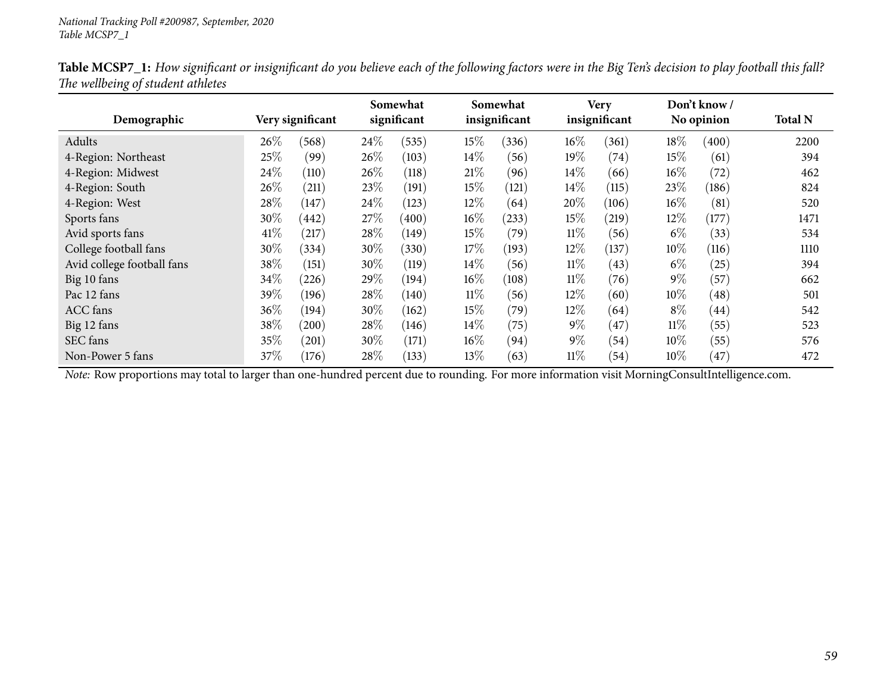**Table MCSP7_1:** *How significant or insignificant do you believe each of the following factors were in the Big Ten's decision to play football this fall? The wellbeing of student athletes*

| Demographic | Very significant | | Somewhat significant | | Somewhat insignificant | | Very insignificant | | Don't know / No opinion | | Total N |
|---|---|---|---|---|---|---|---|---|---|---|---|
| Adults | 26% | (568) | 24% | (535) | 15% | (336) | 16% | (361) | 18% | (400) | 2200 |
| 4-Region: Northeast | 25% | (99) | 26% | (103) | 14% | (56) | 19% | (74) | 15% | (61) | 394 |
| 4-Region: Midwest | 24% | (110) | 26% | (118) | 21% | (96) | 14% | (66) | 16% | (72) | 462 |
| 4-Region: South | 26% | (211) | 23% | (191) | 15% | (121) | 14% | (115) | 23% | (186) | 824 |
| 4-Region: West | 28% | (147) | 24% | (123) | 12% | (64) | 20% | (106) | 16% | (81) | 520 |
| Sports fans | 30% | (442) | 27% | (400) | 16% | (233) | 15% | (219) | 12% | (177) | 1471 |
| Avid sports fans | 41% | (217) | 28% | (149) | 15% | (79) | 11% | (56) | 6% | (33) | 534 |
| College football fans | 30% | (334) | 30% | (330) | 17% | (193) | 12% | (137) | 10% | (116) | 1110 |
| Avid college football fans | 38% | (151) | 30% | (119) | 14% | (56) | 11% | (43) | 6% | (25) | 394 |
| Big 10 fans | 34% | (226) | 29% | (194) | 16% | (108) | 11% | (76) | 9% | (57) | 662 |
| Pac 12 fans | 39% | (196) | 28% | (140) | 11% | (56) | 12% | (60) | 10% | (48) | 501 |
| ACC fans | 36% | (194) | 30% | (162) | 15% | (79) | 12% | (64) | 8% | (44) | 542 |
| Big 12 fans | 38% | (200) | 28% | (146) | 14% | (75) | 9% | (47) | 11% | (55) | 523 |
| SEC fans | 35% | (201) | 30% | (171) | 16% | (94) | 9% | (54) | 10% | (55) | 576 |
| Non-Power 5 fans | 37% | (176) | 28% | (133) | 13% | (63) | 11% | (54) | 10% | (47) | 472 |

*Note:* Row proportions may total to larger than one-hundred percent due to rounding. For more information visit MorningConsultIntelligence.com.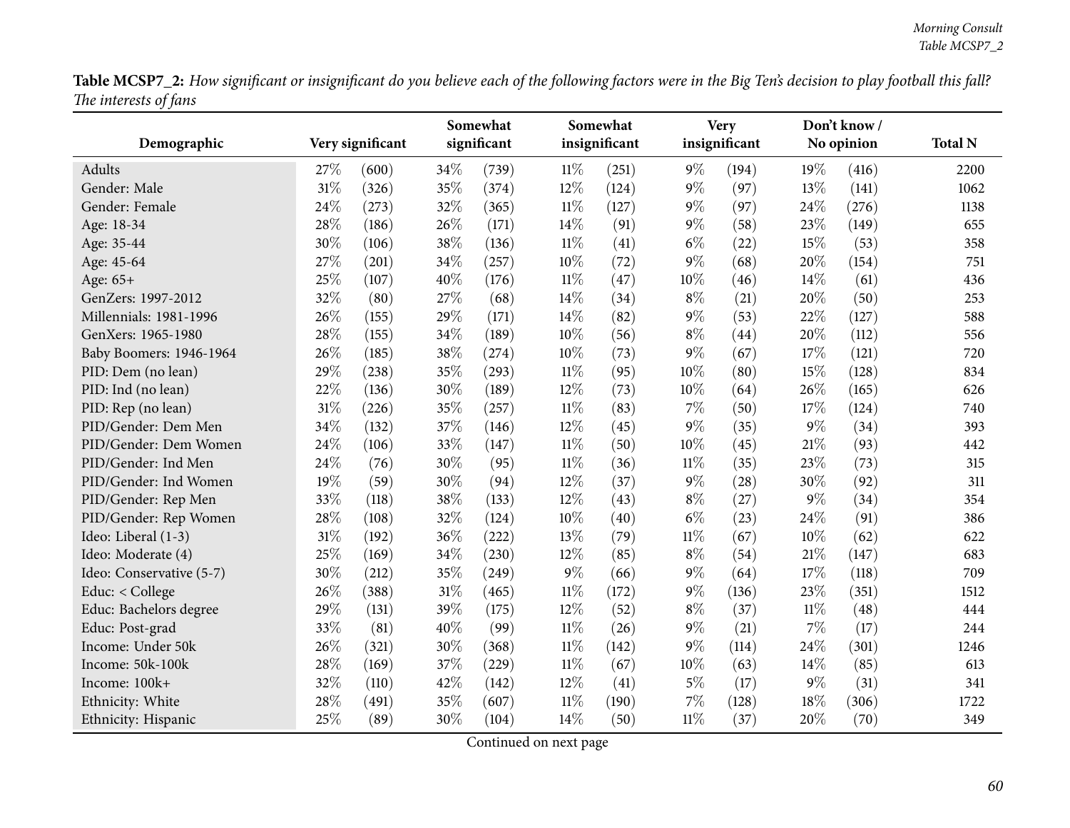**Table MCSP7_2:** *How significant or insignificant do you believe each of the following factors were in the Big Ten's decision to play football this fall? The interests of fans*

| Demographic | Very significant | | Somewhat significant | | Somewhat insignificant | | Very insignificant | | Don't know / No opinion | | Total N |
|---|---|---|---|---|---|---|---|---|---|---|---|
| Adults | 27% | (600) | 34% | (739) | 11% | (251) | 9% | (194) | 19% | (416) | 2200 |
| Gender: Male | 31% | (326) | 35% | (374) | 12% | (124) | 9% | (97) | 13% | (141) | 1062 |
| Gender: Female | 24% | (273) | 32% | (365) | 11% | (127) | 9% | (97) | 24% | (276) | 1138 |
| Age: 18-34 | 28% | (186) | 26% | (171) | 14% | (91) | 9% | (58) | 23% | (149) | 655 |
| Age: 35-44 | 30% | (106) | 38% | (136) | 11% | (41) | 6% | (22) | 15% | (53) | 358 |
| Age: 45-64 | 27% | (201) | 34% | (257) | 10% | (72) | 9% | (68) | 20% | (154) | 751 |
| Age: 65+ | 25% | (107) | 40% | (176) | 11% | (47) | 10% | (46) | 14% | (61) | 436 |
| GenZers: 1997-2012 | 32% | (80) | 27% | (68) | 14% | (34) | 8% | (21) | 20% | (50) | 253 |
| Millennials: 1981-1996 | 26% | (155) | 29% | (171) | 14% | (82) | 9% | (53) | 22% | (127) | 588 |
| GenXers: 1965-1980 | 28% | (155) | 34% | (189) | 10% | (56) | 8% | (44) | 20% | (112) | 556 |
| Baby Boomers: 1946-1964 | 26% | (185) | 38% | (274) | 10% | (73) | 9% | (67) | 17% | (121) | 720 |
| PID: Dem (no lean) | 29% | (238) | 35% | (293) | 11% | (95) | 10% | (80) | 15% | (128) | 834 |
| PID: Ind (no lean) | 22% | (136) | 30% | (189) | 12% | (73) | 10% | (64) | 26% | (165) | 626 |
| PID: Rep (no lean) | 31% | (226) | 35% | (257) | 11% | (83) | 7% | (50) | 17% | (124) | 740 |
| PID/Gender: Dem Men | 34% | (132) | 37% | (146) | 12% | (45) | 9% | (35) | 9% | (34) | 393 |
| PID/Gender: Dem Women | 24% | (106) | 33% | (147) | 11% | (50) | 10% | (45) | 21% | (93) | 442 |
| PID/Gender: Ind Men | 24% | (76) | 30% | (95) | 11% | (36) | 11% | (35) | 23% | (73) | 315 |
| PID/Gender: Ind Women | 19% | (59) | 30% | (94) | 12% | (37) | 9% | (28) | 30% | (92) | 311 |
| PID/Gender: Rep Men | 33% | (118) | 38% | (133) | 12% | (43) | 8% | (27) | 9% | (34) | 354 |
| PID/Gender: Rep Women | 28% | (108) | 32% | (124) | 10% | (40) | 6% | (23) | 24% | (91) | 386 |
| Ideo: Liberal (1-3) | 31% | (192) | 36% | (222) | 13% | (79) | 11% | (67) | 10% | (62) | 622 |
| Ideo: Moderate (4) | 25% | (169) | 34% | (230) | 12% | (85) | 8% | (54) | 21% | (147) | 683 |
| Ideo: Conservative (5-7) | 30% | (212) | 35% | (249) | 9% | (66) | 9% | (64) | 17% | (118) | 709 |
| Educ: < College | 26% | (388) | 31% | (465) | 11% | (172) | 9% | (136) | 23% | (351) | 1512 |
| Educ: Bachelors degree | 29% | (131) | 39% | (175) | 12% | (52) | 8% | (37) | 11% | (48) | 444 |
| Educ: Post-grad | 33% | (81) | 40% | (99) | 11% | (26) | 9% | (21) | 7% | (17) | 244 |
| Income: Under 50k | 26% | (321) | 30% | (368) | 11% | (142) | 9% | (114) | 24% | (301) | 1246 |
| Income: 50k-100k | 28% | (169) | 37% | (229) | 11% | (67) | 10% | (63) | 14% | (85) | 613 |
| Income: 100k+ | 32% | (110) | 42% | (142) | 12% | (41) | 5% | (17) | 9% | (31) | 341 |
| Ethnicity: White | 28% | (491) | 35% | (607) | 11% | (190) | 7% | (128) | 18% | (306) | 1722 |
| Ethnicity: Hispanic | 25% | (89) | 30% | (104) | 14% | (50) | 11% | (37) | 20% | (70) | 349 |

Continued on next page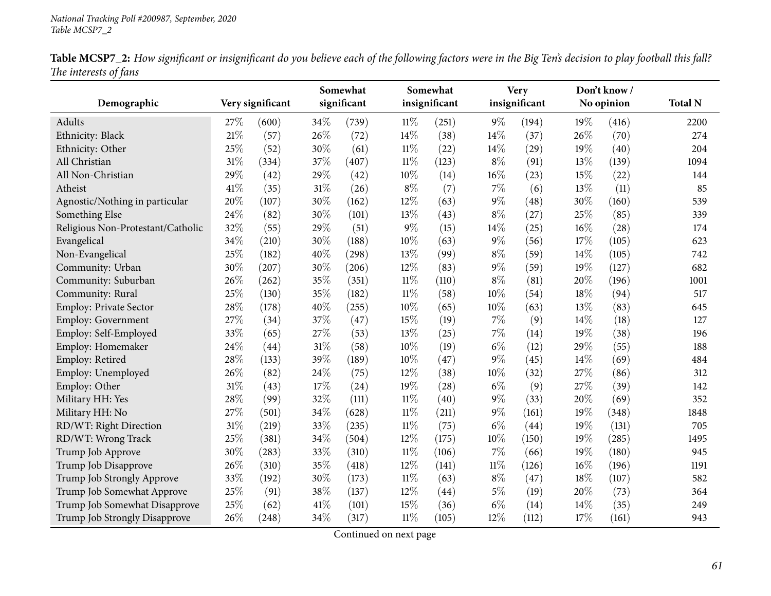**Table MCSP7_2:** *How significant or insignificant do you believe each of the following factors were in the Big Ten's decision to play football this fall? The interests of fans*

| Demographic | Very significant | | Somewhat significant | | Somewhat insignificant | | Very insignificant | | Don't know / No opinion | | Total N |
|---|---|---|---|---|---|---|---|---|---|---|---|
| Adults | 27% | (600) | 34% | (739) | 11% | (251) | 9% | (194) | 19% | (416) | 2200 |
| Ethnicity: Black | 21% | (57) | 26% | (72) | 14% | (38) | 14% | (37) | 26% | (70) | 274 |
| Ethnicity: Other | 25% | (52) | 30% | (61) | 11% | (22) | 14% | (29) | 19% | (40) | 204 |
| All Christian | 31% | (334) | 37% | (407) | 11% | (123) | 8% | (91) | 13% | (139) | 1094 |
| All Non-Christian | 29% | (42) | 29% | (42) | 10% | (14) | 16% | (23) | 15% | (22) | 144 |
| Atheist | 41% | (35) | 31% | (26) | 8% | (7) | 7% | (6) | 13% | (11) | 85 |
| Agnostic/Nothing in particular | 20% | (107) | 30% | (162) | 12% | (63) | 9% | (48) | 30% | (160) | 539 |
| Something Else | 24% | (82) | 30% | (101) | 13% | (43) | 8% | (27) | 25% | (85) | 339 |
| Religious Non-Protestant/Catholic | 32% | (55) | 29% | (51) | 9% | (15) | 14% | (25) | 16% | (28) | 174 |
| Evangelical | 34% | (210) | 30% | (188) | 10% | (63) | 9% | (56) | 17% | (105) | 623 |
| Non-Evangelical | 25% | (182) | 40% | (298) | 13% | (99) | 8% | (59) | 14% | (105) | 742 |
| Community: Urban | 30% | (207) | 30% | (206) | 12% | (83) | 9% | (59) | 19% | (127) | 682 |
| Community: Suburban | 26% | (262) | 35% | (351) | 11% | (110) | 8% | (81) | 20% | (196) | 1001 |
| Community: Rural | 25% | (130) | 35% | (182) | 11% | (58) | 10% | (54) | 18% | (94) | 517 |
| Employ: Private Sector | 28% | (178) | 40% | (255) | 10% | (65) | 10% | (63) | 13% | (83) | 645 |
| Employ: Government | 27% | (34) | 37% | (47) | 15% | (19) | 7% | (9) | 14% | (18) | 127 |
| Employ: Self-Employed | 33% | (65) | 27% | (53) | 13% | (25) | 7% | (14) | 19% | (38) | 196 |
| Employ: Homemaker | 24% | (44) | 31% | (58) | 10% | (19) | 6% | (12) | 29% | (55) | 188 |
| Employ: Retired | 28% | (133) | 39% | (189) | 10% | (47) | 9% | (45) | 14% | (69) | 484 |
| Employ: Unemployed | 26% | (82) | 24% | (75) | 12% | (38) | 10% | (32) | 27% | (86) | 312 |
| Employ: Other | 31% | (43) | 17% | (24) | 19% | (28) | 6% | (9) | 27% | (39) | 142 |
| Military HH: Yes | 28% | (99) | 32% | (111) | 11% | (40) | 9% | (33) | 20% | (69) | 352 |
| Military HH: No | 27% | (501) | 34% | (628) | 11% | (211) | 9% | (161) | 19% | (348) | 1848 |
| RD/WT: Right Direction | 31% | (219) | 33% | (235) | 11% | (75) | 6% | (44) | 19% | (131) | 705 |
| RD/WT: Wrong Track | 25% | (381) | 34% | (504) | 12% | (175) | 10% | (150) | 19% | (285) | 1495 |
| Trump Job Approve | 30% | (283) | 33% | (310) | 11% | (106) | 7% | (66) | 19% | (180) | 945 |
| Trump Job Disapprove | 26% | (310) | 35% | (418) | 12% | (141) | 11% | (126) | 16% | (196) | 1191 |
| Trump Job Strongly Approve | 33% | (192) | 30% | (173) | 11% | (63) | 8% | (47) | 18% | (107) | 582 |
| Trump Job Somewhat Approve | 25% | (91) | 38% | (137) | 12% | (44) | 5% | (19) | 20% | (73) | 364 |
| Trump Job Somewhat Disapprove | 25% | (62) | 41% | (101) | 15% | (36) | 6% | (14) | 14% | (35) | 249 |
| Trump Job Strongly Disapprove | 26% | (248) | 34% | (317) | 11% | (105) | 12% | (112) | 17% | (161) | 943 |

Continued on next page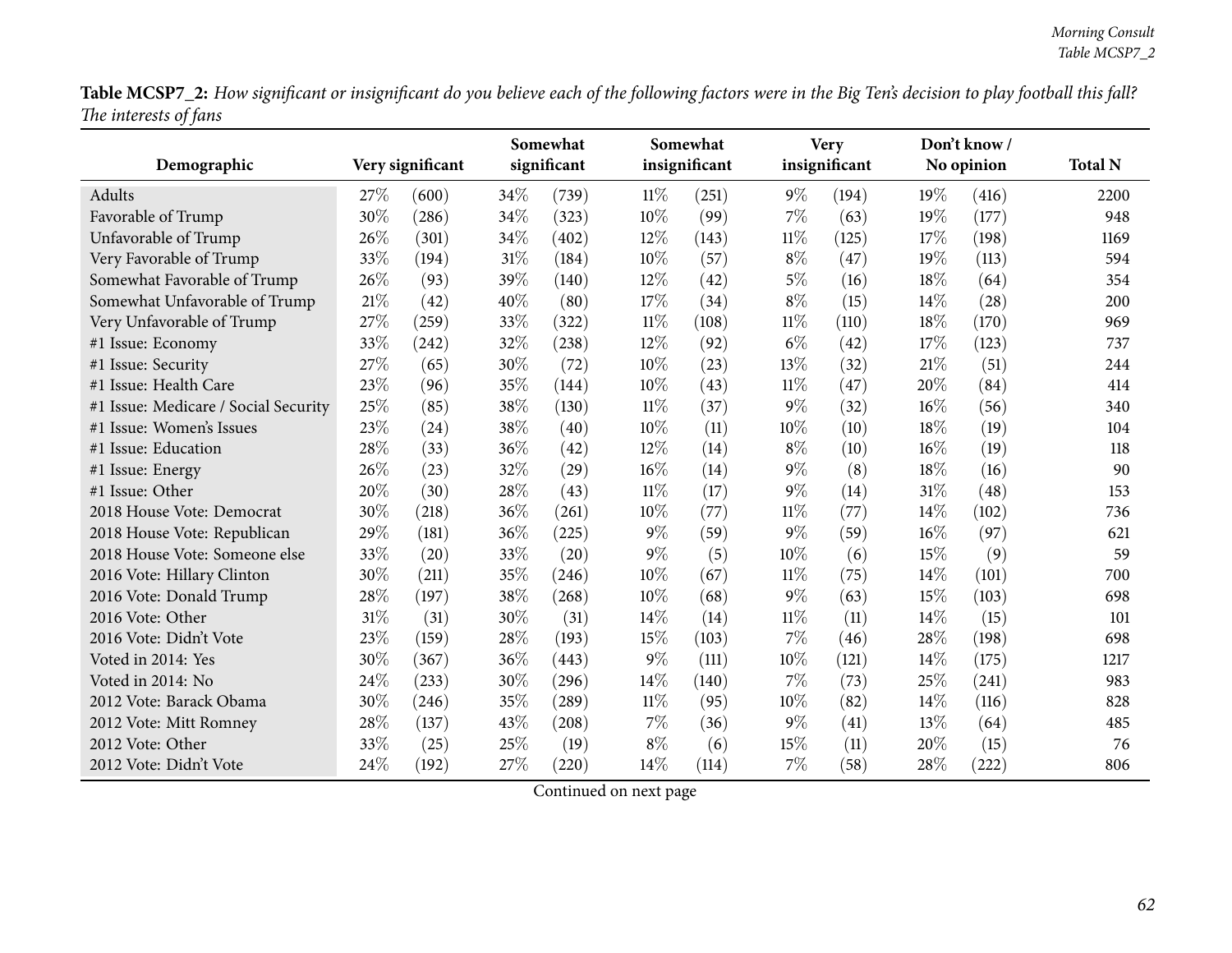**Table MCSP7_2:** *How significant or insignificant do you believe each of the following factors were in the Big Ten's decision to play football this fall? The interests of fans*

| Demographic | Very significant | | Somewhat significant | | Somewhat insignificant | | Very insignificant | | Don't know / No opinion | | Total N |
|---|---|---|---|---|---|---|---|---|---|---|---|
| Adults | 27% | (600) | 34% | (739) | 11% | (251) | 9% | (194) | 19% | (416) | 2200 |
| Favorable of Trump | 30% | (286) | 34% | (323) | 10% | (99) | 7% | (63) | 19% | (177) | 948 |
| Unfavorable of Trump | 26% | (301) | 34% | (402) | 12% | (143) | 11% | (125) | 17% | (198) | 1169 |
| Very Favorable of Trump | 33% | (194) | 31% | (184) | 10% | (57) | 8% | (47) | 19% | (113) | 594 |
| Somewhat Favorable of Trump | 26% | (93) | 39% | (140) | 12% | (42) | 5% | (16) | 18% | (64) | 354 |
| Somewhat Unfavorable of Trump | 21% | (42) | 40% | (80) | 17% | (34) | 8% | (15) | 14% | (28) | 200 |
| Very Unfavorable of Trump | 27% | (259) | 33% | (322) | 11% | (108) | 11% | (110) | 18% | (170) | 969 |
| #1 Issue: Economy | 33% | (242) | 32% | (238) | 12% | (92) | 6% | (42) | 17% | (123) | 737 |
| #1 Issue: Security | 27% | (65) | 30% | (72) | 10% | (23) | 13% | (32) | 21% | (51) | 244 |
| #1 Issue: Health Care | 23% | (96) | 35% | (144) | 10% | (43) | 11% | (47) | 20% | (84) | 414 |
| #1 Issue: Medicare / Social Security | 25% | (85) | 38% | (130) | 11% | (37) | 9% | (32) | 16% | (56) | 340 |
| #1 Issue: Women's Issues | 23% | (24) | 38% | (40) | 10% | (11) | 10% | (10) | 18% | (19) | 104 |
| #1 Issue: Education | 28% | (33) | 36% | (42) | 12% | (14) | 8% | (10) | 16% | (19) | 118 |
| #1 Issue: Energy | 26% | (23) | 32% | (29) | 16% | (14) | 9% | (8) | 18% | (16) | 90 |
| #1 Issue: Other | 20% | (30) | 28% | (43) | 11% | (17) | 9% | (14) | 31% | (48) | 153 |
| 2018 House Vote: Democrat | 30% | (218) | 36% | (261) | 10% | (77) | 11% | (77) | 14% | (102) | 736 |
| 2018 House Vote: Republican | 29% | (181) | 36% | (225) | 9% | (59) | 9% | (59) | 16% | (97) | 621 |
| 2018 House Vote: Someone else | 33% | (20) | 33% | (20) | 9% | (5) | 10% | (6) | 15% | (9) | 59 |
| 2016 Vote: Hillary Clinton | 30% | (211) | 35% | (246) | 10% | (67) | 11% | (75) | 14% | (101) | 700 |
| 2016 Vote: Donald Trump | 28% | (197) | 38% | (268) | 10% | (68) | 9% | (63) | 15% | (103) | 698 |
| 2016 Vote: Other | 31% | (31) | 30% | (31) | 14% | (14) | 11% | (11) | 14% | (15) | 101 |
| 2016 Vote: Didn't Vote | 23% | (159) | 28% | (193) | 15% | (103) | 7% | (46) | 28% | (198) | 698 |
| Voted in 2014: Yes | 30% | (367) | 36% | (443) | 9% | (111) | 10% | (121) | 14% | (175) | 1217 |
| Voted in 2014: No | 24% | (233) | 30% | (296) | 14% | (140) | 7% | (73) | 25% | (241) | 983 |
| 2012 Vote: Barack Obama | 30% | (246) | 35% | (289) | 11% | (95) | 10% | (82) | 14% | (116) | 828 |
| 2012 Vote: Mitt Romney | 28% | (137) | 43% | (208) | 7% | (36) | 9% | (41) | 13% | (64) | 485 |
| 2012 Vote: Other | 33% | (25) | 25% | (19) | 8% | (6) | 15% | (11) | 20% | (15) | 76 |
| 2012 Vote: Didn't Vote | 24% | (192) | 27% | (220) | 14% | (114) | 7% | (58) | 28% | (222) | 806 |

Continued on next page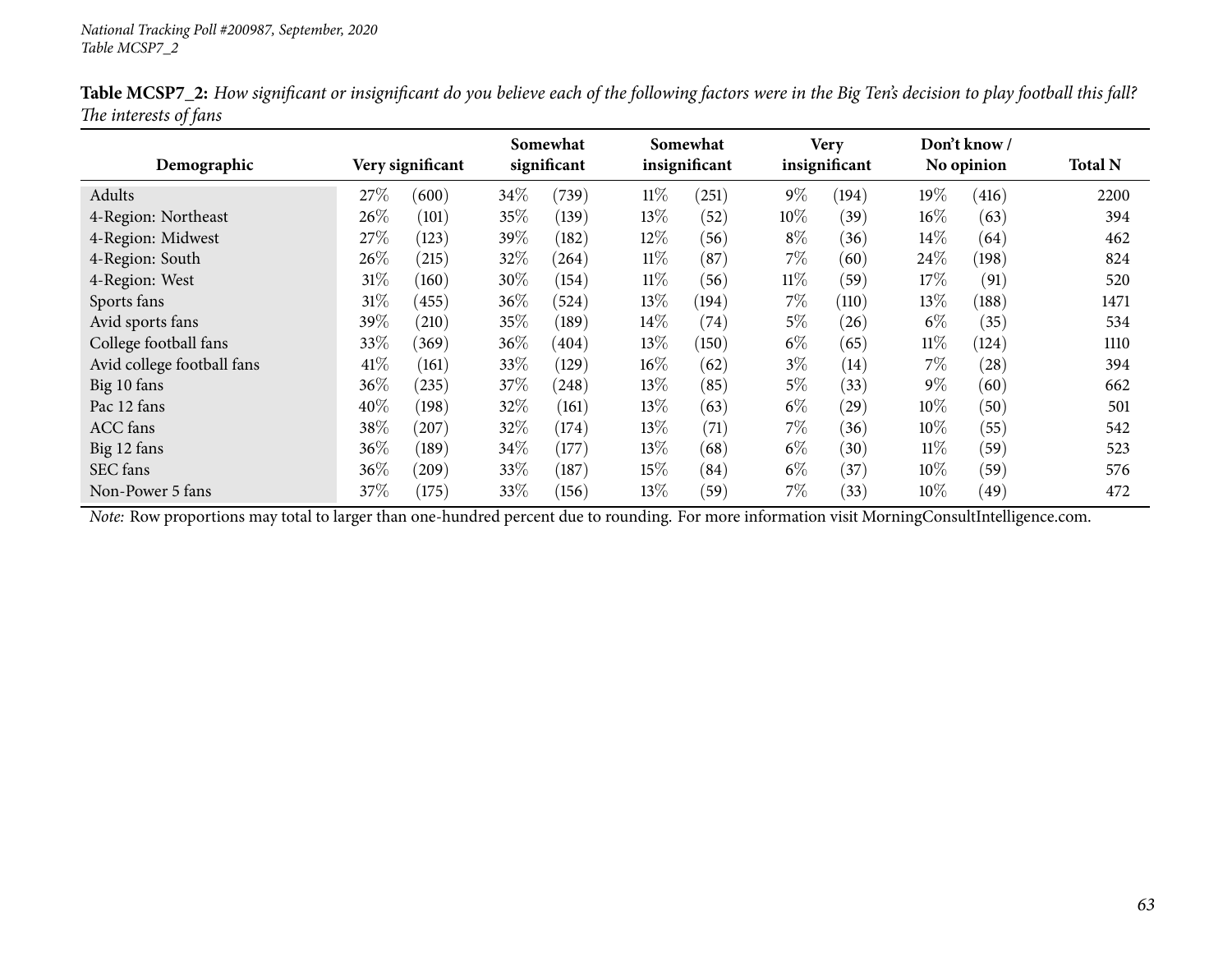**Table MCSP7_2:** *How significant or insignificant do you believe each of the following factors were in the Big Ten's decision to play football this fall? The interests of fans*

| Demographic | Very significant | | Somewhat significant | | Somewhat insignificant | | Very insignificant | | Don't know / No opinion | | Total N |
|---|---|---|---|---|---|---|---|---|---|---|---|
| Adults | 27% | (600) | 34% | (739) | 11% | (251) | 9% | (194) | 19% | (416) | 2200 |
| 4-Region: Northeast | 26% | (101) | 35% | (139) | 13% | (52) | 10% | (39) | 16% | (63) | 394 |
| 4-Region: Midwest | 27% | (123) | 39% | (182) | 12% | (56) | 8% | (36) | 14% | (64) | 462 |
| 4-Region: South | 26% | (215) | 32% | (264) | 11% | (87) | 7% | (60) | 24% | (198) | 824 |
| 4-Region: West | 31% | (160) | 30% | (154) | 11% | (56) | 11% | (59) | 17% | (91) | 520 |
| Sports fans | 31% | (455) | 36% | (524) | 13% | (194) | 7% | (110) | 13% | (188) | 1471 |
| Avid sports fans | 39% | (210) | 35% | (189) | 14% | (74) | 5% | (26) | 6% | (35) | 534 |
| College football fans | 33% | (369) | 36% | (404) | 13% | (150) | 6% | (65) | 11% | (124) | 1110 |
| Avid college football fans | 41% | (161) | 33% | (129) | 16% | (62) | 3% | (14) | 7% | (28) | 394 |
| Big 10 fans | 36% | (235) | 37% | (248) | 13% | (85) | 5% | (33) | 9% | (60) | 662 |
| Pac 12 fans | 40% | (198) | 32% | (161) | 13% | (63) | 6% | (29) | 10% | (50) | 501 |
| ACC fans | 38% | (207) | 32% | (174) | 13% | (71) | 7% | (36) | 10% | (55) | 542 |
| Big 12 fans | 36% | (189) | 34% | (177) | 13% | (68) | 6% | (30) | 11% | (59) | 523 |
| SEC fans | 36% | (209) | 33% | (187) | 15% | (84) | 6% | (37) | 10% | (59) | 576 |
| Non-Power 5 fans | 37% | (175) | 33% | (156) | 13% | (59) | 7% | (33) | 10% | (49) | 472 |

*Note:* Row proportions may total to larger than one-hundred percent due to rounding. For more information visit MorningConsultIntelligence.com.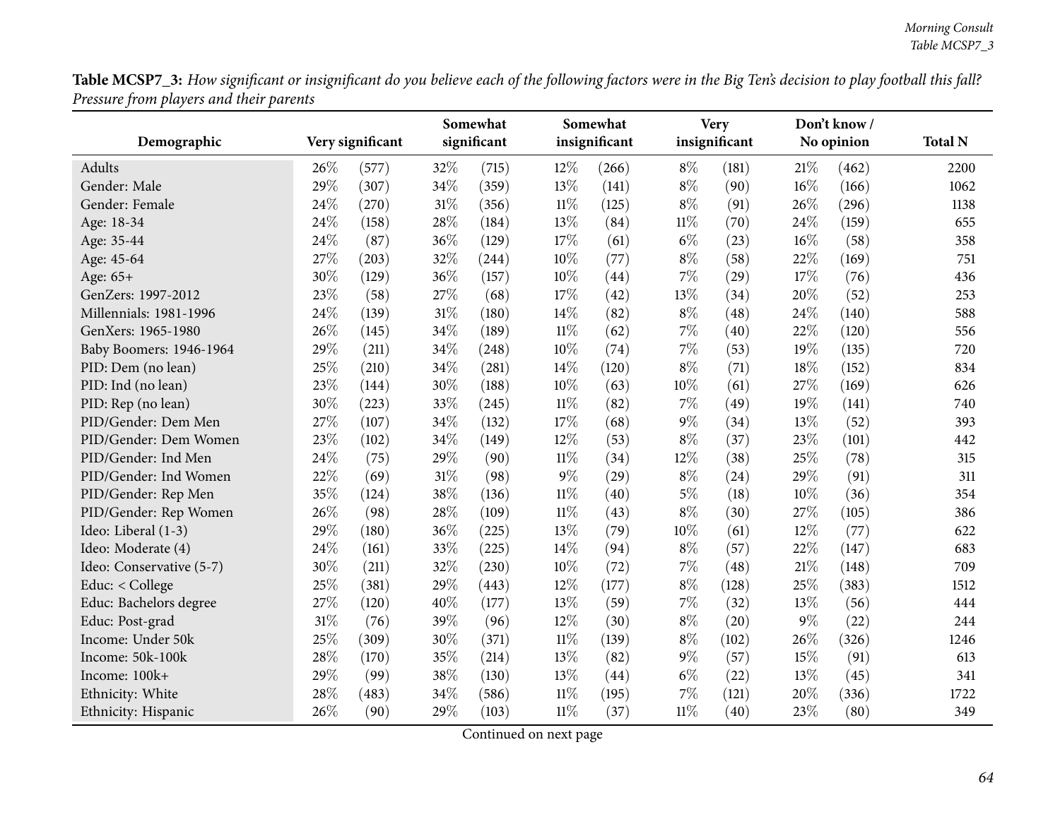**Table MCSP7_3:** *How significant or insignificant do you believe each of the following factors were in the Big Ten's decision to play football this fall? Pressure from players and their parents*

| Demographic | Very significant | | Somewhat significant | | Somewhat insignificant | | Very insignificant | | Don't know / No opinion | | Total N |
|---|---|---|---|---|---|---|---|---|---|---|---|
| Adults | 26% | (577) | 32% | (715) | 12% | (266) | 8% | (181) | 21% | (462) | 2200 |
| Gender: Male | 29% | (307) | 34% | (359) | 13% | (141) | 8% | (90) | 16% | (166) | 1062 |
| Gender: Female | 24% | (270) | 31% | (356) | 11% | (125) | 8% | (91) | 26% | (296) | 1138 |
| Age: 18-34 | 24% | (158) | 28% | (184) | 13% | (84) | 11% | (70) | 24% | (159) | 655 |
| Age: 35-44 | 24% | (87) | 36% | (129) | 17% | (61) | 6% | (23) | 16% | (58) | 358 |
| Age: 45-64 | 27% | (203) | 32% | (244) | 10% | (77) | 8% | (58) | 22% | (169) | 751 |
| Age: 65+ | 30% | (129) | 36% | (157) | 10% | (44) | 7% | (29) | 17% | (76) | 436 |
| GenZers: 1997-2012 | 23% | (58) | 27% | (68) | 17% | (42) | 13% | (34) | 20% | (52) | 253 |
| Millennials: 1981-1996 | 24% | (139) | 31% | (180) | 14% | (82) | 8% | (48) | 24% | (140) | 588 |
| GenXers: 1965-1980 | 26% | (145) | 34% | (189) | 11% | (62) | 7% | (40) | 22% | (120) | 556 |
| Baby Boomers: 1946-1964 | 29% | (211) | 34% | (248) | 10% | (74) | 7% | (53) | 19% | (135) | 720 |
| PID: Dem (no lean) | 25% | (210) | 34% | (281) | 14% | (120) | 8% | (71) | 18% | (152) | 834 |
| PID: Ind (no lean) | 23% | (144) | 30% | (188) | 10% | (63) | 10% | (61) | 27% | (169) | 626 |
| PID: Rep (no lean) | 30% | (223) | 33% | (245) | 11% | (82) | 7% | (49) | 19% | (141) | 740 |
| PID/Gender: Dem Men | 27% | (107) | 34% | (132) | 17% | (68) | 9% | (34) | 13% | (52) | 393 |
| PID/Gender: Dem Women | 23% | (102) | 34% | (149) | 12% | (53) | 8% | (37) | 23% | (101) | 442 |
| PID/Gender: Ind Men | 24% | (75) | 29% | (90) | 11% | (34) | 12% | (38) | 25% | (78) | 315 |
| PID/Gender: Ind Women | 22% | (69) | 31% | (98) | 9% | (29) | 8% | (24) | 29% | (91) | 311 |
| PID/Gender: Rep Men | 35% | (124) | 38% | (136) | 11% | (40) | 5% | (18) | 10% | (36) | 354 |
| PID/Gender: Rep Women | 26% | (98) | 28% | (109) | 11% | (43) | 8% | (30) | 27% | (105) | 386 |
| Ideo: Liberal (1-3) | 29% | (180) | 36% | (225) | 13% | (79) | 10% | (61) | 12% | (77) | 622 |
| Ideo: Moderate (4) | 24% | (161) | 33% | (225) | 14% | (94) | 8% | (57) | 22% | (147) | 683 |
| Ideo: Conservative (5-7) | 30% | (211) | 32% | (230) | 10% | (72) | 7% | (48) | 21% | (148) | 709 |
| Educ: < College | 25% | (381) | 29% | (443) | 12% | (177) | 8% | (128) | 25% | (383) | 1512 |
| Educ: Bachelors degree | 27% | (120) | 40% | (177) | 13% | (59) | 7% | (32) | 13% | (56) | 444 |
| Educ: Post-grad | 31% | (76) | 39% | (96) | 12% | (30) | 8% | (20) | 9% | (22) | 244 |
| Income: Under 50k | 25% | (309) | 30% | (371) | 11% | (139) | 8% | (102) | 26% | (326) | 1246 |
| Income: 50k-100k | 28% | (170) | 35% | (214) | 13% | (82) | 9% | (57) | 15% | (91) | 613 |
| Income: 100k+ | 29% | (99) | 38% | (130) | 13% | (44) | 6% | (22) | 13% | (45) | 341 |
| Ethnicity: White | 28% | (483) | 34% | (586) | 11% | (195) | 7% | (121) | 20% | (336) | 1722 |
| Ethnicity: Hispanic | 26% | (90) | 29% | (103) | 11% | (37) | 11% | (40) | 23% | (80) | 349 |

Continued on next page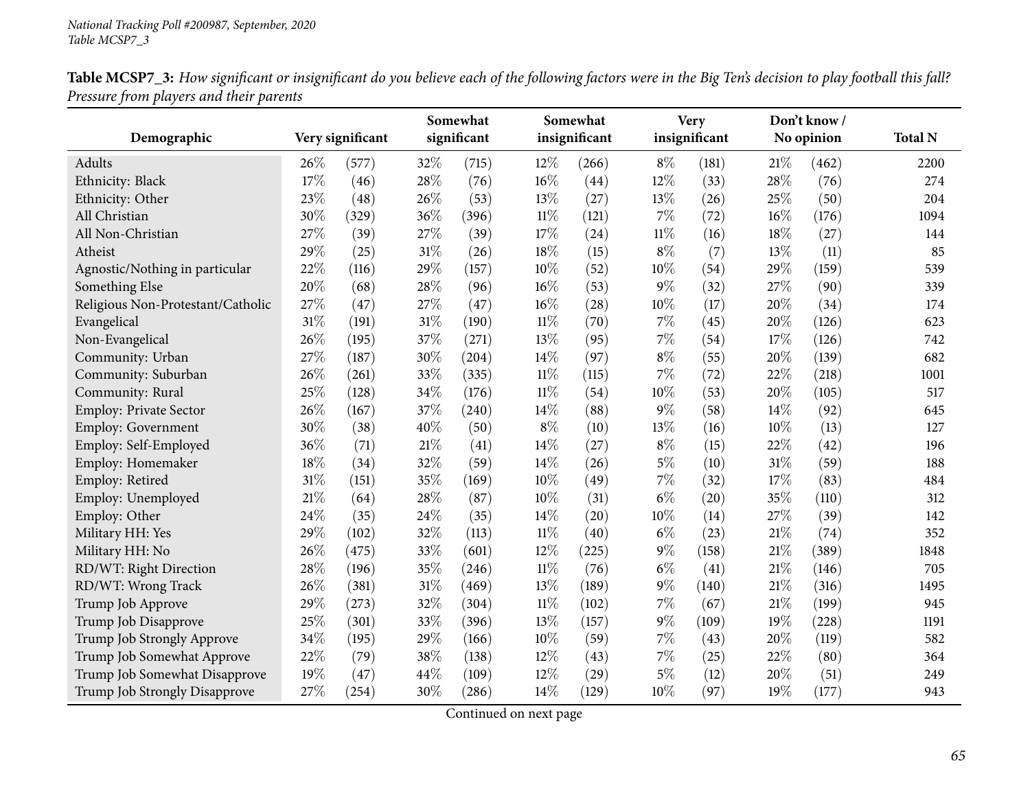**Table MCSP7_3:** *How significant or insignificant do you believe each of the following factors were in the Big Ten's decision to play football this fall? Pressure from players and their parents*

| Demographic | Very significant | | Somewhat significant | | Somewhat insignificant | | Very insignificant | | Don't know / No opinion | | Total N |
|---|---|---|---|---|---|---|---|---|---|---|---|
| Adults | 26% | (577) | 32% | (715) | 12% | (266) | 8% | (181) | 21% | (462) | 2200 |
| Ethnicity: Black | 17% | (46) | 28% | (76) | 16% | (44) | 12% | (33) | 28% | (76) | 274 |
| Ethnicity: Other | 23% | (48) | 26% | (53) | 13% | (27) | 13% | (26) | 25% | (50) | 204 |
| All Christian | 30% | (329) | 36% | (396) | 11% | (121) | 7% | (72) | 16% | (176) | 1094 |
| All Non-Christian | 27% | (39) | 27% | (39) | 17% | (24) | 11% | (16) | 18% | (27) | 144 |
| Atheist | 29% | (25) | 31% | (26) | 18% | (15) | 8% | (7) | 13% | (11) | 85 |
| Agnostic/Nothing in particular | 22% | (116) | 29% | (157) | 10% | (52) | 10% | (54) | 29% | (159) | 539 |
| Something Else | 20% | (68) | 28% | (96) | 16% | (53) | 9% | (32) | 27% | (90) | 339 |
| Religious Non-Protestant/Catholic | 27% | (47) | 27% | (47) | 16% | (28) | 10% | (17) | 20% | (34) | 174 |
| Evangelical | 31% | (191) | 31% | (190) | 11% | (70) | 7% | (45) | 20% | (126) | 623 |
| Non-Evangelical | 26% | (195) | 37% | (271) | 13% | (95) | 7% | (54) | 17% | (126) | 742 |
| Community: Urban | 27% | (187) | 30% | (204) | 14% | (97) | 8% | (55) | 20% | (139) | 682 |
| Community: Suburban | 26% | (261) | 33% | (335) | 11% | (115) | 7% | (72) | 22% | (218) | 1001 |
| Community: Rural | 25% | (128) | 34% | (176) | 11% | (54) | 10% | (53) | 20% | (105) | 517 |
| Employ: Private Sector | 26% | (167) | 37% | (240) | 14% | (88) | 9% | (58) | 14% | (92) | 645 |
| Employ: Government | 30% | (38) | 40% | (50) | 8% | (10) | 13% | (16) | 10% | (13) | 127 |
| Employ: Self-Employed | 36% | (71) | 21% | (41) | 14% | (27) | 8% | (15) | 22% | (42) | 196 |
| Employ: Homemaker | 18% | (34) | 32% | (59) | 14% | (26) | 5% | (10) | 31% | (59) | 188 |
| Employ: Retired | 31% | (151) | 35% | (169) | 10% | (49) | 7% | (32) | 17% | (83) | 484 |
| Employ: Unemployed | 21% | (64) | 28% | (87) | 10% | (31) | 6% | (20) | 35% | (110) | 312 |
| Employ: Other | 24% | (35) | 24% | (35) | 14% | (20) | 10% | (14) | 27% | (39) | 142 |
| Military HH: Yes | 29% | (102) | 32% | (113) | 11% | (40) | 6% | (23) | 21% | (74) | 352 |
| Military HH: No | 26% | (475) | 33% | (601) | 12% | (225) | 9% | (158) | 21% | (389) | 1848 |
| RD/WT: Right Direction | 28% | (196) | 35% | (246) | 11% | (76) | 6% | (41) | 21% | (146) | 705 |
| RD/WT: Wrong Track | 26% | (381) | 31% | (469) | 13% | (189) | 9% | (140) | 21% | (316) | 1495 |
| Trump Job Approve | 29% | (273) | 32% | (304) | 11% | (102) | 7% | (67) | 21% | (199) | 945 |
| Trump Job Disapprove | 25% | (301) | 33% | (396) | 13% | (157) | 9% | (109) | 19% | (228) | 1191 |
| Trump Job Strongly Approve | 34% | (195) | 29% | (166) | 10% | (59) | 7% | (43) | 20% | (119) | 582 |
| Trump Job Somewhat Approve | 22% | (79) | 38% | (138) | 12% | (43) | 7% | (25) | 22% | (80) | 364 |
| Trump Job Somewhat Disapprove | 19% | (47) | 44% | (109) | 12% | (29) | 5% | (12) | 20% | (51) | 249 |
| Trump Job Strongly Disapprove | 27% | (254) | 30% | (286) | 14% | (129) | 10% | (97) | 19% | (177) | 943 |

Continued on next page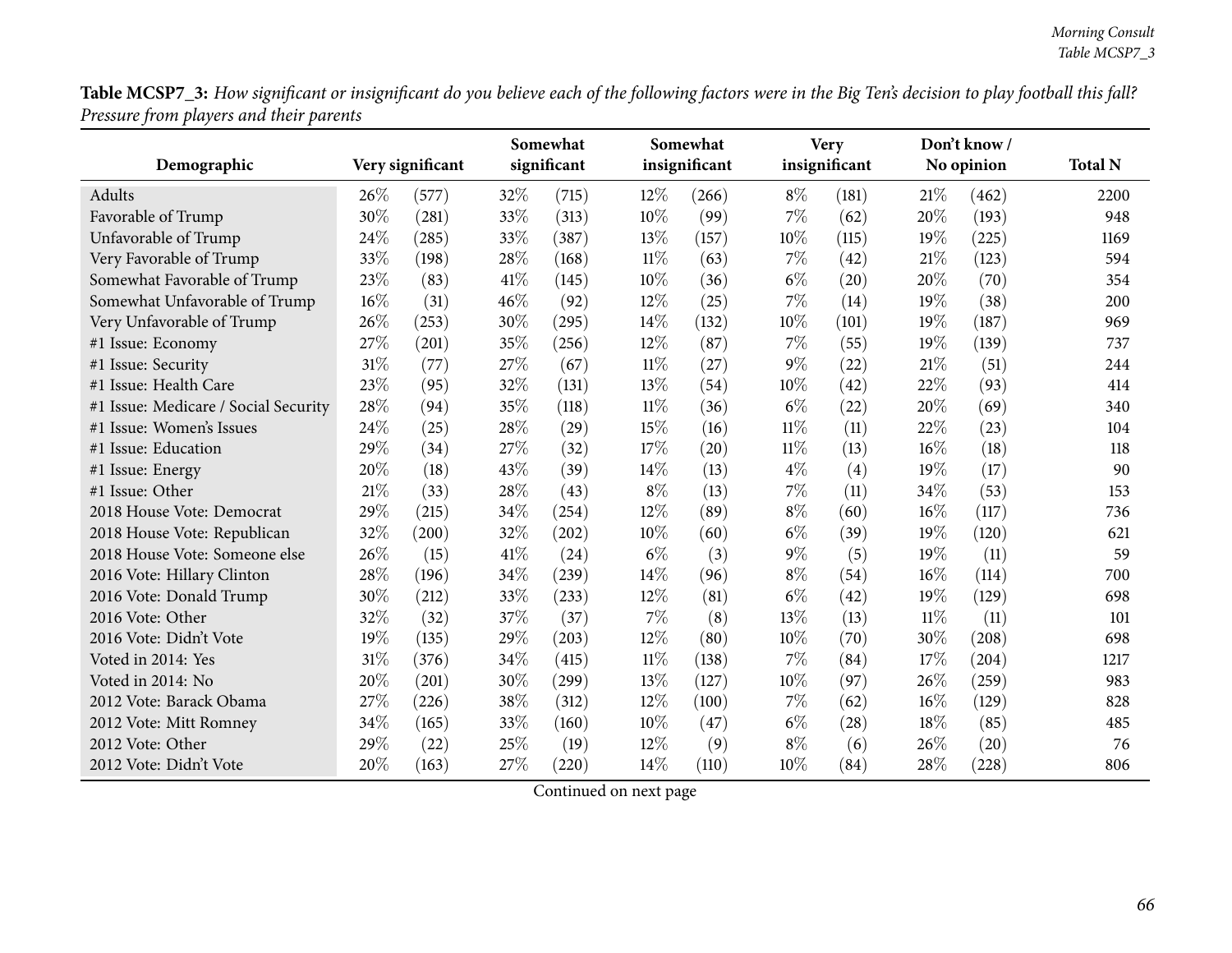**Table MCSP7_3:** *How significant or insignificant do you believe each of the following factors were in the Big Ten's decision to play football this fall? Pressure from players and their parents*

| Demographic | Very significant | | Somewhat significant | | Somewhat insignificant | | Very insignificant | | Don't know / No opinion | | Total N |
|---|---|---|---|---|---|---|---|---|---|---|---|
| Adults | 26% | (577) | 32% | (715) | 12% | (266) | 8% | (181) | 21% | (462) | 2200 |
| Favorable of Trump | 30% | (281) | 33% | (313) | 10% | (99) | 7% | (62) | 20% | (193) | 948 |
| Unfavorable of Trump | 24% | (285) | 33% | (387) | 13% | (157) | 10% | (115) | 19% | (225) | 1169 |
| Very Favorable of Trump | 33% | (198) | 28% | (168) | 11% | (63) | 7% | (42) | 21% | (123) | 594 |
| Somewhat Favorable of Trump | 23% | (83) | 41% | (145) | 10% | (36) | 6% | (20) | 20% | (70) | 354 |
| Somewhat Unfavorable of Trump | 16% | (31) | 46% | (92) | 12% | (25) | 7% | (14) | 19% | (38) | 200 |
| Very Unfavorable of Trump | 26% | (253) | 30% | (295) | 14% | (132) | 10% | (101) | 19% | (187) | 969 |
| #1 Issue: Economy | 27% | (201) | 35% | (256) | 12% | (87) | 7% | (55) | 19% | (139) | 737 |
| #1 Issue: Security | 31% | (77) | 27% | (67) | 11% | (27) | 9% | (22) | 21% | (51) | 244 |
| #1 Issue: Health Care | 23% | (95) | 32% | (131) | 13% | (54) | 10% | (42) | 22% | (93) | 414 |
| #1 Issue: Medicare / Social Security | 28% | (94) | 35% | (118) | 11% | (36) | 6% | (22) | 20% | (69) | 340 |
| #1 Issue: Women's Issues | 24% | (25) | 28% | (29) | 15% | (16) | 11% | (11) | 22% | (23) | 104 |
| #1 Issue: Education | 29% | (34) | 27% | (32) | 17% | (20) | 11% | (13) | 16% | (18) | 118 |
| #1 Issue: Energy | 20% | (18) | 43% | (39) | 14% | (13) | 4% | (4) | 19% | (17) | 90 |
| #1 Issue: Other | 21% | (33) | 28% | (43) | 8% | (13) | 7% | (11) | 34% | (53) | 153 |
| 2018 House Vote: Democrat | 29% | (215) | 34% | (254) | 12% | (89) | 8% | (60) | 16% | (117) | 736 |
| 2018 House Vote: Republican | 32% | (200) | 32% | (202) | 10% | (60) | 6% | (39) | 19% | (120) | 621 |
| 2018 House Vote: Someone else | 26% | (15) | 41% | (24) | 6% | (3) | 9% | (5) | 19% | (11) | 59 |
| 2016 Vote: Hillary Clinton | 28% | (196) | 34% | (239) | 14% | (96) | 8% | (54) | 16% | (114) | 700 |
| 2016 Vote: Donald Trump | 30% | (212) | 33% | (233) | 12% | (81) | 6% | (42) | 19% | (129) | 698 |
| 2016 Vote: Other | 32% | (32) | 37% | (37) | 7% | (8) | 13% | (13) | 11% | (11) | 101 |
| 2016 Vote: Didn't Vote | 19% | (135) | 29% | (203) | 12% | (80) | 10% | (70) | 30% | (208) | 698 |
| Voted in 2014: Yes | 31% | (376) | 34% | (415) | 11% | (138) | 7% | (84) | 17% | (204) | 1217 |
| Voted in 2014: No | 20% | (201) | 30% | (299) | 13% | (127) | 10% | (97) | 26% | (259) | 983 |
| 2012 Vote: Barack Obama | 27% | (226) | 38% | (312) | 12% | (100) | 7% | (62) | 16% | (129) | 828 |
| 2012 Vote: Mitt Romney | 34% | (165) | 33% | (160) | 10% | (47) | 6% | (28) | 18% | (85) | 485 |
| 2012 Vote: Other | 29% | (22) | 25% | (19) | 12% | (9) | 8% | (6) | 26% | (20) | 76 |
| 2012 Vote: Didn't Vote | 20% | (163) | 27% | (220) | 14% | (110) | 10% | (84) | 28% | (228) | 806 |

Continued on next page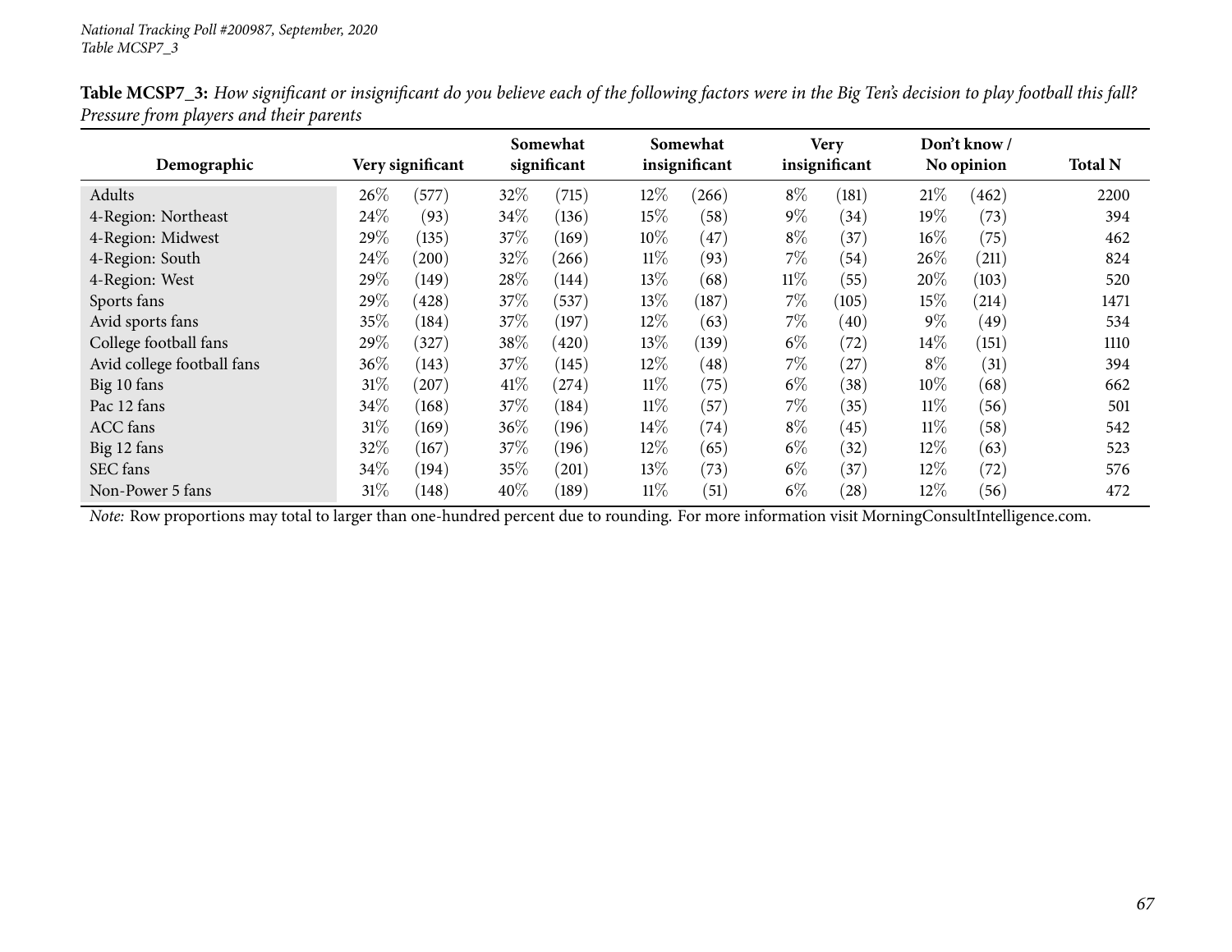**Table MCSP7_3:** *How significant or insignificant do you believe each of the following factors were in the Big Ten's decision to play football this fall? Pressure from players and their parents*

| Demographic | Very significant | | Somewhat significant | | Somewhat insignificant | | Very insignificant | | Don't know / No opinion | | Total N |
|---|---|---|---|---|---|---|---|---|---|---|---|
| Adults | 26% | (577) | 32% | (715) | 12% | (266) | 8% | (181) | 21% | (462) | 2200 |
| 4-Region: Northeast | 24% | (93) | 34% | (136) | 15% | (58) | 9% | (34) | 19% | (73) | 394 |
| 4-Region: Midwest | 29% | (135) | 37% | (169) | 10% | (47) | 8% | (37) | 16% | (75) | 462 |
| 4-Region: South | 24% | (200) | 32% | (266) | 11% | (93) | 7% | (54) | 26% | (211) | 824 |
| 4-Region: West | 29% | (149) | 28% | (144) | 13% | (68) | 11% | (55) | 20% | (103) | 520 |
| Sports fans | 29% | (428) | 37% | (537) | 13% | (187) | 7% | (105) | 15% | (214) | 1471 |
| Avid sports fans | 35% | (184) | 37% | (197) | 12% | (63) | 7% | (40) | 9% | (49) | 534 |
| College football fans | 29% | (327) | 38% | (420) | 13% | (139) | 6% | (72) | 14% | (151) | 1110 |
| Avid college football fans | 36% | (143) | 37% | (145) | 12% | (48) | 7% | (27) | 8% | (31) | 394 |
| Big 10 fans | 31% | (207) | 41% | (274) | 11% | (75) | 6% | (38) | 10% | (68) | 662 |
| Pac 12 fans | 34% | (168) | 37% | (184) | 11% | (57) | 7% | (35) | 11% | (56) | 501 |
| ACC fans | 31% | (169) | 36% | (196) | 14% | (74) | 8% | (45) | 11% | (58) | 542 |
| Big 12 fans | 32% | (167) | 37% | (196) | 12% | (65) | 6% | (32) | 12% | (63) | 523 |
| SEC fans | 34% | (194) | 35% | (201) | 13% | (73) | 6% | (37) | 12% | (72) | 576 |
| Non-Power 5 fans | 31% | (148) | 40% | (189) | 11% | (51) | 6% | (28) | 12% | (56) | 472 |

*Note:* Row proportions may total to larger than one-hundred percent due to rounding. For more information visit MorningConsultIntelligence.com.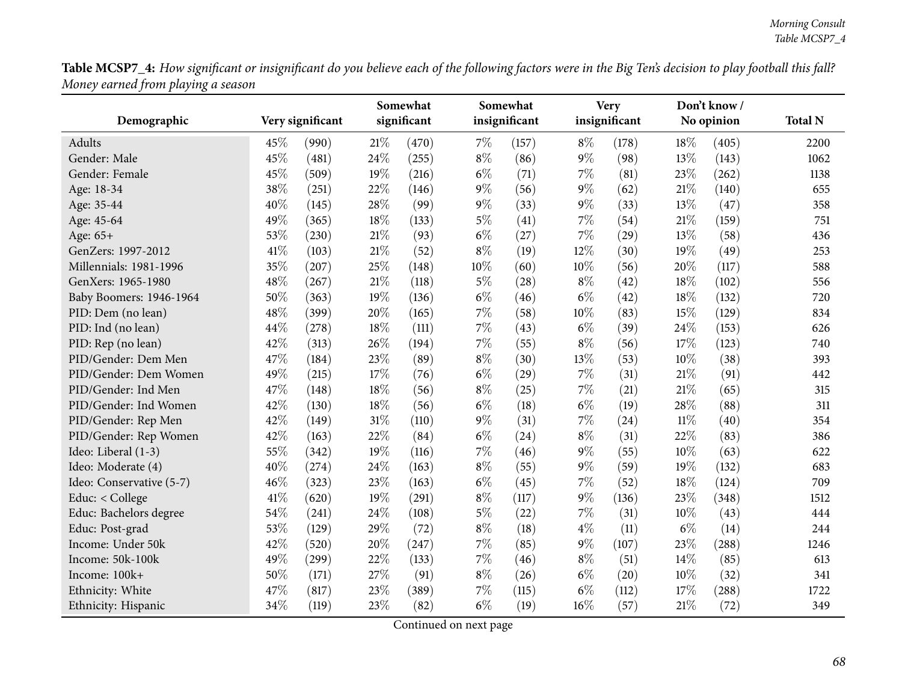**Table MCSP7_4:** *How significant or insignificant do you believe each of the following factors were in the Big Ten's decision to play football this fall? Money earned from playing a season*

| Demographic | Very significant | | Somewhat significant | | Somewhat insignificant | | Very insignificant | | Don't know / No opinion | | Total N |
|---|---|---|---|---|---|---|---|---|---|---|---|
| Adults | 45% | (990) | 21% | (470) | 7% | (157) | 8% | (178) | 18% | (405) | 2200 |
| Gender: Male | 45% | (481) | 24% | (255) | 8% | (86) | 9% | (98) | 13% | (143) | 1062 |
| Gender: Female | 45% | (509) | 19% | (216) | 6% | (71) | 7% | (81) | 23% | (262) | 1138 |
| Age: 18-34 | 38% | (251) | 22% | (146) | 9% | (56) | 9% | (62) | 21% | (140) | 655 |
| Age: 35-44 | 40% | (145) | 28% | (99) | 9% | (33) | 9% | (33) | 13% | (47) | 358 |
| Age: 45-64 | 49% | (365) | 18% | (133) | 5% | (41) | 7% | (54) | 21% | (159) | 751 |
| Age: 65+ | 53% | (230) | 21% | (93) | 6% | (27) | 7% | (29) | 13% | (58) | 436 |
| GenZers: 1997-2012 | 41% | (103) | 21% | (52) | 8% | (19) | 12% | (30) | 19% | (49) | 253 |
| Millennials: 1981-1996 | 35% | (207) | 25% | (148) | 10% | (60) | 10% | (56) | 20% | (117) | 588 |
| GenXers: 1965-1980 | 48% | (267) | 21% | (118) | 5% | (28) | 8% | (42) | 18% | (102) | 556 |
| Baby Boomers: 1946-1964 | 50% | (363) | 19% | (136) | 6% | (46) | 6% | (42) | 18% | (132) | 720 |
| PID: Dem (no lean) | 48% | (399) | 20% | (165) | 7% | (58) | 10% | (83) | 15% | (129) | 834 |
| PID: Ind (no lean) | 44% | (278) | 18% | (111) | 7% | (43) | 6% | (39) | 24% | (153) | 626 |
| PID: Rep (no lean) | 42% | (313) | 26% | (194) | 7% | (55) | 8% | (56) | 17% | (123) | 740 |
| PID/Gender: Dem Men | 47% | (184) | 23% | (89) | 8% | (30) | 13% | (53) | 10% | (38) | 393 |
| PID/Gender: Dem Women | 49% | (215) | 17% | (76) | 6% | (29) | 7% | (31) | 21% | (91) | 442 |
| PID/Gender: Ind Men | 47% | (148) | 18% | (56) | 8% | (25) | 7% | (21) | 21% | (65) | 315 |
| PID/Gender: Ind Women | 42% | (130) | 18% | (56) | 6% | (18) | 6% | (19) | 28% | (88) | 311 |
| PID/Gender: Rep Men | 42% | (149) | 31% | (110) | 9% | (31) | 7% | (24) | 11% | (40) | 354 |
| PID/Gender: Rep Women | 42% | (163) | 22% | (84) | 6% | (24) | 8% | (31) | 22% | (83) | 386 |
| Ideo: Liberal (1-3) | 55% | (342) | 19% | (116) | 7% | (46) | 9% | (55) | 10% | (63) | 622 |
| Ideo: Moderate (4) | 40% | (274) | 24% | (163) | 8% | (55) | 9% | (59) | 19% | (132) | 683 |
| Ideo: Conservative (5-7) | 46% | (323) | 23% | (163) | 6% | (45) | 7% | (52) | 18% | (124) | 709 |
| Educ: < College | 41% | (620) | 19% | (291) | 8% | (117) | 9% | (136) | 23% | (348) | 1512 |
| Educ: Bachelors degree | 54% | (241) | 24% | (108) | 5% | (22) | 7% | (31) | 10% | (43) | 444 |
| Educ: Post-grad | 53% | (129) | 29% | (72) | 8% | (18) | 4% | (11) | 6% | (14) | 244 |
| Income: Under 50k | 42% | (520) | 20% | (247) | 7% | (85) | 9% | (107) | 23% | (288) | 1246 |
| Income: 50k-100k | 49% | (299) | 22% | (133) | 7% | (46) | 8% | (51) | 14% | (85) | 613 |
| Income: 100k+ | 50% | (171) | 27% | (91) | 8% | (26) | 6% | (20) | 10% | (32) | 341 |
| Ethnicity: White | 47% | (817) | 23% | (389) | 7% | (115) | 6% | (112) | 17% | (288) | 1722 |
| Ethnicity: Hispanic | 34% | (119) | 23% | (82) | 6% | (19) | 16% | (57) | 21% | (72) | 349 |

Continued on next page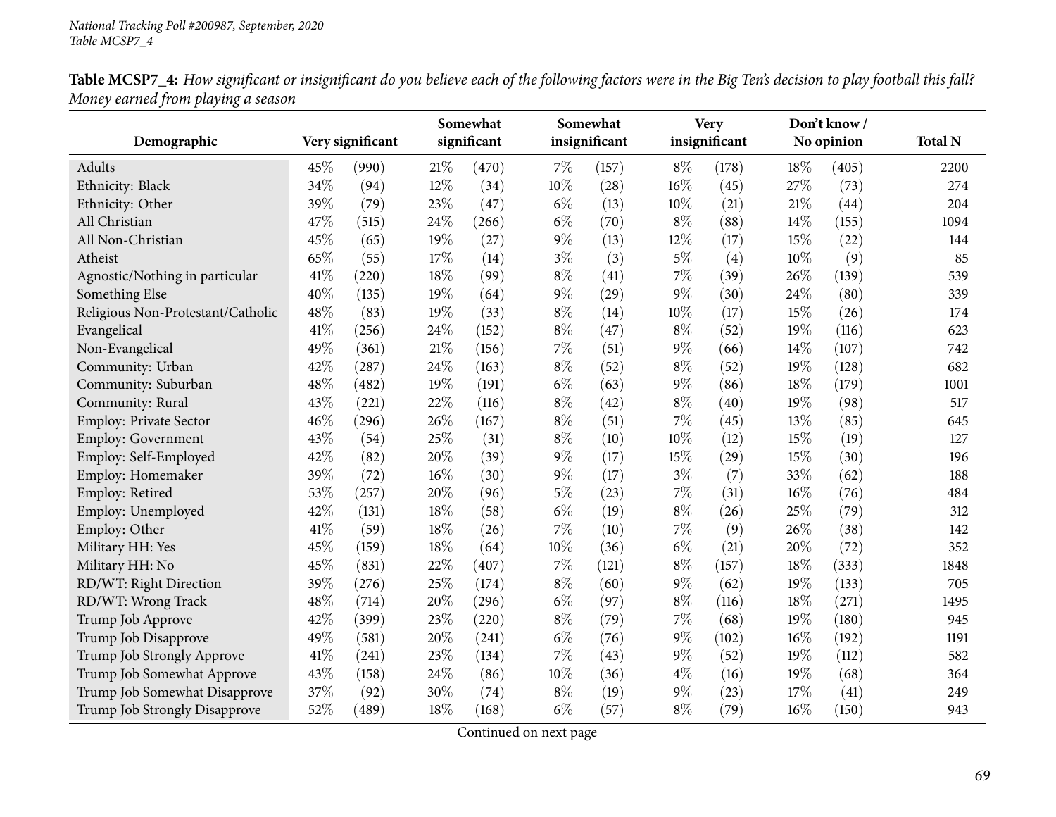**Table MCSP7_4:** *How significant or insignificant do you believe each of the following factors were in the Big Ten's decision to play football this fall? Money earned from playing a season*

| Demographic | Very significant | | Somewhat significant | | Somewhat insignificant | | Very insignificant | | Don't know / No opinion | | Total N |
|---|---|---|---|---|---|---|---|---|---|---|---|
| Adults | 45% | (990) | 21% | (470) | 7% | (157) | 8% | (178) | 18% | (405) | 2200 |
| Ethnicity: Black | 34% | (94) | 12% | (34) | 10% | (28) | 16% | (45) | 27% | (73) | 274 |
| Ethnicity: Other | 39% | (79) | 23% | (47) | 6% | (13) | 10% | (21) | 21% | (44) | 204 |
| All Christian | 47% | (515) | 24% | (266) | 6% | (70) | 8% | (88) | 14% | (155) | 1094 |
| All Non-Christian | 45% | (65) | 19% | (27) | 9% | (13) | 12% | (17) | 15% | (22) | 144 |
| Atheist | 65% | (55) | 17% | (14) | 3% | (3) | 5% | (4) | 10% | (9) | 85 |
| Agnostic/Nothing in particular | 41% | (220) | 18% | (99) | 8% | (41) | 7% | (39) | 26% | (139) | 539 |
| Something Else | 40% | (135) | 19% | (64) | 9% | (29) | 9% | (30) | 24% | (80) | 339 |
| Religious Non-Protestant/Catholic | 48% | (83) | 19% | (33) | 8% | (14) | 10% | (17) | 15% | (26) | 174 |
| Evangelical | 41% | (256) | 24% | (152) | 8% | (47) | 8% | (52) | 19% | (116) | 623 |
| Non-Evangelical | 49% | (361) | 21% | (156) | 7% | (51) | 9% | (66) | 14% | (107) | 742 |
| Community: Urban | 42% | (287) | 24% | (163) | 8% | (52) | 8% | (52) | 19% | (128) | 682 |
| Community: Suburban | 48% | (482) | 19% | (191) | 6% | (63) | 9% | (86) | 18% | (179) | 1001 |
| Community: Rural | 43% | (221) | 22% | (116) | 8% | (42) | 8% | (40) | 19% | (98) | 517 |
| Employ: Private Sector | 46% | (296) | 26% | (167) | 8% | (51) | 7% | (45) | 13% | (85) | 645 |
| Employ: Government | 43% | (54) | 25% | (31) | 8% | (10) | 10% | (12) | 15% | (19) | 127 |
| Employ: Self-Employed | 42% | (82) | 20% | (39) | 9% | (17) | 15% | (29) | 15% | (30) | 196 |
| Employ: Homemaker | 39% | (72) | 16% | (30) | 9% | (17) | 3% | (7) | 33% | (62) | 188 |
| Employ: Retired | 53% | (257) | 20% | (96) | 5% | (23) | 7% | (31) | 16% | (76) | 484 |
| Employ: Unemployed | 42% | (131) | 18% | (58) | 6% | (19) | 8% | (26) | 25% | (79) | 312 |
| Employ: Other | 41% | (59) | 18% | (26) | 7% | (10) | 7% | (9) | 26% | (38) | 142 |
| Military HH: Yes | 45% | (159) | 18% | (64) | 10% | (36) | 6% | (21) | 20% | (72) | 352 |
| Military HH: No | 45% | (831) | 22% | (407) | 7% | (121) | 8% | (157) | 18% | (333) | 1848 |
| RD/WT: Right Direction | 39% | (276) | 25% | (174) | 8% | (60) | 9% | (62) | 19% | (133) | 705 |
| RD/WT: Wrong Track | 48% | (714) | 20% | (296) | 6% | (97) | 8% | (116) | 18% | (271) | 1495 |
| Trump Job Approve | 42% | (399) | 23% | (220) | 8% | (79) | 7% | (68) | 19% | (180) | 945 |
| Trump Job Disapprove | 49% | (581) | 20% | (241) | 6% | (76) | 9% | (102) | 16% | (192) | 1191 |
| Trump Job Strongly Approve | 41% | (241) | 23% | (134) | 7% | (43) | 9% | (52) | 19% | (112) | 582 |
| Trump Job Somewhat Approve | 43% | (158) | 24% | (86) | 10% | (36) | 4% | (16) | 19% | (68) | 364 |
| Trump Job Somewhat Disapprove | 37% | (92) | 30% | (74) | 8% | (19) | 9% | (23) | 17% | (41) | 249 |
| Trump Job Strongly Disapprove | 52% | (489) | 18% | (168) | 6% | (57) | 8% | (79) | 16% | (150) | 943 |

Continued on next page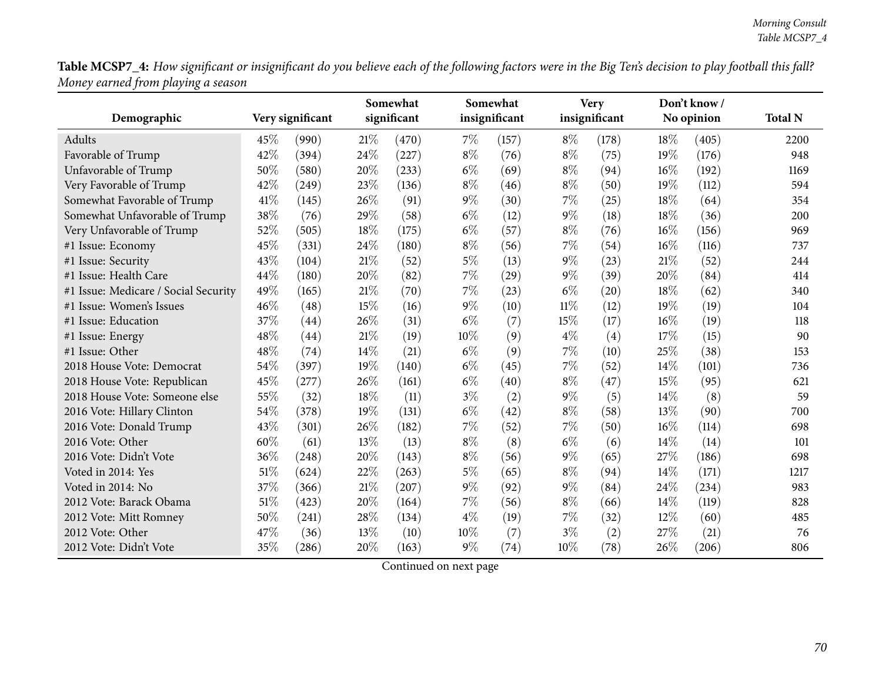**Table MCSP7_4:** *How significant or insignificant do you believe each of the following factors were in the Big Ten's decision to play football this fall? Money earned from playing a season*

| Demographic | Very significant | | Somewhat significant | | Somewhat insignificant | | Very insignificant | | Don't know / No opinion | | Total N |
|---|---|---|---|---|---|---|---|---|---|---|---|
| Adults | 45% | (990) | 21% | (470) | 7% | (157) | 8% | (178) | 18% | (405) | 2200 |
| Favorable of Trump | 42% | (394) | 24% | (227) | 8% | (76) | 8% | (75) | 19% | (176) | 948 |
| Unfavorable of Trump | 50% | (580) | 20% | (233) | 6% | (69) | 8% | (94) | 16% | (192) | 1169 |
| Very Favorable of Trump | 42% | (249) | 23% | (136) | 8% | (46) | 8% | (50) | 19% | (112) | 594 |
| Somewhat Favorable of Trump | 41% | (145) | 26% | (91) | 9% | (30) | 7% | (25) | 18% | (64) | 354 |
| Somewhat Unfavorable of Trump | 38% | (76) | 29% | (58) | 6% | (12) | 9% | (18) | 18% | (36) | 200 |
| Very Unfavorable of Trump | 52% | (505) | 18% | (175) | 6% | (57) | 8% | (76) | 16% | (156) | 969 |
| #1 Issue: Economy | 45% | (331) | 24% | (180) | 8% | (56) | 7% | (54) | 16% | (116) | 737 |
| #1 Issue: Security | 43% | (104) | 21% | (52) | 5% | (13) | 9% | (23) | 21% | (52) | 244 |
| #1 Issue: Health Care | 44% | (180) | 20% | (82) | 7% | (29) | 9% | (39) | 20% | (84) | 414 |
| #1 Issue: Medicare / Social Security | 49% | (165) | 21% | (70) | 7% | (23) | 6% | (20) | 18% | (62) | 340 |
| #1 Issue: Women's Issues | 46% | (48) | 15% | (16) | 9% | (10) | 11% | (12) | 19% | (19) | 104 |
| #1 Issue: Education | 37% | (44) | 26% | (31) | 6% | (7) | 15% | (17) | 16% | (19) | 118 |
| #1 Issue: Energy | 48% | (44) | 21% | (19) | 10% | (9) | 4% | (4) | 17% | (15) | 90 |
| #1 Issue: Other | 48% | (74) | 14% | (21) | 6% | (9) | 7% | (10) | 25% | (38) | 153 |
| 2018 House Vote: Democrat | 54% | (397) | 19% | (140) | 6% | (45) | 7% | (52) | 14% | (101) | 736 |
| 2018 House Vote: Republican | 45% | (277) | 26% | (161) | 6% | (40) | 8% | (47) | 15% | (95) | 621 |
| 2018 House Vote: Someone else | 55% | (32) | 18% | (11) | 3% | (2) | 9% | (5) | 14% | (8) | 59 |
| 2016 Vote: Hillary Clinton | 54% | (378) | 19% | (131) | 6% | (42) | 8% | (58) | 13% | (90) | 700 |
| 2016 Vote: Donald Trump | 43% | (301) | 26% | (182) | 7% | (52) | 7% | (50) | 16% | (114) | 698 |
| 2016 Vote: Other | 60% | (61) | 13% | (13) | 8% | (8) | 6% | (6) | 14% | (14) | 101 |
| 2016 Vote: Didn't Vote | 36% | (248) | 20% | (143) | 8% | (56) | 9% | (65) | 27% | (186) | 698 |
| Voted in 2014: Yes | 51% | (624) | 22% | (263) | 5% | (65) | 8% | (94) | 14% | (171) | 1217 |
| Voted in 2014: No | 37% | (366) | 21% | (207) | 9% | (92) | 9% | (84) | 24% | (234) | 983 |
| 2012 Vote: Barack Obama | 51% | (423) | 20% | (164) | 7% | (56) | 8% | (66) | 14% | (119) | 828 |
| 2012 Vote: Mitt Romney | 50% | (241) | 28% | (134) | 4% | (19) | 7% | (32) | 12% | (60) | 485 |
| 2012 Vote: Other | 47% | (36) | 13% | (10) | 10% | (7) | 3% | (2) | 27% | (21) | 76 |
| 2012 Vote: Didn't Vote | 35% | (286) | 20% | (163) | 9% | (74) | 10% | (78) | 26% | (206) | 806 |

Continued on next page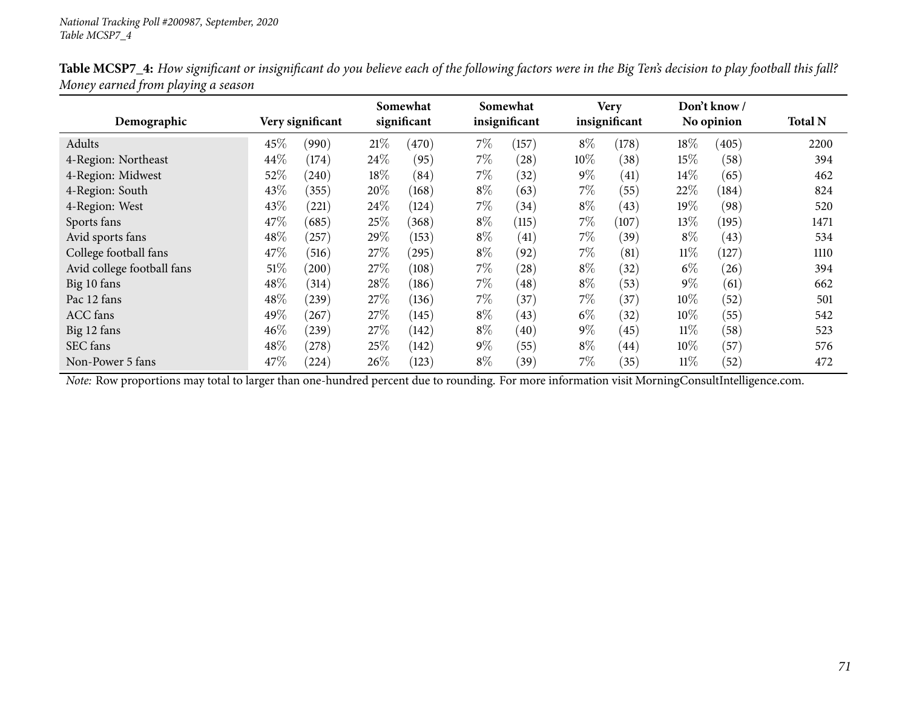*National Tracking Poll #200987, September, 2020*
*Table MCSP7_4*

**Table MCSP7_4:** *How significant or insignificant do you believe each of the following factors were in the Big Ten's decision to play football this fall? Money earned from playing a season*

| Demographic | Very significant | | Somewhat significant | | Somewhat insignificant | | Very insignificant | | Don't know / No opinion | | Total N |
|---|---|---|---|---|---|---|---|---|---|---|---|
| Adults | 45% | (990) | 21% | (470) | 7% | (157) | 8% | (178) | 18% | (405) | 2200 |
| 4-Region: Northeast | 44% | (174) | 24% | (95) | 7% | (28) | 10% | (38) | 15% | (58) | 394 |
| 4-Region: Midwest | 52% | (240) | 18% | (84) | 7% | (32) | 9% | (41) | 14% | (65) | 462 |
| 4-Region: South | 43% | (355) | 20% | (168) | 8% | (63) | 7% | (55) | 22% | (184) | 824 |
| 4-Region: West | 43% | (221) | 24% | (124) | 7% | (34) | 8% | (43) | 19% | (98) | 520 |
| Sports fans | 47% | (685) | 25% | (368) | 8% | (115) | 7% | (107) | 13% | (195) | 1471 |
| Avid sports fans | 48% | (257) | 29% | (153) | 8% | (41) | 7% | (39) | 8% | (43) | 534 |
| College football fans | 47% | (516) | 27% | (295) | 8% | (92) | 7% | (81) | 11% | (127) | 1110 |
| Avid college football fans | 51% | (200) | 27% | (108) | 7% | (28) | 8% | (32) | 6% | (26) | 394 |
| Big 10 fans | 48% | (314) | 28% | (186) | 7% | (48) | 8% | (53) | 9% | (61) | 662 |
| Pac 12 fans | 48% | (239) | 27% | (136) | 7% | (37) | 7% | (37) | 10% | (52) | 501 |
| ACC fans | 49% | (267) | 27% | (145) | 8% | (43) | 6% | (32) | 10% | (55) | 542 |
| Big 12 fans | 46% | (239) | 27% | (142) | 8% | (40) | 9% | (45) | 11% | (58) | 523 |
| SEC fans | 48% | (278) | 25% | (142) | 9% | (55) | 8% | (44) | 10% | (57) | 576 |
| Non-Power 5 fans | 47% | (224) | 26% | (123) | 8% | (39) | 7% | (35) | 11% | (52) | 472 |

*Note:* Row proportions may total to larger than one-hundred percent due to rounding. For more information visit MorningConsultIntelligence.com.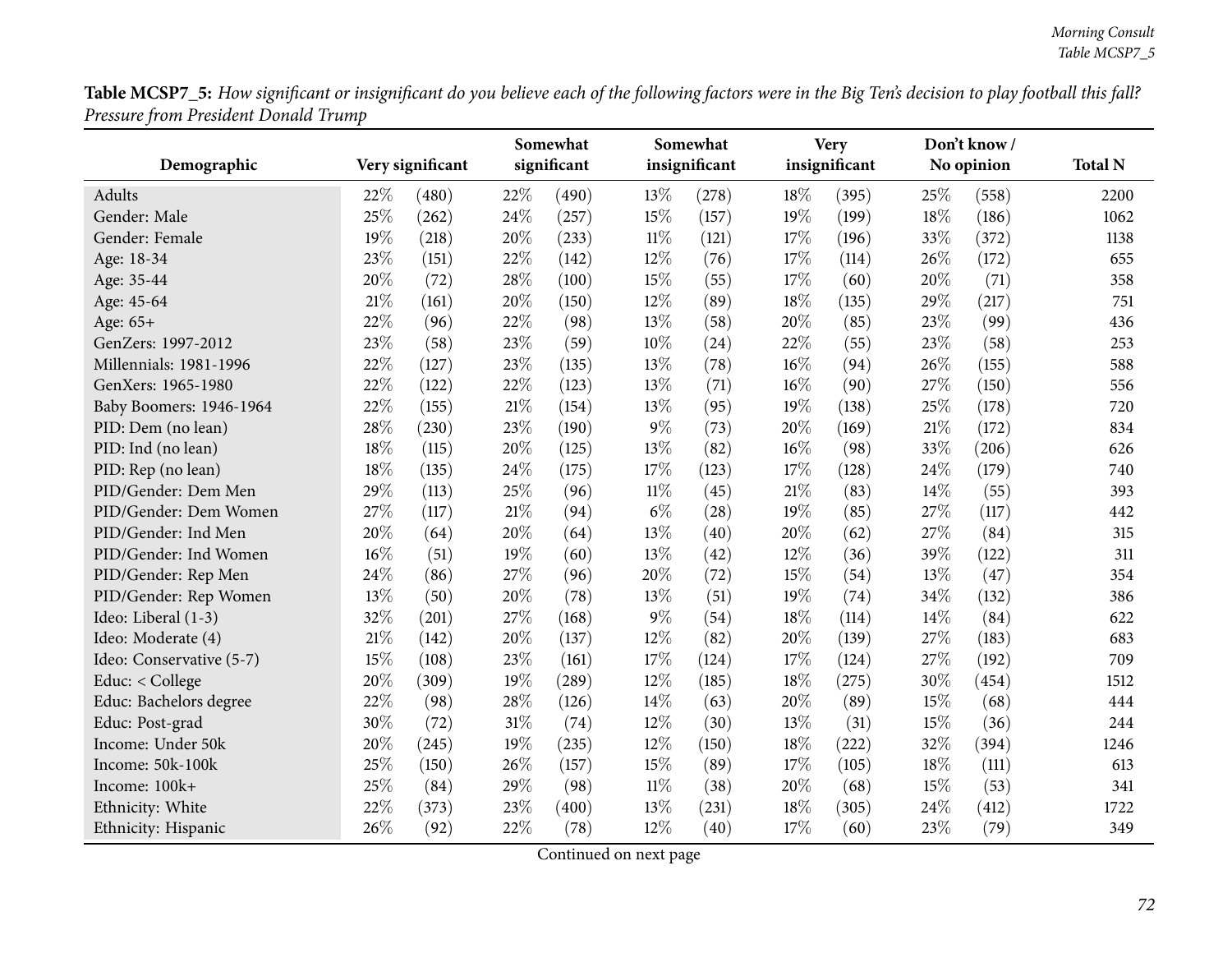**Table MCSP7_5:** *How significant or insignificant do you believe each of the following factors were in the Big Ten's decision to play football this fall? Pressure from President Donald Trump*

| Demographic | Very significant | | Somewhat significant | | Somewhat insignificant | | Very insignificant | | Don't know / No opinion | | Total N |
|---|---|---|---|---|---|---|---|---|---|---|---|
| Adults | 22% | (480) | 22% | (490) | 13% | (278) | 18% | (395) | 25% | (558) | 2200 |
| Gender: Male | 25% | (262) | 24% | (257) | 15% | (157) | 19% | (199) | 18% | (186) | 1062 |
| Gender: Female | 19% | (218) | 20% | (233) | 11% | (121) | 17% | (196) | 33% | (372) | 1138 |
| Age: 18-34 | 23% | (151) | 22% | (142) | 12% | (76) | 17% | (114) | 26% | (172) | 655 |
| Age: 35-44 | 20% | (72) | 28% | (100) | 15% | (55) | 17% | (60) | 20% | (71) | 358 |
| Age: 45-64 | 21% | (161) | 20% | (150) | 12% | (89) | 18% | (135) | 29% | (217) | 751 |
| Age: 65+ | 22% | (96) | 22% | (98) | 13% | (58) | 20% | (85) | 23% | (99) | 436 |
| GenZers: 1997-2012 | 23% | (58) | 23% | (59) | 10% | (24) | 22% | (55) | 23% | (58) | 253 |
| Millennials: 1981-1996 | 22% | (127) | 23% | (135) | 13% | (78) | 16% | (94) | 26% | (155) | 588 |
| GenXers: 1965-1980 | 22% | (122) | 22% | (123) | 13% | (71) | 16% | (90) | 27% | (150) | 556 |
| Baby Boomers: 1946-1964 | 22% | (155) | 21% | (154) | 13% | (95) | 19% | (138) | 25% | (178) | 720 |
| PID: Dem (no lean) | 28% | (230) | 23% | (190) | 9% | (73) | 20% | (169) | 21% | (172) | 834 |
| PID: Ind (no lean) | 18% | (115) | 20% | (125) | 13% | (82) | 16% | (98) | 33% | (206) | 626 |
| PID: Rep (no lean) | 18% | (135) | 24% | (175) | 17% | (123) | 17% | (128) | 24% | (179) | 740 |
| PID/Gender: Dem Men | 29% | (113) | 25% | (96) | 11% | (45) | 21% | (83) | 14% | (55) | 393 |
| PID/Gender: Dem Women | 27% | (117) | 21% | (94) | 6% | (28) | 19% | (85) | 27% | (117) | 442 |
| PID/Gender: Ind Men | 20% | (64) | 20% | (64) | 13% | (40) | 20% | (62) | 27% | (84) | 315 |
| PID/Gender: Ind Women | 16% | (51) | 19% | (60) | 13% | (42) | 12% | (36) | 39% | (122) | 311 |
| PID/Gender: Rep Men | 24% | (86) | 27% | (96) | 20% | (72) | 15% | (54) | 13% | (47) | 354 |
| PID/Gender: Rep Women | 13% | (50) | 20% | (78) | 13% | (51) | 19% | (74) | 34% | (132) | 386 |
| Ideo: Liberal (1-3) | 32% | (201) | 27% | (168) | 9% | (54) | 18% | (114) | 14% | (84) | 622 |
| Ideo: Moderate (4) | 21% | (142) | 20% | (137) | 12% | (82) | 20% | (139) | 27% | (183) | 683 |
| Ideo: Conservative (5-7) | 15% | (108) | 23% | (161) | 17% | (124) | 17% | (124) | 27% | (192) | 709 |
| Educ: < College | 20% | (309) | 19% | (289) | 12% | (185) | 18% | (275) | 30% | (454) | 1512 |
| Educ: Bachelors degree | 22% | (98) | 28% | (126) | 14% | (63) | 20% | (89) | 15% | (68) | 444 |
| Educ: Post-grad | 30% | (72) | 31% | (74) | 12% | (30) | 13% | (31) | 15% | (36) | 244 |
| Income: Under 50k | 20% | (245) | 19% | (235) | 12% | (150) | 18% | (222) | 32% | (394) | 1246 |
| Income: 50k-100k | 25% | (150) | 26% | (157) | 15% | (89) | 17% | (105) | 18% | (111) | 613 |
| Income: 100k+ | 25% | (84) | 29% | (98) | 11% | (38) | 20% | (68) | 15% | (53) | 341 |
| Ethnicity: White | 22% | (373) | 23% | (400) | 13% | (231) | 18% | (305) | 24% | (412) | 1722 |
| Ethnicity: Hispanic | 26% | (92) | 22% | (78) | 12% | (40) | 17% | (60) | 23% | (79) | 349 |

Continued on next page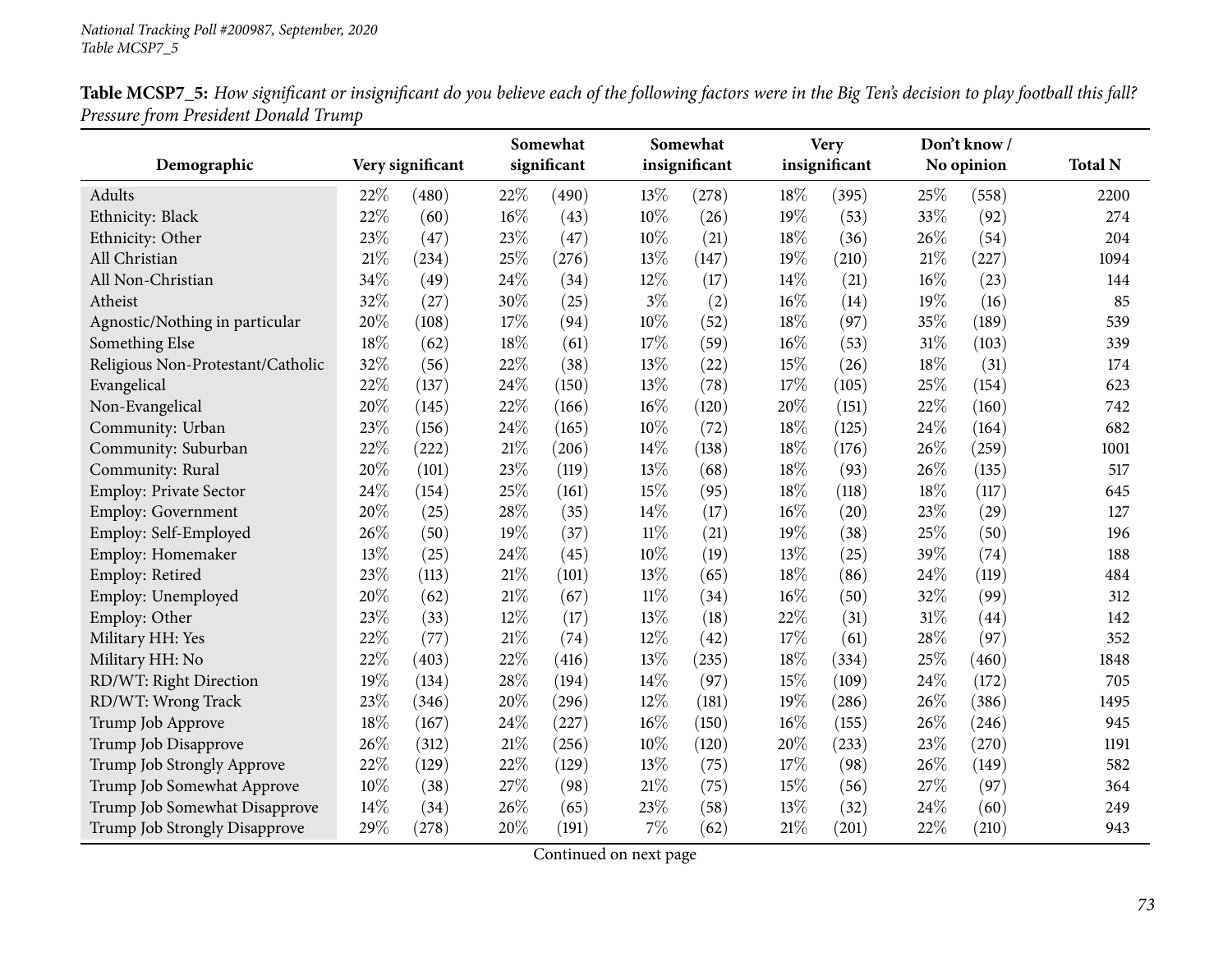**Table MCSP7_5:** *How significant or insignificant do you believe each of the following factors were in the Big Ten's decision to play football this fall? Pressure from President Donald Trump*

| Demographic | Very significant | | Somewhat significant | | Somewhat insignificant | | Very insignificant | | Don't know / No opinion | | Total N |
|---|---|---|---|---|---|---|---|---|---|---|---|
| Adults | 22% | (480) | 22% | (490) | 13% | (278) | 18% | (395) | 25% | (558) | 2200 |
| Ethnicity: Black | 22% | (60) | 16% | (43) | 10% | (26) | 19% | (53) | 33% | (92) | 274 |
| Ethnicity: Other | 23% | (47) | 23% | (47) | 10% | (21) | 18% | (36) | 26% | (54) | 204 |
| All Christian | 21% | (234) | 25% | (276) | 13% | (147) | 19% | (210) | 21% | (227) | 1094 |
| All Non-Christian | 34% | (49) | 24% | (34) | 12% | (17) | 14% | (21) | 16% | (23) | 144 |
| Atheist | 32% | (27) | 30% | (25) | 3% | (2) | 16% | (14) | 19% | (16) | 85 |
| Agnostic/Nothing in particular | 20% | (108) | 17% | (94) | 10% | (52) | 18% | (97) | 35% | (189) | 539 |
| Something Else | 18% | (62) | 18% | (61) | 17% | (59) | 16% | (53) | 31% | (103) | 339 |
| Religious Non-Protestant/Catholic | 32% | (56) | 22% | (38) | 13% | (22) | 15% | (26) | 18% | (31) | 174 |
| Evangelical | 22% | (137) | 24% | (150) | 13% | (78) | 17% | (105) | 25% | (154) | 623 |
| Non-Evangelical | 20% | (145) | 22% | (166) | 16% | (120) | 20% | (151) | 22% | (160) | 742 |
| Community: Urban | 23% | (156) | 24% | (165) | 10% | (72) | 18% | (125) | 24% | (164) | 682 |
| Community: Suburban | 22% | (222) | 21% | (206) | 14% | (138) | 18% | (176) | 26% | (259) | 1001 |
| Community: Rural | 20% | (101) | 23% | (119) | 13% | (68) | 18% | (93) | 26% | (135) | 517 |
| Employ: Private Sector | 24% | (154) | 25% | (161) | 15% | (95) | 18% | (118) | 18% | (117) | 645 |
| Employ: Government | 20% | (25) | 28% | (35) | 14% | (17) | 16% | (20) | 23% | (29) | 127 |
| Employ: Self-Employed | 26% | (50) | 19% | (37) | 11% | (21) | 19% | (38) | 25% | (50) | 196 |
| Employ: Homemaker | 13% | (25) | 24% | (45) | 10% | (19) | 13% | (25) | 39% | (74) | 188 |
| Employ: Retired | 23% | (113) | 21% | (101) | 13% | (65) | 18% | (86) | 24% | (119) | 484 |
| Employ: Unemployed | 20% | (62) | 21% | (67) | 11% | (34) | 16% | (50) | 32% | (99) | 312 |
| Employ: Other | 23% | (33) | 12% | (17) | 13% | (18) | 22% | (31) | 31% | (44) | 142 |
| Military HH: Yes | 22% | (77) | 21% | (74) | 12% | (42) | 17% | (61) | 28% | (97) | 352 |
| Military HH: No | 22% | (403) | 22% | (416) | 13% | (235) | 18% | (334) | 25% | (460) | 1848 |
| RD/WT: Right Direction | 19% | (134) | 28% | (194) | 14% | (97) | 15% | (109) | 24% | (172) | 705 |
| RD/WT: Wrong Track | 23% | (346) | 20% | (296) | 12% | (181) | 19% | (286) | 26% | (386) | 1495 |
| Trump Job Approve | 18% | (167) | 24% | (227) | 16% | (150) | 16% | (155) | 26% | (246) | 945 |
| Trump Job Disapprove | 26% | (312) | 21% | (256) | 10% | (120) | 20% | (233) | 23% | (270) | 1191 |
| Trump Job Strongly Approve | 22% | (129) | 22% | (129) | 13% | (75) | 17% | (98) | 26% | (149) | 582 |
| Trump Job Somewhat Approve | 10% | (38) | 27% | (98) | 21% | (75) | 15% | (56) | 27% | (97) | 364 |
| Trump Job Somewhat Disapprove | 14% | (34) | 26% | (65) | 23% | (58) | 13% | (32) | 24% | (60) | 249 |
| Trump Job Strongly Disapprove | 29% | (278) | 20% | (191) | 7% | (62) | 21% | (201) | 22% | (210) | 943 |

Continued on next page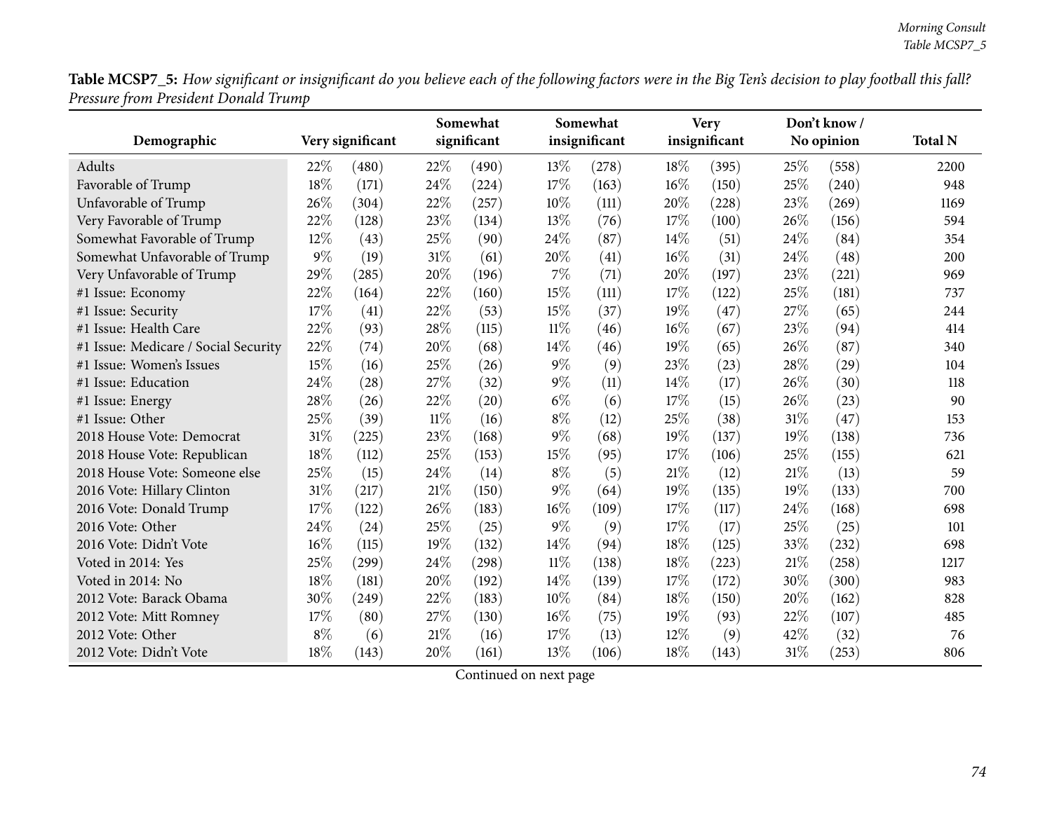**Table MCSP7_5:** *How significant or insignificant do you believe each of the following factors were in the Big Ten's decision to play football this fall? Pressure from President Donald Trump*

| Demographic | Very significant | | Somewhat significant | | Somewhat insignificant | | Very insignificant | | Don't know / No opinion | | Total N |
|---|---|---|---|---|---|---|---|---|---|---|---|
| Adults | 22% | (480) | 22% | (490) | 13% | (278) | 18% | (395) | 25% | (558) | 2200 |
| Favorable of Trump | 18% | (171) | 24% | (224) | 17% | (163) | 16% | (150) | 25% | (240) | 948 |
| Unfavorable of Trump | 26% | (304) | 22% | (257) | 10% | (111) | 20% | (228) | 23% | (269) | 1169 |
| Very Favorable of Trump | 22% | (128) | 23% | (134) | 13% | (76) | 17% | (100) | 26% | (156) | 594 |
| Somewhat Favorable of Trump | 12% | (43) | 25% | (90) | 24% | (87) | 14% | (51) | 24% | (84) | 354 |
| Somewhat Unfavorable of Trump | 9% | (19) | 31% | (61) | 20% | (41) | 16% | (31) | 24% | (48) | 200 |
| Very Unfavorable of Trump | 29% | (285) | 20% | (196) | 7% | (71) | 20% | (197) | 23% | (221) | 969 |
| #1 Issue: Economy | 22% | (164) | 22% | (160) | 15% | (111) | 17% | (122) | 25% | (181) | 737 |
| #1 Issue: Security | 17% | (41) | 22% | (53) | 15% | (37) | 19% | (47) | 27% | (65) | 244 |
| #1 Issue: Health Care | 22% | (93) | 28% | (115) | 11% | (46) | 16% | (67) | 23% | (94) | 414 |
| #1 Issue: Medicare / Social Security | 22% | (74) | 20% | (68) | 14% | (46) | 19% | (65) | 26% | (87) | 340 |
| #1 Issue: Women's Issues | 15% | (16) | 25% | (26) | 9% | (9) | 23% | (23) | 28% | (29) | 104 |
| #1 Issue: Education | 24% | (28) | 27% | (32) | 9% | (11) | 14% | (17) | 26% | (30) | 118 |
| #1 Issue: Energy | 28% | (26) | 22% | (20) | 6% | (6) | 17% | (15) | 26% | (23) | 90 |
| #1 Issue: Other | 25% | (39) | 11% | (16) | 8% | (12) | 25% | (38) | 31% | (47) | 153 |
| 2018 House Vote: Democrat | 31% | (225) | 23% | (168) | 9% | (68) | 19% | (137) | 19% | (138) | 736 |
| 2018 House Vote: Republican | 18% | (112) | 25% | (153) | 15% | (95) | 17% | (106) | 25% | (155) | 621 |
| 2018 House Vote: Someone else | 25% | (15) | 24% | (14) | 8% | (5) | 21% | (12) | 21% | (13) | 59 |
| 2016 Vote: Hillary Clinton | 31% | (217) | 21% | (150) | 9% | (64) | 19% | (135) | 19% | (133) | 700 |
| 2016 Vote: Donald Trump | 17% | (122) | 26% | (183) | 16% | (109) | 17% | (117) | 24% | (168) | 698 |
| 2016 Vote: Other | 24% | (24) | 25% | (25) | 9% | (9) | 17% | (17) | 25% | (25) | 101 |
| 2016 Vote: Didn't Vote | 16% | (115) | 19% | (132) | 14% | (94) | 18% | (125) | 33% | (232) | 698 |
| Voted in 2014: Yes | 25% | (299) | 24% | (298) | 11% | (138) | 18% | (223) | 21% | (258) | 1217 |
| Voted in 2014: No | 18% | (181) | 20% | (192) | 14% | (139) | 17% | (172) | 30% | (300) | 983 |
| 2012 Vote: Barack Obama | 30% | (249) | 22% | (183) | 10% | (84) | 18% | (150) | 20% | (162) | 828 |
| 2012 Vote: Mitt Romney | 17% | (80) | 27% | (130) | 16% | (75) | 19% | (93) | 22% | (107) | 485 |
| 2012 Vote: Other | 8% | (6) | 21% | (16) | 17% | (13) | 12% | (9) | 42% | (32) | 76 |
| 2012 Vote: Didn't Vote | 18% | (143) | 20% | (161) | 13% | (106) | 18% | (143) | 31% | (253) | 806 |

Continued on next page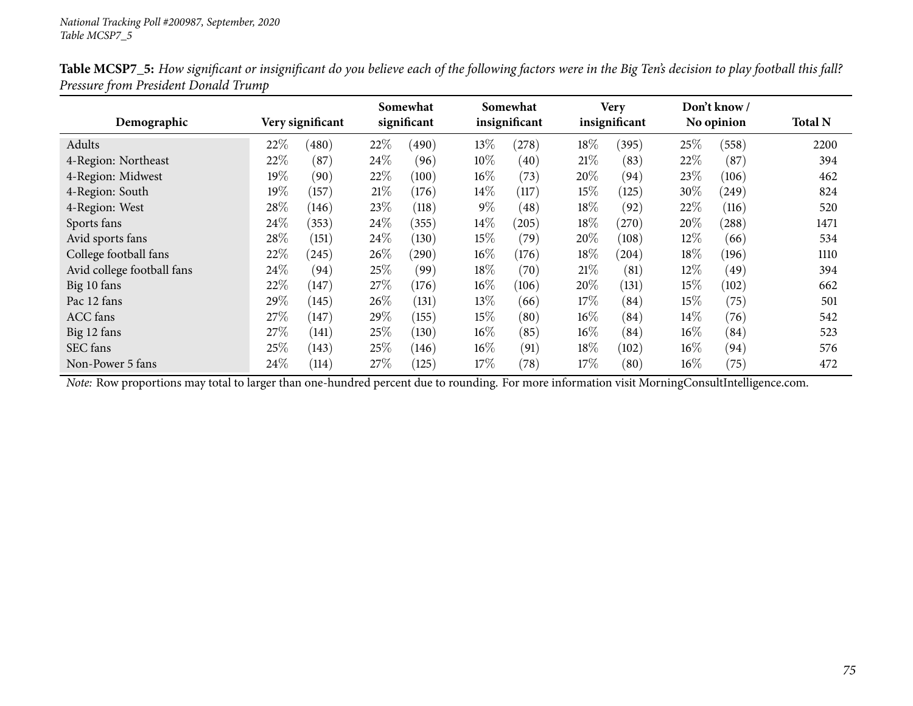**Table MCSP7_5:** *How significant or insignificant do you believe each of the following factors were in the Big Ten's decision to play football this fall? Pressure from President Donald Trump*

| Demographic | Very significant | | Somewhat significant | | Somewhat insignificant | | Very insignificant | | Don't know / No opinion | | Total N |
|---|---|---|---|---|---|---|---|---|---|---|---|
| Adults | 22% | (480) | 22% | (490) | 13% | (278) | 18% | (395) | 25% | (558) | 2200 |
| 4-Region: Northeast | 22% | (87) | 24% | (96) | 10% | (40) | 21% | (83) | 22% | (87) | 394 |
| 4-Region: Midwest | 19% | (90) | 22% | (100) | 16% | (73) | 20% | (94) | 23% | (106) | 462 |
| 4-Region: South | 19% | (157) | 21% | (176) | 14% | (117) | 15% | (125) | 30% | (249) | 824 |
| 4-Region: West | 28% | (146) | 23% | (118) | 9% | (48) | 18% | (92) | 22% | (116) | 520 |
| Sports fans | 24% | (353) | 24% | (355) | 14% | (205) | 18% | (270) | 20% | (288) | 1471 |
| Avid sports fans | 28% | (151) | 24% | (130) | 15% | (79) | 20% | (108) | 12% | (66) | 534 |
| College football fans | 22% | (245) | 26% | (290) | 16% | (176) | 18% | (204) | 18% | (196) | 1110 |
| Avid college football fans | 24% | (94) | 25% | (99) | 18% | (70) | 21% | (81) | 12% | (49) | 394 |
| Big 10 fans | 22% | (147) | 27% | (176) | 16% | (106) | 20% | (131) | 15% | (102) | 662 |
| Pac 12 fans | 29% | (145) | 26% | (131) | 13% | (66) | 17% | (84) | 15% | (75) | 501 |
| ACC fans | 27% | (147) | 29% | (155) | 15% | (80) | 16% | (84) | 14% | (76) | 542 |
| Big 12 fans | 27% | (141) | 25% | (130) | 16% | (85) | 16% | (84) | 16% | (84) | 523 |
| SEC fans | 25% | (143) | 25% | (146) | 16% | (91) | 18% | (102) | 16% | (94) | 576 |
| Non-Power 5 fans | 24% | (114) | 27% | (125) | 17% | (78) | 17% | (80) | 16% | (75) | 472 |

*Note:* Row proportions may total to larger than one-hundred percent due to rounding. For more information visit MorningConsultIntelligence.com.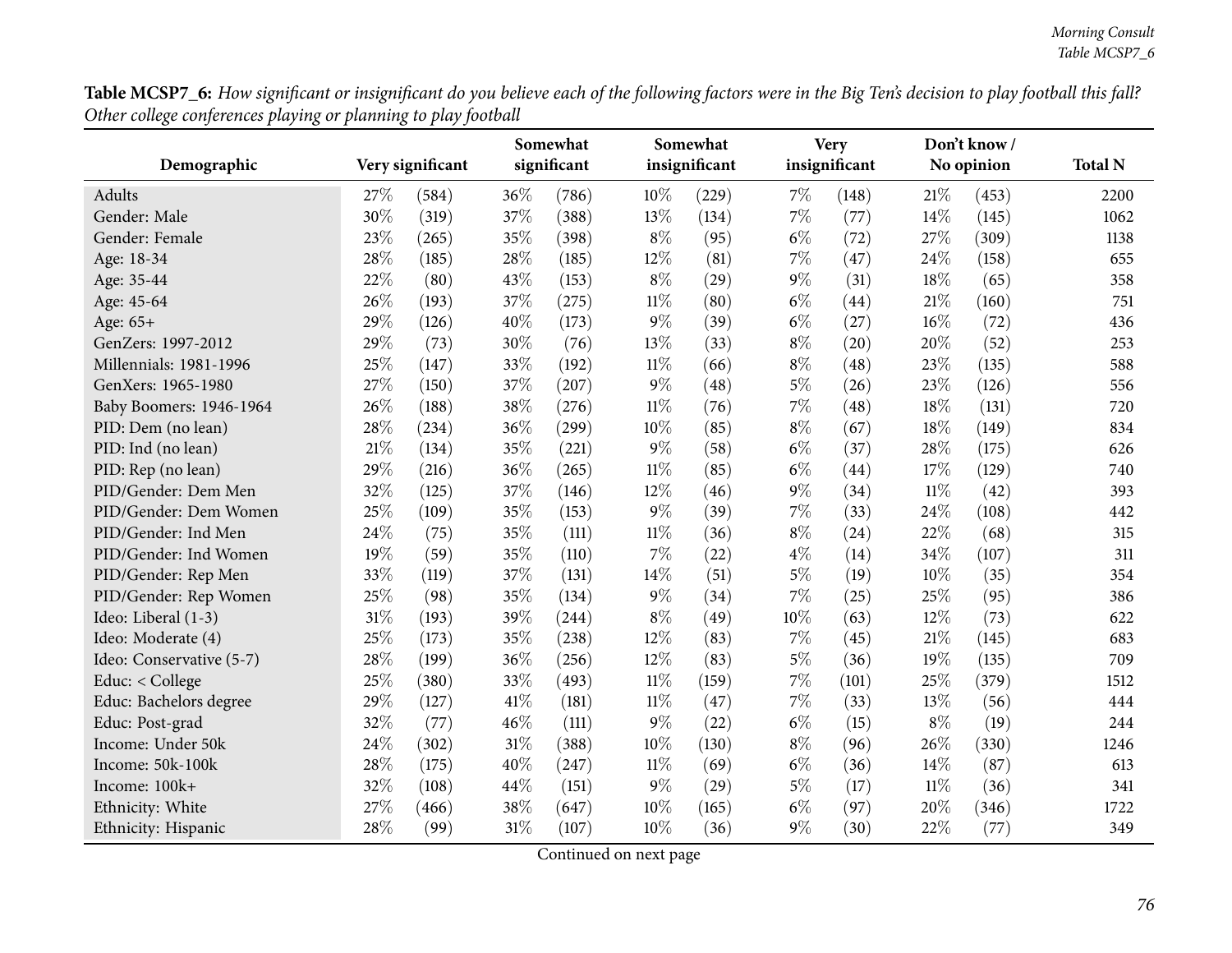**Table MCSP7_6:** *How significant or insignificant do you believe each of the following factors were in the Big Ten's decision to play football this fall? Other college conferences playing or planning to play football*

| Demographic | Very significant | | Somewhat significant | | Somewhat insignificant | | Very insignificant | | Don't know / No opinion | | Total N |
|---|---|---|---|---|---|---|---|---|---|---|---|
| Adults | 27% | (584) | 36% | (786) | 10% | (229) | 7% | (148) | 21% | (453) | 2200 |
| Gender: Male | 30% | (319) | 37% | (388) | 13% | (134) | 7% | (77) | 14% | (145) | 1062 |
| Gender: Female | 23% | (265) | 35% | (398) | 8% | (95) | 6% | (72) | 27% | (309) | 1138 |
| Age: 18-34 | 28% | (185) | 28% | (185) | 12% | (81) | 7% | (47) | 24% | (158) | 655 |
| Age: 35-44 | 22% | (80) | 43% | (153) | 8% | (29) | 9% | (31) | 18% | (65) | 358 |
| Age: 45-64 | 26% | (193) | 37% | (275) | 11% | (80) | 6% | (44) | 21% | (160) | 751 |
| Age: 65+ | 29% | (126) | 40% | (173) | 9% | (39) | 6% | (27) | 16% | (72) | 436 |
| GenZers: 1997-2012 | 29% | (73) | 30% | (76) | 13% | (33) | 8% | (20) | 20% | (52) | 253 |
| Millennials: 1981-1996 | 25% | (147) | 33% | (192) | 11% | (66) | 8% | (48) | 23% | (135) | 588 |
| GenXers: 1965-1980 | 27% | (150) | 37% | (207) | 9% | (48) | 5% | (26) | 23% | (126) | 556 |
| Baby Boomers: 1946-1964 | 26% | (188) | 38% | (276) | 11% | (76) | 7% | (48) | 18% | (131) | 720 |
| PID: Dem (no lean) | 28% | (234) | 36% | (299) | 10% | (85) | 8% | (67) | 18% | (149) | 834 |
| PID: Ind (no lean) | 21% | (134) | 35% | (221) | 9% | (58) | 6% | (37) | 28% | (175) | 626 |
| PID: Rep (no lean) | 29% | (216) | 36% | (265) | 11% | (85) | 6% | (44) | 17% | (129) | 740 |
| PID/Gender: Dem Men | 32% | (125) | 37% | (146) | 12% | (46) | 9% | (34) | 11% | (42) | 393 |
| PID/Gender: Dem Women | 25% | (109) | 35% | (153) | 9% | (39) | 7% | (33) | 24% | (108) | 442 |
| PID/Gender: Ind Men | 24% | (75) | 35% | (111) | 11% | (36) | 8% | (24) | 22% | (68) | 315 |
| PID/Gender: Ind Women | 19% | (59) | 35% | (110) | 7% | (22) | 4% | (14) | 34% | (107) | 311 |
| PID/Gender: Rep Men | 33% | (119) | 37% | (131) | 14% | (51) | 5% | (19) | 10% | (35) | 354 |
| PID/Gender: Rep Women | 25% | (98) | 35% | (134) | 9% | (34) | 7% | (25) | 25% | (95) | 386 |
| Ideo: Liberal (1-3) | 31% | (193) | 39% | (244) | 8% | (49) | 10% | (63) | 12% | (73) | 622 |
| Ideo: Moderate (4) | 25% | (173) | 35% | (238) | 12% | (83) | 7% | (45) | 21% | (145) | 683 |
| Ideo: Conservative (5-7) | 28% | (199) | 36% | (256) | 12% | (83) | 5% | (36) | 19% | (135) | 709 |
| Educ: < College | 25% | (380) | 33% | (493) | 11% | (159) | 7% | (101) | 25% | (379) | 1512 |
| Educ: Bachelors degree | 29% | (127) | 41% | (181) | 11% | (47) | 7% | (33) | 13% | (56) | 444 |
| Educ: Post-grad | 32% | (77) | 46% | (111) | 9% | (22) | 6% | (15) | 8% | (19) | 244 |
| Income: Under 50k | 24% | (302) | 31% | (388) | 10% | (130) | 8% | (96) | 26% | (330) | 1246 |
| Income: 50k-100k | 28% | (175) | 40% | (247) | 11% | (69) | 6% | (36) | 14% | (87) | 613 |
| Income: 100k+ | 32% | (108) | 44% | (151) | 9% | (29) | 5% | (17) | 11% | (36) | 341 |
| Ethnicity: White | 27% | (466) | 38% | (647) | 10% | (165) | 6% | (97) | 20% | (346) | 1722 |
| Ethnicity: Hispanic | 28% | (99) | 31% | (107) | 10% | (36) | 9% | (30) | 22% | (77) | 349 |

Continued on next page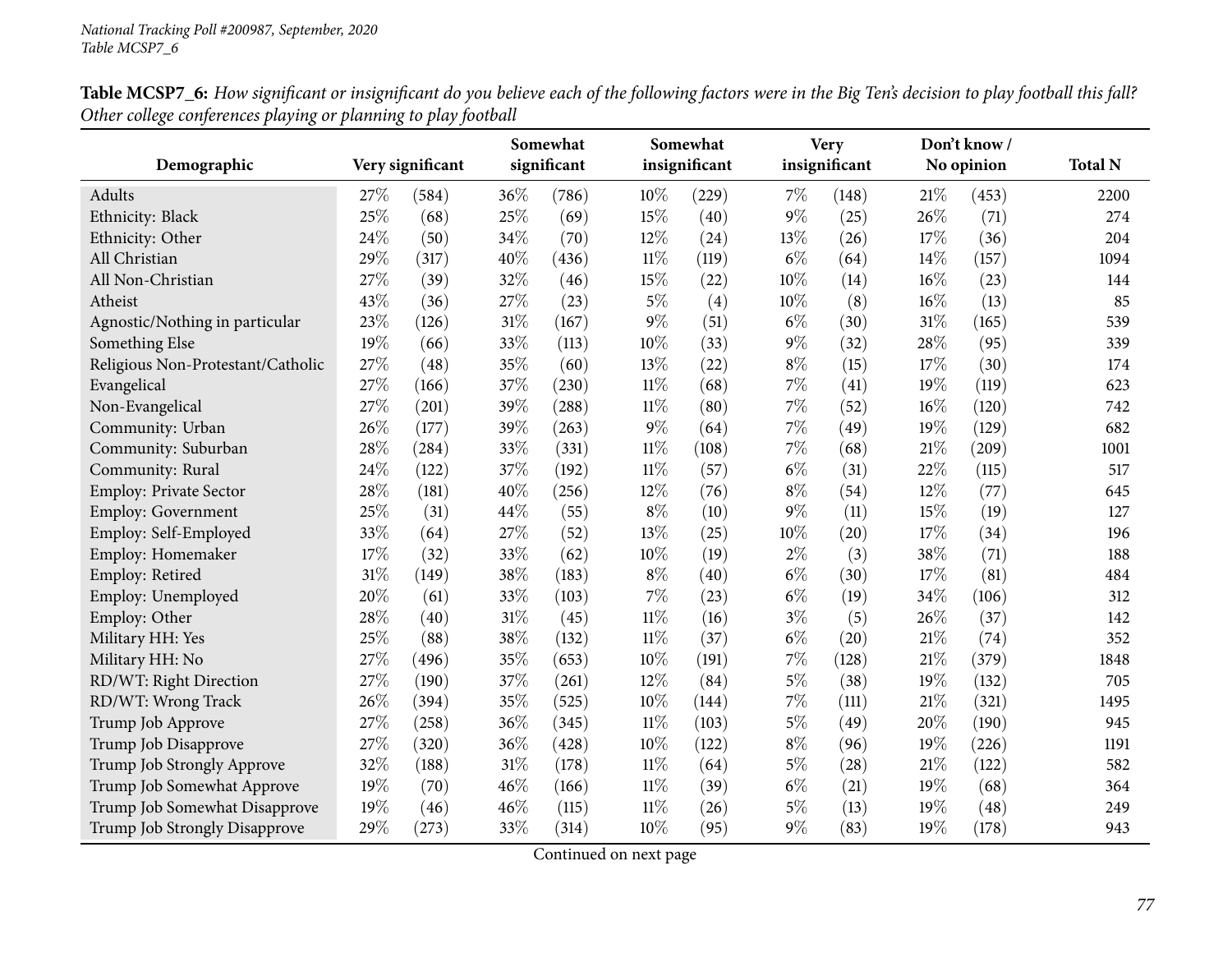**Table MCSP7_6:** *How significant or insignificant do you believe each of the following factors were in the Big Ten's decision to play football this fall? Other college conferences playing or planning to play football*

| Demographic | Very significant | | Somewhat significant | | Somewhat insignificant | | Very insignificant | | Don't know / No opinion | | Total N |
|---|---|---|---|---|---|---|---|---|---|---|---|
| Adults | 27% | (584) | 36% | (786) | 10% | (229) | 7% | (148) | 21% | (453) | 2200 |
| Ethnicity: Black | 25% | (68) | 25% | (69) | 15% | (40) | 9% | (25) | 26% | (71) | 274 |
| Ethnicity: Other | 24% | (50) | 34% | (70) | 12% | (24) | 13% | (26) | 17% | (36) | 204 |
| All Christian | 29% | (317) | 40% | (436) | 11% | (119) | 6% | (64) | 14% | (157) | 1094 |
| All Non-Christian | 27% | (39) | 32% | (46) | 15% | (22) | 10% | (14) | 16% | (23) | 144 |
| Atheist | 43% | (36) | 27% | (23) | 5% | (4) | 10% | (8) | 16% | (13) | 85 |
| Agnostic/Nothing in particular | 23% | (126) | 31% | (167) | 9% | (51) | 6% | (30) | 31% | (165) | 539 |
| Something Else | 19% | (66) | 33% | (113) | 10% | (33) | 9% | (32) | 28% | (95) | 339 |
| Religious Non-Protestant/Catholic | 27% | (48) | 35% | (60) | 13% | (22) | 8% | (15) | 17% | (30) | 174 |
| Evangelical | 27% | (166) | 37% | (230) | 11% | (68) | 7% | (41) | 19% | (119) | 623 |
| Non-Evangelical | 27% | (201) | 39% | (288) | 11% | (80) | 7% | (52) | 16% | (120) | 742 |
| Community: Urban | 26% | (177) | 39% | (263) | 9% | (64) | 7% | (49) | 19% | (129) | 682 |
| Community: Suburban | 28% | (284) | 33% | (331) | 11% | (108) | 7% | (68) | 21% | (209) | 1001 |
| Community: Rural | 24% | (122) | 37% | (192) | 11% | (57) | 6% | (31) | 22% | (115) | 517 |
| Employ: Private Sector | 28% | (181) | 40% | (256) | 12% | (76) | 8% | (54) | 12% | (77) | 645 |
| Employ: Government | 25% | (31) | 44% | (55) | 8% | (10) | 9% | (11) | 15% | (19) | 127 |
| Employ: Self-Employed | 33% | (64) | 27% | (52) | 13% | (25) | 10% | (20) | 17% | (34) | 196 |
| Employ: Homemaker | 17% | (32) | 33% | (62) | 10% | (19) | 2% | (3) | 38% | (71) | 188 |
| Employ: Retired | 31% | (149) | 38% | (183) | 8% | (40) | 6% | (30) | 17% | (81) | 484 |
| Employ: Unemployed | 20% | (61) | 33% | (103) | 7% | (23) | 6% | (19) | 34% | (106) | 312 |
| Employ: Other | 28% | (40) | 31% | (45) | 11% | (16) | 3% | (5) | 26% | (37) | 142 |
| Military HH: Yes | 25% | (88) | 38% | (132) | 11% | (37) | 6% | (20) | 21% | (74) | 352 |
| Military HH: No | 27% | (496) | 35% | (653) | 10% | (191) | 7% | (128) | 21% | (379) | 1848 |
| RD/WT: Right Direction | 27% | (190) | 37% | (261) | 12% | (84) | 5% | (38) | 19% | (132) | 705 |
| RD/WT: Wrong Track | 26% | (394) | 35% | (525) | 10% | (144) | 7% | (111) | 21% | (321) | 1495 |
| Trump Job Approve | 27% | (258) | 36% | (345) | 11% | (103) | 5% | (49) | 20% | (190) | 945 |
| Trump Job Disapprove | 27% | (320) | 36% | (428) | 10% | (122) | 8% | (96) | 19% | (226) | 1191 |
| Trump Job Strongly Approve | 32% | (188) | 31% | (178) | 11% | (64) | 5% | (28) | 21% | (122) | 582 |
| Trump Job Somewhat Approve | 19% | (70) | 46% | (166) | 11% | (39) | 6% | (21) | 19% | (68) | 364 |
| Trump Job Somewhat Disapprove | 19% | (46) | 46% | (115) | 11% | (26) | 5% | (13) | 19% | (48) | 249 |
| Trump Job Strongly Disapprove | 29% | (273) | 33% | (314) | 10% | (95) | 9% | (83) | 19% | (178) | 943 |

Continued on next page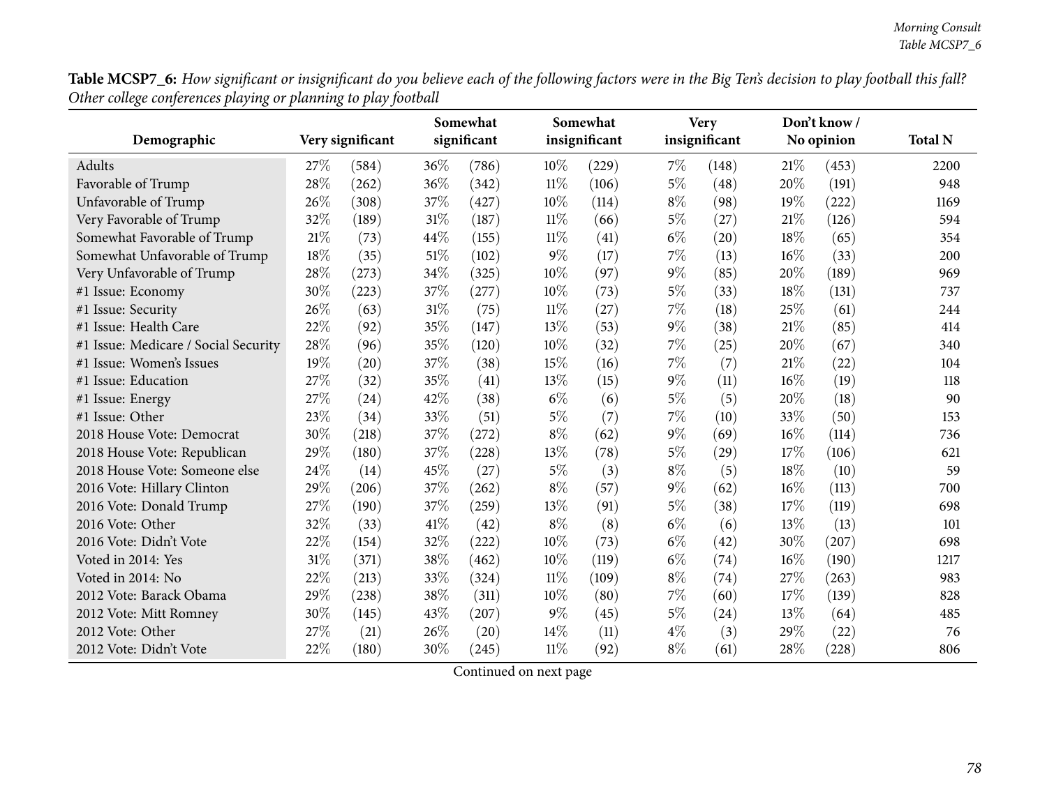**Table MCSP7_6:** *How significant or insignificant do you believe each of the following factors were in the Big Ten's decision to play football this fall? Other college conferences playing or planning to play football*

| Demographic | Very significant | | Somewhat significant | | Somewhat insignificant | | Very insignificant | | Don't know / No opinion | | Total N |
|---|---|---|---|---|---|---|---|---|---|---|---|
| Adults | 27% | (584) | 36% | (786) | 10% | (229) | 7% | (148) | 21% | (453) | 2200 |
| Favorable of Trump | 28% | (262) | 36% | (342) | 11% | (106) | 5% | (48) | 20% | (191) | 948 |
| Unfavorable of Trump | 26% | (308) | 37% | (427) | 10% | (114) | 8% | (98) | 19% | (222) | 1169 |
| Very Favorable of Trump | 32% | (189) | 31% | (187) | 11% | (66) | 5% | (27) | 21% | (126) | 594 |
| Somewhat Favorable of Trump | 21% | (73) | 44% | (155) | 11% | (41) | 6% | (20) | 18% | (65) | 354 |
| Somewhat Unfavorable of Trump | 18% | (35) | 51% | (102) | 9% | (17) | 7% | (13) | 16% | (33) | 200 |
| Very Unfavorable of Trump | 28% | (273) | 34% | (325) | 10% | (97) | 9% | (85) | 20% | (189) | 969 |
| #1 Issue: Economy | 30% | (223) | 37% | (277) | 10% | (73) | 5% | (33) | 18% | (131) | 737 |
| #1 Issue: Security | 26% | (63) | 31% | (75) | 11% | (27) | 7% | (18) | 25% | (61) | 244 |
| #1 Issue: Health Care | 22% | (92) | 35% | (147) | 13% | (53) | 9% | (38) | 21% | (85) | 414 |
| #1 Issue: Medicare / Social Security | 28% | (96) | 35% | (120) | 10% | (32) | 7% | (25) | 20% | (67) | 340 |
| #1 Issue: Women's Issues | 19% | (20) | 37% | (38) | 15% | (16) | 7% | (7) | 21% | (22) | 104 |
| #1 Issue: Education | 27% | (32) | 35% | (41) | 13% | (15) | 9% | (11) | 16% | (19) | 118 |
| #1 Issue: Energy | 27% | (24) | 42% | (38) | 6% | (6) | 5% | (5) | 20% | (18) | 90 |
| #1 Issue: Other | 23% | (34) | 33% | (51) | 5% | (7) | 7% | (10) | 33% | (50) | 153 |
| 2018 House Vote: Democrat | 30% | (218) | 37% | (272) | 8% | (62) | 9% | (69) | 16% | (114) | 736 |
| 2018 House Vote: Republican | 29% | (180) | 37% | (228) | 13% | (78) | 5% | (29) | 17% | (106) | 621 |
| 2018 House Vote: Someone else | 24% | (14) | 45% | (27) | 5% | (3) | 8% | (5) | 18% | (10) | 59 |
| 2016 Vote: Hillary Clinton | 29% | (206) | 37% | (262) | 8% | (57) | 9% | (62) | 16% | (113) | 700 |
| 2016 Vote: Donald Trump | 27% | (190) | 37% | (259) | 13% | (91) | 5% | (38) | 17% | (119) | 698 |
| 2016 Vote: Other | 32% | (33) | 41% | (42) | 8% | (8) | 6% | (6) | 13% | (13) | 101 |
| 2016 Vote: Didn't Vote | 22% | (154) | 32% | (222) | 10% | (73) | 6% | (42) | 30% | (207) | 698 |
| Voted in 2014: Yes | 31% | (371) | 38% | (462) | 10% | (119) | 6% | (74) | 16% | (190) | 1217 |
| Voted in 2014: No | 22% | (213) | 33% | (324) | 11% | (109) | 8% | (74) | 27% | (263) | 983 |
| 2012 Vote: Barack Obama | 29% | (238) | 38% | (311) | 10% | (80) | 7% | (60) | 17% | (139) | 828 |
| 2012 Vote: Mitt Romney | 30% | (145) | 43% | (207) | 9% | (45) | 5% | (24) | 13% | (64) | 485 |
| 2012 Vote: Other | 27% | (21) | 26% | (20) | 14% | (11) | 4% | (3) | 29% | (22) | 76 |
| 2012 Vote: Didn't Vote | 22% | (180) | 30% | (245) | 11% | (92) | 8% | (61) | 28% | (228) | 806 |

Continued on next page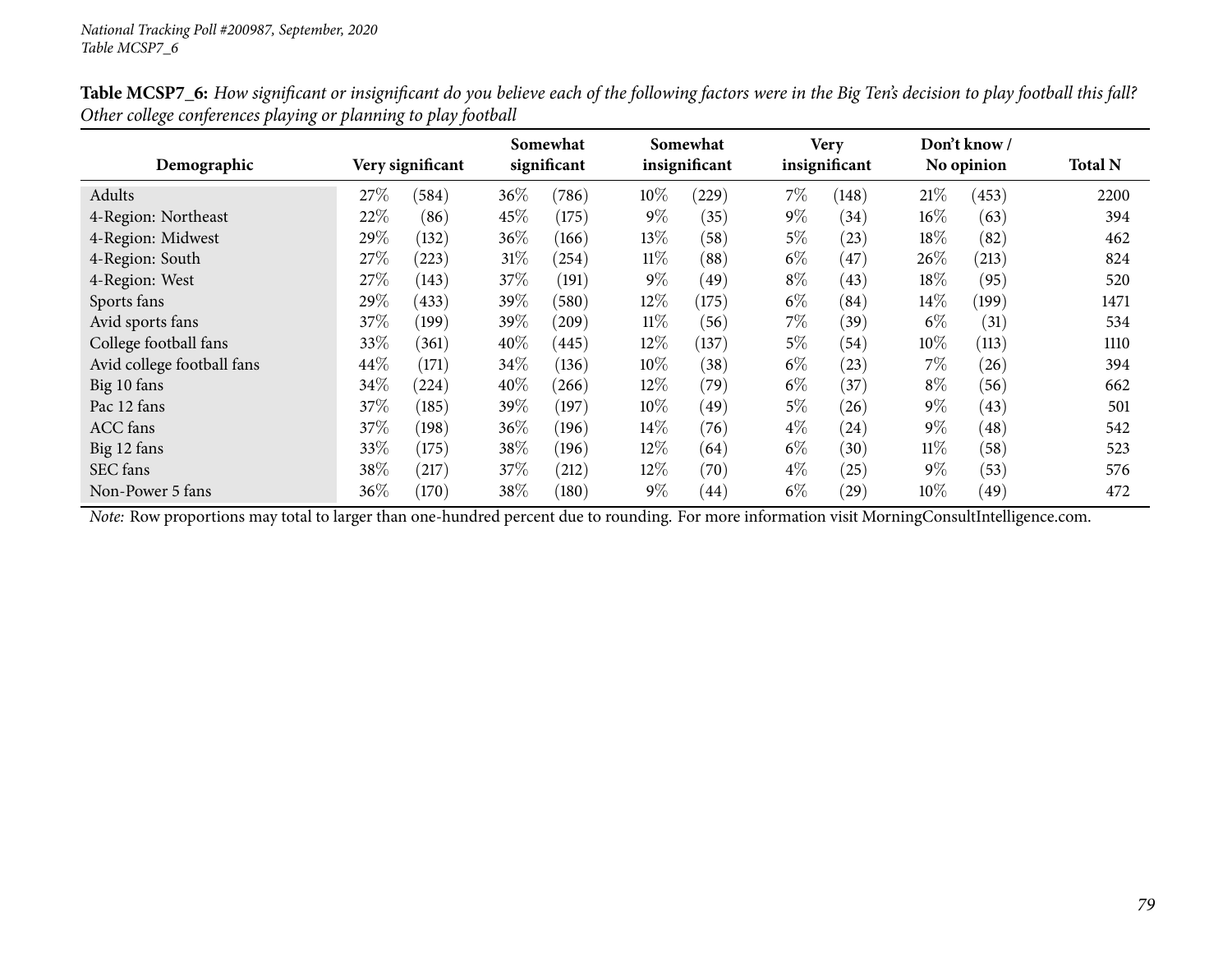National Tracking Poll #200987, September, 2020
Table MCSP7_6

**Table MCSP7_6:** *How significant or insignificant do you believe each of the following factors were in the Big Ten's decision to play football this fall? Other college conferences playing or planning to play football*

| Demographic | Very significant | | Somewhat significant | | Somewhat insignificant | | Very insignificant | | Don't know / No opinion | | Total N |
|---|---|---|---|---|---|---|---|---|---|---|---|
| Adults | 27% | (584) | 36% | (786) | 10% | (229) | 7% | (148) | 21% | (453) | 2200 |
| 4-Region: Northeast | 22% | (86) | 45% | (175) | 9% | (35) | 9% | (34) | 16% | (63) | 394 |
| 4-Region: Midwest | 29% | (132) | 36% | (166) | 13% | (58) | 5% | (23) | 18% | (82) | 462 |
| 4-Region: South | 27% | (223) | 31% | (254) | 11% | (88) | 6% | (47) | 26% | (213) | 824 |
| 4-Region: West | 27% | (143) | 37% | (191) | 9% | (49) | 8% | (43) | 18% | (95) | 520 |
| Sports fans | 29% | (433) | 39% | (580) | 12% | (175) | 6% | (84) | 14% | (199) | 1471 |
| Avid sports fans | 37% | (199) | 39% | (209) | 11% | (56) | 7% | (39) | 6% | (31) | 534 |
| College football fans | 33% | (361) | 40% | (445) | 12% | (137) | 5% | (54) | 10% | (113) | 1110 |
| Avid college football fans | 44% | (171) | 34% | (136) | 10% | (38) | 6% | (23) | 7% | (26) | 394 |
| Big 10 fans | 34% | (224) | 40% | (266) | 12% | (79) | 6% | (37) | 8% | (56) | 662 |
| Pac 12 fans | 37% | (185) | 39% | (197) | 10% | (49) | 5% | (26) | 9% | (43) | 501 |
| ACC fans | 37% | (198) | 36% | (196) | 14% | (76) | 4% | (24) | 9% | (48) | 542 |
| Big 12 fans | 33% | (175) | 38% | (196) | 12% | (64) | 6% | (30) | 11% | (58) | 523 |
| SEC fans | 38% | (217) | 37% | (212) | 12% | (70) | 4% | (25) | 9% | (53) | 576 |
| Non-Power 5 fans | 36% | (170) | 38% | (180) | 9% | (44) | 6% | (29) | 10% | (49) | 472 |

*Note:* Row proportions may total to larger than one-hundred percent due to rounding. For more information visit MorningConsultIntelligence.com.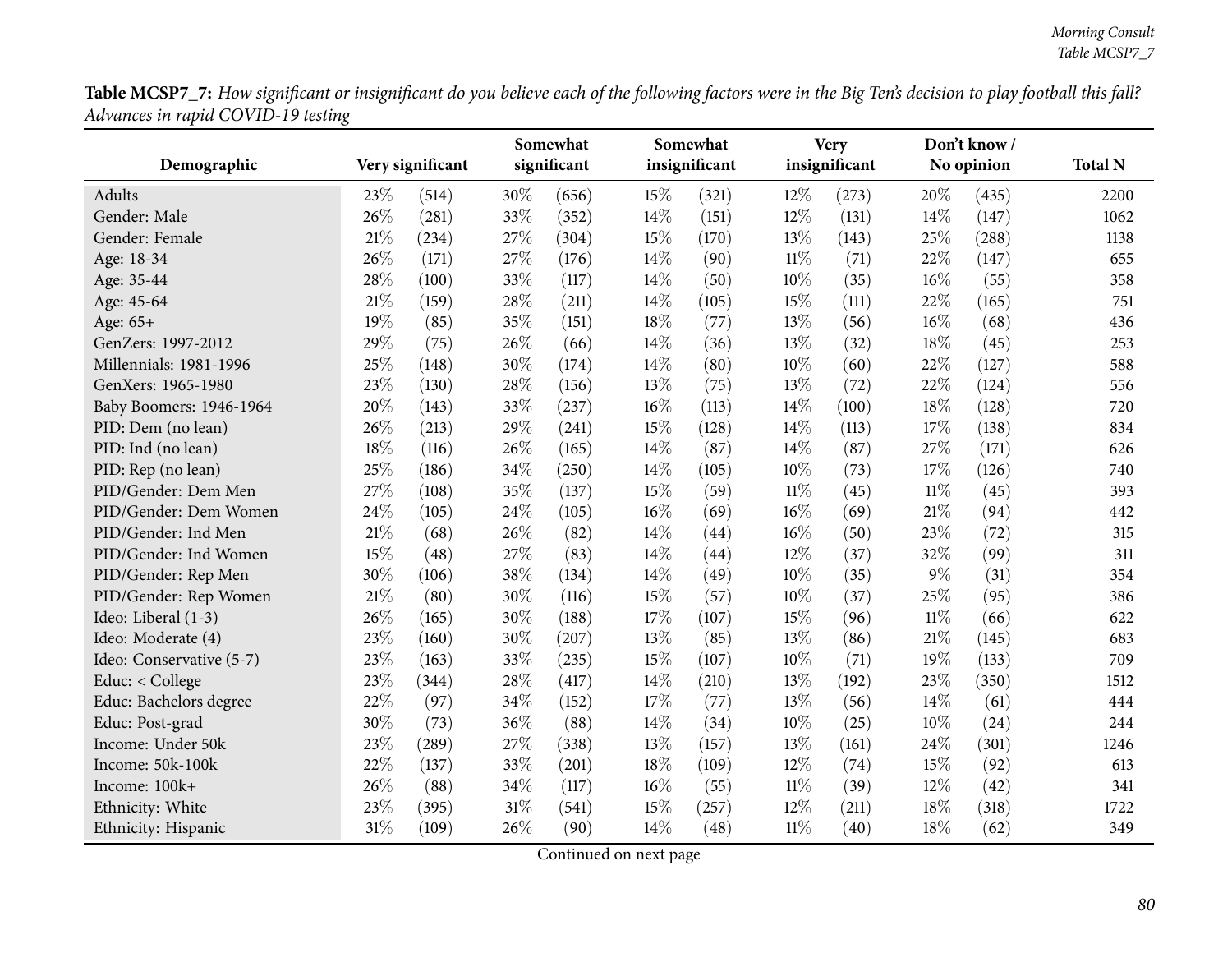**Table MCSP7_7:** *How significant or insignificant do you believe each of the following factors were in the Big Ten's decision to play football this fall? Advances in rapid COVID-19 testing*

| Demographic | Very significant | | Somewhat significant | | Somewhat insignificant | | Very insignificant | | Don't know / No opinion | | Total N |
|---|---|---|---|---|---|---|---|---|---|---|---|
| Adults | 23% | (514) | 30% | (656) | 15% | (321) | 12% | (273) | 20% | (435) | 2200 |
| Gender: Male | 26% | (281) | 33% | (352) | 14% | (151) | 12% | (131) | 14% | (147) | 1062 |
| Gender: Female | 21% | (234) | 27% | (304) | 15% | (170) | 13% | (143) | 25% | (288) | 1138 |
| Age: 18-34 | 26% | (171) | 27% | (176) | 14% | (90) | 11% | (71) | 22% | (147) | 655 |
| Age: 35-44 | 28% | (100) | 33% | (117) | 14% | (50) | 10% | (35) | 16% | (55) | 358 |
| Age: 45-64 | 21% | (159) | 28% | (211) | 14% | (105) | 15% | (111) | 22% | (165) | 751 |
| Age: 65+ | 19% | (85) | 35% | (151) | 18% | (77) | 13% | (56) | 16% | (68) | 436 |
| GenZers: 1997-2012 | 29% | (75) | 26% | (66) | 14% | (36) | 13% | (32) | 18% | (45) | 253 |
| Millennials: 1981-1996 | 25% | (148) | 30% | (174) | 14% | (80) | 10% | (60) | 22% | (127) | 588 |
| GenXers: 1965-1980 | 23% | (130) | 28% | (156) | 13% | (75) | 13% | (72) | 22% | (124) | 556 |
| Baby Boomers: 1946-1964 | 20% | (143) | 33% | (237) | 16% | (113) | 14% | (100) | 18% | (128) | 720 |
| PID: Dem (no lean) | 26% | (213) | 29% | (241) | 15% | (128) | 14% | (113) | 17% | (138) | 834 |
| PID: Ind (no lean) | 18% | (116) | 26% | (165) | 14% | (87) | 14% | (87) | 27% | (171) | 626 |
| PID: Rep (no lean) | 25% | (186) | 34% | (250) | 14% | (105) | 10% | (73) | 17% | (126) | 740 |
| PID/Gender: Dem Men | 27% | (108) | 35% | (137) | 15% | (59) | 11% | (45) | 11% | (45) | 393 |
| PID/Gender: Dem Women | 24% | (105) | 24% | (105) | 16% | (69) | 16% | (69) | 21% | (94) | 442 |
| PID/Gender: Ind Men | 21% | (68) | 26% | (82) | 14% | (44) | 16% | (50) | 23% | (72) | 315 |
| PID/Gender: Ind Women | 15% | (48) | 27% | (83) | 14% | (44) | 12% | (37) | 32% | (99) | 311 |
| PID/Gender: Rep Men | 30% | (106) | 38% | (134) | 14% | (49) | 10% | (35) | 9% | (31) | 354 |
| PID/Gender: Rep Women | 21% | (80) | 30% | (116) | 15% | (57) | 10% | (37) | 25% | (95) | 386 |
| Ideo: Liberal (1-3) | 26% | (165) | 30% | (188) | 17% | (107) | 15% | (96) | 11% | (66) | 622 |
| Ideo: Moderate (4) | 23% | (160) | 30% | (207) | 13% | (85) | 13% | (86) | 21% | (145) | 683 |
| Ideo: Conservative (5-7) | 23% | (163) | 33% | (235) | 15% | (107) | 10% | (71) | 19% | (133) | 709 |
| Educ: < College | 23% | (344) | 28% | (417) | 14% | (210) | 13% | (192) | 23% | (350) | 1512 |
| Educ: Bachelors degree | 22% | (97) | 34% | (152) | 17% | (77) | 13% | (56) | 14% | (61) | 444 |
| Educ: Post-grad | 30% | (73) | 36% | (88) | 14% | (34) | 10% | (25) | 10% | (24) | 244 |
| Income: Under 50k | 23% | (289) | 27% | (338) | 13% | (157) | 13% | (161) | 24% | (301) | 1246 |
| Income: 50k-100k | 22% | (137) | 33% | (201) | 18% | (109) | 12% | (74) | 15% | (92) | 613 |
| Income: 100k+ | 26% | (88) | 34% | (117) | 16% | (55) | 11% | (39) | 12% | (42) | 341 |
| Ethnicity: White | 23% | (395) | 31% | (541) | 15% | (257) | 12% | (211) | 18% | (318) | 1722 |
| Ethnicity: Hispanic | 31% | (109) | 26% | (90) | 14% | (48) | 11% | (40) | 18% | (62) | 349 |

Continued on next page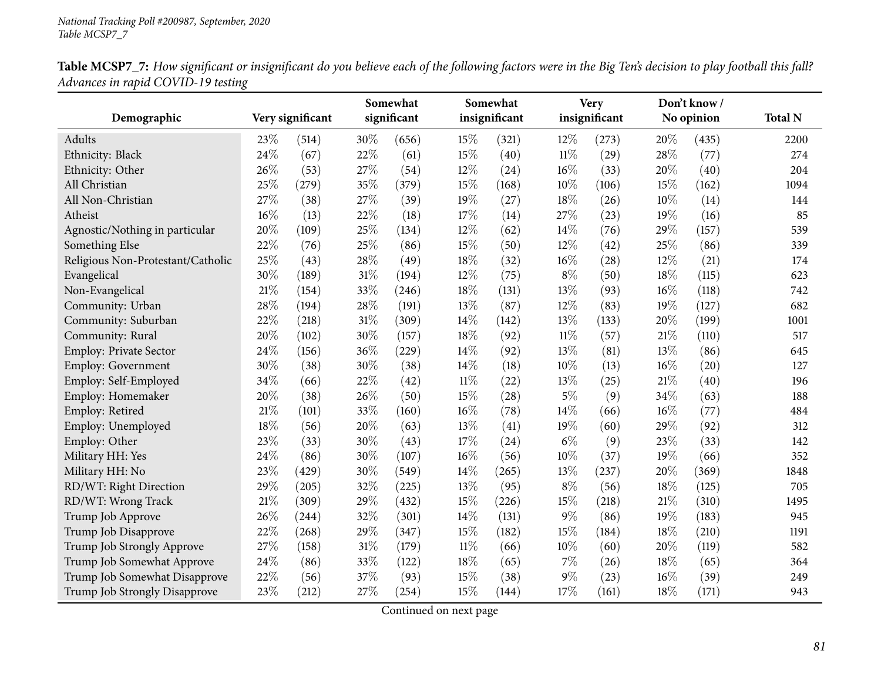**Table MCSP7_7:** *How significant or insignificant do you believe each of the following factors were in the Big Ten's decision to play football this fall? Advances in rapid COVID-19 testing*

| Demographic | Very significant | | Somewhat significant | | Somewhat insignificant | | Very insignificant | | Don't know / No opinion | | Total N |
|---|---|---|---|---|---|---|---|---|---|---|---|
| Adults | 23% | (514) | 30% | (656) | 15% | (321) | 12% | (273) | 20% | (435) | 2200 |
| Ethnicity: Black | 24% | (67) | 22% | (61) | 15% | (40) | 11% | (29) | 28% | (77) | 274 |
| Ethnicity: Other | 26% | (53) | 27% | (54) | 12% | (24) | 16% | (33) | 20% | (40) | 204 |
| All Christian | 25% | (279) | 35% | (379) | 15% | (168) | 10% | (106) | 15% | (162) | 1094 |
| All Non-Christian | 27% | (38) | 27% | (39) | 19% | (27) | 18% | (26) | 10% | (14) | 144 |
| Atheist | 16% | (13) | 22% | (18) | 17% | (14) | 27% | (23) | 19% | (16) | 85 |
| Agnostic/Nothing in particular | 20% | (109) | 25% | (134) | 12% | (62) | 14% | (76) | 29% | (157) | 539 |
| Something Else | 22% | (76) | 25% | (86) | 15% | (50) | 12% | (42) | 25% | (86) | 339 |
| Religious Non-Protestant/Catholic | 25% | (43) | 28% | (49) | 18% | (32) | 16% | (28) | 12% | (21) | 174 |
| Evangelical | 30% | (189) | 31% | (194) | 12% | (75) | 8% | (50) | 18% | (115) | 623 |
| Non-Evangelical | 21% | (154) | 33% | (246) | 18% | (131) | 13% | (93) | 16% | (118) | 742 |
| Community: Urban | 28% | (194) | 28% | (191) | 13% | (87) | 12% | (83) | 19% | (127) | 682 |
| Community: Suburban | 22% | (218) | 31% | (309) | 14% | (142) | 13% | (133) | 20% | (199) | 1001 |
| Community: Rural | 20% | (102) | 30% | (157) | 18% | (92) | 11% | (57) | 21% | (110) | 517 |
| Employ: Private Sector | 24% | (156) | 36% | (229) | 14% | (92) | 13% | (81) | 13% | (86) | 645 |
| Employ: Government | 30% | (38) | 30% | (38) | 14% | (18) | 10% | (13) | 16% | (20) | 127 |
| Employ: Self-Employed | 34% | (66) | 22% | (42) | 11% | (22) | 13% | (25) | 21% | (40) | 196 |
| Employ: Homemaker | 20% | (38) | 26% | (50) | 15% | (28) | 5% | (9) | 34% | (63) | 188 |
| Employ: Retired | 21% | (101) | 33% | (160) | 16% | (78) | 14% | (66) | 16% | (77) | 484 |
| Employ: Unemployed | 18% | (56) | 20% | (63) | 13% | (41) | 19% | (60) | 29% | (92) | 312 |
| Employ: Other | 23% | (33) | 30% | (43) | 17% | (24) | 6% | (9) | 23% | (33) | 142 |
| Military HH: Yes | 24% | (86) | 30% | (107) | 16% | (56) | 10% | (37) | 19% | (66) | 352 |
| Military HH: No | 23% | (429) | 30% | (549) | 14% | (265) | 13% | (237) | 20% | (369) | 1848 |
| RD/WT: Right Direction | 29% | (205) | 32% | (225) | 13% | (95) | 8% | (56) | 18% | (125) | 705 |
| RD/WT: Wrong Track | 21% | (309) | 29% | (432) | 15% | (226) | 15% | (218) | 21% | (310) | 1495 |
| Trump Job Approve | 26% | (244) | 32% | (301) | 14% | (131) | 9% | (86) | 19% | (183) | 945 |
| Trump Job Disapprove | 22% | (268) | 29% | (347) | 15% | (182) | 15% | (184) | 18% | (210) | 1191 |
| Trump Job Strongly Approve | 27% | (158) | 31% | (179) | 11% | (66) | 10% | (60) | 20% | (119) | 582 |
| Trump Job Somewhat Approve | 24% | (86) | 33% | (122) | 18% | (65) | 7% | (26) | 18% | (65) | 364 |
| Trump Job Somewhat Disapprove | 22% | (56) | 37% | (93) | 15% | (38) | 9% | (23) | 16% | (39) | 249 |
| Trump Job Strongly Disapprove | 23% | (212) | 27% | (254) | 15% | (144) | 17% | (161) | 18% | (171) | 943 |

Continued on next page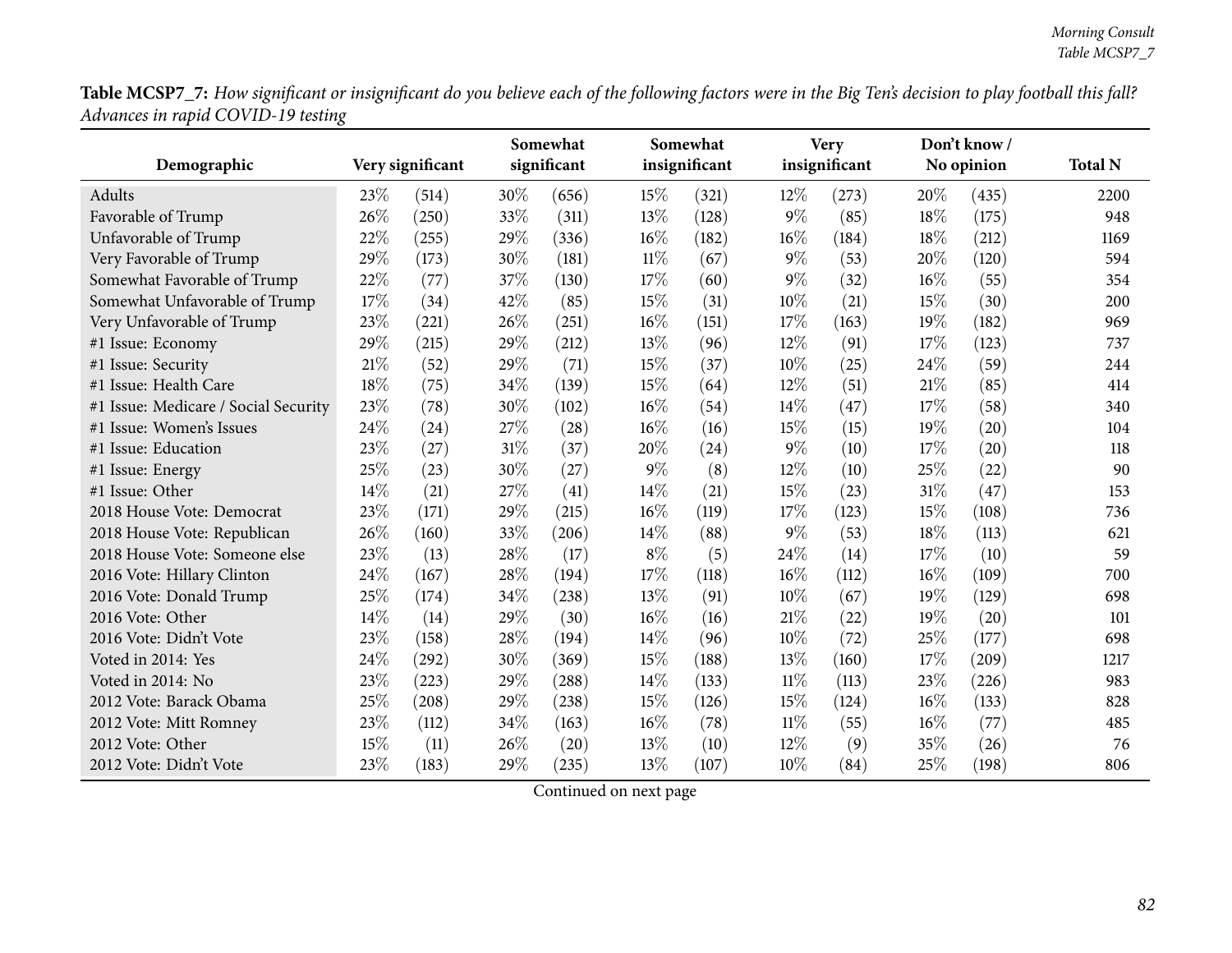**Table MCSP7_7:** *How significant or insignificant do you believe each of the following factors were in the Big Ten's decision to play football this fall? Advances in rapid COVID-19 testing*

| Demographic | Very significant | | Somewhat significant | | Somewhat insignificant | | Very insignificant | | Don't know / No opinion | | Total N |
|---|---|---|---|---|---|---|---|---|---|---|---|
| Adults | 23% | (514) | 30% | (656) | 15% | (321) | 12% | (273) | 20% | (435) | 2200 |
| Favorable of Trump | 26% | (250) | 33% | (311) | 13% | (128) | 9% | (85) | 18% | (175) | 948 |
| Unfavorable of Trump | 22% | (255) | 29% | (336) | 16% | (182) | 16% | (184) | 18% | (212) | 1169 |
| Very Favorable of Trump | 29% | (173) | 30% | (181) | 11% | (67) | 9% | (53) | 20% | (120) | 594 |
| Somewhat Favorable of Trump | 22% | (77) | 37% | (130) | 17% | (60) | 9% | (32) | 16% | (55) | 354 |
| Somewhat Unfavorable of Trump | 17% | (34) | 42% | (85) | 15% | (31) | 10% | (21) | 15% | (30) | 200 |
| Very Unfavorable of Trump | 23% | (221) | 26% | (251) | 16% | (151) | 17% | (163) | 19% | (182) | 969 |
| #1 Issue: Economy | 29% | (215) | 29% | (212) | 13% | (96) | 12% | (91) | 17% | (123) | 737 |
| #1 Issue: Security | 21% | (52) | 29% | (71) | 15% | (37) | 10% | (25) | 24% | (59) | 244 |
| #1 Issue: Health Care | 18% | (75) | 34% | (139) | 15% | (64) | 12% | (51) | 21% | (85) | 414 |
| #1 Issue: Medicare / Social Security | 23% | (78) | 30% | (102) | 16% | (54) | 14% | (47) | 17% | (58) | 340 |
| #1 Issue: Women's Issues | 24% | (24) | 27% | (28) | 16% | (16) | 15% | (15) | 19% | (20) | 104 |
| #1 Issue: Education | 23% | (27) | 31% | (37) | 20% | (24) | 9% | (10) | 17% | (20) | 118 |
| #1 Issue: Energy | 25% | (23) | 30% | (27) | 9% | (8) | 12% | (10) | 25% | (22) | 90 |
| #1 Issue: Other | 14% | (21) | 27% | (41) | 14% | (21) | 15% | (23) | 31% | (47) | 153 |
| 2018 House Vote: Democrat | 23% | (171) | 29% | (215) | 16% | (119) | 17% | (123) | 15% | (108) | 736 |
| 2018 House Vote: Republican | 26% | (160) | 33% | (206) | 14% | (88) | 9% | (53) | 18% | (113) | 621 |
| 2018 House Vote: Someone else | 23% | (13) | 28% | (17) | 8% | (5) | 24% | (14) | 17% | (10) | 59 |
| 2016 Vote: Hillary Clinton | 24% | (167) | 28% | (194) | 17% | (118) | 16% | (112) | 16% | (109) | 700 |
| 2016 Vote: Donald Trump | 25% | (174) | 34% | (238) | 13% | (91) | 10% | (67) | 19% | (129) | 698 |
| 2016 Vote: Other | 14% | (14) | 29% | (30) | 16% | (16) | 21% | (22) | 19% | (20) | 101 |
| 2016 Vote: Didn't Vote | 23% | (158) | 28% | (194) | 14% | (96) | 10% | (72) | 25% | (177) | 698 |
| Voted in 2014: Yes | 24% | (292) | 30% | (369) | 15% | (188) | 13% | (160) | 17% | (209) | 1217 |
| Voted in 2014: No | 23% | (223) | 29% | (288) | 14% | (133) | 11% | (113) | 23% | (226) | 983 |
| 2012 Vote: Barack Obama | 25% | (208) | 29% | (238) | 15% | (126) | 15% | (124) | 16% | (133) | 828 |
| 2012 Vote: Mitt Romney | 23% | (112) | 34% | (163) | 16% | (78) | 11% | (55) | 16% | (77) | 485 |
| 2012 Vote: Other | 15% | (11) | 26% | (20) | 13% | (10) | 12% | (9) | 35% | (26) | 76 |
| 2012 Vote: Didn't Vote | 23% | (183) | 29% | (235) | 13% | (107) | 10% | (84) | 25% | (198) | 806 |

Continued on next page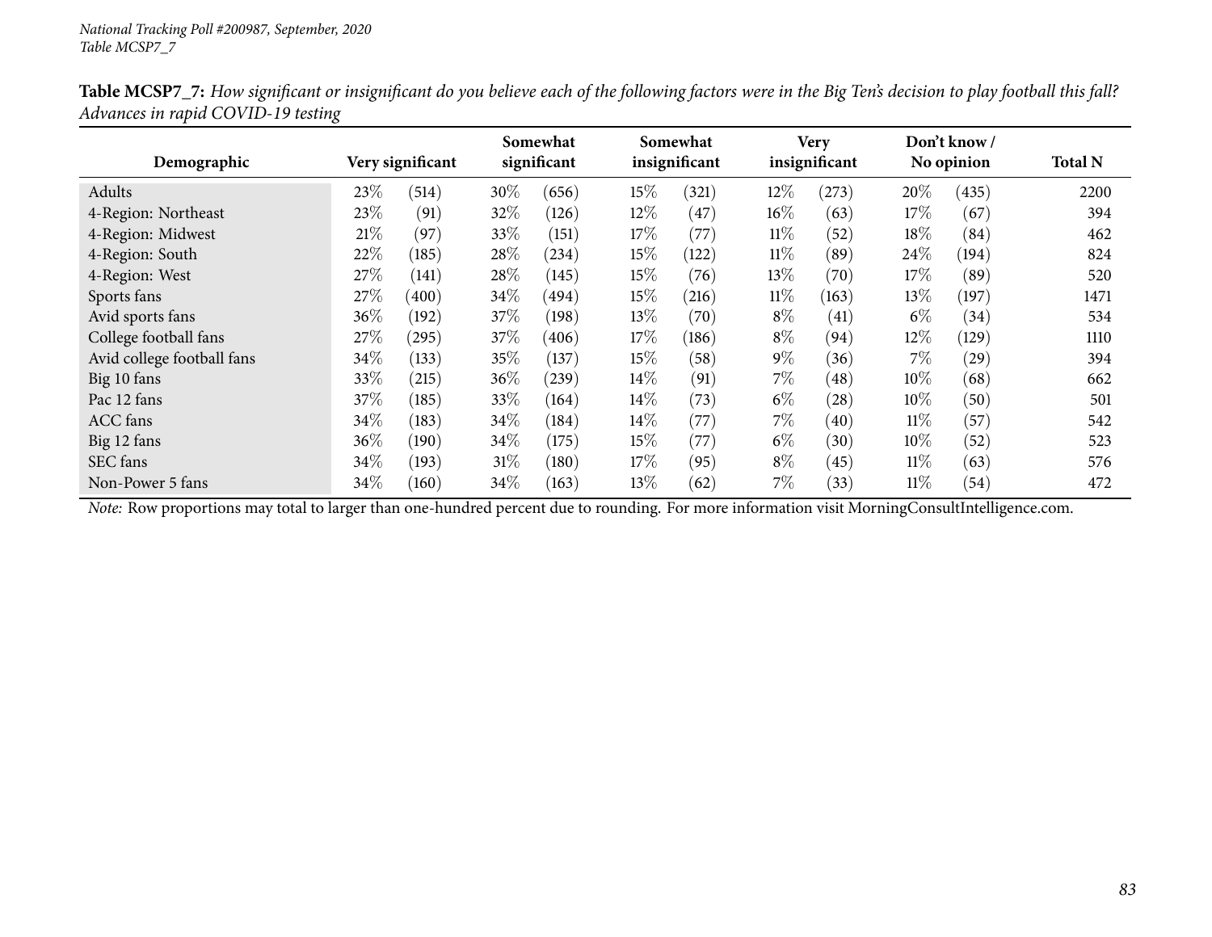**Table MCSP7_7:** *How significant or insignificant do you believe each of the following factors were in the Big Ten's decision to play football this fall? Advances in rapid COVID-19 testing*

| Demographic | Very significant | | Somewhat significant | | Somewhat insignificant | | Very insignificant | | Don't know / No opinion | | Total N |
|---|---|---|---|---|---|---|---|---|---|---|---|
| Adults | 23% | (514) | 30% | (656) | 15% | (321) | 12% | (273) | 20% | (435) | 2200 |
| 4-Region: Northeast | 23% | (91) | 32% | (126) | 12% | (47) | 16% | (63) | 17% | (67) | 394 |
| 4-Region: Midwest | 21% | (97) | 33% | (151) | 17% | (77) | 11% | (52) | 18% | (84) | 462 |
| 4-Region: South | 22% | (185) | 28% | (234) | 15% | (122) | 11% | (89) | 24% | (194) | 824 |
| 4-Region: West | 27% | (141) | 28% | (145) | 15% | (76) | 13% | (70) | 17% | (89) | 520 |
| Sports fans | 27% | (400) | 34% | (494) | 15% | (216) | 11% | (163) | 13% | (197) | 1471 |
| Avid sports fans | 36% | (192) | 37% | (198) | 13% | (70) | 8% | (41) | 6% | (34) | 534 |
| College football fans | 27% | (295) | 37% | (406) | 17% | (186) | 8% | (94) | 12% | (129) | 1110 |
| Avid college football fans | 34% | (133) | 35% | (137) | 15% | (58) | 9% | (36) | 7% | (29) | 394 |
| Big 10 fans | 33% | (215) | 36% | (239) | 14% | (91) | 7% | (48) | 10% | (68) | 662 |
| Pac 12 fans | 37% | (185) | 33% | (164) | 14% | (73) | 6% | (28) | 10% | (50) | 501 |
| ACC fans | 34% | (183) | 34% | (184) | 14% | (77) | 7% | (40) | 11% | (57) | 542 |
| Big 12 fans | 36% | (190) | 34% | (175) | 15% | (77) | 6% | (30) | 10% | (52) | 523 |
| SEC fans | 34% | (193) | 31% | (180) | 17% | (95) | 8% | (45) | 11% | (63) | 576 |
| Non-Power 5 fans | 34% | (160) | 34% | (163) | 13% | (62) | 7% | (33) | 11% | (54) | 472 |

*Note:* Row proportions may total to larger than one-hundred percent due to rounding. For more information visit MorningConsultIntelligence.com.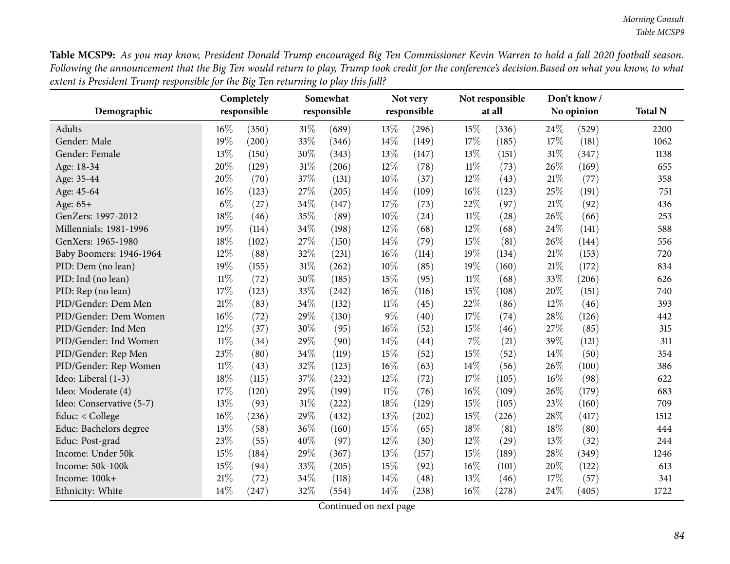**Table MCSP9:** *As you may know, President Donald Trump encouraged Big Ten Commissioner Kevin Warren to hold a fall 2020 football season. Following the announcement that the Big Ten would return to play, Trump took credit for the conference's decision.Based on what you know, to what extent is President Trump responsible for the Big Ten returning to play this fall?*

| Demographic | Completely responsible | | Somewhat responsible | | Not very responsible | | Not responsible at all | | Don't know / No opinion | | Total N |
|---|---|---|---|---|---|---|---|---|---|---|---|
| Adults | 16% | (350) | 31% | (689) | 13% | (296) | 15% | (336) | 24% | (529) | 2200 |
| Gender: Male | 19% | (200) | 33% | (346) | 14% | (149) | 17% | (185) | 17% | (181) | 1062 |
| Gender: Female | 13% | (150) | 30% | (343) | 13% | (147) | 13% | (151) | 31% | (347) | 1138 |
| Age: 18-34 | 20% | (129) | 31% | (206) | 12% | (78) | 11% | (73) | 26% | (169) | 655 |
| Age: 35-44 | 20% | (70) | 37% | (131) | 10% | (37) | 12% | (43) | 21% | (77) | 358 |
| Age: 45-64 | 16% | (123) | 27% | (205) | 14% | (109) | 16% | (123) | 25% | (191) | 751 |
| Age: 65+ | 6% | (27) | 34% | (147) | 17% | (73) | 22% | (97) | 21% | (92) | 436 |
| GenZers: 1997-2012 | 18% | (46) | 35% | (89) | 10% | (24) | 11% | (28) | 26% | (66) | 253 |
| Millennials: 1981-1996 | 19% | (114) | 34% | (198) | 12% | (68) | 12% | (68) | 24% | (141) | 588 |
| GenXers: 1965-1980 | 18% | (102) | 27% | (150) | 14% | (79) | 15% | (81) | 26% | (144) | 556 |
| Baby Boomers: 1946-1964 | 12% | (88) | 32% | (231) | 16% | (114) | 19% | (134) | 21% | (153) | 720 |
| PID: Dem (no lean) | 19% | (155) | 31% | (262) | 10% | (85) | 19% | (160) | 21% | (172) | 834 |
| PID: Ind (no lean) | 11% | (72) | 30% | (185) | 15% | (95) | 11% | (68) | 33% | (206) | 626 |
| PID: Rep (no lean) | 17% | (123) | 33% | (242) | 16% | (116) | 15% | (108) | 20% | (151) | 740 |
| PID/Gender: Dem Men | 21% | (83) | 34% | (132) | 11% | (45) | 22% | (86) | 12% | (46) | 393 |
| PID/Gender: Dem Women | 16% | (72) | 29% | (130) | 9% | (40) | 17% | (74) | 28% | (126) | 442 |
| PID/Gender: Ind Men | 12% | (37) | 30% | (95) | 16% | (52) | 15% | (46) | 27% | (85) | 315 |
| PID/Gender: Ind Women | 11% | (34) | 29% | (90) | 14% | (44) | 7% | (21) | 39% | (121) | 311 |
| PID/Gender: Rep Men | 23% | (80) | 34% | (119) | 15% | (52) | 15% | (52) | 14% | (50) | 354 |
| PID/Gender: Rep Women | 11% | (43) | 32% | (123) | 16% | (63) | 14% | (56) | 26% | (100) | 386 |
| Ideo: Liberal (1-3) | 18% | (115) | 37% | (232) | 12% | (72) | 17% | (105) | 16% | (98) | 622 |
| Ideo: Moderate (4) | 17% | (120) | 29% | (199) | 11% | (76) | 16% | (109) | 26% | (179) | 683 |
| Ideo: Conservative (5-7) | 13% | (93) | 31% | (222) | 18% | (129) | 15% | (105) | 23% | (160) | 709 |
| Educ: < College | 16% | (236) | 29% | (432) | 13% | (202) | 15% | (226) | 28% | (417) | 1512 |
| Educ: Bachelors degree | 13% | (58) | 36% | (160) | 15% | (65) | 18% | (81) | 18% | (80) | 444 |
| Educ: Post-grad | 23% | (55) | 40% | (97) | 12% | (30) | 12% | (29) | 13% | (32) | 244 |
| Income: Under 50k | 15% | (184) | 29% | (367) | 13% | (157) | 15% | (189) | 28% | (349) | 1246 |
| Income: 50k-100k | 15% | (94) | 33% | (205) | 15% | (92) | 16% | (101) | 20% | (122) | 613 |
| Income: 100k+ | 21% | (72) | 34% | (118) | 14% | (48) | 13% | (46) | 17% | (57) | 341 |
| Ethnicity: White | 14% | (247) | 32% | (554) | 14% | (238) | 16% | (278) | 24% | (405) | 1722 |

Continued on next page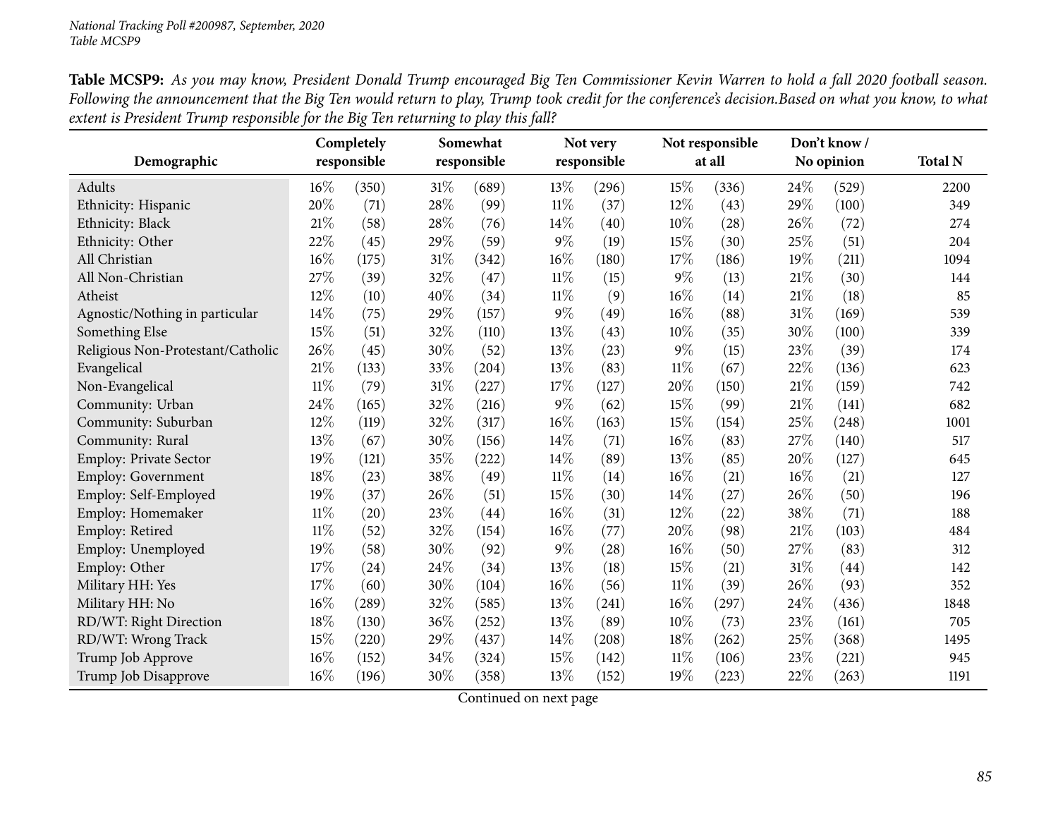**Table MCSP9:** *As you may know, President Donald Trump encouraged Big Ten Commissioner Kevin Warren to hold a fall 2020 football season. Following the announcement that the Big Ten would return to play, Trump took credit for the conference's decision.Based on what you know, to what extent is President Trump responsible for the Big Ten returning to play this fall?*

| Demographic | Completely responsible | | Somewhat responsible | | Not very responsible | | Not responsible at all | | Don't know / No opinion | | Total N |
|---|---|---|---|---|---|---|---|---|---|---|---|
| Adults | 16% | (350) | 31% | (689) | 13% | (296) | 15% | (336) | 24% | (529) | 2200 |
| Ethnicity: Hispanic | 20% | (71) | 28% | (99) | 11% | (37) | 12% | (43) | 29% | (100) | 349 |
| Ethnicity: Black | 21% | (58) | 28% | (76) | 14% | (40) | 10% | (28) | 26% | (72) | 274 |
| Ethnicity: Other | 22% | (45) | 29% | (59) | 9% | (19) | 15% | (30) | 25% | (51) | 204 |
| All Christian | 16% | (175) | 31% | (342) | 16% | (180) | 17% | (186) | 19% | (211) | 1094 |
| All Non-Christian | 27% | (39) | 32% | (47) | 11% | (15) | 9% | (13) | 21% | (30) | 144 |
| Atheist | 12% | (10) | 40% | (34) | 11% | (9) | 16% | (14) | 21% | (18) | 85 |
| Agnostic/Nothing in particular | 14% | (75) | 29% | (157) | 9% | (49) | 16% | (88) | 31% | (169) | 539 |
| Something Else | 15% | (51) | 32% | (110) | 13% | (43) | 10% | (35) | 30% | (100) | 339 |
| Religious Non-Protestant/Catholic | 26% | (45) | 30% | (52) | 13% | (23) | 9% | (15) | 23% | (39) | 174 |
| Evangelical | 21% | (133) | 33% | (204) | 13% | (83) | 11% | (67) | 22% | (136) | 623 |
| Non-Evangelical | 11% | (79) | 31% | (227) | 17% | (127) | 20% | (150) | 21% | (159) | 742 |
| Community: Urban | 24% | (165) | 32% | (216) | 9% | (62) | 15% | (99) | 21% | (141) | 682 |
| Community: Suburban | 12% | (119) | 32% | (317) | 16% | (163) | 15% | (154) | 25% | (248) | 1001 |
| Community: Rural | 13% | (67) | 30% | (156) | 14% | (71) | 16% | (83) | 27% | (140) | 517 |
| Employ: Private Sector | 19% | (121) | 35% | (222) | 14% | (89) | 13% | (85) | 20% | (127) | 645 |
| Employ: Government | 18% | (23) | 38% | (49) | 11% | (14) | 16% | (21) | 16% | (21) | 127 |
| Employ: Self-Employed | 19% | (37) | 26% | (51) | 15% | (30) | 14% | (27) | 26% | (50) | 196 |
| Employ: Homemaker | 11% | (20) | 23% | (44) | 16% | (31) | 12% | (22) | 38% | (71) | 188 |
| Employ: Retired | 11% | (52) | 32% | (154) | 16% | (77) | 20% | (98) | 21% | (103) | 484 |
| Employ: Unemployed | 19% | (58) | 30% | (92) | 9% | (28) | 16% | (50) | 27% | (83) | 312 |
| Employ: Other | 17% | (24) | 24% | (34) | 13% | (18) | 15% | (21) | 31% | (44) | 142 |
| Military HH: Yes | 17% | (60) | 30% | (104) | 16% | (56) | 11% | (39) | 26% | (93) | 352 |
| Military HH: No | 16% | (289) | 32% | (585) | 13% | (241) | 16% | (297) | 24% | (436) | 1848 |
| RD/WT: Right Direction | 18% | (130) | 36% | (252) | 13% | (89) | 10% | (73) | 23% | (161) | 705 |
| RD/WT: Wrong Track | 15% | (220) | 29% | (437) | 14% | (208) | 18% | (262) | 25% | (368) | 1495 |
| Trump Job Approve | 16% | (152) | 34% | (324) | 15% | (142) | 11% | (106) | 23% | (221) | 945 |
| Trump Job Disapprove | 16% | (196) | 30% | (358) | 13% | (152) | 19% | (223) | 22% | (263) | 1191 |

Continued on next page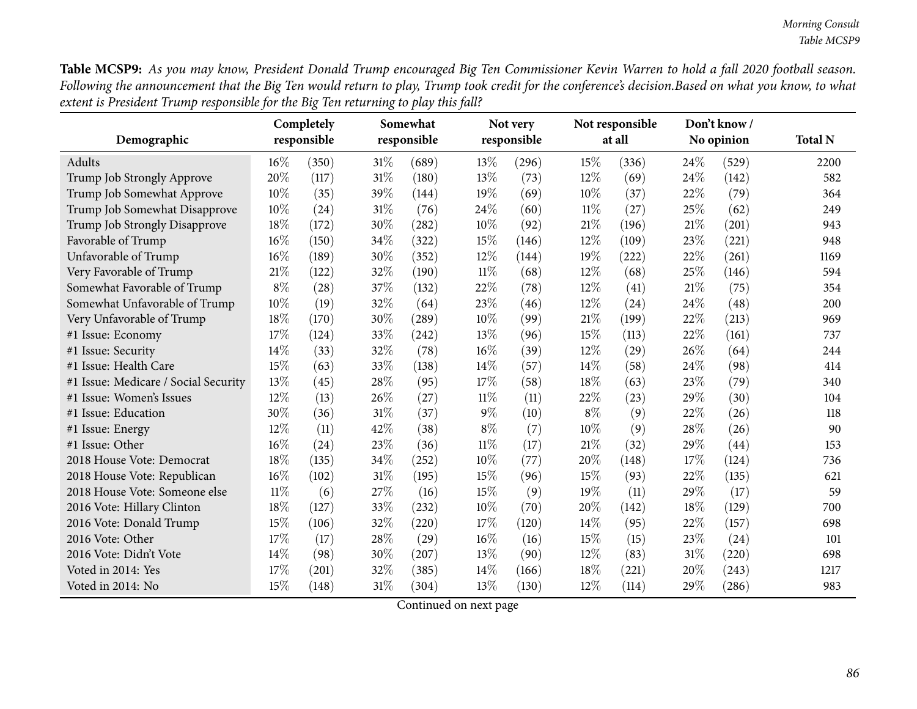**Table MCSP9:** *As you may know, President Donald Trump encouraged Big Ten Commissioner Kevin Warren to hold a fall 2020 football season. Following the announcement that the Big Ten would return to play, Trump took credit for the conference's decision.Based on what you know, to what extent is President Trump responsible for the Big Ten returning to play this fall?*

| Demographic | Completely responsible | | Somewhat responsible | | Not very responsible | | Not responsible at all | | Don't know / No opinion | | Total N |
|---|---|---|---|---|---|---|---|---|---|---|---|
| Adults | 16% | (350) | 31% | (689) | 13% | (296) | 15% | (336) | 24% | (529) | 2200 |
| Trump Job Strongly Approve | 20% | (117) | 31% | (180) | 13% | (73) | 12% | (69) | 24% | (142) | 582 |
| Trump Job Somewhat Approve | 10% | (35) | 39% | (144) | 19% | (69) | 10% | (37) | 22% | (79) | 364 |
| Trump Job Somewhat Disapprove | 10% | (24) | 31% | (76) | 24% | (60) | 11% | (27) | 25% | (62) | 249 |
| Trump Job Strongly Disapprove | 18% | (172) | 30% | (282) | 10% | (92) | 21% | (196) | 21% | (201) | 943 |
| Favorable of Trump | 16% | (150) | 34% | (322) | 15% | (146) | 12% | (109) | 23% | (221) | 948 |
| Unfavorable of Trump | 16% | (189) | 30% | (352) | 12% | (144) | 19% | (222) | 22% | (261) | 1169 |
| Very Favorable of Trump | 21% | (122) | 32% | (190) | 11% | (68) | 12% | (68) | 25% | (146) | 594 |
| Somewhat Favorable of Trump | 8% | (28) | 37% | (132) | 22% | (78) | 12% | (41) | 21% | (75) | 354 |
| Somewhat Unfavorable of Trump | 10% | (19) | 32% | (64) | 23% | (46) | 12% | (24) | 24% | (48) | 200 |
| Very Unfavorable of Trump | 18% | (170) | 30% | (289) | 10% | (99) | 21% | (199) | 22% | (213) | 969 |
| #1 Issue: Economy | 17% | (124) | 33% | (242) | 13% | (96) | 15% | (113) | 22% | (161) | 737 |
| #1 Issue: Security | 14% | (33) | 32% | (78) | 16% | (39) | 12% | (29) | 26% | (64) | 244 |
| #1 Issue: Health Care | 15% | (63) | 33% | (138) | 14% | (57) | 14% | (58) | 24% | (98) | 414 |
| #1 Issue: Medicare / Social Security | 13% | (45) | 28% | (95) | 17% | (58) | 18% | (63) | 23% | (79) | 340 |
| #1 Issue: Women's Issues | 12% | (13) | 26% | (27) | 11% | (11) | 22% | (23) | 29% | (30) | 104 |
| #1 Issue: Education | 30% | (36) | 31% | (37) | 9% | (10) | 8% | (9) | 22% | (26) | 118 |
| #1 Issue: Energy | 12% | (11) | 42% | (38) | 8% | (7) | 10% | (9) | 28% | (26) | 90 |
| #1 Issue: Other | 16% | (24) | 23% | (36) | 11% | (17) | 21% | (32) | 29% | (44) | 153 |
| 2018 House Vote: Democrat | 18% | (135) | 34% | (252) | 10% | (77) | 20% | (148) | 17% | (124) | 736 |
| 2018 House Vote: Republican | 16% | (102) | 31% | (195) | 15% | (96) | 15% | (93) | 22% | (135) | 621 |
| 2018 House Vote: Someone else | 11% | (6) | 27% | (16) | 15% | (9) | 19% | (11) | 29% | (17) | 59 |
| 2016 Vote: Hillary Clinton | 18% | (127) | 33% | (232) | 10% | (70) | 20% | (142) | 18% | (129) | 700 |
| 2016 Vote: Donald Trump | 15% | (106) | 32% | (220) | 17% | (120) | 14% | (95) | 22% | (157) | 698 |
| 2016 Vote: Other | 17% | (17) | 28% | (29) | 16% | (16) | 15% | (15) | 23% | (24) | 101 |
| 2016 Vote: Didn't Vote | 14% | (98) | 30% | (207) | 13% | (90) | 12% | (83) | 31% | (220) | 698 |
| Voted in 2014: Yes | 17% | (201) | 32% | (385) | 14% | (166) | 18% | (221) | 20% | (243) | 1217 |
| Voted in 2014: No | 15% | (148) | 31% | (304) | 13% | (130) | 12% | (114) | 29% | (286) | 983 |

Continued on next page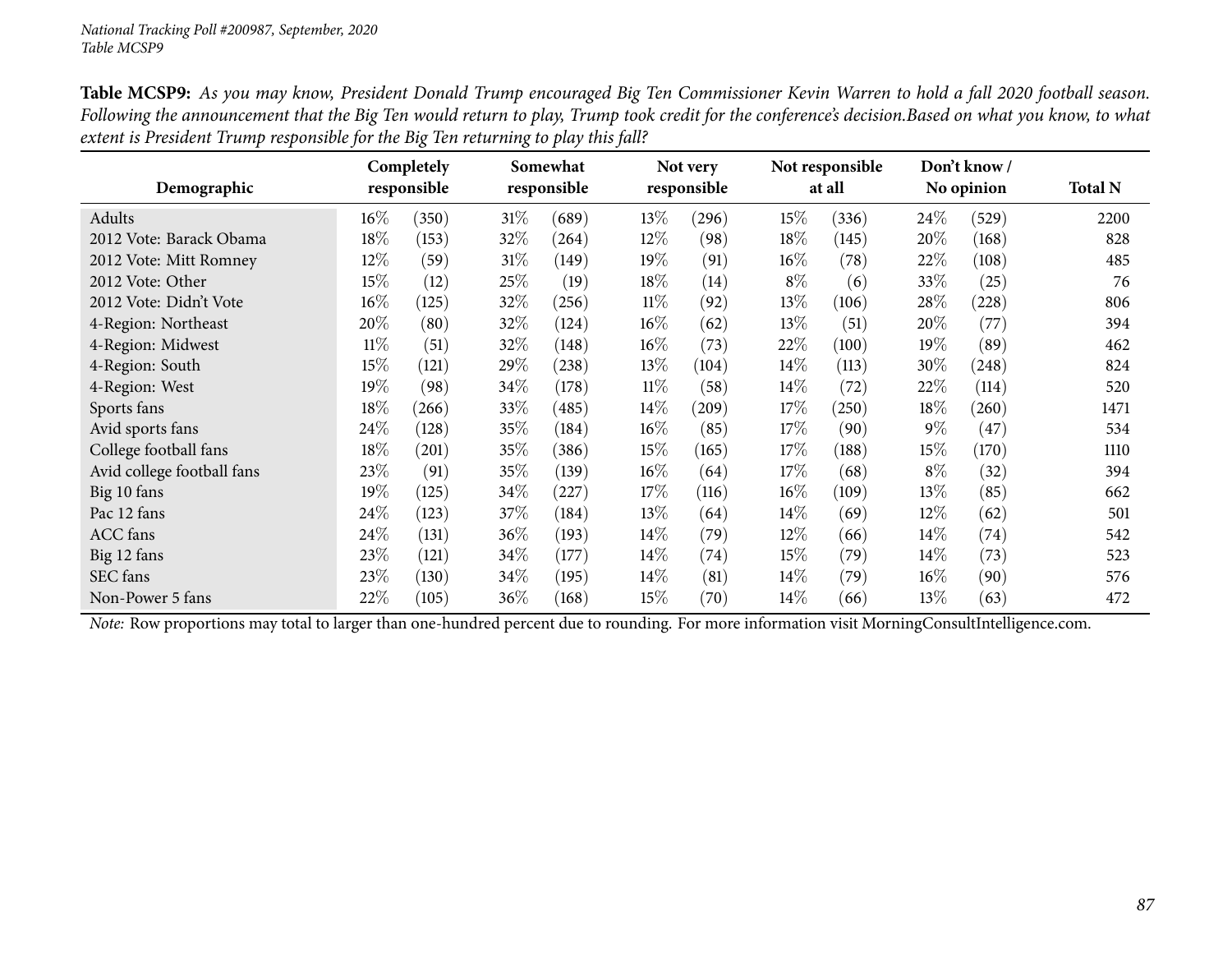**Table MCSP9:** *As you may know, President Donald Trump encouraged Big Ten Commissioner Kevin Warren to hold a fall 2020 football season. Following the announcement that the Big Ten would return to play, Trump took credit for the conference's decision.Based on what you know, to what extent is President Trump responsible for the Big Ten returning to play this fall?*

| Demographic | Completely responsible | | Somewhat responsible | | Not very responsible | | Not responsible at all | | Don't know / No opinion | | Total N |
|---|---|---|---|---|---|---|---|---|---|---|---|
| Adults | 16% | (350) | 31% | (689) | 13% | (296) | 15% | (336) | 24% | (529) | 2200 |
| 2012 Vote: Barack Obama | 18% | (153) | 32% | (264) | 12% | (98) | 18% | (145) | 20% | (168) | 828 |
| 2012 Vote: Mitt Romney | 12% | (59) | 31% | (149) | 19% | (91) | 16% | (78) | 22% | (108) | 485 |
| 2012 Vote: Other | 15% | (12) | 25% | (19) | 18% | (14) | 8% | (6) | 33% | (25) | 76 |
| 2012 Vote: Didn't Vote | 16% | (125) | 32% | (256) | 11% | (92) | 13% | (106) | 28% | (228) | 806 |
| 4-Region: Northeast | 20% | (80) | 32% | (124) | 16% | (62) | 13% | (51) | 20% | (77) | 394 |
| 4-Region: Midwest | 11% | (51) | 32% | (148) | 16% | (73) | 22% | (100) | 19% | (89) | 462 |
| 4-Region: South | 15% | (121) | 29% | (238) | 13% | (104) | 14% | (113) | 30% | (248) | 824 |
| 4-Region: West | 19% | (98) | 34% | (178) | 11% | (58) | 14% | (72) | 22% | (114) | 520 |
| Sports fans | 18% | (266) | 33% | (485) | 14% | (209) | 17% | (250) | 18% | (260) | 1471 |
| Avid sports fans | 24% | (128) | 35% | (184) | 16% | (85) | 17% | (90) | 9% | (47) | 534 |
| College football fans | 18% | (201) | 35% | (386) | 15% | (165) | 17% | (188) | 15% | (170) | 1110 |
| Avid college football fans | 23% | (91) | 35% | (139) | 16% | (64) | 17% | (68) | 8% | (32) | 394 |
| Big 10 fans | 19% | (125) | 34% | (227) | 17% | (116) | 16% | (109) | 13% | (85) | 662 |
| Pac 12 fans | 24% | (123) | 37% | (184) | 13% | (64) | 14% | (69) | 12% | (62) | 501 |
| ACC fans | 24% | (131) | 36% | (193) | 14% | (79) | 12% | (66) | 14% | (74) | 542 |
| Big 12 fans | 23% | (121) | 34% | (177) | 14% | (74) | 15% | (79) | 14% | (73) | 523 |
| SEC fans | 23% | (130) | 34% | (195) | 14% | (81) | 14% | (79) | 16% | (90) | 576 |
| Non-Power 5 fans | 22% | (105) | 36% | (168) | 15% | (70) | 14% | (66) | 13% | (63) | 472 |

*Note:* Row proportions may total to larger than one-hundred percent due to rounding. For more information visit MorningConsultIntelligence.com.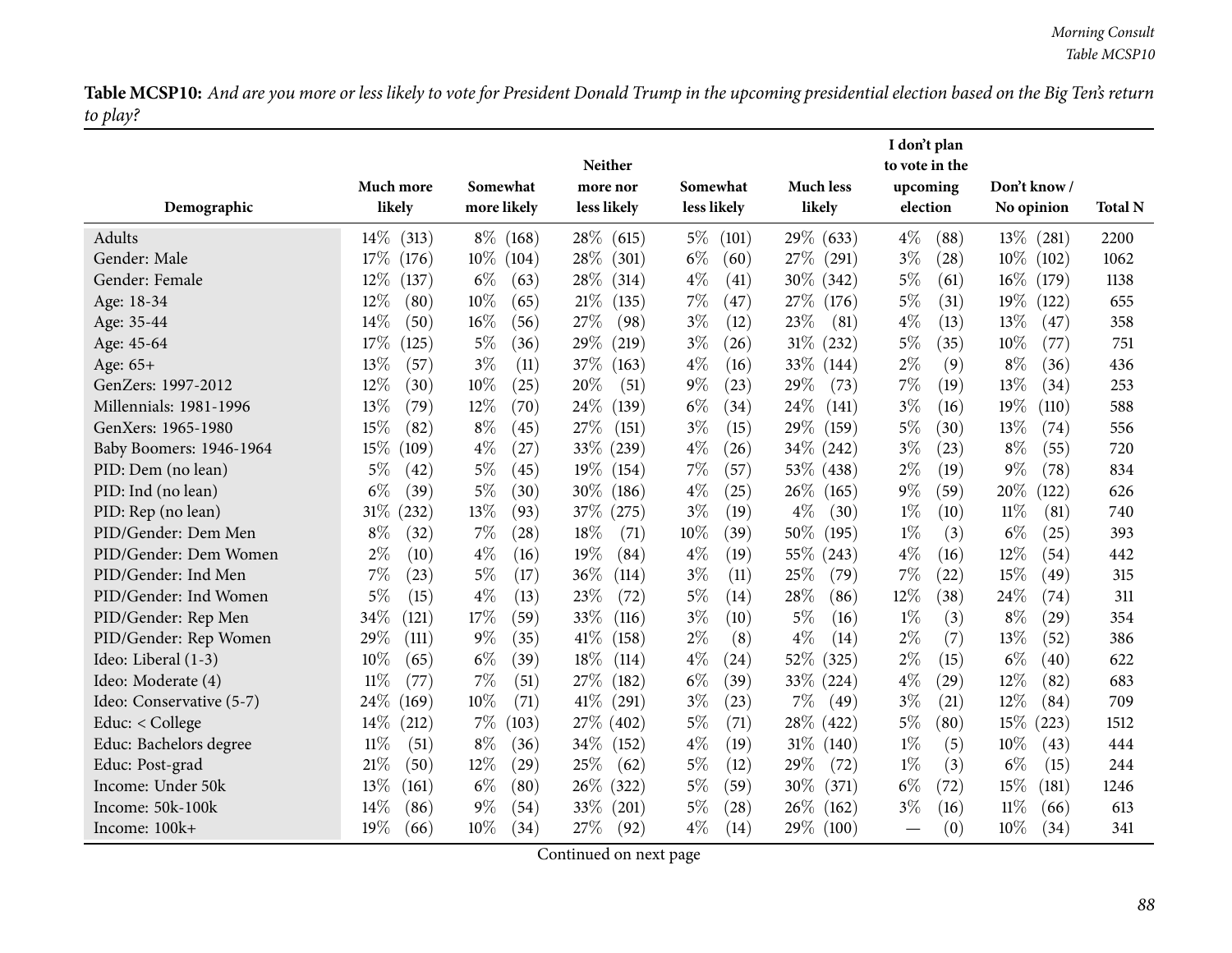**Table MCSP10:** *And are you more or less likely to vote for President Donald Trump in the upcoming presidential election based on the Big Ten's return to play?*

| Demographic | Much more likely | Somewhat more likely | Neither more nor less likely | Somewhat less likely | Much less likely | I don't plan to vote in the upcoming election | Don't know / No opinion | Total N |
|---|---|---|---|---|---|---|---|---|
| Adults | 14% (313) | 8% (168) | 28% (615) | 5% (101) | 29% (633) | 4% (88) | 13% (281) | 2200 |
| Gender: Male | 17% (176) | 10% (104) | 28% (301) | 6% (60) | 27% (291) | 3% (28) | 10% (102) | 1062 |
| Gender: Female | 12% (137) | 6% (63) | 28% (314) | 4% (41) | 30% (342) | 5% (61) | 16% (179) | 1138 |
| Age: 18-34 | 12% (80) | 10% (65) | 21% (135) | 7% (47) | 27% (176) | 5% (31) | 19% (122) | 655 |
| Age: 35-44 | 14% (50) | 16% (56) | 27% (98) | 3% (12) | 23% (81) | 4% (13) | 13% (47) | 358 |
| Age: 45-64 | 17% (125) | 5% (36) | 29% (219) | 3% (26) | 31% (232) | 5% (35) | 10% (77) | 751 |
| Age: 65+ | 13% (57) | 3% (11) | 37% (163) | 4% (16) | 33% (144) | 2% (9) | 8% (36) | 436 |
| GenZers: 1997-2012 | 12% (30) | 10% (25) | 20% (51) | 9% (23) | 29% (73) | 7% (19) | 13% (34) | 253 |
| Millennials: 1981-1996 | 13% (79) | 12% (70) | 24% (139) | 6% (34) | 24% (141) | 3% (16) | 19% (110) | 588 |
| GenXers: 1965-1980 | 15% (82) | 8% (45) | 27% (151) | 3% (15) | 29% (159) | 5% (30) | 13% (74) | 556 |
| Baby Boomers: 1946-1964 | 15% (109) | 4% (27) | 33% (239) | 4% (26) | 34% (242) | 3% (23) | 8% (55) | 720 |
| PID: Dem (no lean) | 5% (42) | 5% (45) | 19% (154) | 7% (57) | 53% (438) | 2% (19) | 9% (78) | 834 |
| PID: Ind (no lean) | 6% (39) | 5% (30) | 30% (186) | 4% (25) | 26% (165) | 9% (59) | 20% (122) | 626 |
| PID: Rep (no lean) | 31% (232) | 13% (93) | 37% (275) | 3% (19) | 4% (30) | 1% (10) | 11% (81) | 740 |
| PID/Gender: Dem Men | 8% (32) | 7% (28) | 18% (71) | 10% (39) | 50% (195) | 1% (3) | 6% (25) | 393 |
| PID/Gender: Dem Women | 2% (10) | 4% (16) | 19% (84) | 4% (19) | 55% (243) | 4% (16) | 12% (54) | 442 |
| PID/Gender: Ind Men | 7% (23) | 5% (17) | 36% (114) | 3% (11) | 25% (79) | 7% (22) | 15% (49) | 315 |
| PID/Gender: Ind Women | 5% (15) | 4% (13) | 23% (72) | 5% (14) | 28% (86) | 12% (38) | 24% (74) | 311 |
| PID/Gender: Rep Men | 34% (121) | 17% (59) | 33% (116) | 3% (10) | 5% (16) | 1% (3) | 8% (29) | 354 |
| PID/Gender: Rep Women | 29% (111) | 9% (35) | 41% (158) | 2% (8) | 4% (14) | 2% (7) | 13% (52) | 386 |
| Ideo: Liberal (1-3) | 10% (65) | 6% (39) | 18% (114) | 4% (24) | 52% (325) | 2% (15) | 6% (40) | 622 |
| Ideo: Moderate (4) | 11% (77) | 7% (51) | 27% (182) | 6% (39) | 33% (224) | 4% (29) | 12% (82) | 683 |
| Ideo: Conservative (5-7) | 24% (169) | 10% (71) | 41% (291) | 3% (23) | 7% (49) | 3% (21) | 12% (84) | 709 |
| Educ: < College | 14% (212) | 7% (103) | 27% (402) | 5% (71) | 28% (422) | 5% (80) | 15% (223) | 1512 |
| Educ: Bachelors degree | 11% (51) | 8% (36) | 34% (152) | 4% (19) | 31% (140) | 1% (5) | 10% (43) | 444 |
| Educ: Post-grad | 21% (50) | 12% (29) | 25% (62) | 5% (12) | 29% (72) | 1% (3) | 6% (15) | 244 |
| Income: Under 50k | 13% (161) | 6% (80) | 26% (322) | 5% (59) | 30% (371) | 6% (72) | 15% (181) | 1246 |
| Income: 50k-100k | 14% (86) | 9% (54) | 33% (201) | 5% (28) | 26% (162) | 3% (16) | 11% (66) | 613 |
| Income: 100k+ | 19% (66) | 10% (34) | 27% (92) | 4% (14) | 29% (100) | — (0) | 10% (34) | 341 |

Continued on next page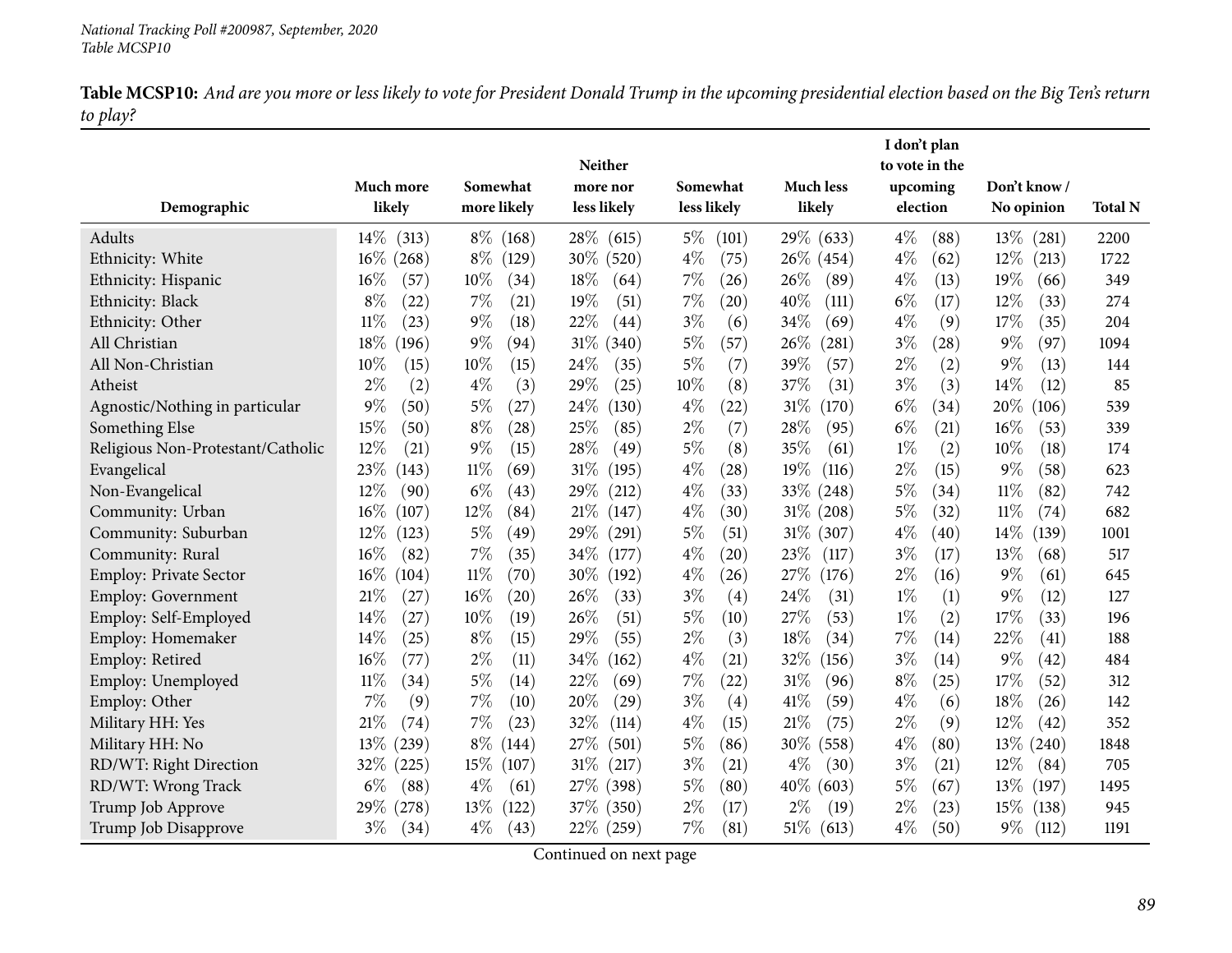**Table MCSP10:** *And are you more or less likely to vote for President Donald Trump in the upcoming presidential election based on the Big Ten's return to play?*

| Demographic | Much more likely | Somewhat more likely | Neither more nor less likely | Somewhat less likely | Much less likely | I don't plan to vote in the upcoming election | Don't know / No opinion | Total N |
|---|---|---|---|---|---|---|---|---|
| Adults | 14% (313) | 8% (168) | 28% (615) | 5% (101) | 29% (633) | 4% (88) | 13% (281) | 2200 |
| Ethnicity: White | 16% (268) | 8% (129) | 30% (520) | 4% (75) | 26% (454) | 4% (62) | 12% (213) | 1722 |
| Ethnicity: Hispanic | 16% (57) | 10% (34) | 18% (64) | 7% (26) | 26% (89) | 4% (13) | 19% (66) | 349 |
| Ethnicity: Black | 8% (22) | 7% (21) | 19% (51) | 7% (20) | 40% (111) | 6% (17) | 12% (33) | 274 |
| Ethnicity: Other | 11% (23) | 9% (18) | 22% (44) | 3% (6) | 34% (69) | 4% (9) | 17% (35) | 204 |
| All Christian | 18% (196) | 9% (94) | 31% (340) | 5% (57) | 26% (281) | 3% (28) | 9% (97) | 1094 |
| All Non-Christian | 10% (15) | 10% (15) | 24% (35) | 5% (7) | 39% (57) | 2% (2) | 9% (13) | 144 |
| Atheist | 2% (2) | 4% (3) | 29% (25) | 10% (8) | 37% (31) | 3% (3) | 14% (12) | 85 |
| Agnostic/Nothing in particular | 9% (50) | 5% (27) | 24% (130) | 4% (22) | 31% (170) | 6% (34) | 20% (106) | 539 |
| Something Else | 15% (50) | 8% (28) | 25% (85) | 2% (7) | 28% (95) | 6% (21) | 16% (53) | 339 |
| Religious Non-Protestant/Catholic | 12% (21) | 9% (15) | 28% (49) | 5% (8) | 35% (61) | 1% (2) | 10% (18) | 174 |
| Evangelical | 23% (143) | 11% (69) | 31% (195) | 4% (28) | 19% (116) | 2% (15) | 9% (58) | 623 |
| Non-Evangelical | 12% (90) | 6% (43) | 29% (212) | 4% (33) | 33% (248) | 5% (34) | 11% (82) | 742 |
| Community: Urban | 16% (107) | 12% (84) | 21% (147) | 4% (30) | 31% (208) | 5% (32) | 11% (74) | 682 |
| Community: Suburban | 12% (123) | 5% (49) | 29% (291) | 5% (51) | 31% (307) | 4% (40) | 14% (139) | 1001 |
| Community: Rural | 16% (82) | 7% (35) | 34% (177) | 4% (20) | 23% (117) | 3% (17) | 13% (68) | 517 |
| Employ: Private Sector | 16% (104) | 11% (70) | 30% (192) | 4% (26) | 27% (176) | 2% (16) | 9% (61) | 645 |
| Employ: Government | 21% (27) | 16% (20) | 26% (33) | 3% (4) | 24% (31) | 1% (1) | 9% (12) | 127 |
| Employ: Self-Employed | 14% (27) | 10% (19) | 26% (51) | 5% (10) | 27% (53) | 1% (2) | 17% (33) | 196 |
| Employ: Homemaker | 14% (25) | 8% (15) | 29% (55) | 2% (3) | 18% (34) | 7% (14) | 22% (41) | 188 |
| Employ: Retired | 16% (77) | 2% (11) | 34% (162) | 4% (21) | 32% (156) | 3% (14) | 9% (42) | 484 |
| Employ: Unemployed | 11% (34) | 5% (14) | 22% (69) | 7% (22) | 31% (96) | 8% (25) | 17% (52) | 312 |
| Employ: Other | 7% (9) | 7% (10) | 20% (29) | 3% (4) | 41% (59) | 4% (6) | 18% (26) | 142 |
| Military HH: Yes | 21% (74) | 7% (23) | 32% (114) | 4% (15) | 21% (75) | 2% (9) | 12% (42) | 352 |
| Military HH: No | 13% (239) | 8% (144) | 27% (501) | 5% (86) | 30% (558) | 4% (80) | 13% (240) | 1848 |
| RD/WT: Right Direction | 32% (225) | 15% (107) | 31% (217) | 3% (21) | 4% (30) | 3% (21) | 12% (84) | 705 |
| RD/WT: Wrong Track | 6% (88) | 4% (61) | 27% (398) | 5% (80) | 40% (603) | 5% (67) | 13% (197) | 1495 |
| Trump Job Approve | 29% (278) | 13% (122) | 37% (350) | 2% (17) | 2% (19) | 2% (23) | 15% (138) | 945 |
| Trump Job Disapprove | 3% (34) | 4% (43) | 22% (259) | 7% (81) | 51% (613) | 4% (50) | 9% (112) | 1191 |

Continued on next page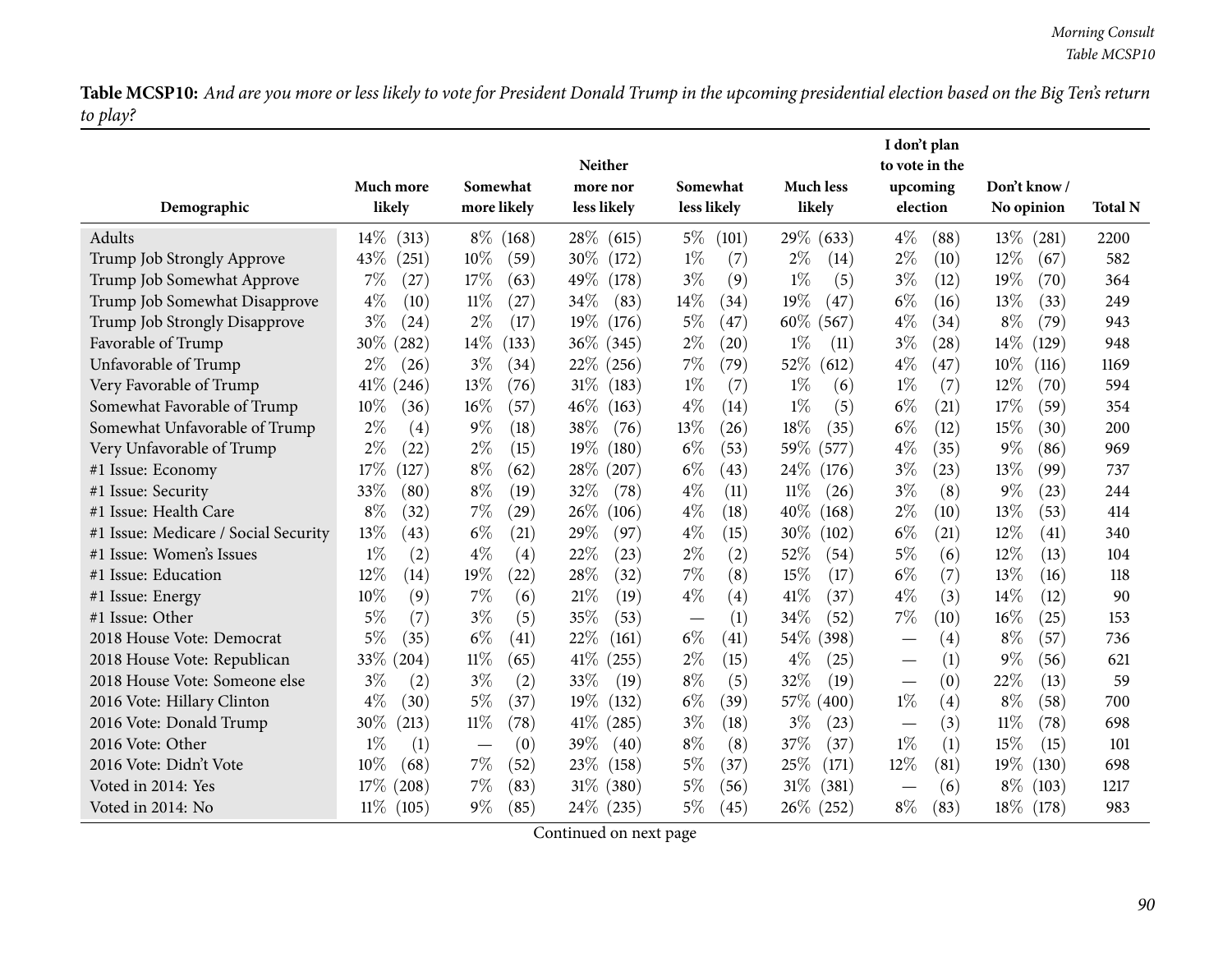**Table MCSP10:** *And are you more or less likely to vote for President Donald Trump in the upcoming presidential election based on the Big Ten's return to play?*

| Demographic | Much more likely | Somewhat more likely | Neither more nor less likely | Somewhat less likely | Much less likely | I don't plan to vote in the upcoming election | Don't know / No opinion | Total N |
|---|---|---|---|---|---|---|---|---|
| Adults | 14% (313) | 8% (168) | 28% (615) | 5% (101) | 29% (633) | 4% (88) | 13% (281) | 2200 |
| Trump Job Strongly Approve | 43% (251) | 10% (59) | 30% (172) | 1% (7) | 2% (14) | 2% (10) | 12% (67) | 582 |
| Trump Job Somewhat Approve | 7% (27) | 17% (63) | 49% (178) | 3% (9) | 1% (5) | 3% (12) | 19% (70) | 364 |
| Trump Job Somewhat Disapprove | 4% (10) | 11% (27) | 34% (83) | 14% (34) | 19% (47) | 6% (16) | 13% (33) | 249 |
| Trump Job Strongly Disapprove | 3% (24) | 2% (17) | 19% (176) | 5% (47) | 60% (567) | 4% (34) | 8% (79) | 943 |
| Favorable of Trump | 30% (282) | 14% (133) | 36% (345) | 2% (20) | 1% (11) | 3% (28) | 14% (129) | 948 |
| Unfavorable of Trump | 2% (26) | 3% (34) | 22% (256) | 7% (79) | 52% (612) | 4% (47) | 10% (116) | 1169 |
| Very Favorable of Trump | 41% (246) | 13% (76) | 31% (183) | 1% (7) | 1% (6) | 1% (7) | 12% (70) | 594 |
| Somewhat Favorable of Trump | 10% (36) | 16% (57) | 46% (163) | 4% (14) | 1% (5) | 6% (21) | 17% (59) | 354 |
| Somewhat Unfavorable of Trump | 2% (4) | 9% (18) | 38% (76) | 13% (26) | 18% (35) | 6% (12) | 15% (30) | 200 |
| Very Unfavorable of Trump | 2% (22) | 2% (15) | 19% (180) | 6% (53) | 59% (577) | 4% (35) | 9% (86) | 969 |
| #1 Issue: Economy | 17% (127) | 8% (62) | 28% (207) | 6% (43) | 24% (176) | 3% (23) | 13% (99) | 737 |
| #1 Issue: Security | 33% (80) | 8% (19) | 32% (78) | 4% (11) | 11% (26) | 3% (8) | 9% (23) | 244 |
| #1 Issue: Health Care | 8% (32) | 7% (29) | 26% (106) | 4% (18) | 40% (168) | 2% (10) | 13% (53) | 414 |
| #1 Issue: Medicare / Social Security | 13% (43) | 6% (21) | 29% (97) | 4% (15) | 30% (102) | 6% (21) | 12% (41) | 340 |
| #1 Issue: Women's Issues | 1% (2) | 4% (4) | 22% (23) | 2% (2) | 52% (54) | 5% (6) | 12% (13) | 104 |
| #1 Issue: Education | 12% (14) | 19% (22) | 28% (32) | 7% (8) | 15% (17) | 6% (7) | 13% (16) | 118 |
| #1 Issue: Energy | 10% (9) | 7% (6) | 21% (19) | 4% (4) | 41% (37) | 4% (3) | 14% (12) | 90 |
| #1 Issue: Other | 5% (7) | 3% (5) | 35% (53) | — (1) | 34% (52) | 7% (10) | 16% (25) | 153 |
| 2018 House Vote: Democrat | 5% (35) | 6% (41) | 22% (161) | 6% (41) | 54% (398) | — (4) | 8% (57) | 736 |
| 2018 House Vote: Republican | 33% (204) | 11% (65) | 41% (255) | 2% (15) | 4% (25) | — (1) | 9% (56) | 621 |
| 2018 House Vote: Someone else | 3% (2) | 3% (2) | 33% (19) | 8% (5) | 32% (19) | — (0) | 22% (13) | 59 |
| 2016 Vote: Hillary Clinton | 4% (30) | 5% (37) | 19% (132) | 6% (39) | 57% (400) | 1% (4) | 8% (58) | 700 |
| 2016 Vote: Donald Trump | 30% (213) | 11% (78) | 41% (285) | 3% (18) | 3% (23) | — (3) | 11% (78) | 698 |
| 2016 Vote: Other | 1% (1) | — (0) | 39% (40) | 8% (8) | 37% (37) | 1% (1) | 15% (15) | 101 |
| 2016 Vote: Didn't Vote | 10% (68) | 7% (52) | 23% (158) | 5% (37) | 25% (171) | 12% (81) | 19% (130) | 698 |
| Voted in 2014: Yes | 17% (208) | 7% (83) | 31% (380) | 5% (56) | 31% (381) | — (6) | 8% (103) | 1217 |
| Voted in 2014: No | 11% (105) | 9% (85) | 24% (235) | 5% (45) | 26% (252) | 8% (83) | 18% (178) | 983 |

Continued on next page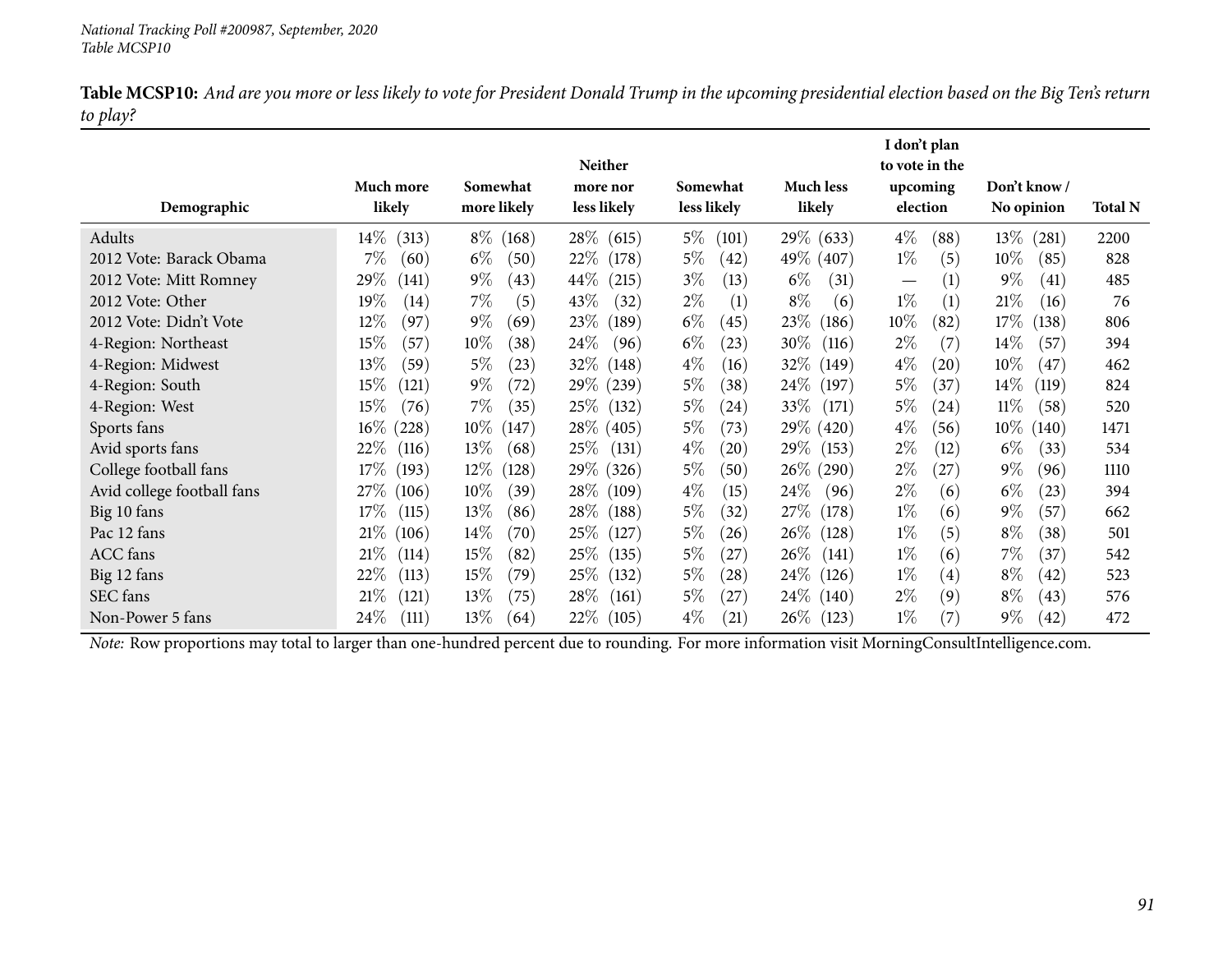National Tracking Poll #200987, September, 2020
Table MCSP10

**Table MCSP10:** *And are you more or less likely to vote for President Donald Trump in the upcoming presidential election based on the Big Ten's return to play?*

| Demographic | Much more likely | Somewhat more likely | Neither more nor less likely | Somewhat less likely | Much less likely | I don't plan to vote in the upcoming election | Don't know / No opinion | Total N |
|---|---|---|---|---|---|---|---|---|
| Adults | 14% (313) | 8% (168) | 28% (615) | 5% (101) | 29% (633) | 4% (88) | 13% (281) | 2200 |
| 2012 Vote: Barack Obama | 7% (60) | 6% (50) | 22% (178) | 5% (42) | 49% (407) | 1% (5) | 10% (85) | 828 |
| 2012 Vote: Mitt Romney | 29% (141) | 9% (43) | 44% (215) | 3% (13) | 6% (31) | — (1) | 9% (41) | 485 |
| 2012 Vote: Other | 19% (14) | 7% (5) | 43% (32) | 2% (1) | 8% (6) | 1% (1) | 21% (16) | 76 |
| 2012 Vote: Didn't Vote | 12% (97) | 9% (69) | 23% (189) | 6% (45) | 23% (186) | 10% (82) | 17% (138) | 806 |
| 4-Region: Northeast | 15% (57) | 10% (38) | 24% (96) | 6% (23) | 30% (116) | 2% (7) | 14% (57) | 394 |
| 4-Region: Midwest | 13% (59) | 5% (23) | 32% (148) | 4% (16) | 32% (149) | 4% (20) | 10% (47) | 462 |
| 4-Region: South | 15% (121) | 9% (72) | 29% (239) | 5% (38) | 24% (197) | 5% (37) | 14% (119) | 824 |
| 4-Region: West | 15% (76) | 7% (35) | 25% (132) | 5% (24) | 33% (171) | 5% (24) | 11% (58) | 520 |
| Sports fans | 16% (228) | 10% (147) | 28% (405) | 5% (73) | 29% (420) | 4% (56) | 10% (140) | 1471 |
| Avid sports fans | 22% (116) | 13% (68) | 25% (131) | 4% (20) | 29% (153) | 2% (12) | 6% (33) | 534 |
| College football fans | 17% (193) | 12% (128) | 29% (326) | 5% (50) | 26% (290) | 2% (27) | 9% (96) | 1110 |
| Avid college football fans | 27% (106) | 10% (39) | 28% (109) | 4% (15) | 24% (96) | 2% (6) | 6% (23) | 394 |
| Big 10 fans | 17% (115) | 13% (86) | 28% (188) | 5% (32) | 27% (178) | 1% (6) | 9% (57) | 662 |
| Pac 12 fans | 21% (106) | 14% (70) | 25% (127) | 5% (26) | 26% (128) | 1% (5) | 8% (38) | 501 |
| ACC fans | 21% (114) | 15% (82) | 25% (135) | 5% (27) | 26% (141) | 1% (6) | 7% (37) | 542 |
| Big 12 fans | 22% (113) | 15% (79) | 25% (132) | 5% (28) | 24% (126) | 1% (4) | 8% (42) | 523 |
| SEC fans | 21% (121) | 13% (75) | 28% (161) | 5% (27) | 24% (140) | 2% (9) | 8% (43) | 576 |
| Non-Power 5 fans | 24% (111) | 13% (64) | 22% (105) | 4% (21) | 26% (123) | 1% (7) | 9% (42) | 472 |

*Note:* Row proportions may total to larger than one-hundred percent due to rounding. For more information visit MorningConsultIntelligence.com.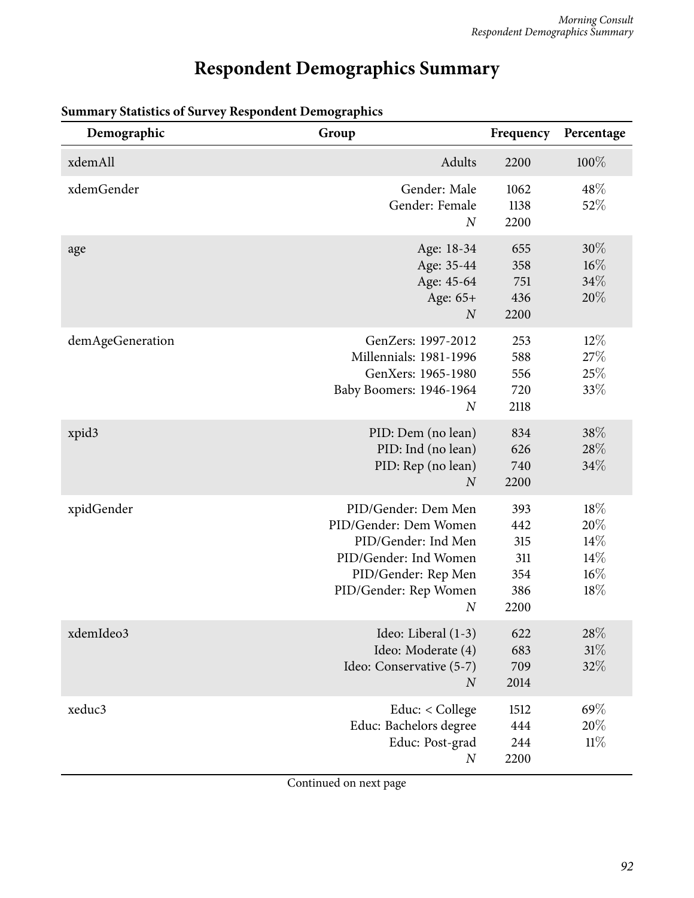# Respondent Demographics Summary

**Summary Statistics of Survey Respondent Demographics**

| Demographic | Group | Frequency | Percentage |
|---|---|---|---|
| xdemAll | Adults | 2200 | 100% |
| xdemGender | Gender: Male | 1062 | 48% |
| | Gender: Female | 1138 | 52% |
| | *N* | 2200 | |
| age | Age: 18-34 | 655 | 30% |
| | Age: 35-44 | 358 | 16% |
| | Age: 45-64 | 751 | 34% |
| | Age: 65+ | 436 | 20% |
| | *N* | 2200 | |
| demAgeGeneration | GenZers: 1997-2012 | 253 | 12% |
| | Millennials: 1981-1996 | 588 | 27% |
| | GenXers: 1965-1980 | 556 | 25% |
| | Baby Boomers: 1946-1964 | 720 | 33% |
| | *N* | 2118 | |
| xpid3 | PID: Dem (no lean) | 834 | 38% |
| | PID: Ind (no lean) | 626 | 28% |
| | PID: Rep (no lean) | 740 | 34% |
| | *N* | 2200 | |
| xpidGender | PID/Gender: Dem Men | 393 | 18% |
| | PID/Gender: Dem Women | 442 | 20% |
| | PID/Gender: Ind Men | 315 | 14% |
| | PID/Gender: Ind Women | 311 | 14% |
| | PID/Gender: Rep Men | 354 | 16% |
| | PID/Gender: Rep Women | 386 | 18% |
| | *N* | 2200 | |
| xdemIdeo3 | Ideo: Liberal (1-3) | 622 | 28% |
| | Ideo: Moderate (4) | 683 | 31% |
| | Ideo: Conservative (5-7) | 709 | 32% |
| | *N* | 2014 | |
| xeduc3 | Educ: < College | 1512 | 69% |
| | Educ: Bachelors degree | 444 | 20% |
| | Educ: Post-grad | 244 | 11% |
| | *N* | 2200 | |

Continued on next page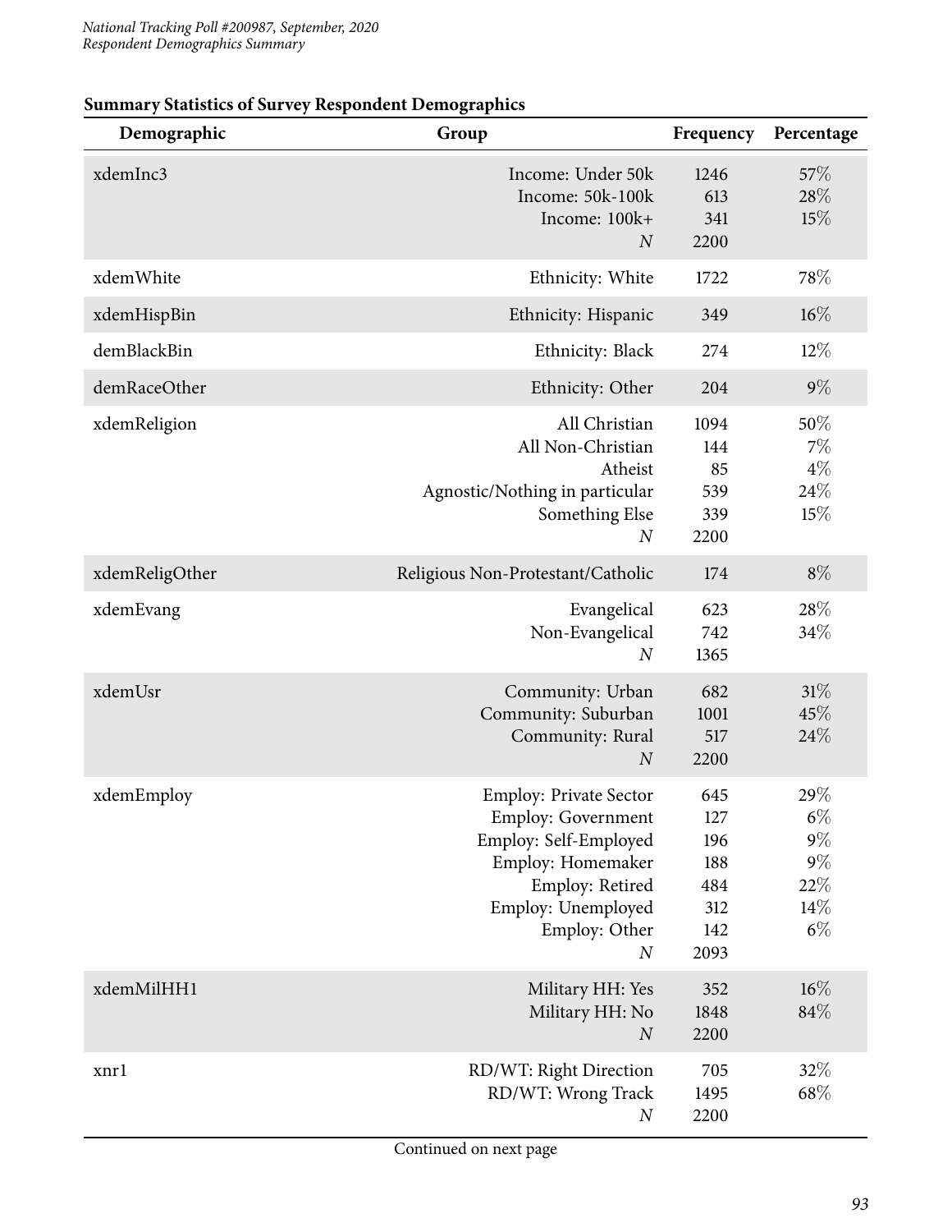**Summary Statistics of Survey Respondent Demographics**

| Demographic | Group | Frequency | Percentage |
|---|---|---|---|
| xdemInc3 | Income: Under 50k | 1246 | 57% |
| | Income: 50k-100k | 613 | 28% |
| | Income: 100k+ | 341 | 15% |
| | *N* | 2200 | |
| xdemWhite | Ethnicity: White | 1722 | 78% |
| xdemHispBin | Ethnicity: Hispanic | 349 | 16% |
| demBlackBin | Ethnicity: Black | 274 | 12% |
| demRaceOther | Ethnicity: Other | 204 | 9% |
| xdemReligion | All Christian | 1094 | 50% |
| | All Non-Christian | 144 | 7% |
| | Atheist | 85 | 4% |
| | Agnostic/Nothing in particular | 539 | 24% |
| | Something Else | 339 | 15% |
| | *N* | 2200 | |
| xdemReligOther | Religious Non-Protestant/Catholic | 174 | 8% |
| xdemEvang | Evangelical | 623 | 28% |
| | Non-Evangelical | 742 | 34% |
| | *N* | 1365 | |
| xdemUsr | Community: Urban | 682 | 31% |
| | Community: Suburban | 1001 | 45% |
| | Community: Rural | 517 | 24% |
| | *N* | 2200 | |
| xdemEmploy | Employ: Private Sector | 645 | 29% |
| | Employ: Government | 127 | 6% |
| | Employ: Self-Employed | 196 | 9% |
| | Employ: Homemaker | 188 | 9% |
| | Employ: Retired | 484 | 22% |
| | Employ: Unemployed | 312 | 14% |
| | Employ: Other | 142 | 6% |
| | *N* | 2093 | |
| xdemMilHH1 | Military HH: Yes | 352 | 16% |
| | Military HH: No | 1848 | 84% |
| | *N* | 2200 | |
| xnr1 | RD/WT: Right Direction | 705 | 32% |
| | RD/WT: Wrong Track | 1495 | 68% |
| | *N* | 2200 | |

Continued on next page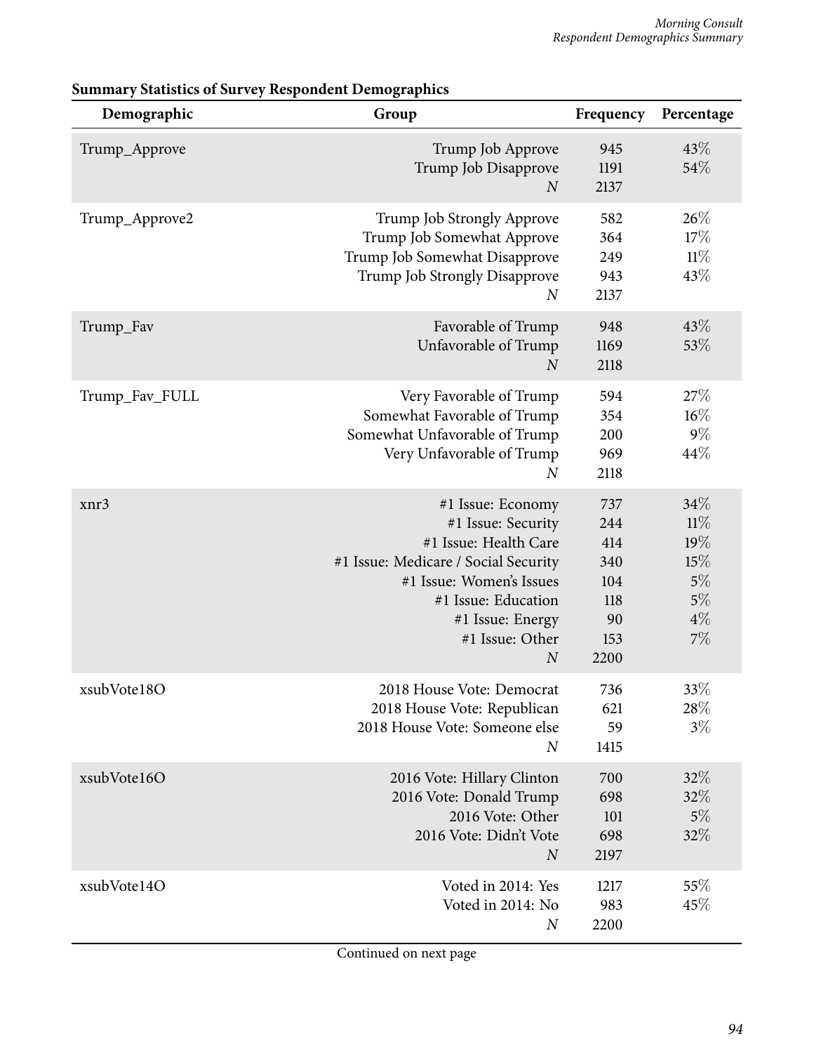**Summary Statistics of Survey Respondent Demographics**

| Demographic | Group | Frequency | Percentage |
|---|---|---|---|
| Trump_Approve | Trump Job Approve | 945 | 43% |
| | Trump Job Disapprove | 1191 | 54% |
| | *N* | 2137 | |
| Trump_Approve2 | Trump Job Strongly Approve | 582 | 26% |
| | Trump Job Somewhat Approve | 364 | 17% |
| | Trump Job Somewhat Disapprove | 249 | 11% |
| | Trump Job Strongly Disapprove | 943 | 43% |
| | *N* | 2137 | |
| Trump_Fav | Favorable of Trump | 948 | 43% |
| | Unfavorable of Trump | 1169 | 53% |
| | *N* | 2118 | |
| Trump_Fav_FULL | Very Favorable of Trump | 594 | 27% |
| | Somewhat Favorable of Trump | 354 | 16% |
| | Somewhat Unfavorable of Trump | 200 | 9% |
| | Very Unfavorable of Trump | 969 | 44% |
| | *N* | 2118 | |
| xnr3 | #1 Issue: Economy | 737 | 34% |
| | #1 Issue: Security | 244 | 11% |
| | #1 Issue: Health Care | 414 | 19% |
| | #1 Issue: Medicare / Social Security | 340 | 15% |
| | #1 Issue: Women's Issues | 104 | 5% |
| | #1 Issue: Education | 118 | 5% |
| | #1 Issue: Energy | 90 | 4% |
| | #1 Issue: Other | 153 | 7% |
| | *N* | 2200 | |
| xsubVote18O | 2018 House Vote: Democrat | 736 | 33% |
| | 2018 House Vote: Republican | 621 | 28% |
| | 2018 House Vote: Someone else | 59 | 3% |
| | *N* | 1415 | |
| xsubVote16O | 2016 Vote: Hillary Clinton | 700 | 32% |
| | 2016 Vote: Donald Trump | 698 | 32% |
| | 2016 Vote: Other | 101 | 5% |
| | 2016 Vote: Didn't Vote | 698 | 32% |
| | *N* | 2197 | |
| xsubVote14O | Voted in 2014: Yes | 1217 | 55% |
| | Voted in 2014: No | 983 | 45% |
| | *N* | 2200 | |

Continued on next page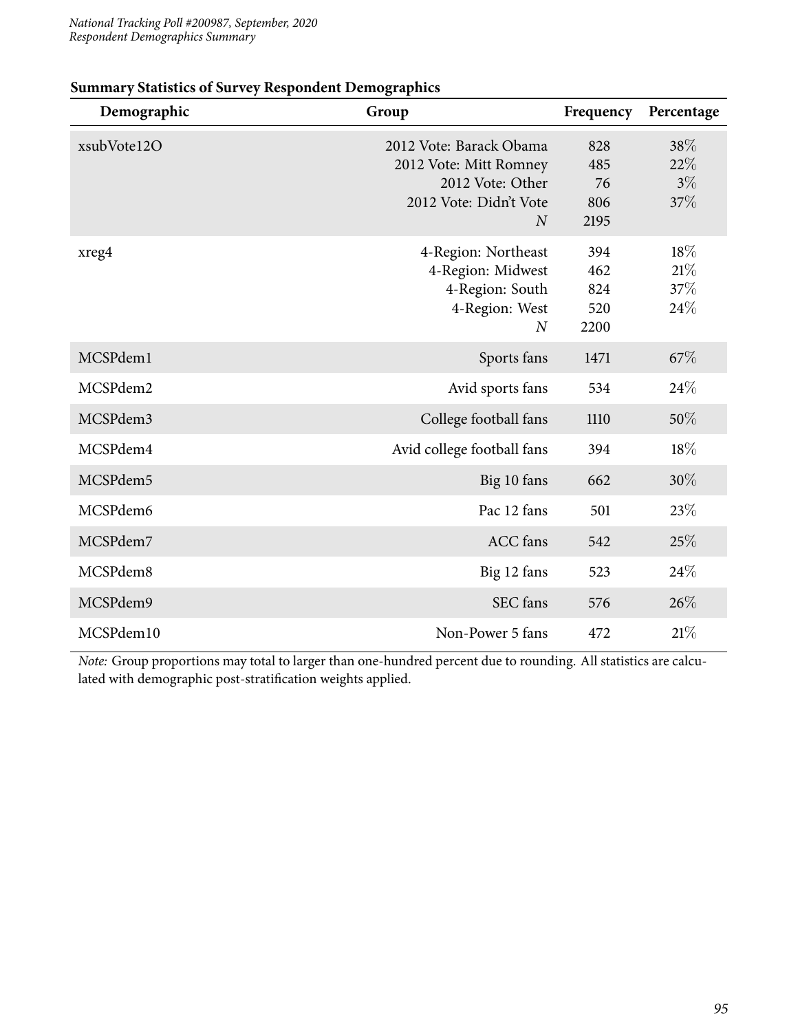## Summary Statistics of Survey Respondent Demographics

| Demographic | Group | Frequency | Percentage |
|---|---|---|---|
| xsubVote12O | 2012 Vote: Barack Obama | 828 | 38% |
| | 2012 Vote: Mitt Romney | 485 | 22% |
| | 2012 Vote: Other | 76 | 3% |
| | 2012 Vote: Didn't Vote | 806 | 37% |
| | *N* | 2195 | |
| xreg4 | 4-Region: Northeast | 394 | 18% |
| | 4-Region: Midwest | 462 | 21% |
| | 4-Region: South | 824 | 37% |
| | 4-Region: West | 520 | 24% |
| | *N* | 2200 | |
| MCSPdem1 | Sports fans | 1471 | 67% |
| MCSPdem2 | Avid sports fans | 534 | 24% |
| MCSPdem3 | College football fans | 1110 | 50% |
| MCSPdem4 | Avid college football fans | 394 | 18% |
| MCSPdem5 | Big 10 fans | 662 | 30% |
| MCSPdem6 | Pac 12 fans | 501 | 23% |
| MCSPdem7 | ACC fans | 542 | 25% |
| MCSPdem8 | Big 12 fans | 523 | 24% |
| MCSPdem9 | SEC fans | 576 | 26% |
| MCSPdem10 | Non-Power 5 fans | 472 | 21% |

*Note:* Group proportions may total to larger than one-hundred percent due to rounding. All statistics are calculated with demographic post-stratification weights applied.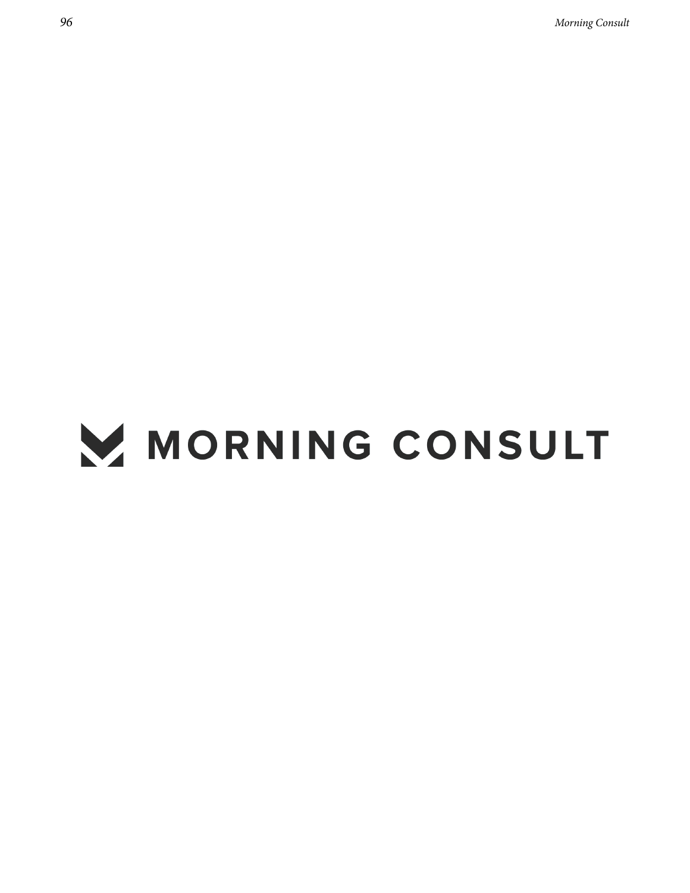MORNING CONSULT